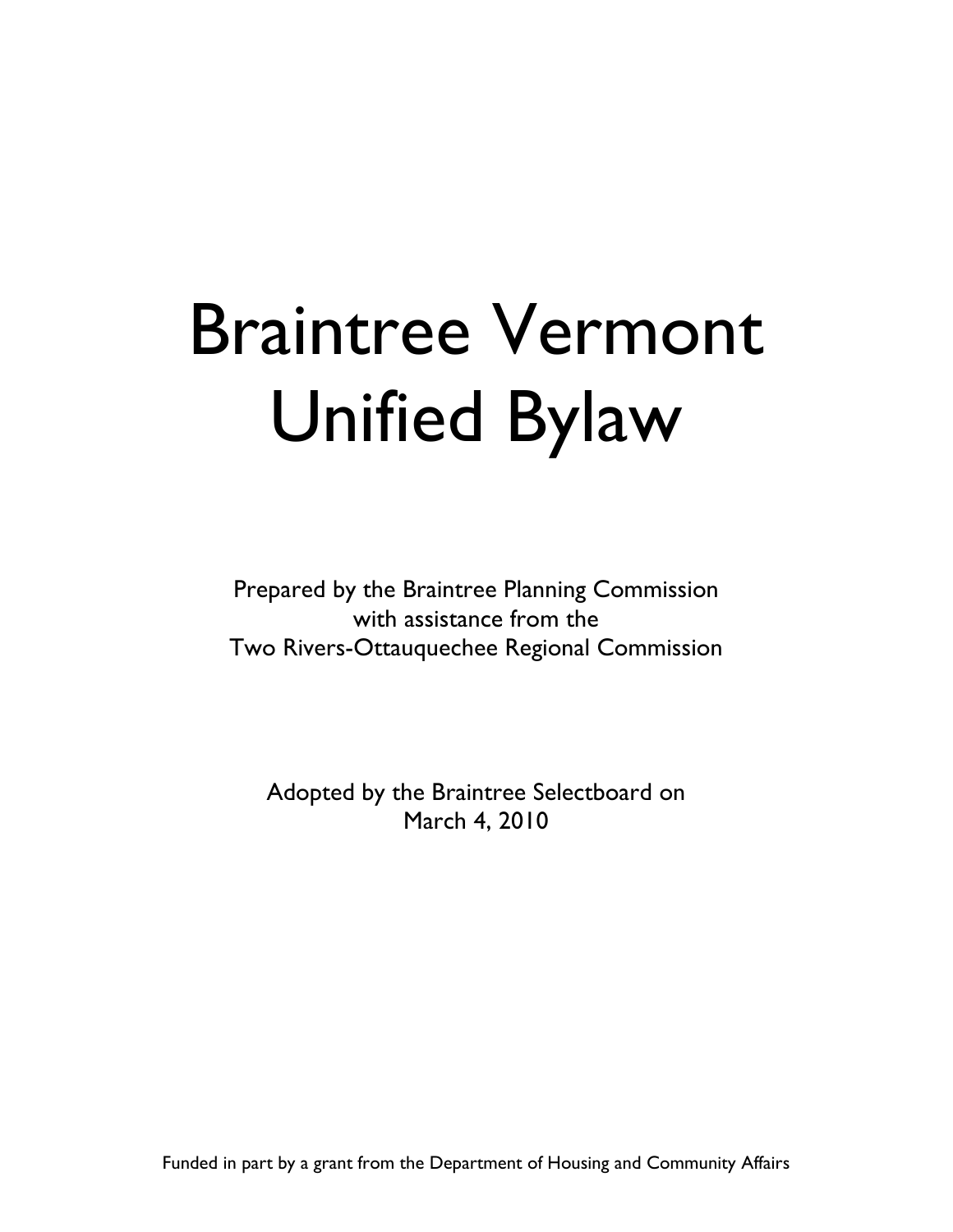# Braintree Vermont Unified Bylaw

Prepared by the Braintree Planning Commission
with assistance from the
Two Rivers-Ottauquechee Regional Commission

Adopted by the Braintree Selectboard on
March 4, 2010

Funded in part by a grant from the Department of Housing and Community Affairs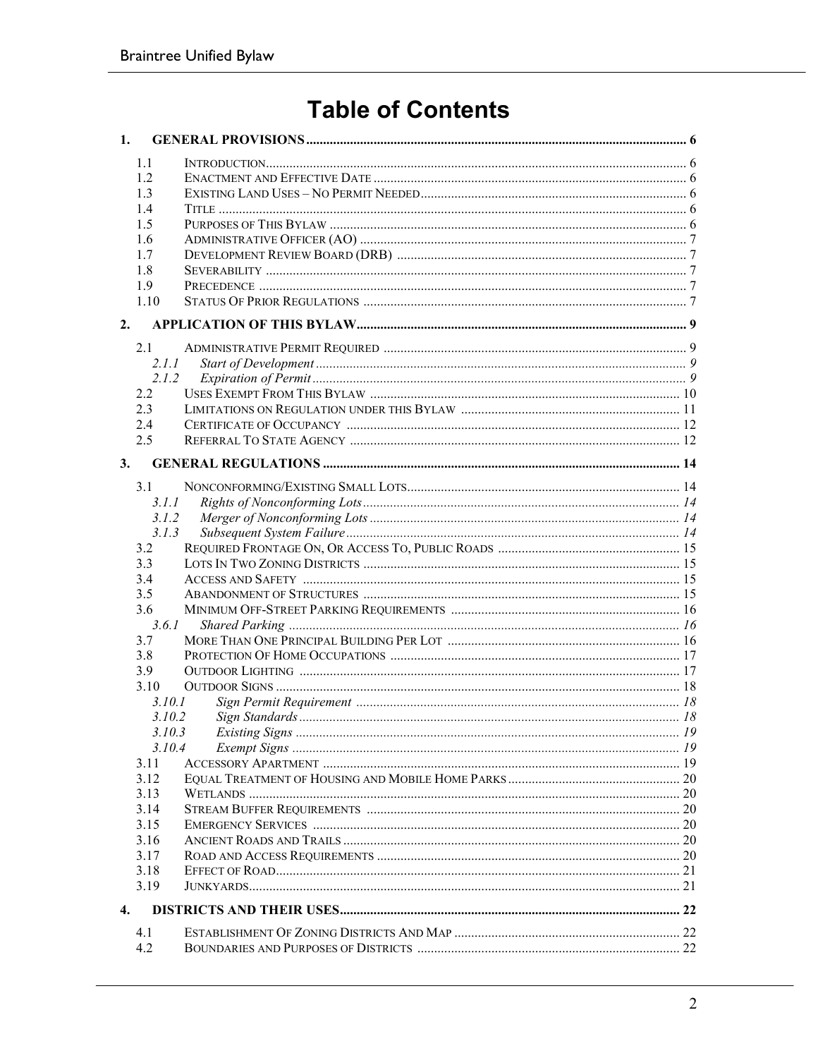# Table of Contents

**1. GENERAL PROVISIONS** .......... 6

- 1.1 Introduction .......... 6
- 1.2 Enactment and Effective Date .......... 6
- 1.3 Existing Land Uses – No Permit Needed .......... 6
- 1.4 Title .......... 6
- 1.5 Purposes of This Bylaw .......... 6
- 1.6 Administrative Officer (AO) .......... 7
- 1.7 Development Review Board (DRB) .......... 7
- 1.8 Severability .......... 7
- 1.9 Precedence .......... 7
- 1.10 Status Of Prior Regulations .......... 7

**2. APPLICATION OF THIS BYLAW** .......... 9

- 2.1 Administrative Permit Required .......... 9
  - *2.1.1 Start of Development* .......... 9
  - *2.1.2 Expiration of Permit* .......... 9
- 2.2 Uses Exempt From This Bylaw .......... 10
- 2.3 Limitations on Regulation under this Bylaw .......... 11
- 2.4 Certificate of Occupancy .......... 12
- 2.5 Referral To State Agency .......... 12

**3. GENERAL REGULATIONS** .......... 14

- 3.1 Nonconforming/Existing Small Lots .......... 14
  - *3.1.1 Rights of Nonconforming Lots* .......... 14
  - *3.1.2 Merger of Nonconforming Lots* .......... 14
  - *3.1.3 Subsequent System Failure* .......... 14
- 3.2 Required Frontage On, Or Access To, Public Roads .......... 15
- 3.3 Lots In Two Zoning Districts .......... 15
- 3.4 Access and Safety .......... 15
- 3.5 Abandonment of Structures .......... 15
- 3.6 Minimum Off-Street Parking Requirements .......... 16
  - *3.6.1 Shared Parking* .......... 16
- 3.7 More Than One Principal Building Per Lot .......... 16
- 3.8 Protection Of Home Occupations .......... 17
- 3.9 Outdoor Lighting .......... 17
- 3.10 Outdoor Signs .......... 18
  - *3.10.1 Sign Permit Requirement* .......... 18
  - *3.10.2 Sign Standards* .......... 18
  - *3.10.3 Existing Signs* .......... 19
  - *3.10.4 Exempt Signs* .......... 19
- 3.11 Accessory Apartment .......... 19
- 3.12 Equal Treatment of Housing and Mobile Home Parks .......... 20
- 3.13 Wetlands .......... 20
- 3.14 Stream Buffer Requirements .......... 20
- 3.15 Emergency Services .......... 20
- 3.16 Ancient Roads and Trails .......... 20
- 3.17 Road and Access Requirements .......... 20
- 3.18 Effect of Road .......... 21
- 3.19 Junkyards .......... 21

**4. DISTRICTS AND THEIR USES** .......... 22

- 4.1 Establishment Of Zoning Districts And Map .......... 22
- 4.2 Boundaries and Purposes of Districts .......... 22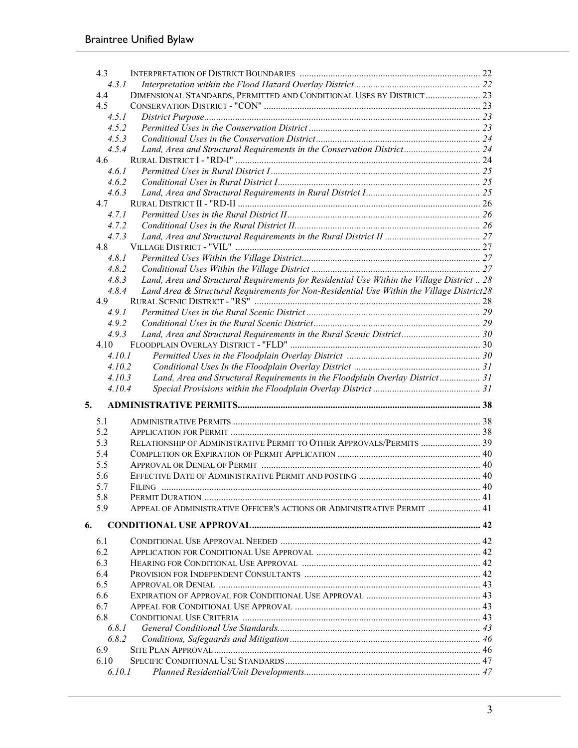4.3 INTERPRETATION OF DISTRICT BOUNDARIES ............................................................................. 22

*4.3.1 Interpretation within the Flood Hazard Overlay District...................................................... 22*

4.4 DIMENSIONAL STANDARDS, PERMITTED AND CONDITIONAL USES BY DISTRICT ....................... 23

4.5 CONSERVATION DISTRICT - "CON" ........................................................................................ 23

*4.5.1 District Purpose.................................................................................................................. 23*

*4.5.2 Permitted Uses in the Conservation District ........................................................................ 23*

*4.5.3 Conditional Uses in the Conservation District..................................................................... 24*

*4.5.4 Land, Area and Structural Requirements in the Conservation District................................ 24*

4.6 RURAL DISTRICT I - "RD-I" ...................................................................................................... 24

*4.6.1 Permitted Uses in Rural District I........................................................................................ 25*

*4.6.2 Conditional Uses in Rural District I..................................................................................... 25*

*4.6.3 Land, Area and Structural Requirements in Rural District I................................................ 25*

4.7 RURAL DISTRICT II - "RD-II ..................................................................................................... 26

*4.7.1 Permitted Uses in the Rural District II................................................................................. 26*

*4.7.2 Conditional Uses in the Rural District II.............................................................................. 26*

*4.7.3 Land, Area and Structural Requirements in the Rural District II ........................................ 27*

4.8 VILLAGE DISTRICT - "VIL" ....................................................................................................... 27

*4.8.1 Permitted Uses Within the Village District........................................................................... 27*

*4.8.2 Conditional Uses Within the Village District ....................................................................... 27*

*4.8.3 Land, Area and Structural Requirements for Residential Use Within the Village District .. 28*

*4.8.4 Land Area & Structural Requirements for Non-Residential Use Within the Village District28*

4.9 RURAL SCENIC DISTRICT - "RS" ............................................................................................... 28

*4.9.1 Permitted Uses in the Rural Scenic District ......................................................................... 29*

*4.9.2 Conditional Uses in the Rural Scenic District...................................................................... 29*

*4.9.3 Land, Area and Structural Requirements in the Rural Scenic District................................. 30*

4.10 FLOODPLAIN OVERLAY DISTRICT - "FLD" ................................................................................ 30

*4.10.1 Permitted Uses in the Floodplain Overlay District ........................................................ 30*

*4.10.2 Conditional Uses In the Floodplain Overlay District ..................................................... 31*

*4.10.3 Land, Area and Structural Requirements in the Floodplain Overlay District................. 31*

*4.10.4 Special Provisions within the Floodplain Overlay District ............................................. 31*

**5. ADMINISTRATIVE PERMITS...................................................................................................... 38**

5.1 ADMINISTRATIVE PERMITS ........................................................................................................ 38

5.2 APPLICATION FOR PERMIT ......................................................................................................... 38

5.3 RELATIONSHIP OF ADMINISTRATIVE PERMIT TO OTHER APPROVALS/PERMITS ......................... 39

5.4 COMPLETION OR EXPIRATION OF PERMIT APPLICATION ............................................................ 40

5.5 APPROVAL OR DENIAL OF PERMIT ............................................................................................ 40

5.6 EFFECTIVE DATE OF ADMINISTRATIVE PERMIT AND POSTING ................................................... 40

5.7 FILING ...................................................................................................................................... 40

5.8 PERMIT DURATION .................................................................................................................... 41

5.9 APPEAL OF ADMINISTRATIVE OFFICER'S ACTIONS OR ADMINISTRATIVE PERMIT ...................... 41

**6. CONDITIONAL USE APPROVAL................................................................................................ 42**

6.1 CONDITIONAL USE APPROVAL NEEDED .................................................................................... 42

6.2 APPLICATION FOR CONDITIONAL USE APPROVAL ..................................................................... 42

6.3 HEARING FOR CONDITIONAL USE APPROVAL ........................................................................... 42

6.4 PROVISION FOR INDEPENDENT CONSULTANTS .......................................................................... 42

6.5 APPROVAL OR DENIAL .............................................................................................................. 43

6.6 EXPIRATION OF APPROVAL FOR CONDITIONAL USE APPROVAL ................................................ 43

6.7 APPEAL FOR CONDITIONAL USE APPROVAL .............................................................................. 43

6.8 CONDITIONAL USE CRITERIA .................................................................................................... 43

*6.8.1 General Conditional Use Standards..................................................................................... 43*

*6.8.2 Conditions, Safeguards and Mitigation................................................................................ 46*

6.9 SITE PLAN APPROVAL ................................................................................................................ 46

6.10 SPECIFIC CONDITIONAL USE STANDARDS .................................................................................. 47

*6.10.1 Planned Residential/Unit Developments.......................................................................... 47*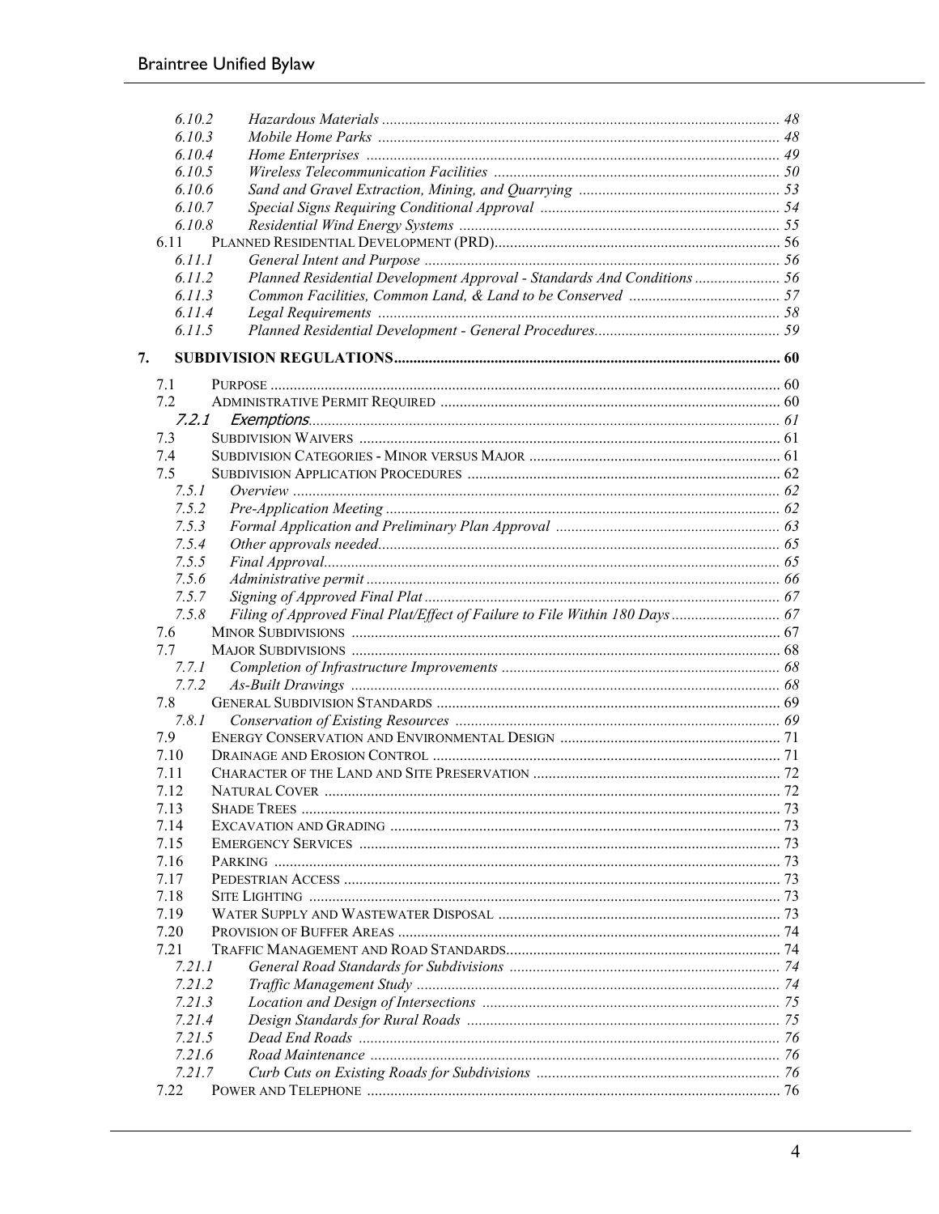6.10.2 *Hazardous Materials* ..... 48
6.10.3 *Mobile Home Parks* ..... 48
6.10.4 *Home Enterprises* ..... 49
6.10.5 *Wireless Telecommunication Facilities* ..... 50
6.10.6 *Sand and Gravel Extraction, Mining, and Quarrying* ..... 53
6.10.7 *Special Signs Requiring Conditional Approval* ..... 54
6.10.8 *Residential Wind Energy Systems* ..... 55

6.11 PLANNED RESIDENTIAL DEVELOPMENT (PRD) ..... 56
6.11.1 *General Intent and Purpose* ..... 56
6.11.2 *Planned Residential Development Approval - Standards And Conditions* ..... 56
6.11.3 *Common Facilities, Common Land, & Land to be Conserved* ..... 57
6.11.4 *Legal Requirements* ..... 58
6.11.5 *Planned Residential Development - General Procedures* ..... 59

**7. SUBDIVISION REGULATIONS ..... 60**

7.1 PURPOSE ..... 60
7.2 ADMINISTRATIVE PERMIT REQUIRED ..... 60
7.2.1 *Exemptions* ..... 61
7.3 SUBDIVISION WAIVERS ..... 61
7.4 SUBDIVISION CATEGORIES - MINOR VERSUS MAJOR ..... 61
7.5 SUBDIVISION APPLICATION PROCEDURES ..... 62
7.5.1 *Overview* ..... 62
7.5.2 *Pre-Application Meeting* ..... 62
7.5.3 *Formal Application and Preliminary Plan Approval* ..... 63
7.5.4 *Other approvals needed* ..... 65
7.5.5 *Final Approval* ..... 65
7.5.6 *Administrative permit* ..... 66
7.5.7 *Signing of Approved Final Plat* ..... 67
7.5.8 *Filing of Approved Final Plat/Effect of Failure to File Within 180 Days* ..... 67
7.6 MINOR SUBDIVISIONS ..... 67
7.7 MAJOR SUBDIVISIONS ..... 68
7.7.1 *Completion of Infrastructure Improvements* ..... 68
7.7.2 *As-Built Drawings* ..... 68
7.8 GENERAL SUBDIVISION STANDARDS ..... 69
7.8.1 *Conservation of Existing Resources* ..... 69
7.9 ENERGY CONSERVATION AND ENVIRONMENTAL DESIGN ..... 71
7.10 DRAINAGE AND EROSION CONTROL ..... 71
7.11 CHARACTER OF THE LAND AND SITE PRESERVATION ..... 72
7.12 NATURAL COVER ..... 72
7.13 SHADE TREES ..... 73
7.14 EXCAVATION AND GRADING ..... 73
7.15 EMERGENCY SERVICES ..... 73
7.16 PARKING ..... 73
7.17 PEDESTRIAN ACCESS ..... 73
7.18 SITE LIGHTING ..... 73
7.19 WATER SUPPLY AND WASTEWATER DISPOSAL ..... 73
7.20 PROVISION OF BUFFER AREAS ..... 74
7.21 TRAFFIC MANAGEMENT AND ROAD STANDARDS ..... 74
7.21.1 *General Road Standards for Subdivisions* ..... 74
7.21.2 *Traffic Management Study* ..... 74
7.21.3 *Location and Design of Intersections* ..... 75
7.21.4 *Design Standards for Rural Roads* ..... 75
7.21.5 *Dead End Roads* ..... 76
7.21.6 *Road Maintenance* ..... 76
7.21.7 *Curb Cuts on Existing Roads for Subdivisions* ..... 76
7.22 POWER AND TELEPHONE ..... 76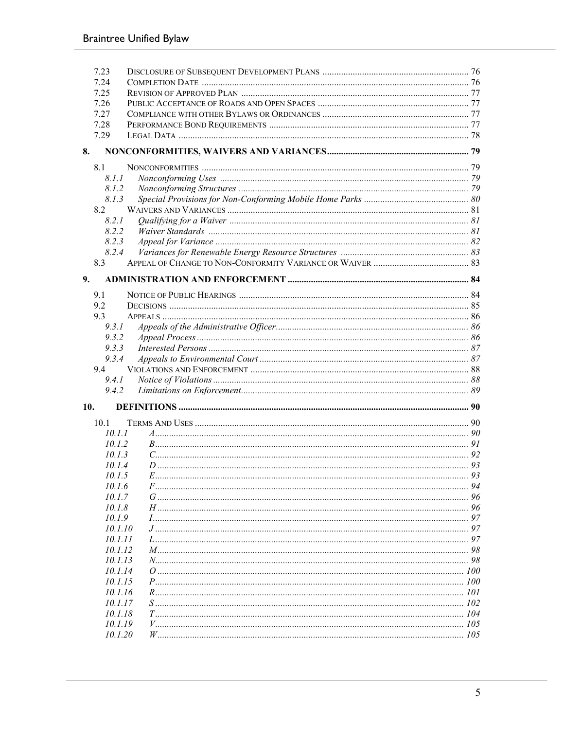7.23 DISCLOSURE OF SUBSEQUENT DEVELOPMENT PLANS ........ 76
7.24 COMPLETION DATE ........ 76
7.25 REVISION OF APPROVED PLAN ........ 77
7.26 PUBLIC ACCEPTANCE OF ROADS AND OPEN SPACES ........ 77
7.27 COMPLIANCE WITH OTHER BYLAWS OR ORDINANCES ........ 77
7.28 PERFORMANCE BOND REQUIREMENTS ........ 77
7.29 LEGAL DATA ........ 78

**8. NONCONFORMITIES, WAIVERS AND VARIANCES ........ 79**

8.1 NONCONFORMITIES ........ 79
*8.1.1 Nonconforming Uses ........ 79*
*8.1.2 Nonconforming Structures ........ 79*
*8.1.3 Special Provisions for Non-Conforming Mobile Home Parks ........ 80*
8.2 WAIVERS AND VARIANCES ........ 81
*8.2.1 Qualifying for a Waiver ........ 81*
*8.2.2 Waiver Standards ........ 81*
*8.2.3 Appeal for Variance ........ 82*
*8.2.4 Variances for Renewable Energy Resource Structures ........ 83*
8.3 APPEAL OF CHANGE TO NON-CONFORMITY VARIANCE OR WAIVER ........ 83

**9. ADMINISTRATION AND ENFORCEMENT ........ 84**

9.1 NOTICE OF PUBLIC HEARINGS ........ 84
9.2 DECISIONS ........ 85
9.3 APPEALS ........ 86
*9.3.1 Appeals of the Administrative Officer ........ 86*
*9.3.2 Appeal Process ........ 86*
*9.3.3 Interested Persons ........ 87*
*9.3.4 Appeals to Environmental Court ........ 87*
9.4 VIOLATIONS AND ENFORCEMENT ........ 88
*9.4.1 Notice of Violations ........ 88*
*9.4.2 Limitations on Enforcement ........ 89*

**10. DEFINITIONS ........ 90**

10.1 TERMS AND USES ........ 90
*10.1.1 A ........ 90*
*10.1.2 B ........ 91*
*10.1.3 C ........ 92*
*10.1.4 D ........ 93*
*10.1.5 E ........ 93*
*10.1.6 F ........ 94*
*10.1.7 G ........ 96*
*10.1.8 H ........ 96*
*10.1.9 I ........ 97*
*10.1.10 J ........ 97*
*10.1.11 L ........ 97*
*10.1.12 M ........ 98*
*10.1.13 N ........ 98*
*10.1.14 O ........ 100*
*10.1.15 P ........ 100*
*10.1.16 R ........ 101*
*10.1.17 S ........ 102*
*10.1.18 T ........ 104*
*10.1.19 V ........ 105*
*10.1.20 W ........ 105*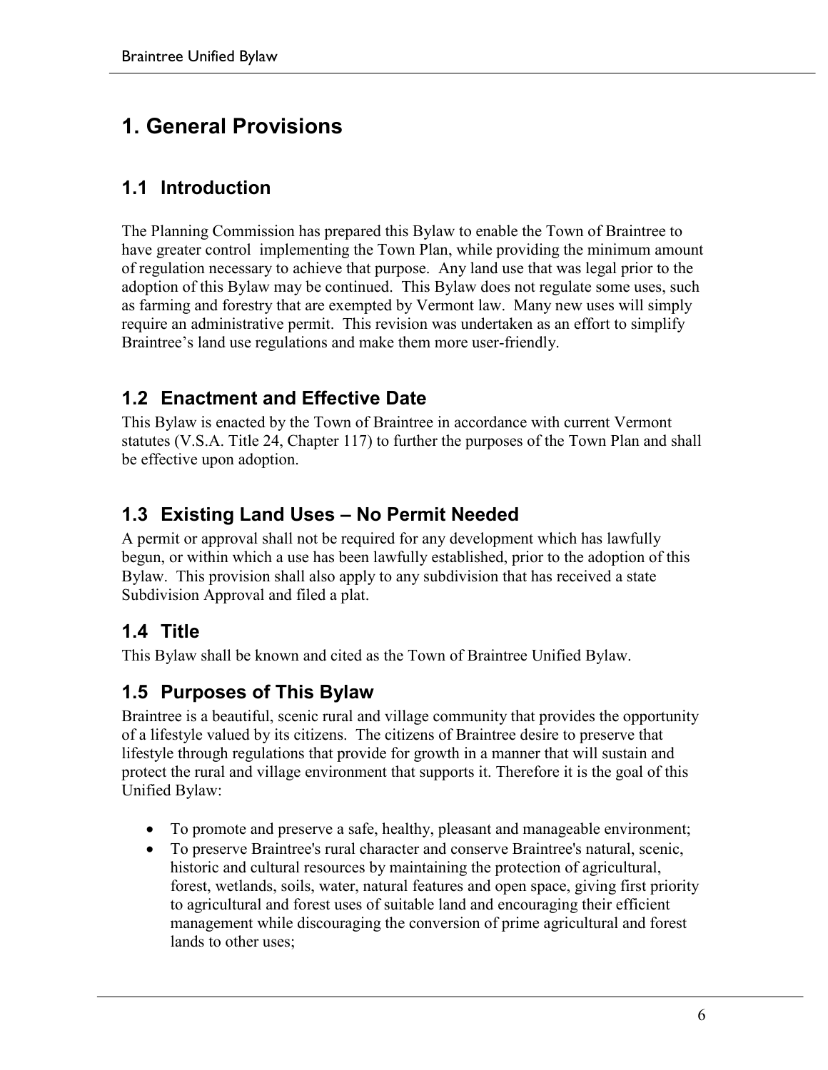# 1. General Provisions

## 1.1 Introduction

The Planning Commission has prepared this Bylaw to enable the Town of Braintree to have greater control implementing the Town Plan, while providing the minimum amount of regulation necessary to achieve that purpose. Any land use that was legal prior to the adoption of this Bylaw may be continued. This Bylaw does not regulate some uses, such as farming and forestry that are exempted by Vermont law. Many new uses will simply require an administrative permit. This revision was undertaken as an effort to simplify Braintree's land use regulations and make them more user-friendly.

## 1.2 Enactment and Effective Date

This Bylaw is enacted by the Town of Braintree in accordance with current Vermont statutes (V.S.A. Title 24, Chapter 117) to further the purposes of the Town Plan and shall be effective upon adoption.

## 1.3 Existing Land Uses – No Permit Needed

A permit or approval shall not be required for any development which has lawfully begun, or within which a use has been lawfully established, prior to the adoption of this Bylaw. This provision shall also apply to any subdivision that has received a state Subdivision Approval and filed a plat.

## 1.4 Title

This Bylaw shall be known and cited as the Town of Braintree Unified Bylaw.

## 1.5 Purposes of This Bylaw

Braintree is a beautiful, scenic rural and village community that provides the opportunity of a lifestyle valued by its citizens. The citizens of Braintree desire to preserve that lifestyle through regulations that provide for growth in a manner that will sustain and protect the rural and village environment that supports it. Therefore it is the goal of this Unified Bylaw:

- To promote and preserve a safe, healthy, pleasant and manageable environment;
- To preserve Braintree's rural character and conserve Braintree's natural, scenic, historic and cultural resources by maintaining the protection of agricultural, forest, wetlands, soils, water, natural features and open space, giving first priority to agricultural and forest uses of suitable land and encouraging their efficient management while discouraging the conversion of prime agricultural and forest lands to other uses;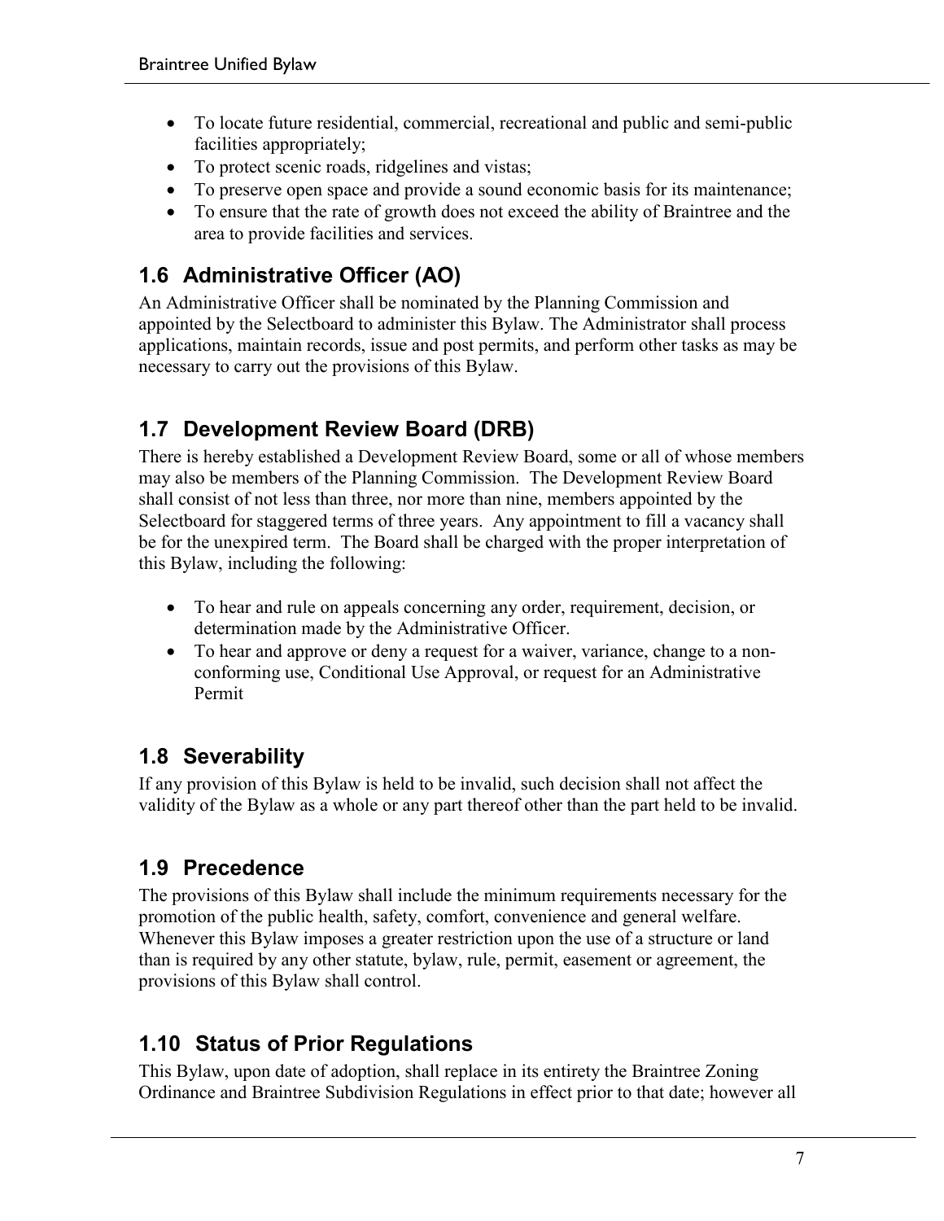- To locate future residential, commercial, recreational and public and semi-public facilities appropriately;
- To protect scenic roads, ridgelines and vistas;
- To preserve open space and provide a sound economic basis for its maintenance;
- To ensure that the rate of growth does not exceed the ability of Braintree and the area to provide facilities and services.

## 1.6 Administrative Officer (AO)

An Administrative Officer shall be nominated by the Planning Commission and appointed by the Selectboard to administer this Bylaw. The Administrator shall process applications, maintain records, issue and post permits, and perform other tasks as may be necessary to carry out the provisions of this Bylaw.

## 1.7 Development Review Board (DRB)

There is hereby established a Development Review Board, some or all of whose members may also be members of the Planning Commission. The Development Review Board shall consist of not less than three, nor more than nine, members appointed by the Selectboard for staggered terms of three years. Any appointment to fill a vacancy shall be for the unexpired term. The Board shall be charged with the proper interpretation of this Bylaw, including the following:

- To hear and rule on appeals concerning any order, requirement, decision, or determination made by the Administrative Officer.
- To hear and approve or deny a request for a waiver, variance, change to a non-conforming use, Conditional Use Approval, or request for an Administrative Permit

## 1.8 Severability

If any provision of this Bylaw is held to be invalid, such decision shall not affect the validity of the Bylaw as a whole or any part thereof other than the part held to be invalid.

## 1.9 Precedence

The provisions of this Bylaw shall include the minimum requirements necessary for the promotion of the public health, safety, comfort, convenience and general welfare. Whenever this Bylaw imposes a greater restriction upon the use of a structure or land than is required by any other statute, bylaw, rule, permit, easement or agreement, the provisions of this Bylaw shall control.

## 1.10 Status of Prior Regulations

This Bylaw, upon date of adoption, shall replace in its entirety the Braintree Zoning Ordinance and Braintree Subdivision Regulations in effect prior to that date; however all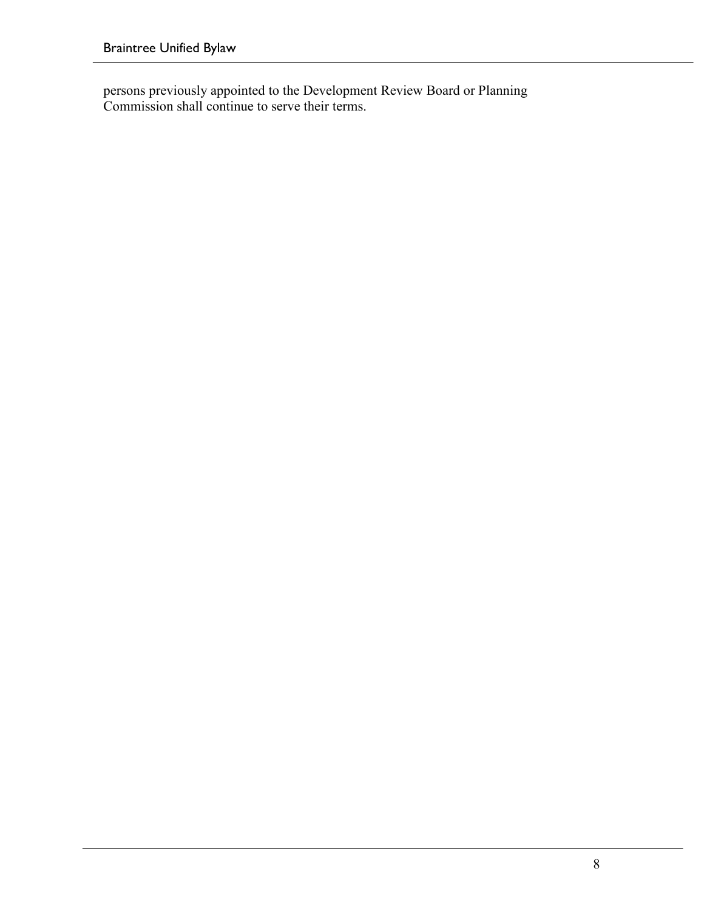persons previously appointed to the Development Review Board or Planning Commission shall continue to serve their terms.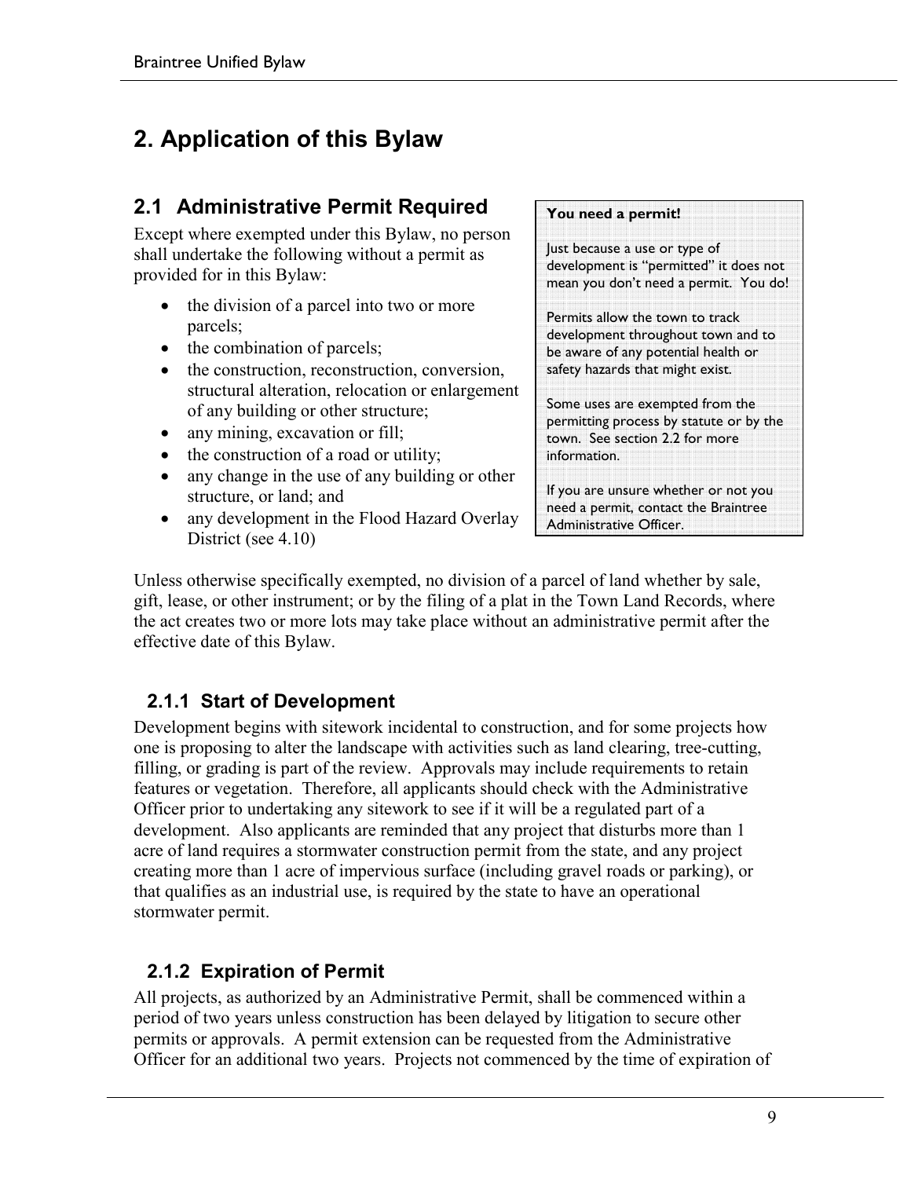# 2. Application of this Bylaw

## 2.1 Administrative Permit Required

Except where exempted under this Bylaw, no person shall undertake the following without a permit as provided for in this Bylaw:

- the division of a parcel into two or more parcels;
- the combination of parcels;
- the construction, reconstruction, conversion, structural alteration, relocation or enlargement of any building or other structure;
- any mining, excavation or fill;
- the construction of a road or utility;
- any change in the use of any building or other structure, or land; and
- any development in the Flood Hazard Overlay District (see 4.10)

> **You need a permit!**
>
> Just because a use or type of development is "permitted" it does not mean you don't need a permit. You do!
>
> Permits allow the town to track development throughout town and to be aware of any potential health or safety hazards that might exist.
>
> Some uses are exempted from the permitting process by statute or by the town. See section 2.2 for more information.
>
> If you are unsure whether or not you need a permit, contact the Braintree Administrative Officer.

Unless otherwise specifically exempted, no division of a parcel of land whether by sale, gift, lease, or other instrument; or by the filing of a plat in the Town Land Records, where the act creates two or more lots may take place without an administrative permit after the effective date of this Bylaw.

### 2.1.1 Start of Development

Development begins with sitework incidental to construction, and for some projects how one is proposing to alter the landscape with activities such as land clearing, tree-cutting, filling, or grading is part of the review. Approvals may include requirements to retain features or vegetation. Therefore, all applicants should check with the Administrative Officer prior to undertaking any sitework to see if it will be a regulated part of a development. Also applicants are reminded that any project that disturbs more than 1 acre of land requires a stormwater construction permit from the state, and any project creating more than 1 acre of impervious surface (including gravel roads or parking), or that qualifies as an industrial use, is required by the state to have an operational stormwater permit.

### 2.1.2 Expiration of Permit

All projects, as authorized by an Administrative Permit, shall be commenced within a period of two years unless construction has been delayed by litigation to secure other permits or approvals. A permit extension can be requested from the Administrative Officer for an additional two years. Projects not commenced by the time of expiration of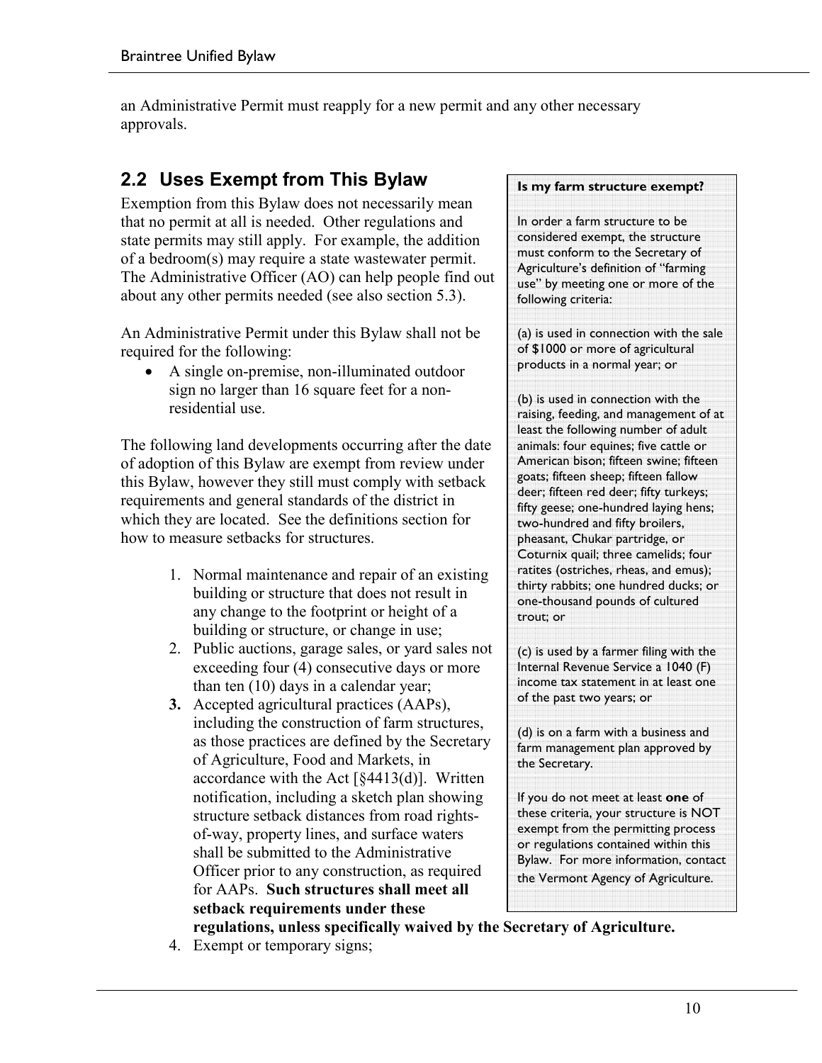an Administrative Permit must reapply for a new permit and any other necessary approvals.

## 2.2 Uses Exempt from This Bylaw

Exemption from this Bylaw does not necessarily mean that no permit at all is needed. Other regulations and state permits may still apply. For example, the addition of a bedroom(s) may require a state wastewater permit. The Administrative Officer (AO) can help people find out about any other permits needed (see also section 5.3).

An Administrative Permit under this Bylaw shall not be required for the following:

- A single on-premise, non-illuminated outdoor sign no larger than 16 square feet for a non-residential use.

The following land developments occurring after the date of adoption of this Bylaw are exempt from review under this Bylaw, however they still must comply with setback requirements and general standards of the district in which they are located. See the definitions section for how to measure setbacks for structures.

1. Normal maintenance and repair of an existing building or structure that does not result in any change to the footprint or height of a building or structure, or change in use;
2. Public auctions, garage sales, or yard sales not exceeding four (4) consecutive days or more than ten (10) days in a calendar year;
3. Accepted agricultural practices (AAPs), including the construction of farm structures, as those practices are defined by the Secretary of Agriculture, Food and Markets, in accordance with the Act [§4413(d)]. Written notification, including a sketch plan showing structure setback distances from road rights-of-way, property lines, and surface waters shall be submitted to the Administrative Officer prior to any construction, as required for AAPs. **Such structures shall meet all setback requirements under these regulations, unless specifically waived by the Secretary of Agriculture.**
4. Exempt or temporary signs;

**Is my farm structure exempt?**

In order a farm structure to be considered exempt, the structure must conform to the Secretary of Agriculture's definition of "farming use" by meeting one or more of the following criteria:

(a) is used in connection with the sale of $1000 or more of agricultural products in a normal year; or

(b) is used in connection with the raising, feeding, and management of at least the following number of adult animals: four equines; five cattle or American bison; fifteen swine; fifteen goats; fifteen sheep; fifteen fallow deer; fifteen red deer; fifty turkeys; fifty geese; one-hundred laying hens; two-hundred and fifty broilers, pheasant, Chukar partridge, or Coturnix quail; three camelids; four ratites (ostriches, rheas, and emus); thirty rabbits; one hundred ducks; or one-thousand pounds of cultured trout; or

(c) is used by a farmer filing with the Internal Revenue Service a 1040 (F) income tax statement in at least one of the past two years; or

(d) is on a farm with a business and farm management plan approved by the Secretary.

If you do not meet at least **one** of these criteria, your structure is NOT exempt from the permitting process or regulations contained within this Bylaw. For more information, contact the Vermont Agency of Agriculture.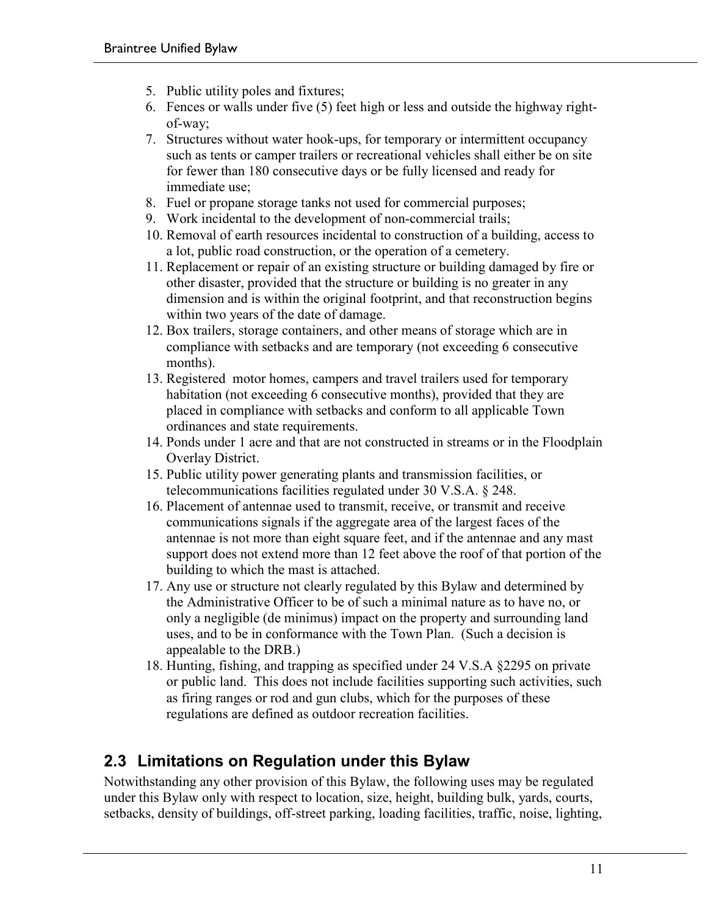5. Public utility poles and fixtures;
6. Fences or walls under five (5) feet high or less and outside the highway right-of-way;
7. Structures without water hook-ups, for temporary or intermittent occupancy such as tents or camper trailers or recreational vehicles shall either be on site for fewer than 180 consecutive days or be fully licensed and ready for immediate use;
8. Fuel or propane storage tanks not used for commercial purposes;
9. Work incidental to the development of non-commercial trails;
10. Removal of earth resources incidental to construction of a building, access to a lot, public road construction, or the operation of a cemetery.
11. Replacement or repair of an existing structure or building damaged by fire or other disaster, provided that the structure or building is no greater in any dimension and is within the original footprint, and that reconstruction begins within two years of the date of damage.
12. Box trailers, storage containers, and other means of storage which are in compliance with setbacks and are temporary (not exceeding 6 consecutive months).
13. Registered motor homes, campers and travel trailers used for temporary habitation (not exceeding 6 consecutive months), provided that they are placed in compliance with setbacks and conform to all applicable Town ordinances and state requirements.
14. Ponds under 1 acre and that are not constructed in streams or in the Floodplain Overlay District.
15. Public utility power generating plants and transmission facilities, or telecommunications facilities regulated under 30 V.S.A. § 248.
16. Placement of antennae used to transmit, receive, or transmit and receive communications signals if the aggregate area of the largest faces of the antennae is not more than eight square feet, and if the antennae and any mast support does not extend more than 12 feet above the roof of that portion of the building to which the mast is attached.
17. Any use or structure not clearly regulated by this Bylaw and determined by the Administrative Officer to be of such a minimal nature as to have no, or only a negligible (de minimus) impact on the property and surrounding land uses, and to be in conformance with the Town Plan. (Such a decision is appealable to the DRB.)
18. Hunting, fishing, and trapping as specified under 24 V.S.A §2295 on private or public land. This does not include facilities supporting such activities, such as firing ranges or rod and gun clubs, which for the purposes of these regulations are defined as outdoor recreation facilities.

## 2.3 Limitations on Regulation under this Bylaw

Notwithstanding any other provision of this Bylaw, the following uses may be regulated under this Bylaw only with respect to location, size, height, building bulk, yards, courts, setbacks, density of buildings, off-street parking, loading facilities, traffic, noise, lighting,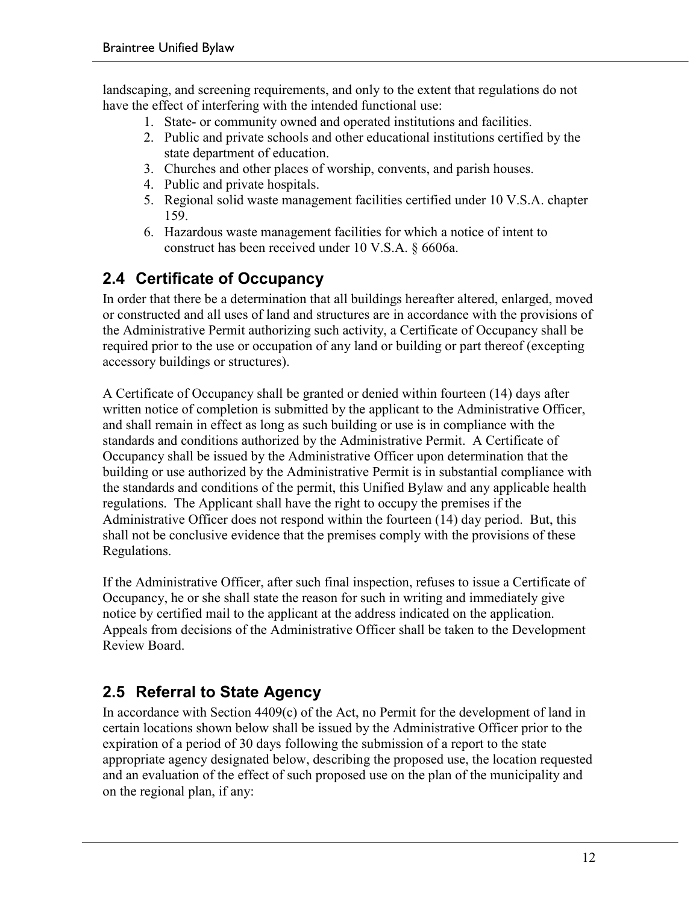landscaping, and screening requirements, and only to the extent that regulations do not have the effect of interfering with the intended functional use:

1. State- or community owned and operated institutions and facilities.
2. Public and private schools and other educational institutions certified by the state department of education.
3. Churches and other places of worship, convents, and parish houses.
4. Public and private hospitals.
5. Regional solid waste management facilities certified under 10 V.S.A. chapter 159.
6. Hazardous waste management facilities for which a notice of intent to construct has been received under 10 V.S.A. § 6606a.

## 2.4 Certificate of Occupancy

In order that there be a determination that all buildings hereafter altered, enlarged, moved or constructed and all uses of land and structures are in accordance with the provisions of the Administrative Permit authorizing such activity, a Certificate of Occupancy shall be required prior to the use or occupation of any land or building or part thereof (excepting accessory buildings or structures).

A Certificate of Occupancy shall be granted or denied within fourteen (14) days after written notice of completion is submitted by the applicant to the Administrative Officer, and shall remain in effect as long as such building or use is in compliance with the standards and conditions authorized by the Administrative Permit. A Certificate of Occupancy shall be issued by the Administrative Officer upon determination that the building or use authorized by the Administrative Permit is in substantial compliance with the standards and conditions of the permit, this Unified Bylaw and any applicable health regulations. The Applicant shall have the right to occupy the premises if the Administrative Officer does not respond within the fourteen (14) day period. But, this shall not be conclusive evidence that the premises comply with the provisions of these Regulations.

If the Administrative Officer, after such final inspection, refuses to issue a Certificate of Occupancy, he or she shall state the reason for such in writing and immediately give notice by certified mail to the applicant at the address indicated on the application. Appeals from decisions of the Administrative Officer shall be taken to the Development Review Board.

## 2.5 Referral to State Agency

In accordance with Section 4409(c) of the Act, no Permit for the development of land in certain locations shown below shall be issued by the Administrative Officer prior to the expiration of a period of 30 days following the submission of a report to the state appropriate agency designated below, describing the proposed use, the location requested and an evaluation of the effect of such proposed use on the plan of the municipality and on the regional plan, if any: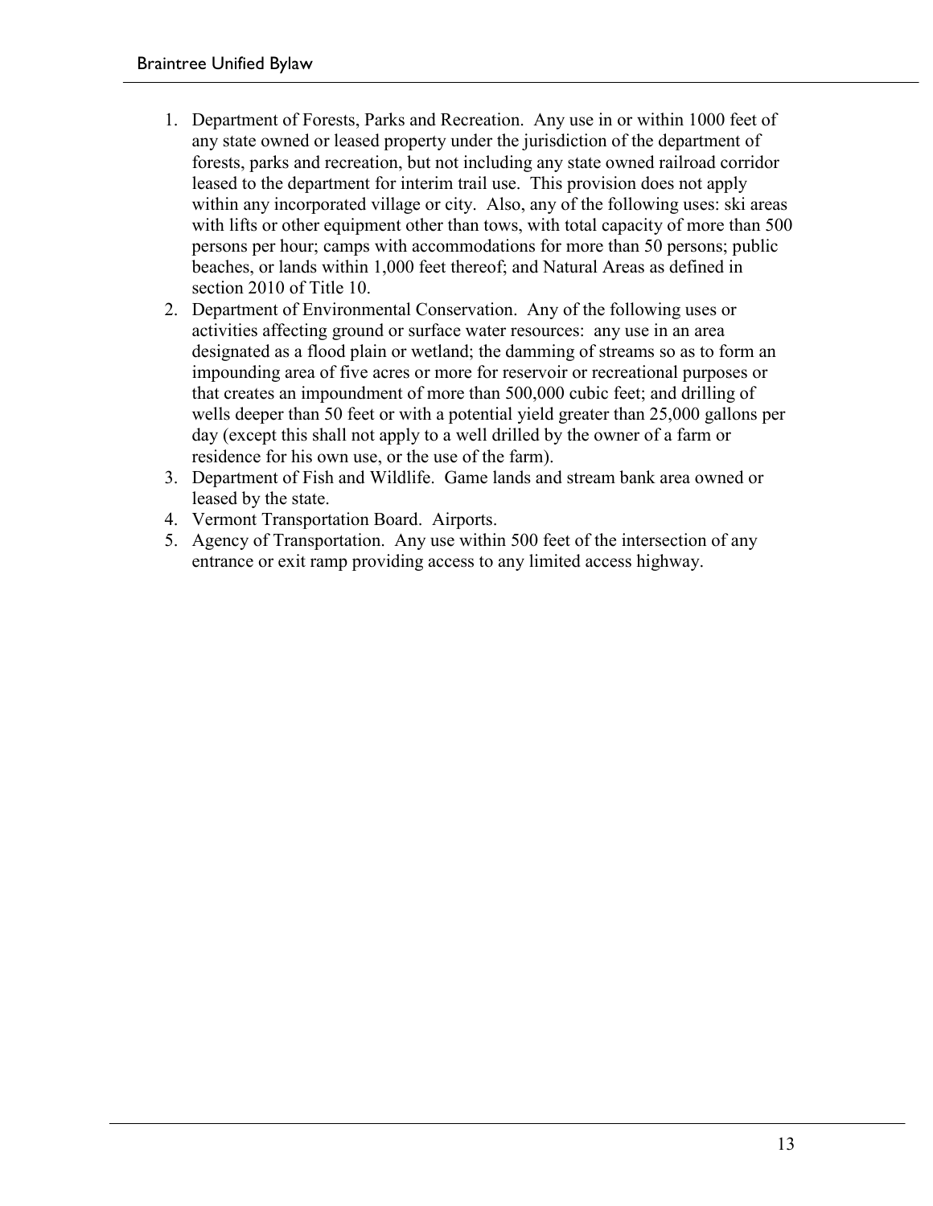1. Department of Forests, Parks and Recreation. Any use in or within 1000 feet of any state owned or leased property under the jurisdiction of the department of forests, parks and recreation, but not including any state owned railroad corridor leased to the department for interim trail use. This provision does not apply within any incorporated village or city. Also, any of the following uses: ski areas with lifts or other equipment other than tows, with total capacity of more than 500 persons per hour; camps with accommodations for more than 50 persons; public beaches, or lands within 1,000 feet thereof; and Natural Areas as defined in section 2010 of Title 10.
2. Department of Environmental Conservation. Any of the following uses or activities affecting ground or surface water resources: any use in an area designated as a flood plain or wetland; the damming of streams so as to form an impounding area of five acres or more for reservoir or recreational purposes or that creates an impoundment of more than 500,000 cubic feet; and drilling of wells deeper than 50 feet or with a potential yield greater than 25,000 gallons per day (except this shall not apply to a well drilled by the owner of a farm or residence for his own use, or the use of the farm).
3. Department of Fish and Wildlife. Game lands and stream bank area owned or leased by the state.
4. Vermont Transportation Board. Airports.
5. Agency of Transportation. Any use within 500 feet of the intersection of any entrance or exit ramp providing access to any limited access highway.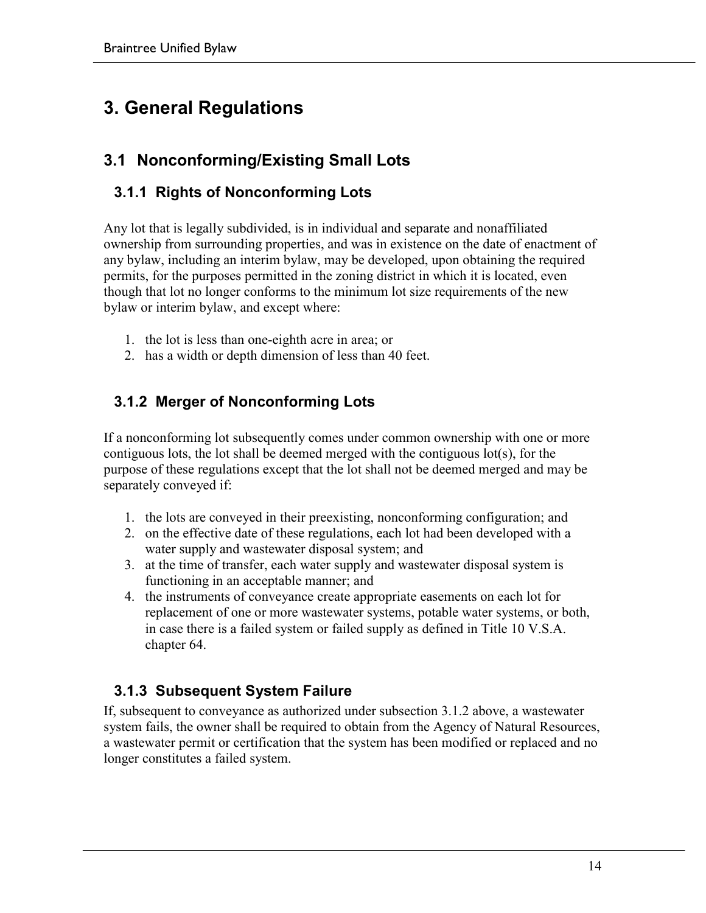# 3. General Regulations

## 3.1 Nonconforming/Existing Small Lots

### 3.1.1 Rights of Nonconforming Lots

Any lot that is legally subdivided, is in individual and separate and nonaffiliated ownership from surrounding properties, and was in existence on the date of enactment of any bylaw, including an interim bylaw, may be developed, upon obtaining the required permits, for the purposes permitted in the zoning district in which it is located, even though that lot no longer conforms to the minimum lot size requirements of the new bylaw or interim bylaw, and except where:

1. the lot is less than one-eighth acre in area; or
2. has a width or depth dimension of less than 40 feet.

### 3.1.2 Merger of Nonconforming Lots

If a nonconforming lot subsequently comes under common ownership with one or more contiguous lots, the lot shall be deemed merged with the contiguous lot(s), for the purpose of these regulations except that the lot shall not be deemed merged and may be separately conveyed if:

1. the lots are conveyed in their preexisting, nonconforming configuration; and
2. on the effective date of these regulations, each lot had been developed with a water supply and wastewater disposal system; and
3. at the time of transfer, each water supply and wastewater disposal system is functioning in an acceptable manner; and
4. the instruments of conveyance create appropriate easements on each lot for replacement of one or more wastewater systems, potable water systems, or both, in case there is a failed system or failed supply as defined in Title 10 V.S.A. chapter 64.

### 3.1.3 Subsequent System Failure

If, subsequent to conveyance as authorized under subsection 3.1.2 above, a wastewater system fails, the owner shall be required to obtain from the Agency of Natural Resources, a wastewater permit or certification that the system has been modified or replaced and no longer constitutes a failed system.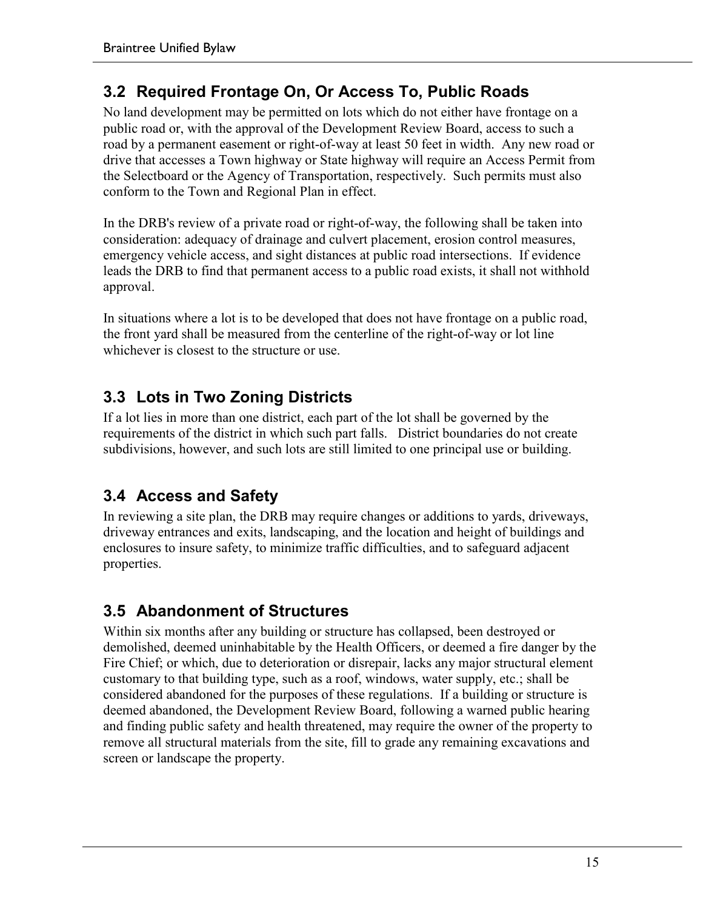## 3.2 Required Frontage On, Or Access To, Public Roads

No land development may be permitted on lots which do not either have frontage on a public road or, with the approval of the Development Review Board, access to such a road by a permanent easement or right-of-way at least 50 feet in width. Any new road or drive that accesses a Town highway or State highway will require an Access Permit from the Selectboard or the Agency of Transportation, respectively. Such permits must also conform to the Town and Regional Plan in effect.

In the DRB's review of a private road or right-of-way, the following shall be taken into consideration: adequacy of drainage and culvert placement, erosion control measures, emergency vehicle access, and sight distances at public road intersections. If evidence leads the DRB to find that permanent access to a public road exists, it shall not withhold approval.

In situations where a lot is to be developed that does not have frontage on a public road, the front yard shall be measured from the centerline of the right-of-way or lot line whichever is closest to the structure or use.

## 3.3 Lots in Two Zoning Districts

If a lot lies in more than one district, each part of the lot shall be governed by the requirements of the district in which such part falls. District boundaries do not create subdivisions, however, and such lots are still limited to one principal use or building.

## 3.4 Access and Safety

In reviewing a site plan, the DRB may require changes or additions to yards, driveways, driveway entrances and exits, landscaping, and the location and height of buildings and enclosures to insure safety, to minimize traffic difficulties, and to safeguard adjacent properties.

## 3.5 Abandonment of Structures

Within six months after any building or structure has collapsed, been destroyed or demolished, deemed uninhabitable by the Health Officers, or deemed a fire danger by the Fire Chief; or which, due to deterioration or disrepair, lacks any major structural element customary to that building type, such as a roof, windows, water supply, etc.; shall be considered abandoned for the purposes of these regulations. If a building or structure is deemed abandoned, the Development Review Board, following a warned public hearing and finding public safety and health threatened, may require the owner of the property to remove all structural materials from the site, fill to grade any remaining excavations and screen or landscape the property.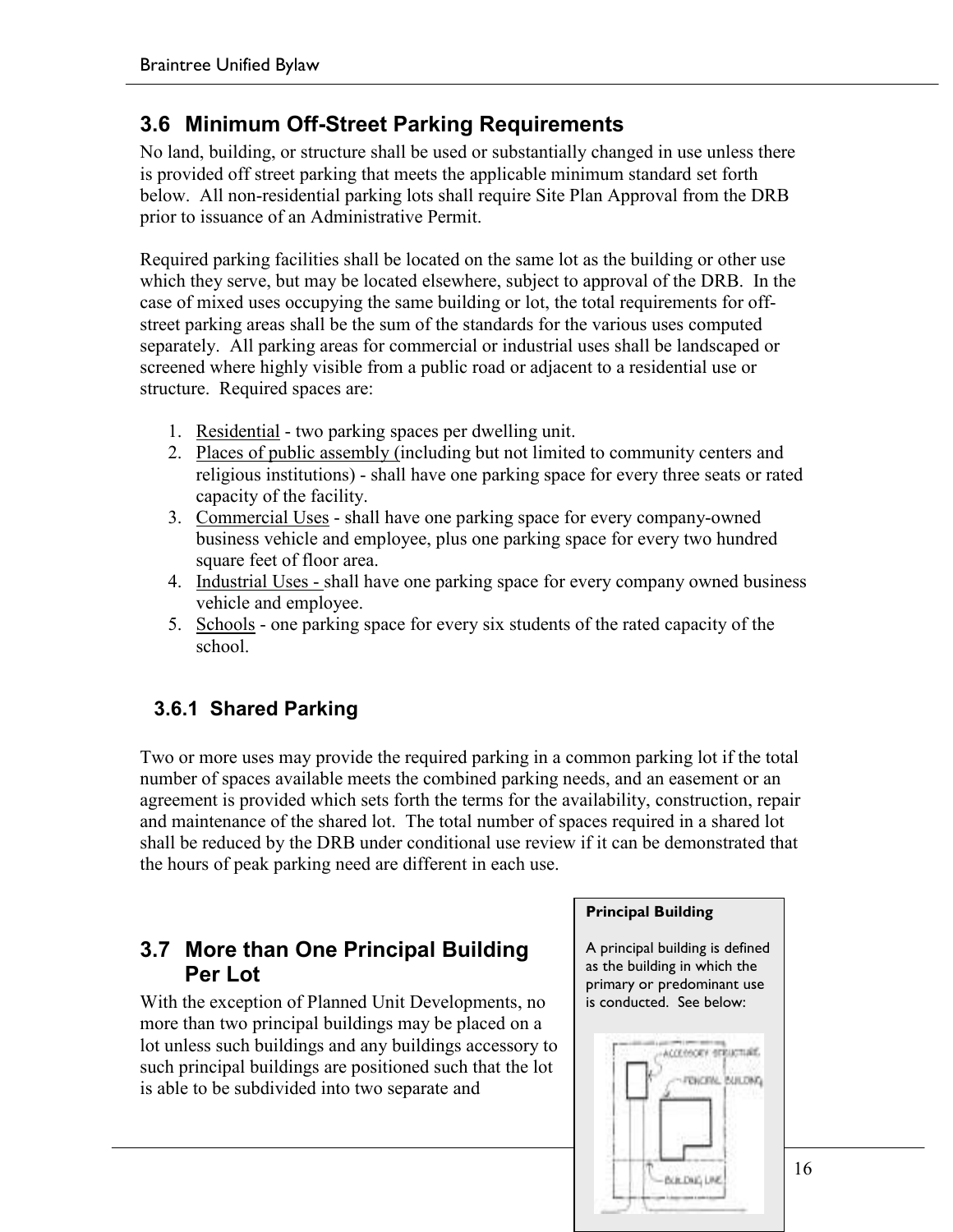## 3.6 Minimum Off-Street Parking Requirements

No land, building, or structure shall be used or substantially changed in use unless there is provided off street parking that meets the applicable minimum standard set forth below. All non-residential parking lots shall require Site Plan Approval from the DRB prior to issuance of an Administrative Permit.

Required parking facilities shall be located on the same lot as the building or other use which they serve, but may be located elsewhere, subject to approval of the DRB. In the case of mixed uses occupying the same building or lot, the total requirements for off-street parking areas shall be the sum of the standards for the various uses computed separately. All parking areas for commercial or industrial uses shall be landscaped or screened where highly visible from a public road or adjacent to a residential use or structure. Required spaces are:

1. Residential - two parking spaces per dwelling unit.
2. Places of public assembly (including but not limited to community centers and religious institutions) - shall have one parking space for every three seats or rated capacity of the facility.
3. Commercial Uses - shall have one parking space for every company-owned business vehicle and employee, plus one parking space for every two hundred square feet of floor area.
4. Industrial Uses - shall have one parking space for every company owned business vehicle and employee.
5. Schools - one parking space for every six students of the rated capacity of the school.

### 3.6.1 Shared Parking

Two or more uses may provide the required parking in a common parking lot if the total number of spaces available meets the combined parking needs, and an easement or an agreement is provided which sets forth the terms for the availability, construction, repair and maintenance of the shared lot. The total number of spaces required in a shared lot shall be reduced by the DRB under conditional use review if it can be demonstrated that the hours of peak parking need are different in each use.

## 3.7 More than One Principal Building Per Lot

With the exception of Planned Unit Developments, no more than two principal buildings may be placed on a lot unless such buildings and any buildings accessory to such principal buildings are positioned such that the lot is able to be subdivided into two separate and

**Principal Building**

A principal building is defined as the building in which the primary or predominant use is conducted. See below: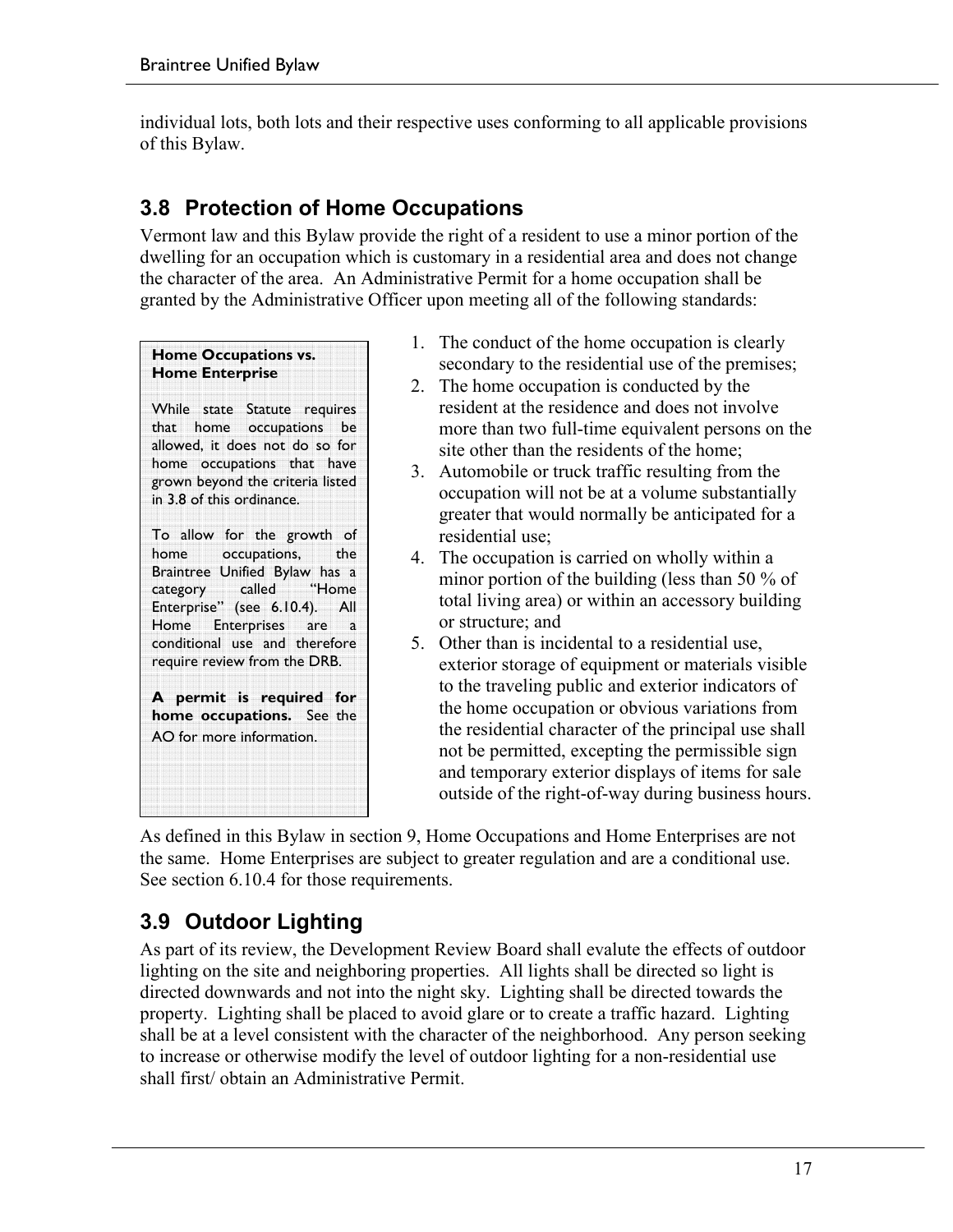individual lots, both lots and their respective uses conforming to all applicable provisions of this Bylaw.

## 3.8 Protection of Home Occupations

Vermont law and this Bylaw provide the right of a resident to use a minor portion of the dwelling for an occupation which is customary in a residential area and does not change the character of the area. An Administrative Permit for a home occupation shall be granted by the Administrative Officer upon meeting all of the following standards:

> **Home Occupations vs. Home Enterprise**
>
> While state Statute requires that home occupations be allowed, it does not do so for home occupations that have grown beyond the criteria listed in 3.8 of this ordinance.
>
> To allow for the growth of home occupations, the Braintree Unified Bylaw has a category called "Home Enterprise" (see 6.10.4). All Home Enterprises are a conditional use and therefore require review from the DRB.
>
> **A permit is required for home occupations.** See the AO for more information.

1. The conduct of the home occupation is clearly secondary to the residential use of the premises;
2. The home occupation is conducted by the resident at the residence and does not involve more than two full-time equivalent persons on the site other than the residents of the home;
3. Automobile or truck traffic resulting from the occupation will not be at a volume substantially greater that would normally be anticipated for a residential use;
4. The occupation is carried on wholly within a minor portion of the building (less than 50 % of total living area) or within an accessory building or structure; and
5. Other than is incidental to a residential use, exterior storage of equipment or materials visible to the traveling public and exterior indicators of the home occupation or obvious variations from the residential character of the principal use shall not be permitted, excepting the permissible sign and temporary exterior displays of items for sale outside of the right-of-way during business hours.

As defined in this Bylaw in section 9, Home Occupations and Home Enterprises are not the same. Home Enterprises are subject to greater regulation and are a conditional use. See section 6.10.4 for those requirements.

## 3.9 Outdoor Lighting

As part of its review, the Development Review Board shall evalute the effects of outdoor lighting on the site and neighboring properties. All lights shall be directed so light is directed downwards and not into the night sky. Lighting shall be directed towards the property. Lighting shall be placed to avoid glare or to create a traffic hazard. Lighting shall be at a level consistent with the character of the neighborhood. Any person seeking to increase or otherwise modify the level of outdoor lighting for a non-residential use shall first/ obtain an Administrative Permit.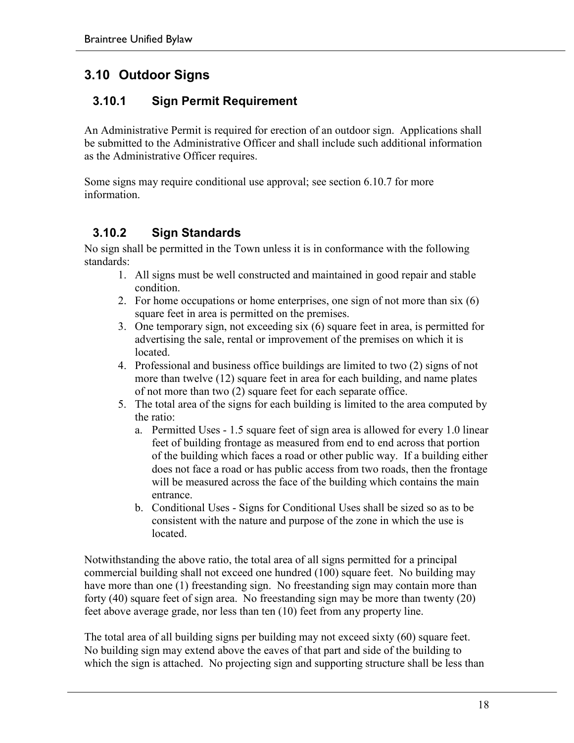## 3.10 Outdoor Signs

### 3.10.1 Sign Permit Requirement

An Administrative Permit is required for erection of an outdoor sign. Applications shall be submitted to the Administrative Officer and shall include such additional information as the Administrative Officer requires.

Some signs may require conditional use approval; see section 6.10.7 for more information.

### 3.10.2 Sign Standards

No sign shall be permitted in the Town unless it is in conformance with the following standards:

1. All signs must be well constructed and maintained in good repair and stable condition.
2. For home occupations or home enterprises, one sign of not more than six (6) square feet in area is permitted on the premises.
3. One temporary sign, not exceeding six (6) square feet in area, is permitted for advertising the sale, rental or improvement of the premises on which it is located.
4. Professional and business office buildings are limited to two (2) signs of not more than twelve (12) square feet in area for each building, and name plates of not more than two (2) square feet for each separate office.
5. The total area of the signs for each building is limited to the area computed by the ratio:
   a. Permitted Uses - 1.5 square feet of sign area is allowed for every 1.0 linear feet of building frontage as measured from end to end across that portion of the building which faces a road or other public way. If a building either does not face a road or has public access from two roads, then the frontage will be measured across the face of the building which contains the main entrance.
   b. Conditional Uses - Signs for Conditional Uses shall be sized so as to be consistent with the nature and purpose of the zone in which the use is located.

Notwithstanding the above ratio, the total area of all signs permitted for a principal commercial building shall not exceed one hundred (100) square feet. No building may have more than one (1) freestanding sign. No freestanding sign may contain more than forty (40) square feet of sign area. No freestanding sign may be more than twenty (20) feet above average grade, nor less than ten (10) feet from any property line.

The total area of all building signs per building may not exceed sixty (60) square feet. No building sign may extend above the eaves of that part and side of the building to which the sign is attached. No projecting sign and supporting structure shall be less than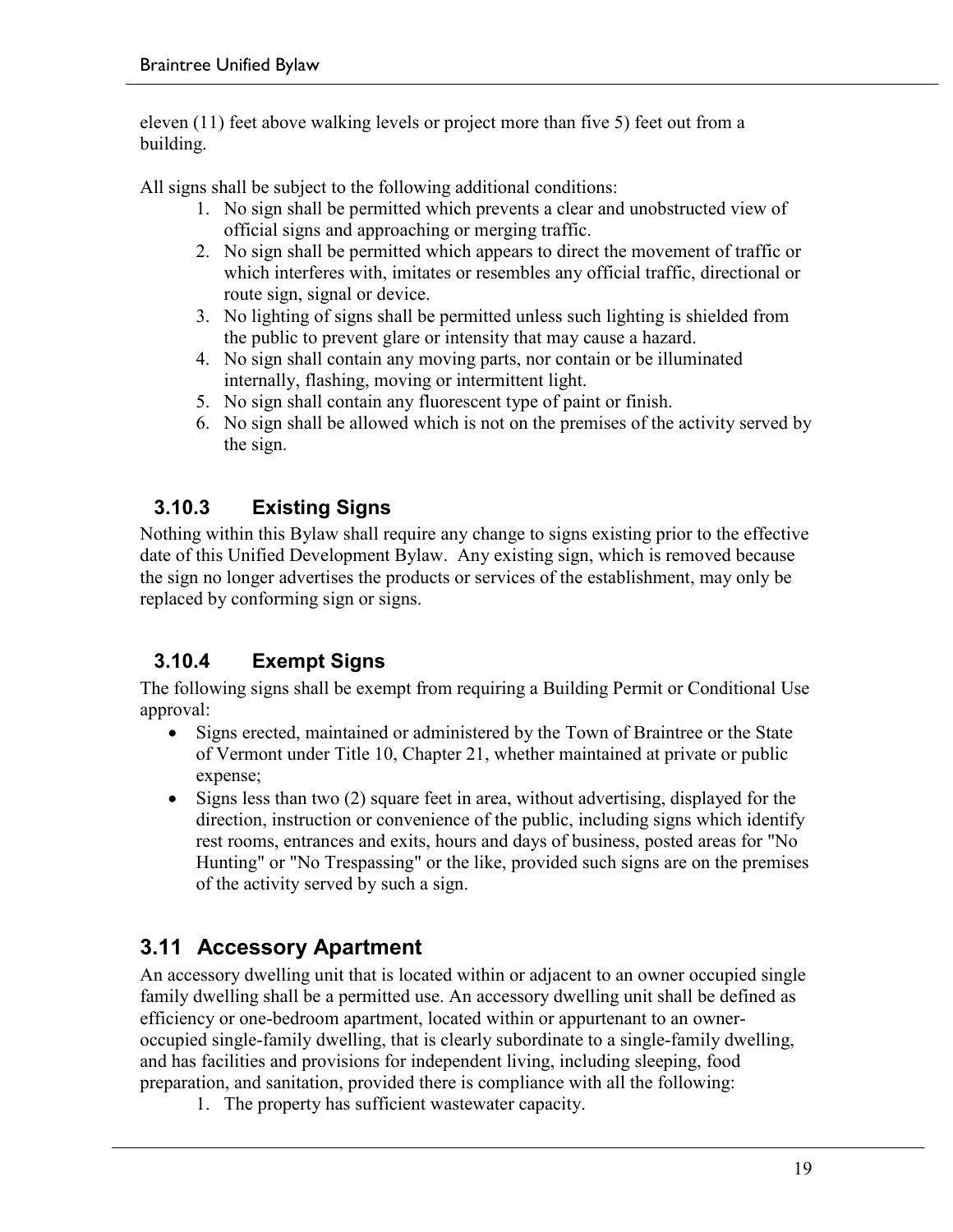eleven (11) feet above walking levels or project more than five 5) feet out from a building.

All signs shall be subject to the following additional conditions:

1. No sign shall be permitted which prevents a clear and unobstructed view of official signs and approaching or merging traffic.
2. No sign shall be permitted which appears to direct the movement of traffic or which interferes with, imitates or resembles any official traffic, directional or route sign, signal or device.
3. No lighting of signs shall be permitted unless such lighting is shielded from the public to prevent glare or intensity that may cause a hazard.
4. No sign shall contain any moving parts, nor contain or be illuminated internally, flashing, moving or intermittent light.
5. No sign shall contain any fluorescent type of paint or finish.
6. No sign shall be allowed which is not on the premises of the activity served by the sign.

### 3.10.3 Existing Signs

Nothing within this Bylaw shall require any change to signs existing prior to the effective date of this Unified Development Bylaw. Any existing sign, which is removed because the sign no longer advertises the products or services of the establishment, may only be replaced by conforming sign or signs.

### 3.10.4 Exempt Signs

The following signs shall be exempt from requiring a Building Permit or Conditional Use approval:

- Signs erected, maintained or administered by the Town of Braintree or the State of Vermont under Title 10, Chapter 21, whether maintained at private or public expense;
- Signs less than two (2) square feet in area, without advertising, displayed for the direction, instruction or convenience of the public, including signs which identify rest rooms, entrances and exits, hours and days of business, posted areas for "No Hunting" or "No Trespassing" or the like, provided such signs are on the premises of the activity served by such a sign.

## 3.11 Accessory Apartment

An accessory dwelling unit that is located within or adjacent to an owner occupied single family dwelling shall be a permitted use. An accessory dwelling unit shall be defined as efficiency or one-bedroom apartment, located within or appurtenant to an owner-occupied single-family dwelling, that is clearly subordinate to a single-family dwelling, and has facilities and provisions for independent living, including sleeping, food preparation, and sanitation, provided there is compliance with all the following:

1. The property has sufficient wastewater capacity.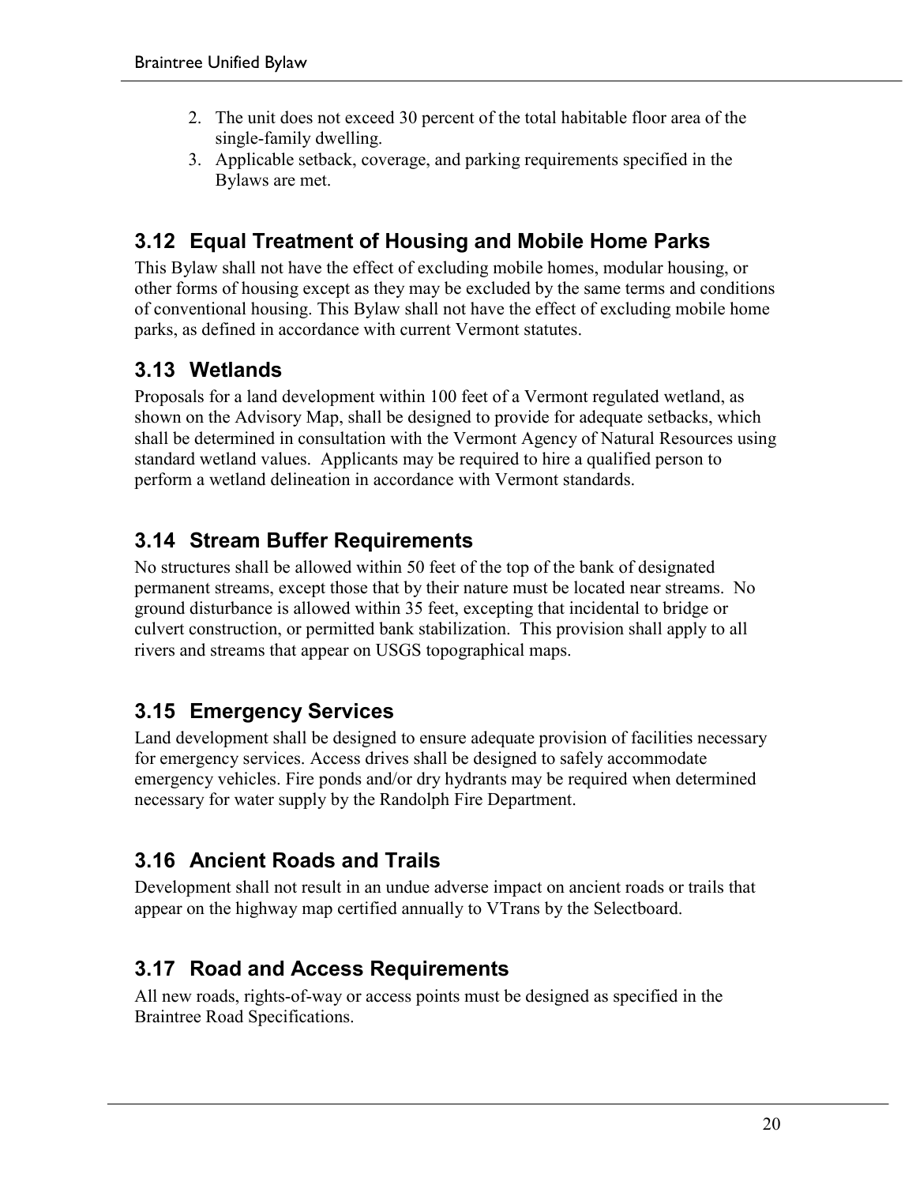2. The unit does not exceed 30 percent of the total habitable floor area of the single-family dwelling.
3. Applicable setback, coverage, and parking requirements specified in the Bylaws are met.

## 3.12 Equal Treatment of Housing and Mobile Home Parks

This Bylaw shall not have the effect of excluding mobile homes, modular housing, or other forms of housing except as they may be excluded by the same terms and conditions of conventional housing. This Bylaw shall not have the effect of excluding mobile home parks, as defined in accordance with current Vermont statutes.

## 3.13 Wetlands

Proposals for a land development within 100 feet of a Vermont regulated wetland, as shown on the Advisory Map, shall be designed to provide for adequate setbacks, which shall be determined in consultation with the Vermont Agency of Natural Resources using standard wetland values. Applicants may be required to hire a qualified person to perform a wetland delineation in accordance with Vermont standards.

## 3.14 Stream Buffer Requirements

No structures shall be allowed within 50 feet of the top of the bank of designated permanent streams, except those that by their nature must be located near streams. No ground disturbance is allowed within 35 feet, excepting that incidental to bridge or culvert construction, or permitted bank stabilization. This provision shall apply to all rivers and streams that appear on USGS topographical maps.

## 3.15 Emergency Services

Land development shall be designed to ensure adequate provision of facilities necessary for emergency services. Access drives shall be designed to safely accommodate emergency vehicles. Fire ponds and/or dry hydrants may be required when determined necessary for water supply by the Randolph Fire Department.

## 3.16 Ancient Roads and Trails

Development shall not result in an undue adverse impact on ancient roads or trails that appear on the highway map certified annually to VTrans by the Selectboard.

## 3.17 Road and Access Requirements

All new roads, rights-of-way or access points must be designed as specified in the Braintree Road Specifications.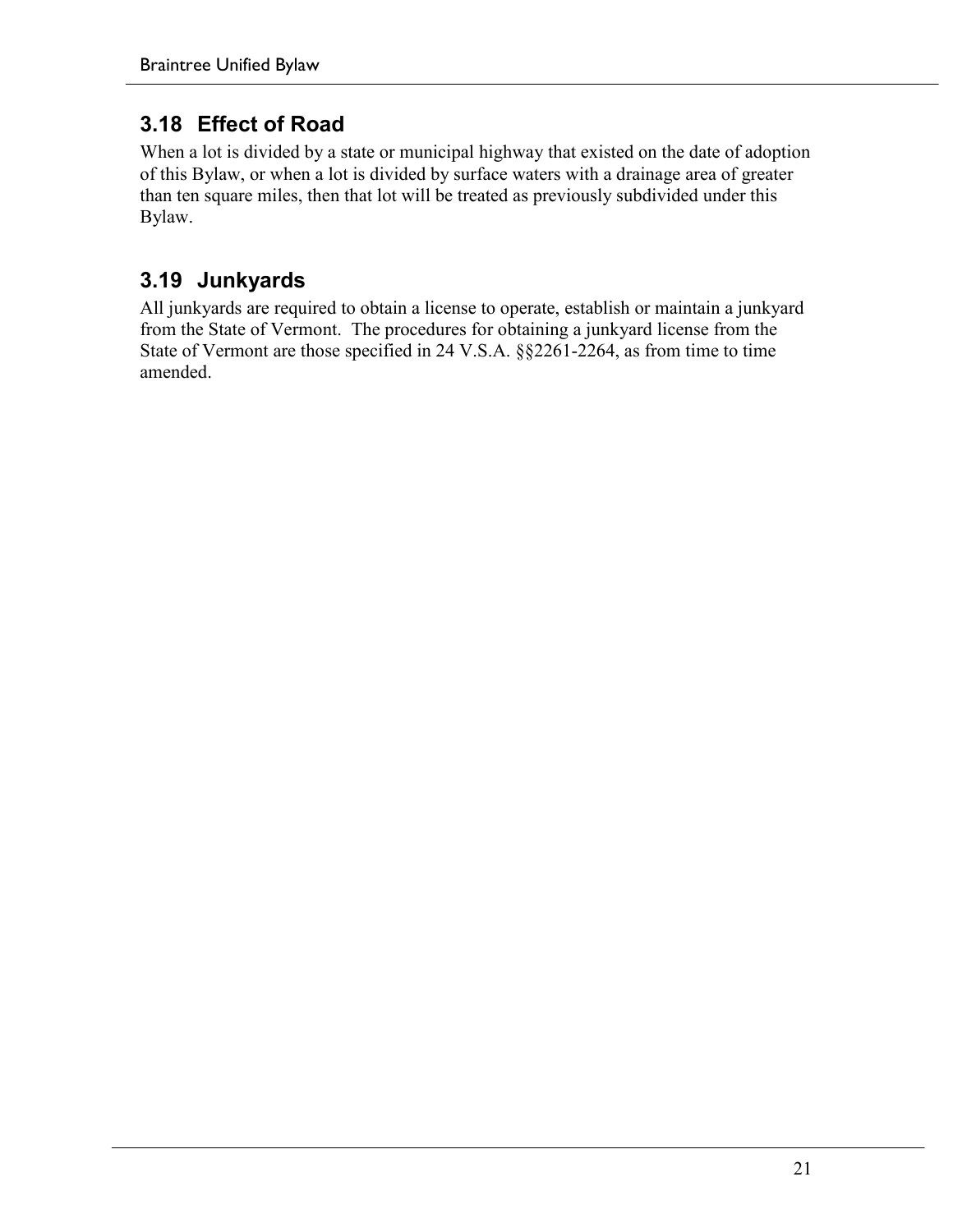## 3.18 Effect of Road

When a lot is divided by a state or municipal highway that existed on the date of adoption of this Bylaw, or when a lot is divided by surface waters with a drainage area of greater than ten square miles, then that lot will be treated as previously subdivided under this Bylaw.

## 3.19 Junkyards

All junkyards are required to obtain a license to operate, establish or maintain a junkyard from the State of Vermont. The procedures for obtaining a junkyard license from the State of Vermont are those specified in 24 V.S.A. §§2261-2264, as from time to time amended.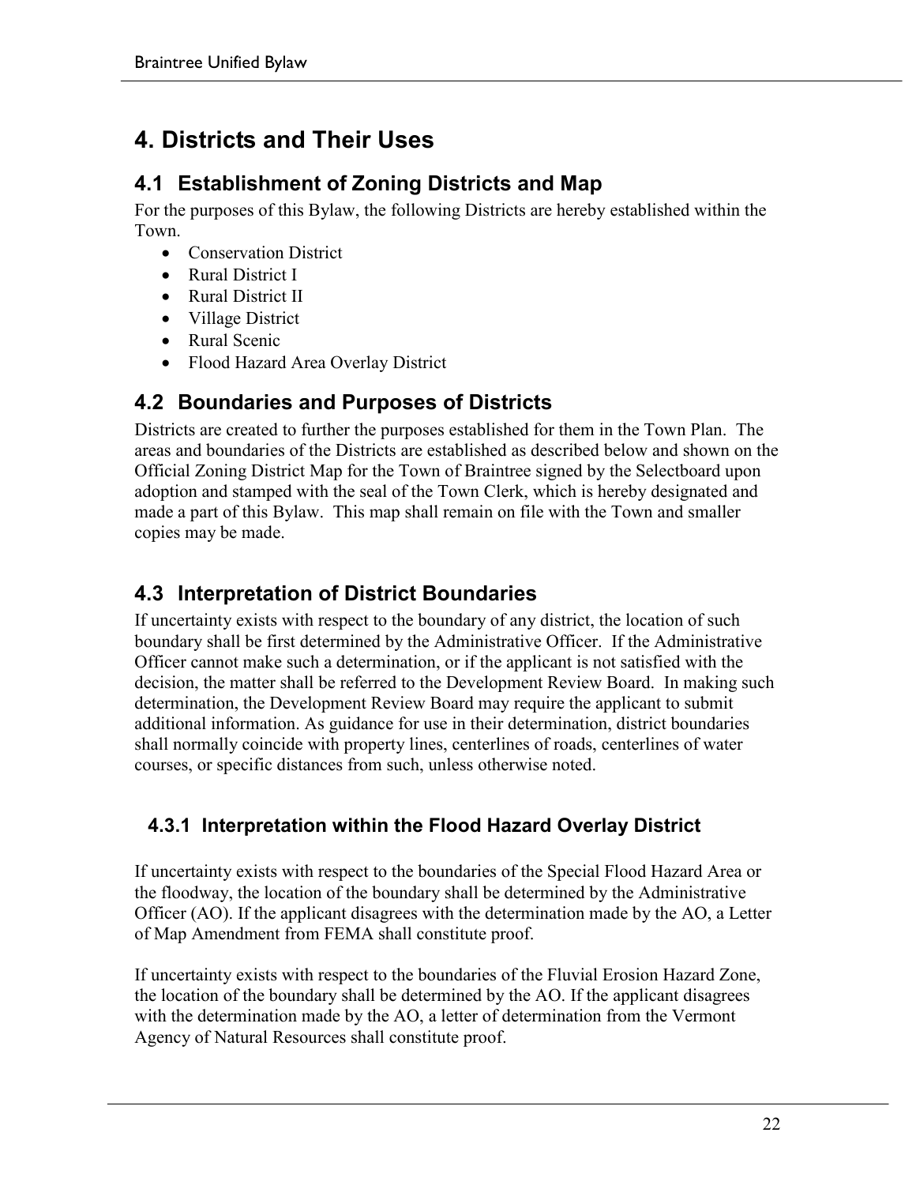# 4. Districts and Their Uses

## 4.1 Establishment of Zoning Districts and Map

For the purposes of this Bylaw, the following Districts are hereby established within the Town.

- Conservation District
- Rural District I
- Rural District II
- Village District
- Rural Scenic
- Flood Hazard Area Overlay District

## 4.2 Boundaries and Purposes of Districts

Districts are created to further the purposes established for them in the Town Plan. The areas and boundaries of the Districts are established as described below and shown on the Official Zoning District Map for the Town of Braintree signed by the Selectboard upon adoption and stamped with the seal of the Town Clerk, which is hereby designated and made a part of this Bylaw. This map shall remain on file with the Town and smaller copies may be made.

## 4.3 Interpretation of District Boundaries

If uncertainty exists with respect to the boundary of any district, the location of such boundary shall be first determined by the Administrative Officer. If the Administrative Officer cannot make such a determination, or if the applicant is not satisfied with the decision, the matter shall be referred to the Development Review Board. In making such determination, the Development Review Board may require the applicant to submit additional information. As guidance for use in their determination, district boundaries shall normally coincide with property lines, centerlines of roads, centerlines of water courses, or specific distances from such, unless otherwise noted.

### 4.3.1 Interpretation within the Flood Hazard Overlay District

If uncertainty exists with respect to the boundaries of the Special Flood Hazard Area or the floodway, the location of the boundary shall be determined by the Administrative Officer (AO). If the applicant disagrees with the determination made by the AO, a Letter of Map Amendment from FEMA shall constitute proof.

If uncertainty exists with respect to the boundaries of the Fluvial Erosion Hazard Zone, the location of the boundary shall be determined by the AO. If the applicant disagrees with the determination made by the AO, a letter of determination from the Vermont Agency of Natural Resources shall constitute proof.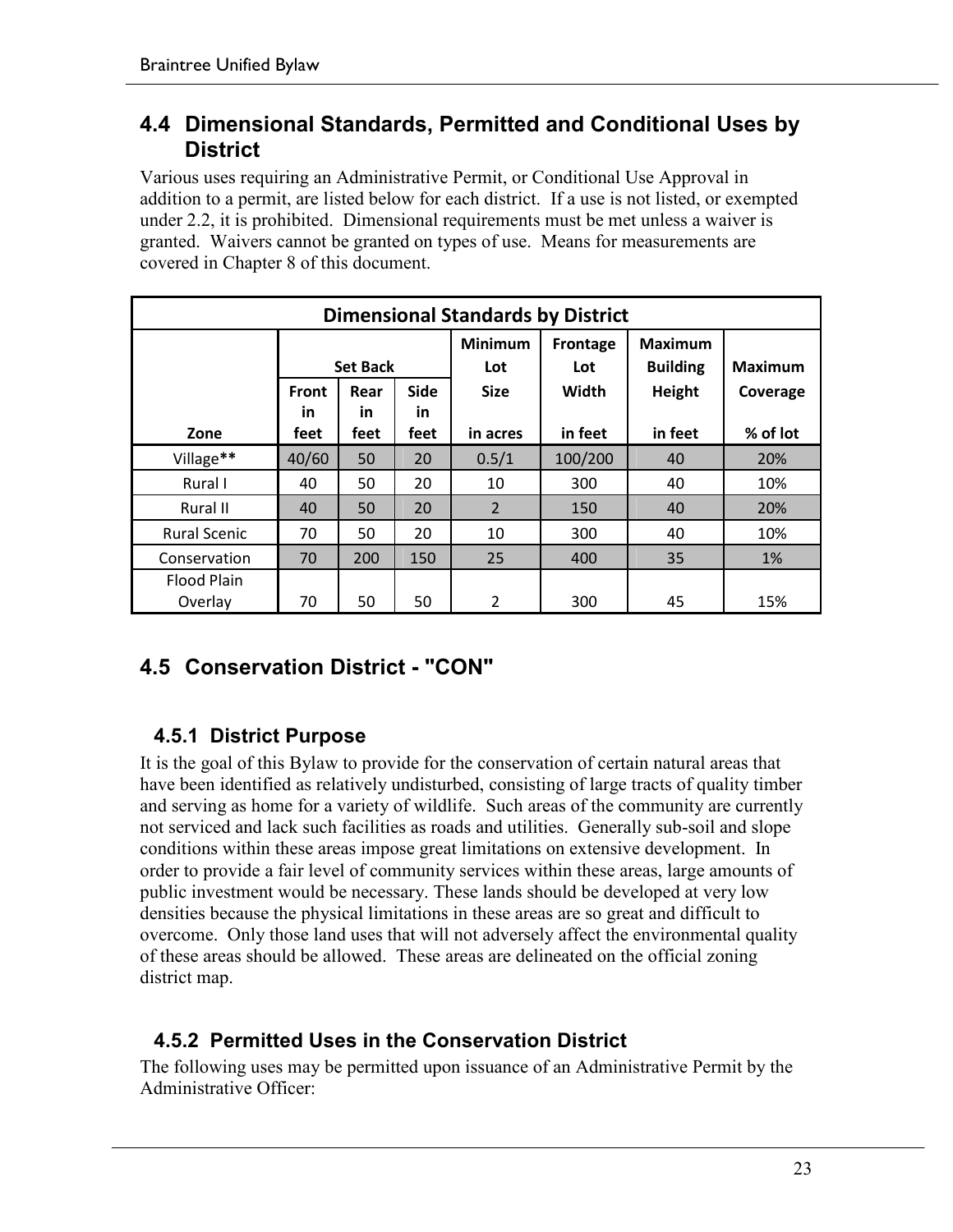## 4.4 Dimensional Standards, Permitted and Conditional Uses by District

Various uses requiring an Administrative Permit, or Conditional Use Approval in addition to a permit, are listed below for each district. If a use is not listed, or exempted under 2.2, it is prohibited. Dimensional requirements must be met unless a waiver is granted. Waivers cannot be granted on types of use. Means for measurements are covered in Chapter 8 of this document.

| Dimensional Standards by District | | | | | | | |
|---|---|---|---|---|---|---|---|
| | Set Back | | | Minimum Lot | Frontage Lot | Maximum Building | Maximum |
| | Front in feet | Rear in feet | Side in feet | Size | Width | Height | Coverage |
| Zone | | | | in acres | in feet | in feet | % of lot |
| Village** | 40/60 | 50 | 20 | 0.5/1 | 100/200 | 40 | 20% |
| Rural I | 40 | 50 | 20 | 10 | 300 | 40 | 10% |
| Rural II | 40 | 50 | 20 | 2 | 150 | 40 | 20% |
| Rural Scenic | 70 | 50 | 20 | 10 | 300 | 40 | 10% |
| Conservation | 70 | 200 | 150 | 25 | 400 | 35 | 1% |
| Flood Plain Overlay | 70 | 50 | 50 | 2 | 300 | 45 | 15% |

## 4.5 Conservation District - "CON"

### 4.5.1 District Purpose

It is the goal of this Bylaw to provide for the conservation of certain natural areas that have been identified as relatively undisturbed, consisting of large tracts of quality timber and serving as home for a variety of wildlife. Such areas of the community are currently not serviced and lack such facilities as roads and utilities. Generally sub-soil and slope conditions within these areas impose great limitations on extensive development. In order to provide a fair level of community services within these areas, large amounts of public investment would be necessary. These lands should be developed at very low densities because the physical limitations in these areas are so great and difficult to overcome. Only those land uses that will not adversely affect the environmental quality of these areas should be allowed. These areas are delineated on the official zoning district map.

### 4.5.2 Permitted Uses in the Conservation District

The following uses may be permitted upon issuance of an Administrative Permit by the Administrative Officer: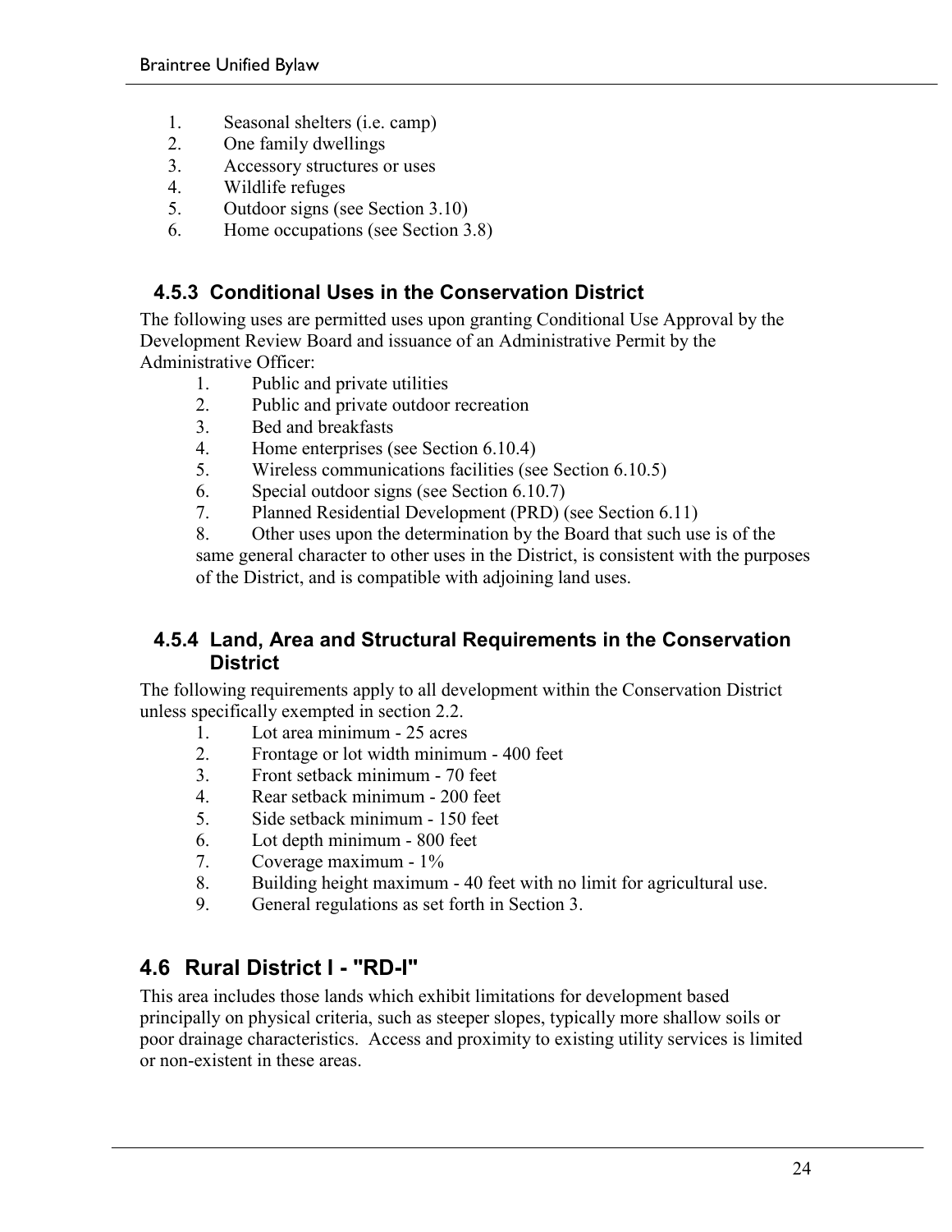1. Seasonal shelters (i.e. camp)
2. One family dwellings
3. Accessory structures or uses
4. Wildlife refuges
5. Outdoor signs (see Section 3.10)
6. Home occupations (see Section 3.8)

### 4.5.3 Conditional Uses in the Conservation District

The following uses are permitted uses upon granting Conditional Use Approval by the Development Review Board and issuance of an Administrative Permit by the Administrative Officer:

1. Public and private utilities
2. Public and private outdoor recreation
3. Bed and breakfasts
4. Home enterprises (see Section 6.10.4)
5. Wireless communications facilities (see Section 6.10.5)
6. Special outdoor signs (see Section 6.10.7)
7. Planned Residential Development (PRD) (see Section 6.11)
8. Other uses upon the determination by the Board that such use is of the same general character to other uses in the District, is consistent with the purposes of the District, and is compatible with adjoining land uses.

### 4.5.4 Land, Area and Structural Requirements in the Conservation District

The following requirements apply to all development within the Conservation District unless specifically exempted in section 2.2.

1. Lot area minimum - 25 acres
2. Frontage or lot width minimum - 400 feet
3. Front setback minimum - 70 feet
4. Rear setback minimum - 200 feet
5. Side setback minimum - 150 feet
6. Lot depth minimum - 800 feet
7. Coverage maximum - 1%
8. Building height maximum - 40 feet with no limit for agricultural use.
9. General regulations as set forth in Section 3.

## 4.6 Rural District I - "RD-I"

This area includes those lands which exhibit limitations for development based principally on physical criteria, such as steeper slopes, typically more shallow soils or poor drainage characteristics. Access and proximity to existing utility services is limited or non-existent in these areas.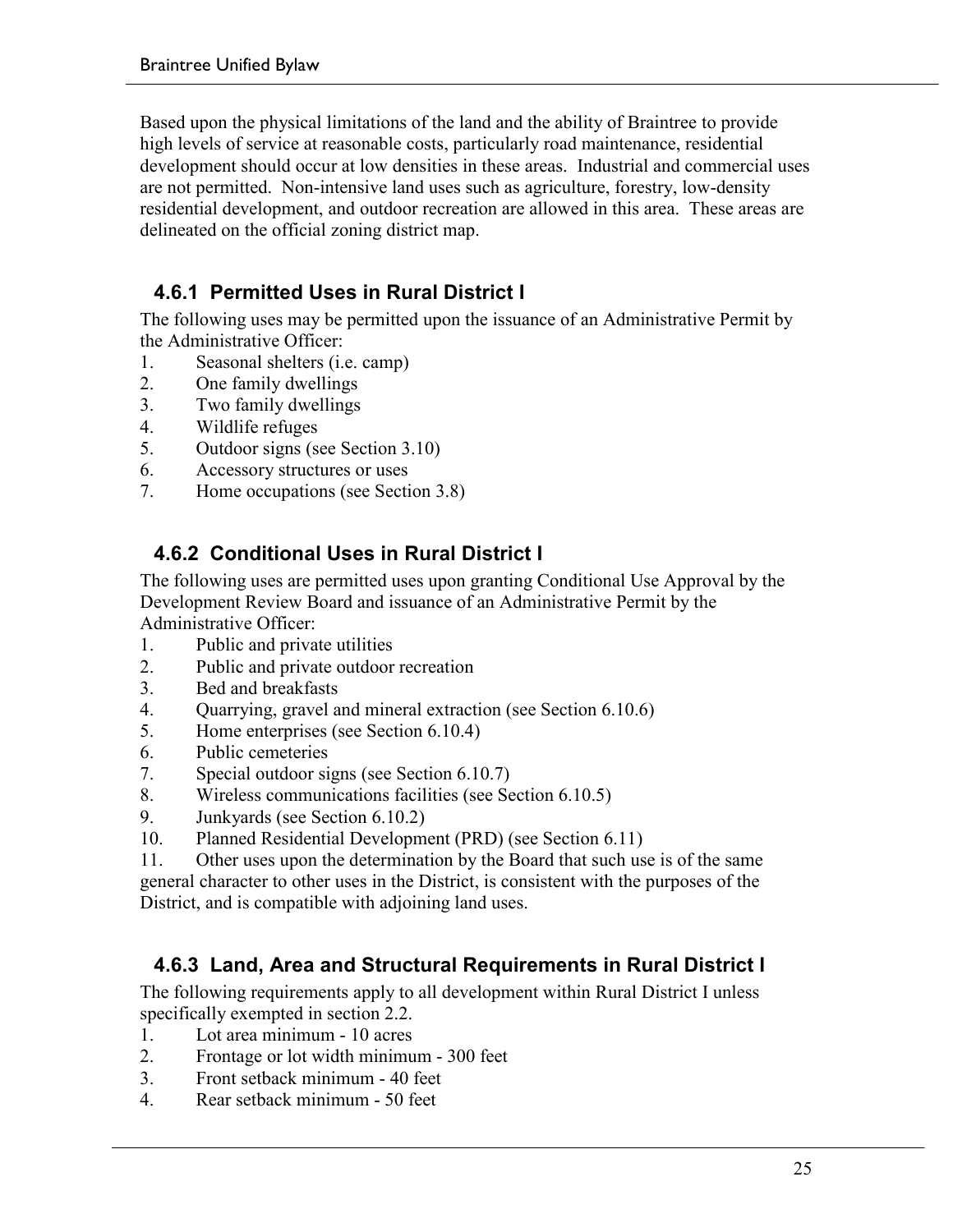Based upon the physical limitations of the land and the ability of Braintree to provide high levels of service at reasonable costs, particularly road maintenance, residential development should occur at low densities in these areas. Industrial and commercial uses are not permitted. Non-intensive land uses such as agriculture, forestry, low-density residential development, and outdoor recreation are allowed in this area. These areas are delineated on the official zoning district map.

### 4.6.1 Permitted Uses in Rural District I

The following uses may be permitted upon the issuance of an Administrative Permit by the Administrative Officer:

1. Seasonal shelters (i.e. camp)
2. One family dwellings
3. Two family dwellings
4. Wildlife refuges
5. Outdoor signs (see Section 3.10)
6. Accessory structures or uses
7. Home occupations (see Section 3.8)

### 4.6.2 Conditional Uses in Rural District I

The following uses are permitted uses upon granting Conditional Use Approval by the Development Review Board and issuance of an Administrative Permit by the Administrative Officer:

1. Public and private utilities
2. Public and private outdoor recreation
3. Bed and breakfasts
4. Quarrying, gravel and mineral extraction (see Section 6.10.6)
5. Home enterprises (see Section 6.10.4)
6. Public cemeteries
7. Special outdoor signs (see Section 6.10.7)
8. Wireless communications facilities (see Section 6.10.5)
9. Junkyards (see Section 6.10.2)
10. Planned Residential Development (PRD) (see Section 6.11)
11. Other uses upon the determination by the Board that such use is of the same general character to other uses in the District, is consistent with the purposes of the District, and is compatible with adjoining land uses.

### 4.6.3 Land, Area and Structural Requirements in Rural District I

The following requirements apply to all development within Rural District I unless specifically exempted in section 2.2.

1. Lot area minimum - 10 acres
2. Frontage or lot width minimum - 300 feet
3. Front setback minimum - 40 feet
4. Rear setback minimum - 50 feet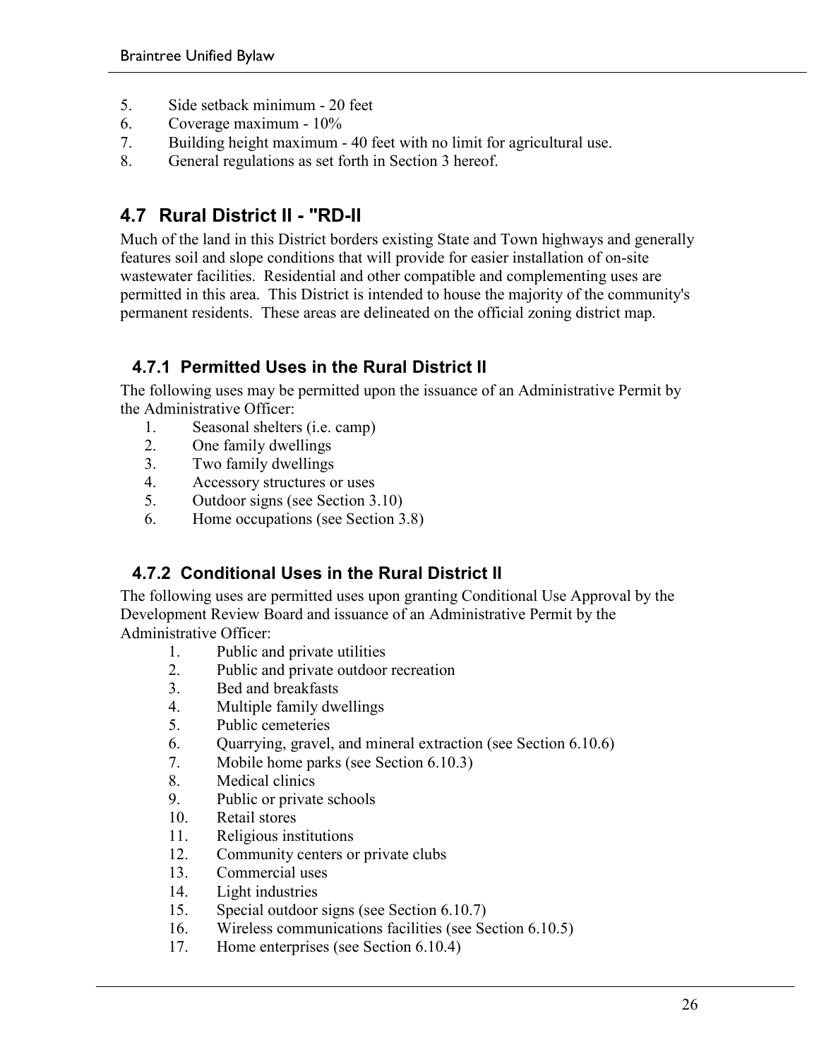5. Side setback minimum - 20 feet
6. Coverage maximum - 10%
7. Building height maximum - 40 feet with no limit for agricultural use.
8. General regulations as set forth in Section 3 hereof.

## 4.7 Rural District II - "RD-II

Much of the land in this District borders existing State and Town highways and generally features soil and slope conditions that will provide for easier installation of on-site wastewater facilities. Residential and other compatible and complementing uses are permitted in this area. This District is intended to house the majority of the community's permanent residents. These areas are delineated on the official zoning district map.

### 4.7.1 Permitted Uses in the Rural District II

The following uses may be permitted upon the issuance of an Administrative Permit by the Administrative Officer:

1. Seasonal shelters (i.e. camp)
2. One family dwellings
3. Two family dwellings
4. Accessory structures or uses
5. Outdoor signs (see Section 3.10)
6. Home occupations (see Section 3.8)

### 4.7.2 Conditional Uses in the Rural District II

The following uses are permitted uses upon granting Conditional Use Approval by the Development Review Board and issuance of an Administrative Permit by the Administrative Officer:

1. Public and private utilities
2. Public and private outdoor recreation
3. Bed and breakfasts
4. Multiple family dwellings
5. Public cemeteries
6. Quarrying, gravel, and mineral extraction (see Section 6.10.6)
7. Mobile home parks (see Section 6.10.3)
8. Medical clinics
9. Public or private schools
10. Retail stores
11. Religious institutions
12. Community centers or private clubs
13. Commercial uses
14. Light industries
15. Special outdoor signs (see Section 6.10.7)
16. Wireless communications facilities (see Section 6.10.5)
17. Home enterprises (see Section 6.10.4)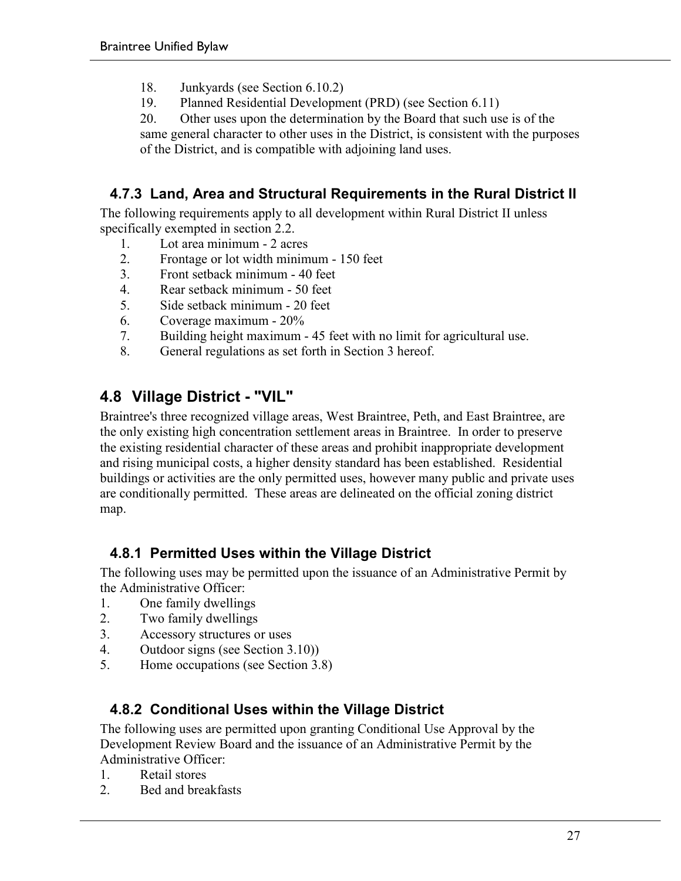18. Junkyards (see Section 6.10.2)
19. Planned Residential Development (PRD) (see Section 6.11)
20. Other uses upon the determination by the Board that such use is of the same general character to other uses in the District, is consistent with the purposes of the District, and is compatible with adjoining land uses.

### 4.7.3 Land, Area and Structural Requirements in the Rural District II

The following requirements apply to all development within Rural District II unless specifically exempted in section 2.2.

1. Lot area minimum - 2 acres
2. Frontage or lot width minimum - 150 feet
3. Front setback minimum - 40 feet
4. Rear setback minimum - 50 feet
5. Side setback minimum - 20 feet
6. Coverage maximum - 20%
7. Building height maximum - 45 feet with no limit for agricultural use.
8. General regulations as set forth in Section 3 hereof.

## 4.8 Village District - "VIL"

Braintree's three recognized village areas, West Braintree, Peth, and East Braintree, are the only existing high concentration settlement areas in Braintree. In order to preserve the existing residential character of these areas and prohibit inappropriate development and rising municipal costs, a higher density standard has been established. Residential buildings or activities are the only permitted uses, however many public and private uses are conditionally permitted. These areas are delineated on the official zoning district map.

### 4.8.1 Permitted Uses within the Village District

The following uses may be permitted upon the issuance of an Administrative Permit by the Administrative Officer:

1. One family dwellings
2. Two family dwellings
3. Accessory structures or uses
4. Outdoor signs (see Section 3.10))
5. Home occupations (see Section 3.8)

### 4.8.2 Conditional Uses within the Village District

The following uses are permitted upon granting Conditional Use Approval by the Development Review Board and the issuance of an Administrative Permit by the Administrative Officer:

1. Retail stores
2. Bed and breakfasts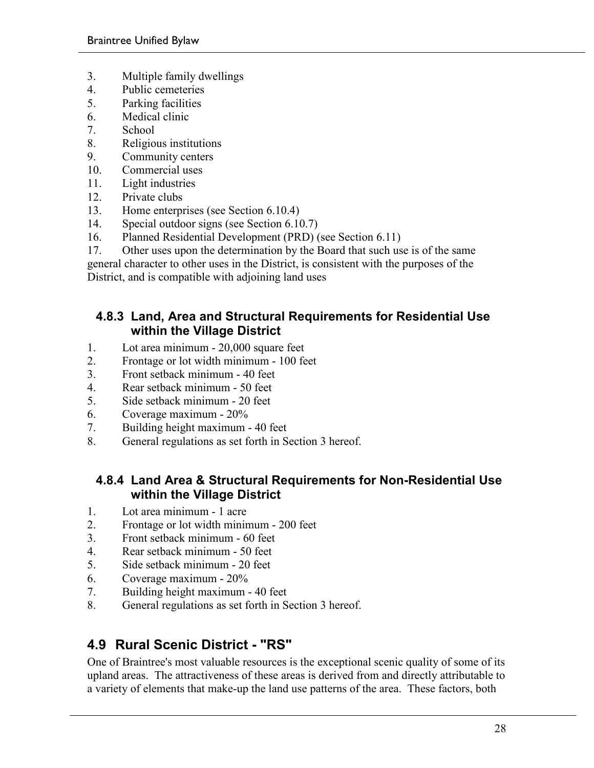3. Multiple family dwellings
4. Public cemeteries
5. Parking facilities
6. Medical clinic
7. School
8. Religious institutions
9. Community centers
10. Commercial uses
11. Light industries
12. Private clubs
13. Home enterprises (see Section 6.10.4)
14. Special outdoor signs (see Section 6.10.7)
16. Planned Residential Development (PRD) (see Section 6.11)
17. Other uses upon the determination by the Board that such use is of the same general character to other uses in the District, is consistent with the purposes of the District, and is compatible with adjoining land uses

### 4.8.3 Land, Area and Structural Requirements for Residential Use within the Village District

1. Lot area minimum - 20,000 square feet
2. Frontage or lot width minimum - 100 feet
3. Front setback minimum - 40 feet
4. Rear setback minimum - 50 feet
5. Side setback minimum - 20 feet
6. Coverage maximum - 20%
7. Building height maximum - 40 feet
8. General regulations as set forth in Section 3 hereof.

### 4.8.4 Land Area & Structural Requirements for Non-Residential Use within the Village District

1. Lot area minimum - 1 acre
2. Frontage or lot width minimum - 200 feet
3. Front setback minimum - 60 feet
4. Rear setback minimum - 50 feet
5. Side setback minimum - 20 feet
6. Coverage maximum - 20%
7. Building height maximum - 40 feet
8. General regulations as set forth in Section 3 hereof.

## 4.9 Rural Scenic District - "RS"

One of Braintree's most valuable resources is the exceptional scenic quality of some of its upland areas. The attractiveness of these areas is derived from and directly attributable to a variety of elements that make-up the land use patterns of the area. These factors, both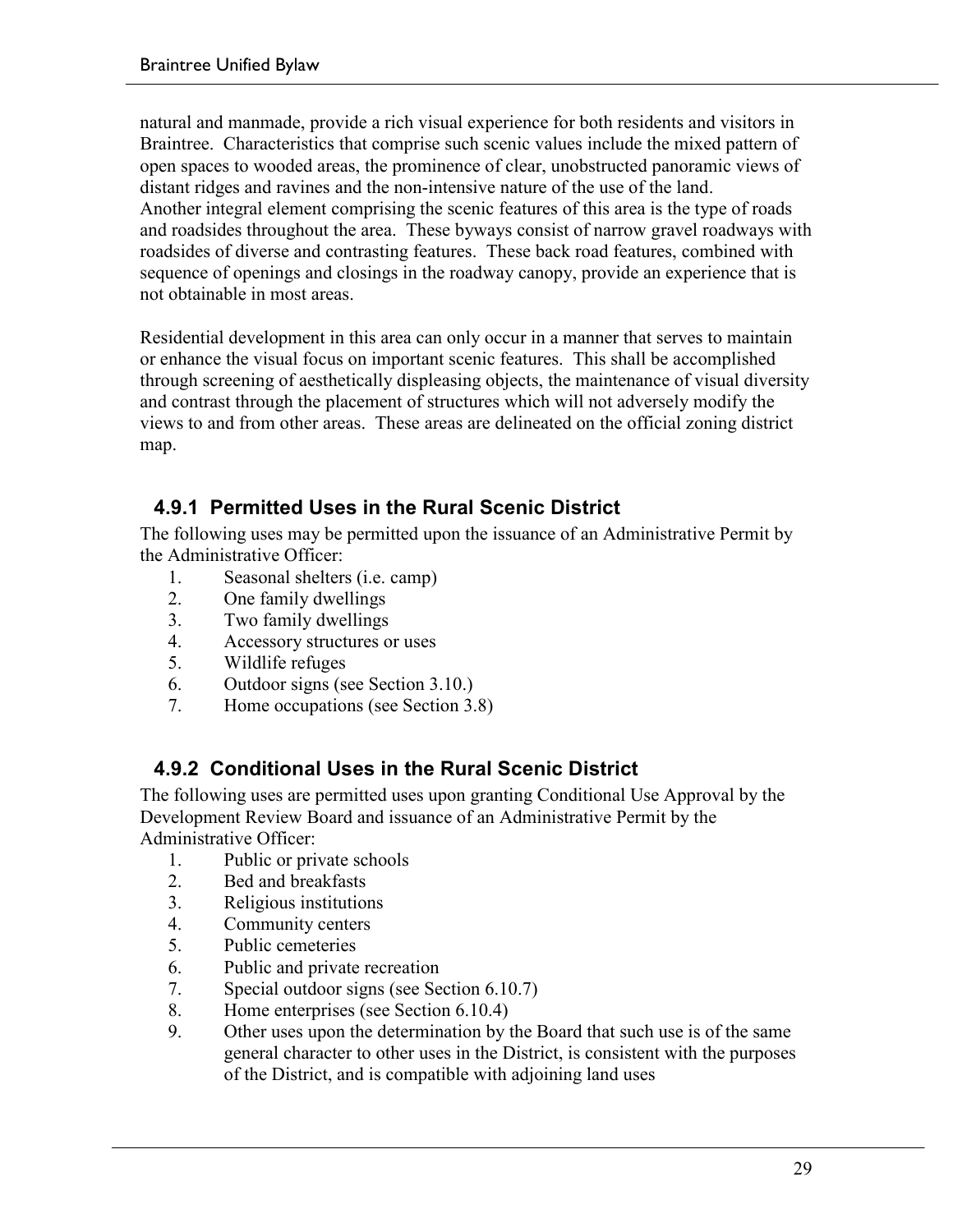natural and manmade, provide a rich visual experience for both residents and visitors in Braintree. Characteristics that comprise such scenic values include the mixed pattern of open spaces to wooded areas, the prominence of clear, unobstructed panoramic views of distant ridges and ravines and the non-intensive nature of the use of the land.
Another integral element comprising the scenic features of this area is the type of roads and roadsides throughout the area. These byways consist of narrow gravel roadways with roadsides of diverse and contrasting features. These back road features, combined with sequence of openings and closings in the roadway canopy, provide an experience that is not obtainable in most areas.

Residential development in this area can only occur in a manner that serves to maintain or enhance the visual focus on important scenic features. This shall be accomplished through screening of aesthetically displeasing objects, the maintenance of visual diversity and contrast through the placement of structures which will not adversely modify the views to and from other areas. These areas are delineated on the official zoning district map.

### 4.9.1 Permitted Uses in the Rural Scenic District

The following uses may be permitted upon the issuance of an Administrative Permit by the Administrative Officer:

1. Seasonal shelters (i.e. camp)
2. One family dwellings
3. Two family dwellings
4. Accessory structures or uses
5. Wildlife refuges
6. Outdoor signs (see Section 3.10.)
7. Home occupations (see Section 3.8)

### 4.9.2 Conditional Uses in the Rural Scenic District

The following uses are permitted uses upon granting Conditional Use Approval by the Development Review Board and issuance of an Administrative Permit by the Administrative Officer:

1. Public or private schools
2. Bed and breakfasts
3. Religious institutions
4. Community centers
5. Public cemeteries
6. Public and private recreation
7. Special outdoor signs (see Section 6.10.7)
8. Home enterprises (see Section 6.10.4)
9. Other uses upon the determination by the Board that such use is of the same general character to other uses in the District, is consistent with the purposes of the District, and is compatible with adjoining land uses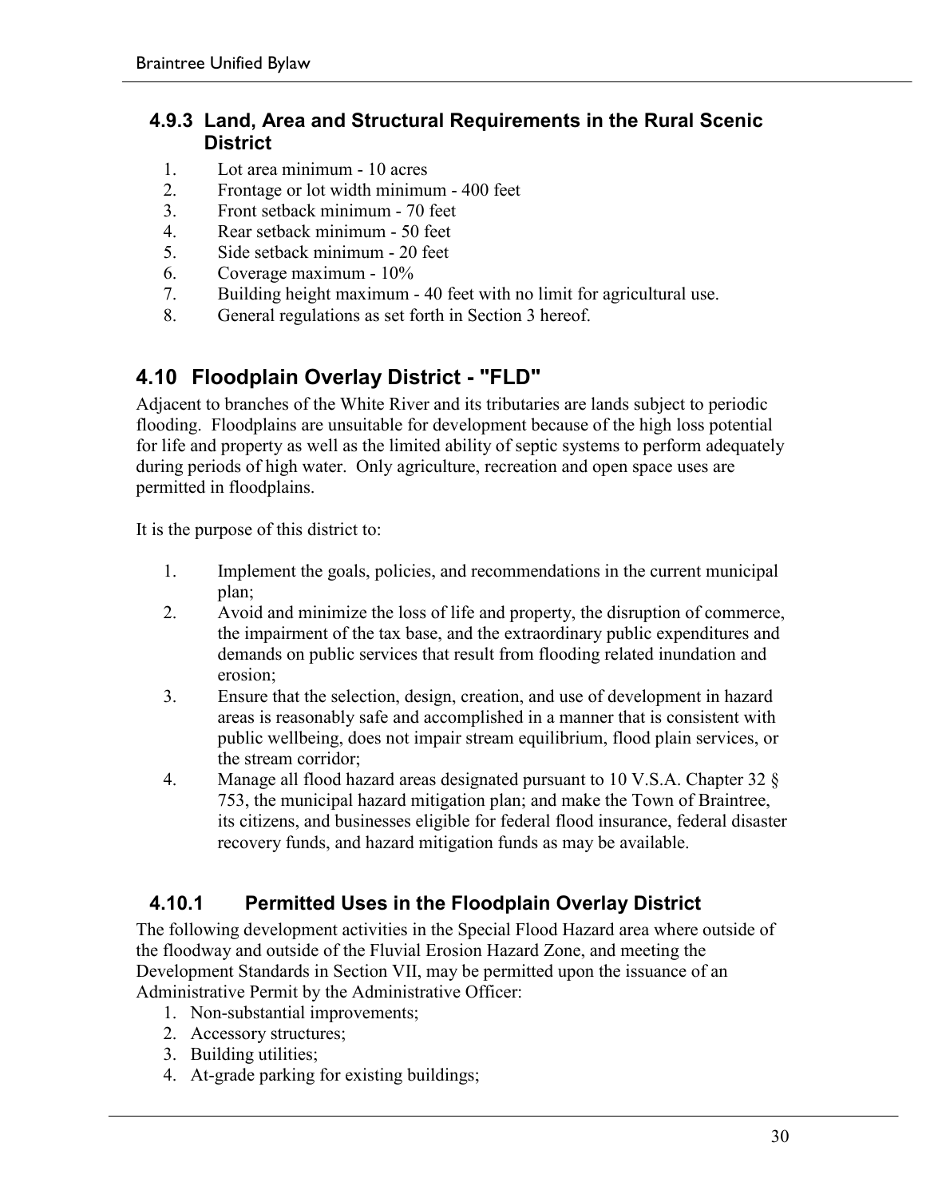### 4.9.3 Land, Area and Structural Requirements in the Rural Scenic District

1. Lot area minimum - 10 acres
2. Frontage or lot width minimum - 400 feet
3. Front setback minimum - 70 feet
4. Rear setback minimum - 50 feet
5. Side setback minimum - 20 feet
6. Coverage maximum - 10%
7. Building height maximum - 40 feet with no limit for agricultural use.
8. General regulations as set forth in Section 3 hereof.

## 4.10 Floodplain Overlay District - "FLD"

Adjacent to branches of the White River and its tributaries are lands subject to periodic flooding. Floodplains are unsuitable for development because of the high loss potential for life and property as well as the limited ability of septic systems to perform adequately during periods of high water. Only agriculture, recreation and open space uses are permitted in floodplains.

It is the purpose of this district to:

1. Implement the goals, policies, and recommendations in the current municipal plan;
2. Avoid and minimize the loss of life and property, the disruption of commerce, the impairment of the tax base, and the extraordinary public expenditures and demands on public services that result from flooding related inundation and erosion;
3. Ensure that the selection, design, creation, and use of development in hazard areas is reasonably safe and accomplished in a manner that is consistent with public wellbeing, does not impair stream equilibrium, flood plain services, or the stream corridor;
4. Manage all flood hazard areas designated pursuant to 10 V.S.A. Chapter 32 § 753, the municipal hazard mitigation plan; and make the Town of Braintree, its citizens, and businesses eligible for federal flood insurance, federal disaster recovery funds, and hazard mitigation funds as may be available.

### 4.10.1 Permitted Uses in the Floodplain Overlay District

The following development activities in the Special Flood Hazard area where outside of the floodway and outside of the Fluvial Erosion Hazard Zone, and meeting the Development Standards in Section VII, may be permitted upon the issuance of an Administrative Permit by the Administrative Officer:

1. Non-substantial improvements;
2. Accessory structures;
3. Building utilities;
4. At-grade parking for existing buildings;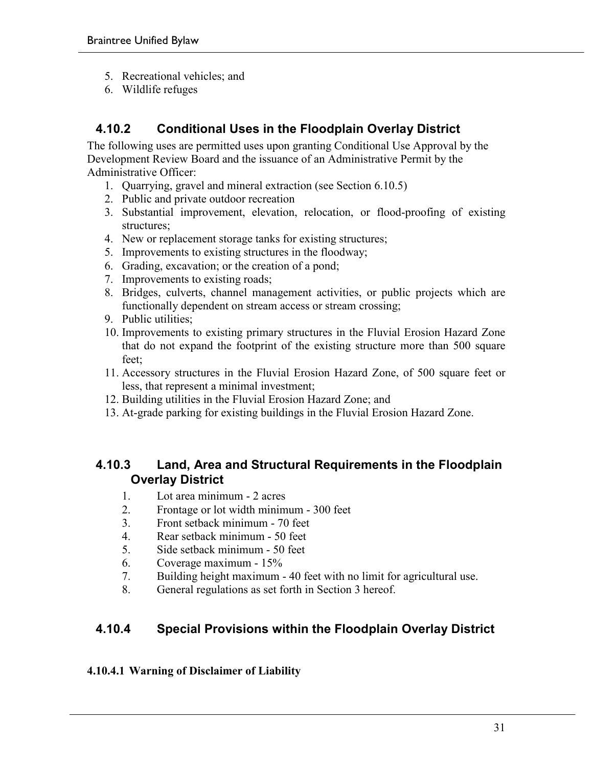5. Recreational vehicles; and
6. Wildlife refuges

### 4.10.2 Conditional Uses in the Floodplain Overlay District

The following uses are permitted uses upon granting Conditional Use Approval by the Development Review Board and the issuance of an Administrative Permit by the Administrative Officer:

1. Quarrying, gravel and mineral extraction (see Section 6.10.5)
2. Public and private outdoor recreation
3. Substantial improvement, elevation, relocation, or flood-proofing of existing structures;
4. New or replacement storage tanks for existing structures;
5. Improvements to existing structures in the floodway;
6. Grading, excavation; or the creation of a pond;
7. Improvements to existing roads;
8. Bridges, culverts, channel management activities, or public projects which are functionally dependent on stream access or stream crossing;
9. Public utilities;
10. Improvements to existing primary structures in the Fluvial Erosion Hazard Zone that do not expand the footprint of the existing structure more than 500 square feet;
11. Accessory structures in the Fluvial Erosion Hazard Zone, of 500 square feet or less, that represent a minimal investment;
12. Building utilities in the Fluvial Erosion Hazard Zone; and
13. At-grade parking for existing buildings in the Fluvial Erosion Hazard Zone.

### 4.10.3 Land, Area and Structural Requirements in the Floodplain Overlay District

1. Lot area minimum - 2 acres
2. Frontage or lot width minimum - 300 feet
3. Front setback minimum - 70 feet
4. Rear setback minimum - 50 feet
5. Side setback minimum - 50 feet
6. Coverage maximum - 15%
7. Building height maximum - 40 feet with no limit for agricultural use.
8. General regulations as set forth in Section 3 hereof.

### 4.10.4 Special Provisions within the Floodplain Overlay District

#### 4.10.4.1 Warning of Disclaimer of Liability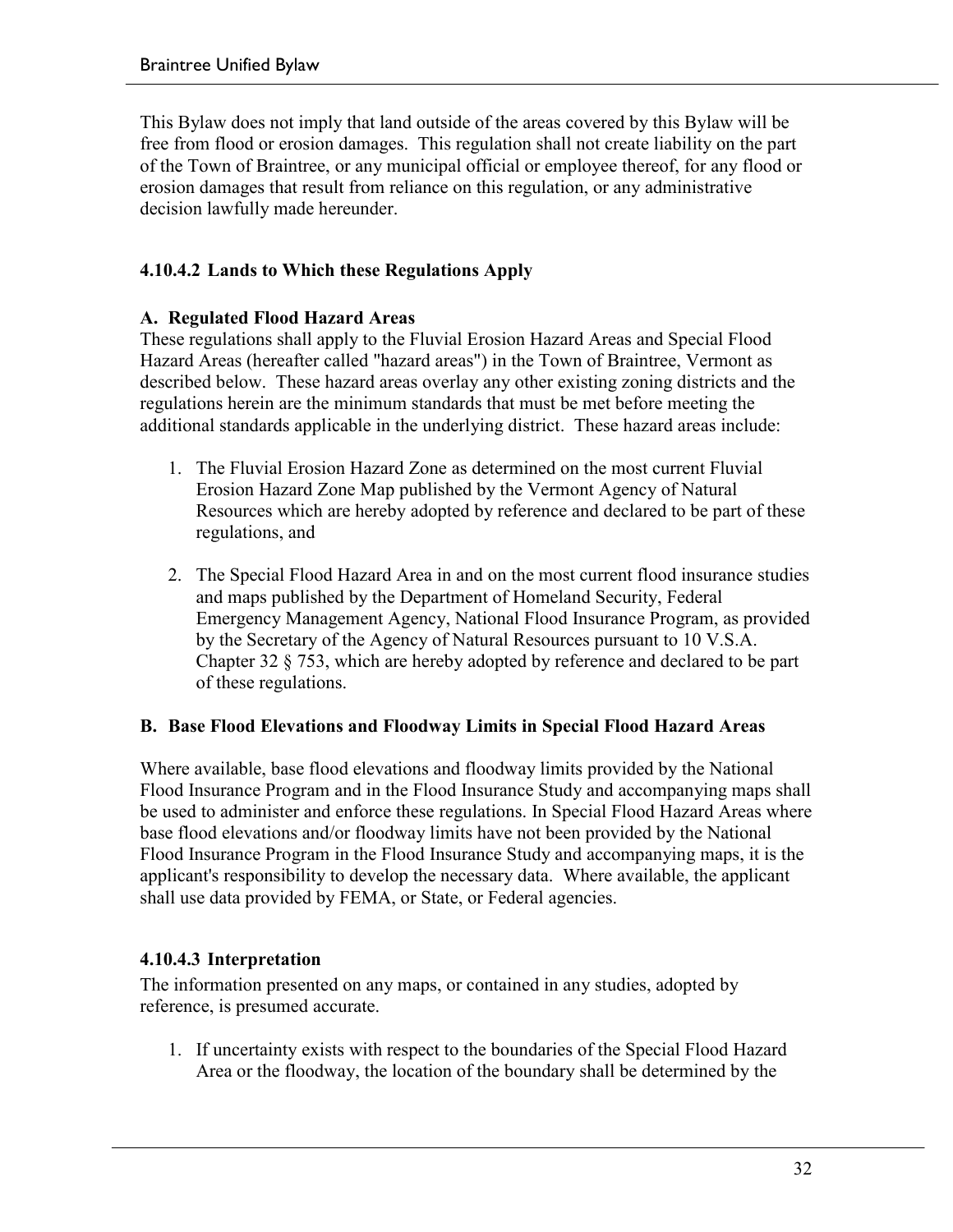This Bylaw does not imply that land outside of the areas covered by this Bylaw will be free from flood or erosion damages. This regulation shall not create liability on the part of the Town of Braintree, or any municipal official or employee thereof, for any flood or erosion damages that result from reliance on this regulation, or any administrative decision lawfully made hereunder.

#### 4.10.4.2 Lands to Which these Regulations Apply

**A. Regulated Flood Hazard Areas**

These regulations shall apply to the Fluvial Erosion Hazard Areas and Special Flood Hazard Areas (hereafter called "hazard areas") in the Town of Braintree, Vermont as described below. These hazard areas overlay any other existing zoning districts and the regulations herein are the minimum standards that must be met before meeting the additional standards applicable in the underlying district. These hazard areas include:

1. The Fluvial Erosion Hazard Zone as determined on the most current Fluvial Erosion Hazard Zone Map published by the Vermont Agency of Natural Resources which are hereby adopted by reference and declared to be part of these regulations, and

2. The Special Flood Hazard Area in and on the most current flood insurance studies and maps published by the Department of Homeland Security, Federal Emergency Management Agency, National Flood Insurance Program, as provided by the Secretary of the Agency of Natural Resources pursuant to 10 V.S.A. Chapter 32 § 753, which are hereby adopted by reference and declared to be part of these regulations.

**B. Base Flood Elevations and Floodway Limits in Special Flood Hazard Areas**

Where available, base flood elevations and floodway limits provided by the National Flood Insurance Program and in the Flood Insurance Study and accompanying maps shall be used to administer and enforce these regulations. In Special Flood Hazard Areas where base flood elevations and/or floodway limits have not been provided by the National Flood Insurance Program in the Flood Insurance Study and accompanying maps, it is the applicant's responsibility to develop the necessary data. Where available, the applicant shall use data provided by FEMA, or State, or Federal agencies.

#### 4.10.4.3 Interpretation

The information presented on any maps, or contained in any studies, adopted by reference, is presumed accurate.

1. If uncertainty exists with respect to the boundaries of the Special Flood Hazard Area or the floodway, the location of the boundary shall be determined by the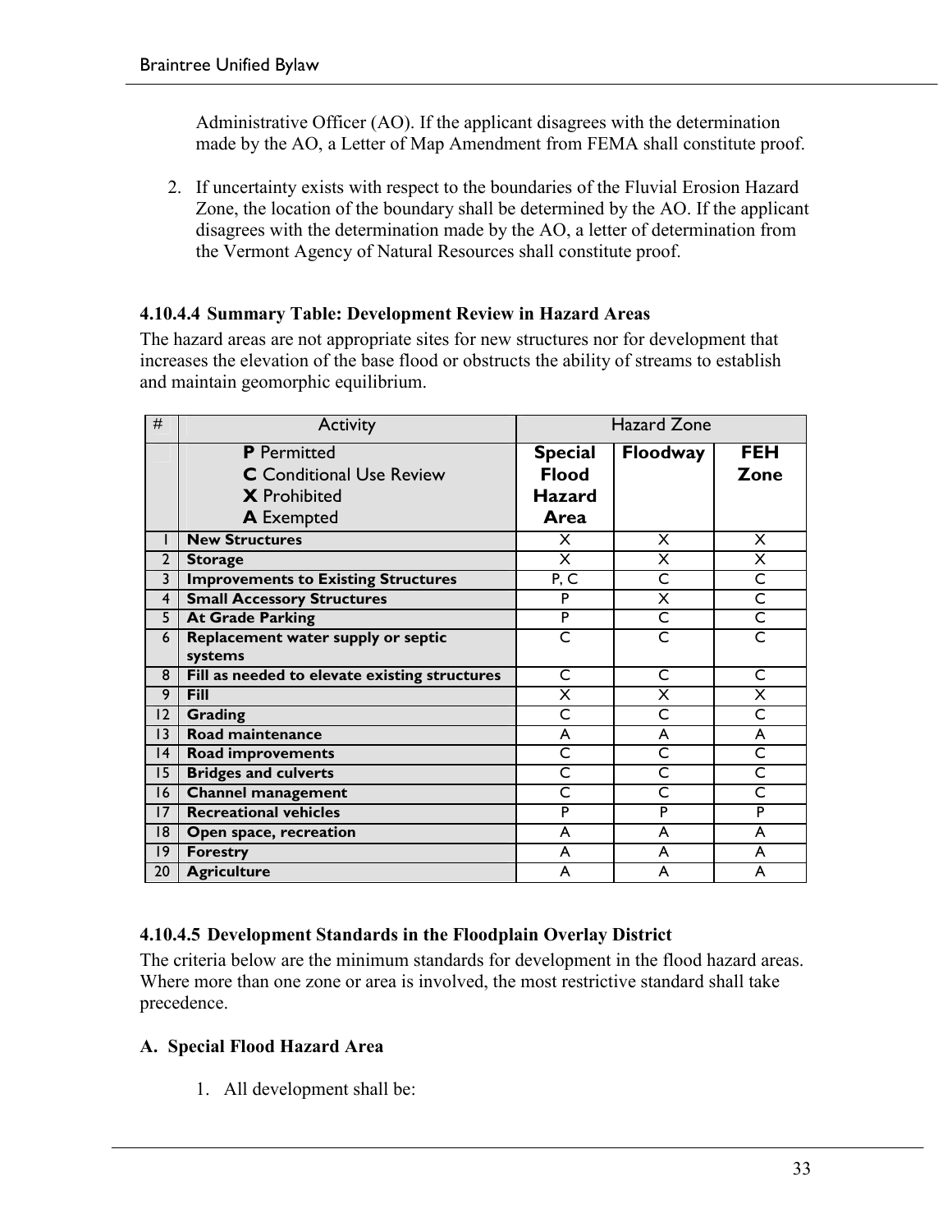Administrative Officer (AO). If the applicant disagrees with the determination made by the AO, a Letter of Map Amendment from FEMA shall constitute proof.

2. If uncertainty exists with respect to the boundaries of the Fluvial Erosion Hazard Zone, the location of the boundary shall be determined by the AO. If the applicant disagrees with the determination made by the AO, a letter of determination from the Vermont Agency of Natural Resources shall constitute proof.

### 4.10.4.4 Summary Table: Development Review in Hazard Areas

The hazard areas are not appropriate sites for new structures nor for development that increases the elevation of the base flood or obstructs the ability of streams to establish and maintain geomorphic equilibrium.

| # | Activity | Hazard Zone | | |
|---|---|---|---|---|
| | **P** Permitted<br>**C** Conditional Use Review<br>**X** Prohibited<br>**A** Exempted | **Special Flood Hazard Area** | **Floodway** | **FEH Zone** |
| 1 | **New Structures** | X | X | X |
| 2 | **Storage** | X | X | X |
| 3 | **Improvements to Existing Structures** | P, C | C | C |
| 4 | **Small Accessory Structures** | P | X | C |
| 5 | **At Grade Parking** | P | C | C |
| 6 | **Replacement water supply or septic systems** | C | C | C |
| 8 | **Fill as needed to elevate existing structures** | C | C | C |
| 9 | **Fill** | X | X | X |
| 12 | **Grading** | C | C | C |
| 13 | **Road maintenance** | A | A | A |
| 14 | **Road improvements** | C | C | C |
| 15 | **Bridges and culverts** | C | C | C |
| 16 | **Channel management** | C | C | C |
| 17 | **Recreational vehicles** | P | P | P |
| 18 | **Open space, recreation** | A | A | A |
| 19 | **Forestry** | A | A | A |
| 20 | **Agriculture** | A | A | A |

### 4.10.4.5 Development Standards in the Floodplain Overlay District

The criteria below are the minimum standards for development in the flood hazard areas. Where more than one zone or area is involved, the most restrictive standard shall take precedence.

#### A. Special Flood Hazard Area

1. All development shall be: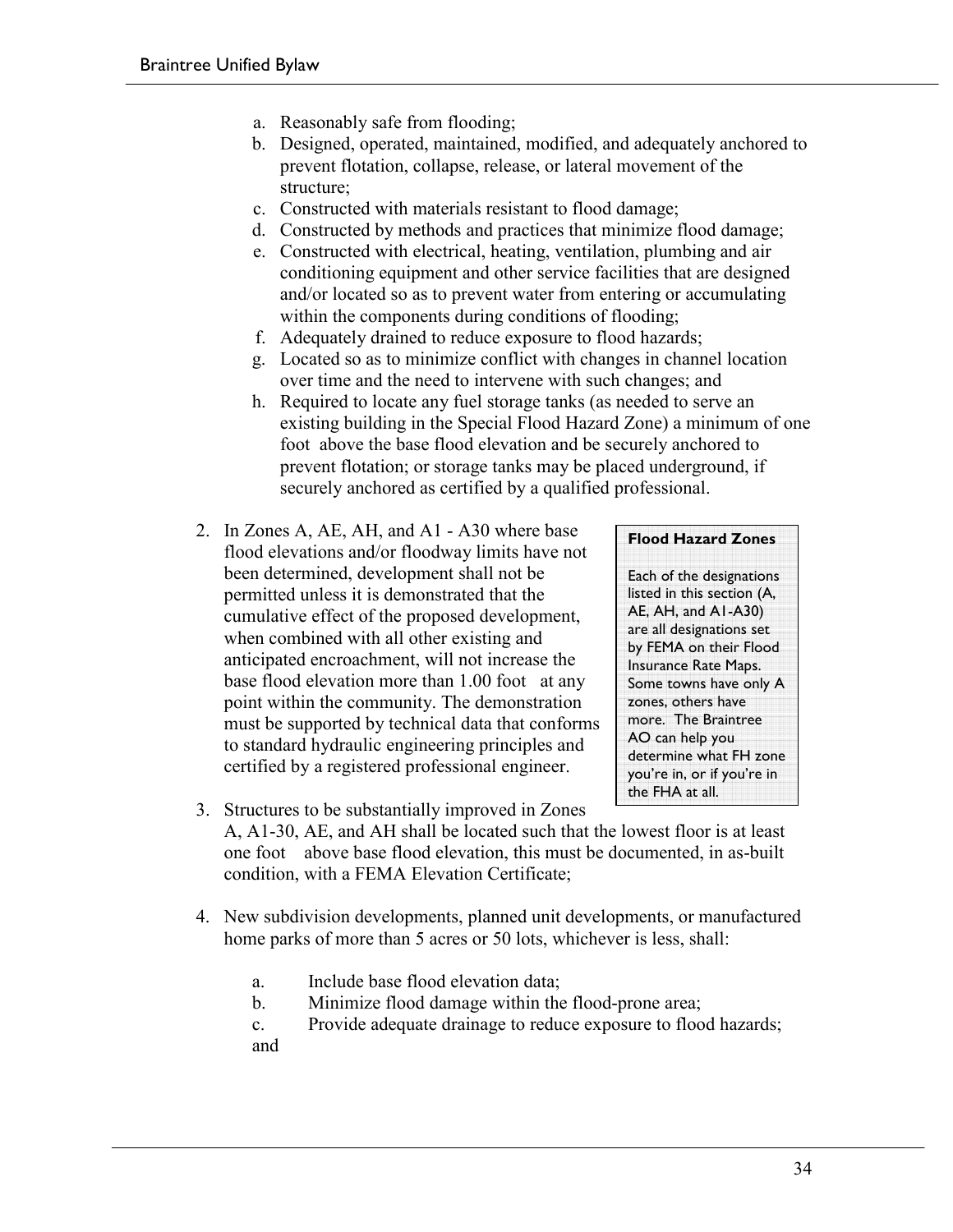a. Reasonably safe from flooding;
b. Designed, operated, maintained, modified, and adequately anchored to prevent flotation, collapse, release, or lateral movement of the structure;
c. Constructed with materials resistant to flood damage;
d. Constructed by methods and practices that minimize flood damage;
e. Constructed with electrical, heating, ventilation, plumbing and air conditioning equipment and other service facilities that are designed and/or located so as to prevent water from entering or accumulating within the components during conditions of flooding;
f. Adequately drained to reduce exposure to flood hazards;
g. Located so as to minimize conflict with changes in channel location over time and the need to intervene with such changes; and
h. Required to locate any fuel storage tanks (as needed to serve an existing building in the Special Flood Hazard Zone) a minimum of one foot above the base flood elevation and be securely anchored to prevent flotation; or storage tanks may be placed underground, if securely anchored as certified by a qualified professional.

2. In Zones A, AE, AH, and A1 - A30 where base flood elevations and/or floodway limits have not been determined, development shall not be permitted unless it is demonstrated that the cumulative effect of the proposed development, when combined with all other existing and anticipated encroachment, will not increase the base flood elevation more than 1.00 foot at any point within the community. The demonstration must be supported by technical data that conforms to standard hydraulic engineering principles and certified by a registered professional engineer.

> **Flood Hazard Zones**
>
> Each of the designations listed in this section (A, AE, AH, and A1-A30) are all designations set by FEMA on their Flood Insurance Rate Maps. Some towns have only A zones, others have more. The Braintree AO can help you determine what FH zone you're in, or if you're in the FHA at all.

3. Structures to be substantially improved in Zones A, A1-30, AE, and AH shall be located such that the lowest floor is at least one foot above base flood elevation, this must be documented, in as-built condition, with a FEMA Elevation Certificate;

4. New subdivision developments, planned unit developments, or manufactured home parks of more than 5 acres or 50 lots, whichever is less, shall:

   a. Include base flood elevation data;
   b. Minimize flood damage within the flood-prone area;
   c. Provide adequate drainage to reduce exposure to flood hazards; and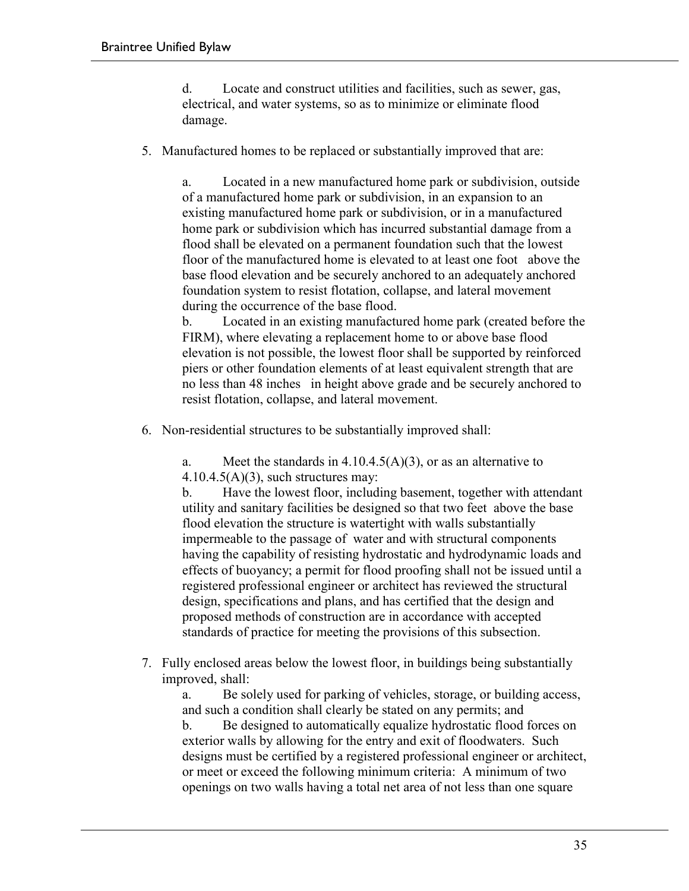d. Locate and construct utilities and facilities, such as sewer, gas, electrical, and water systems, so as to minimize or eliminate flood damage.

5. Manufactured homes to be replaced or substantially improved that are:

   a. Located in a new manufactured home park or subdivision, outside of a manufactured home park or subdivision, in an expansion to an existing manufactured home park or subdivision, or in a manufactured home park or subdivision which has incurred substantial damage from a flood shall be elevated on a permanent foundation such that the lowest floor of the manufactured home is elevated to at least one foot above the base flood elevation and be securely anchored to an adequately anchored foundation system to resist flotation, collapse, and lateral movement during the occurrence of the base flood.

   b. Located in an existing manufactured home park (created before the FIRM), where elevating a replacement home to or above base flood elevation is not possible, the lowest floor shall be supported by reinforced piers or other foundation elements of at least equivalent strength that are no less than 48 inches in height above grade and be securely anchored to resist flotation, collapse, and lateral movement.

6. Non-residential structures to be substantially improved shall:

   a. Meet the standards in 4.10.4.5(A)(3), or as an alternative to 4.10.4.5(A)(3), such structures may:

   b. Have the lowest floor, including basement, together with attendant utility and sanitary facilities be designed so that two feet above the base flood elevation the structure is watertight with walls substantially impermeable to the passage of water and with structural components having the capability of resisting hydrostatic and hydrodynamic loads and effects of buoyancy; a permit for flood proofing shall not be issued until a registered professional engineer or architect has reviewed the structural design, specifications and plans, and has certified that the design and proposed methods of construction are in accordance with accepted standards of practice for meeting the provisions of this subsection.

7. Fully enclosed areas below the lowest floor, in buildings being substantially improved, shall:

   a. Be solely used for parking of vehicles, storage, or building access, and such a condition shall clearly be stated on any permits; and

   b. Be designed to automatically equalize hydrostatic flood forces on exterior walls by allowing for the entry and exit of floodwaters. Such designs must be certified by a registered professional engineer or architect, or meet or exceed the following minimum criteria: A minimum of two openings on two walls having a total net area of not less than one square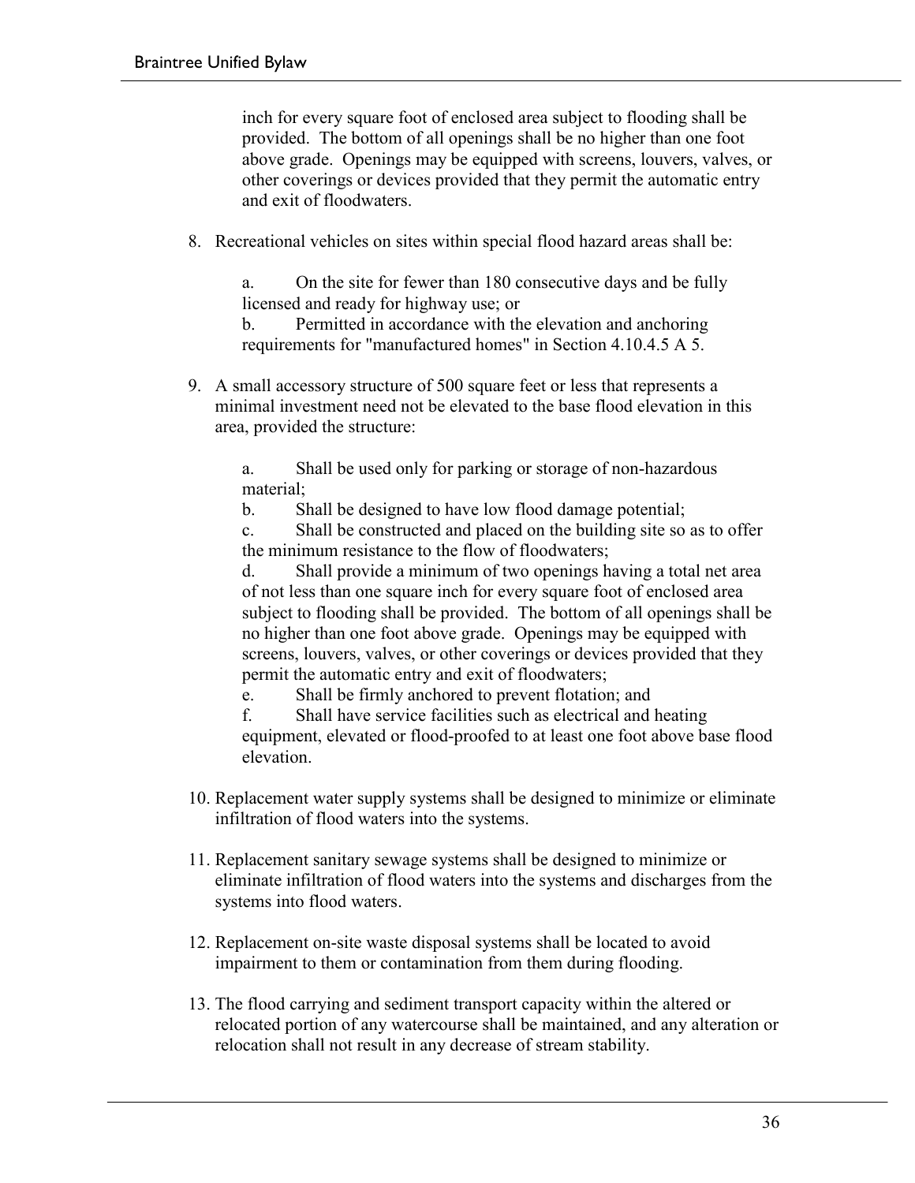inch for every square foot of enclosed area subject to flooding shall be provided. The bottom of all openings shall be no higher than one foot above grade. Openings may be equipped with screens, louvers, valves, or other coverings or devices provided that they permit the automatic entry and exit of floodwaters.

8. Recreational vehicles on sites within special flood hazard areas shall be:

   a. On the site for fewer than 180 consecutive days and be fully licensed and ready for highway use; or
   
   b. Permitted in accordance with the elevation and anchoring requirements for "manufactured homes" in Section 4.10.4.5 A 5.

9. A small accessory structure of 500 square feet or less that represents a minimal investment need not be elevated to the base flood elevation in this area, provided the structure:

   a. Shall be used only for parking or storage of non-hazardous material;
   
   b. Shall be designed to have low flood damage potential;
   
   c. Shall be constructed and placed on the building site so as to offer the minimum resistance to the flow of floodwaters;
   
   d. Shall provide a minimum of two openings having a total net area of not less than one square inch for every square foot of enclosed area subject to flooding shall be provided. The bottom of all openings shall be no higher than one foot above grade. Openings may be equipped with screens, louvers, valves, or other coverings or devices provided that they permit the automatic entry and exit of floodwaters;
   
   e. Shall be firmly anchored to prevent flotation; and
   
   f. Shall have service facilities such as electrical and heating equipment, elevated or flood-proofed to at least one foot above base flood elevation.

10. Replacement water supply systems shall be designed to minimize or eliminate infiltration of flood waters into the systems.

11. Replacement sanitary sewage systems shall be designed to minimize or eliminate infiltration of flood waters into the systems and discharges from the systems into flood waters.

12. Replacement on-site waste disposal systems shall be located to avoid impairment to them or contamination from them during flooding.

13. The flood carrying and sediment transport capacity within the altered or relocated portion of any watercourse shall be maintained, and any alteration or relocation shall not result in any decrease of stream stability.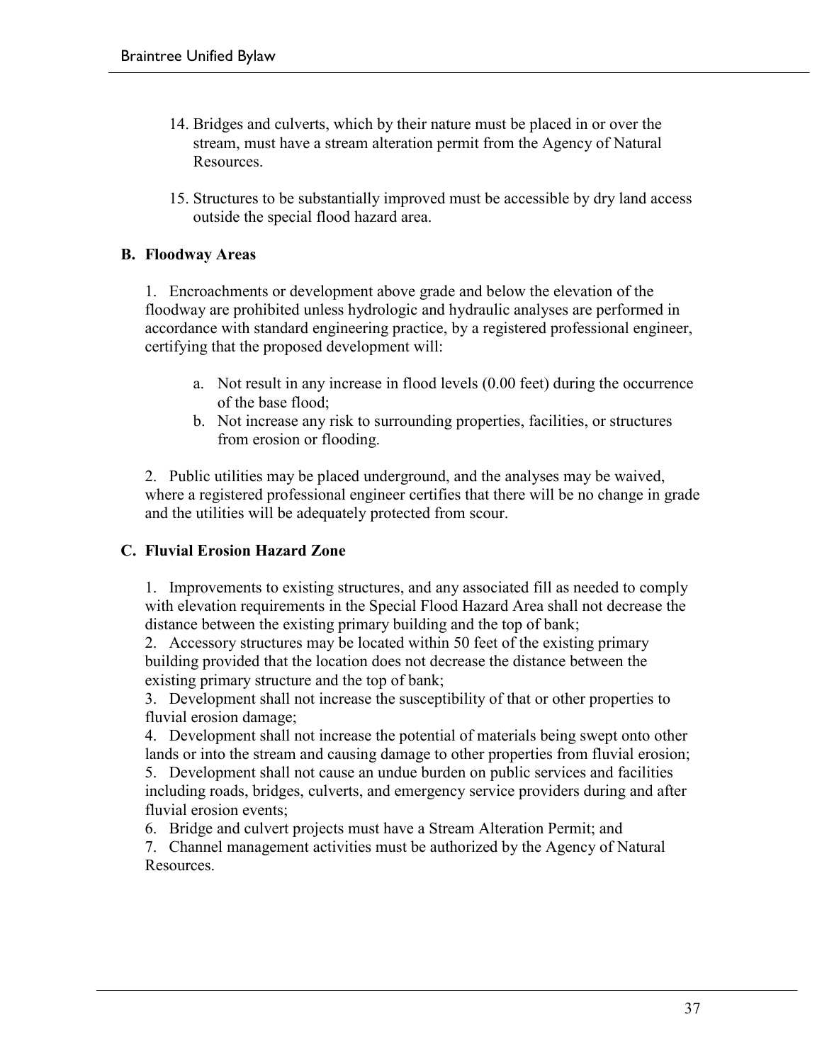14. Bridges and culverts, which by their nature must be placed in or over the stream, must have a stream alteration permit from the Agency of Natural Resources.

15. Structures to be substantially improved must be accessible by dry land access outside the special flood hazard area.

**B. Floodway Areas**

1. Encroachments or development above grade and below the elevation of the floodway are prohibited unless hydrologic and hydraulic analyses are performed in accordance with standard engineering practice, by a registered professional engineer, certifying that the proposed development will:

    a. Not result in any increase in flood levels (0.00 feet) during the occurrence of the base flood;
    b. Not increase any risk to surrounding properties, facilities, or structures from erosion or flooding.

2. Public utilities may be placed underground, and the analyses may be waived, where a registered professional engineer certifies that there will be no change in grade and the utilities will be adequately protected from scour.

**C. Fluvial Erosion Hazard Zone**

1. Improvements to existing structures, and any associated fill as needed to comply with elevation requirements in the Special Flood Hazard Area shall not decrease the distance between the existing primary building and the top of bank;
2. Accessory structures may be located within 50 feet of the existing primary building provided that the location does not decrease the distance between the existing primary structure and the top of bank;
3. Development shall not increase the susceptibility of that or other properties to fluvial erosion damage;
4. Development shall not increase the potential of materials being swept onto other lands or into the stream and causing damage to other properties from fluvial erosion;
5. Development shall not cause an undue burden on public services and facilities including roads, bridges, culverts, and emergency service providers during and after fluvial erosion events;
6. Bridge and culvert projects must have a Stream Alteration Permit; and
7. Channel management activities must be authorized by the Agency of Natural Resources.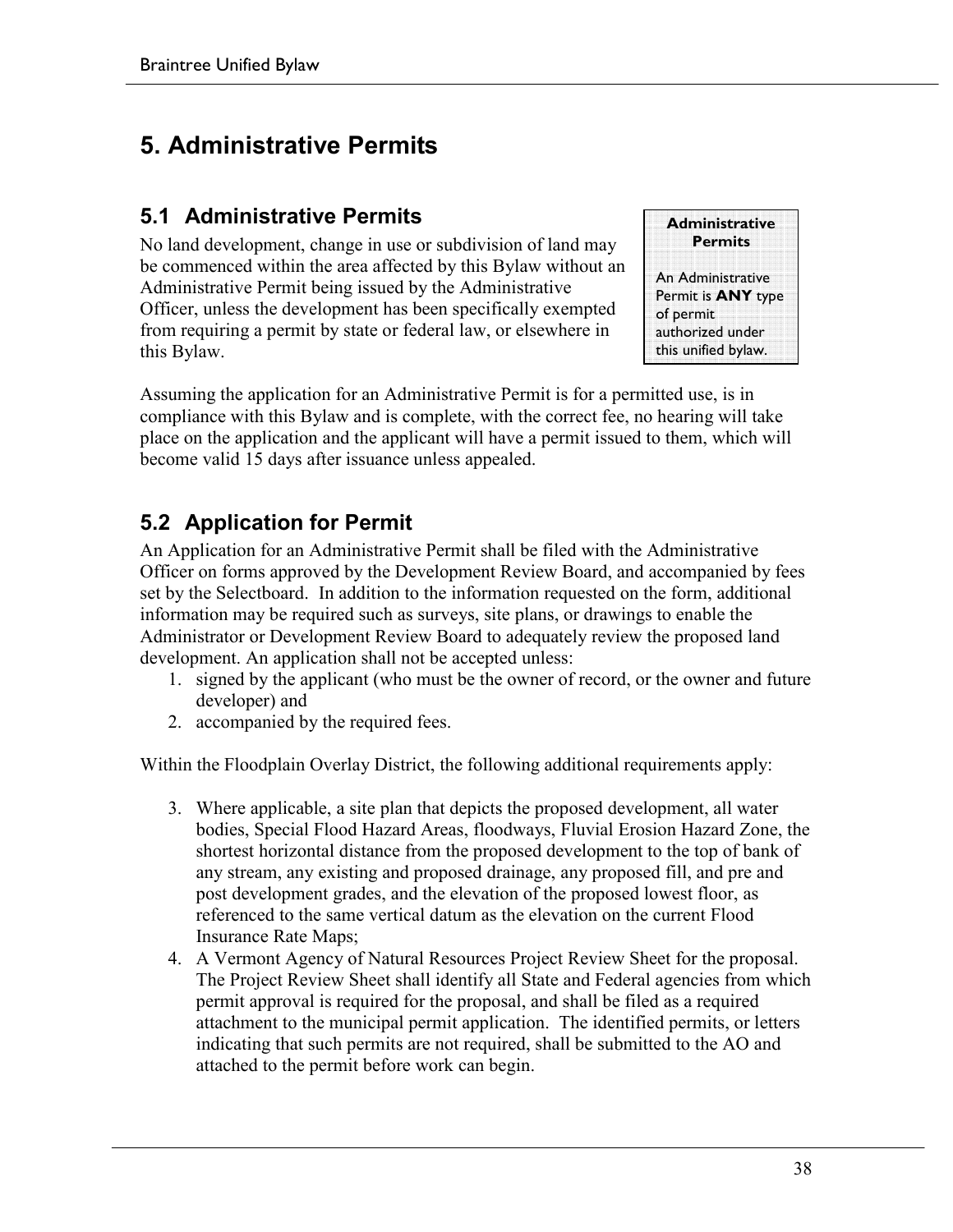# 5. Administrative Permits

## 5.1 Administrative Permits

No land development, change in use or subdivision of land may be commenced within the area affected by this Bylaw without an Administrative Permit being issued by the Administrative Officer, unless the development has been specifically exempted from requiring a permit by state or federal law, or elsewhere in this Bylaw.

> **Administrative Permits**
>
> An Administrative Permit is **ANY** type of permit authorized under this unified bylaw.

Assuming the application for an Administrative Permit is for a permitted use, is in compliance with this Bylaw and is complete, with the correct fee, no hearing will take place on the application and the applicant will have a permit issued to them, which will become valid 15 days after issuance unless appealed.

## 5.2 Application for Permit

An Application for an Administrative Permit shall be filed with the Administrative Officer on forms approved by the Development Review Board, and accompanied by fees set by the Selectboard. In addition to the information requested on the form, additional information may be required such as surveys, site plans, or drawings to enable the Administrator or Development Review Board to adequately review the proposed land development. An application shall not be accepted unless:

1. signed by the applicant (who must be the owner of record, or the owner and future developer) and
2. accompanied by the required fees.

Within the Floodplain Overlay District, the following additional requirements apply:

3. Where applicable, a site plan that depicts the proposed development, all water bodies, Special Flood Hazard Areas, floodways, Fluvial Erosion Hazard Zone, the shortest horizontal distance from the proposed development to the top of bank of any stream, any existing and proposed drainage, any proposed fill, and pre and post development grades, and the elevation of the proposed lowest floor, as referenced to the same vertical datum as the elevation on the current Flood Insurance Rate Maps;
4. A Vermont Agency of Natural Resources Project Review Sheet for the proposal. The Project Review Sheet shall identify all State and Federal agencies from which permit approval is required for the proposal, and shall be filed as a required attachment to the municipal permit application. The identified permits, or letters indicating that such permits are not required, shall be submitted to the AO and attached to the permit before work can begin.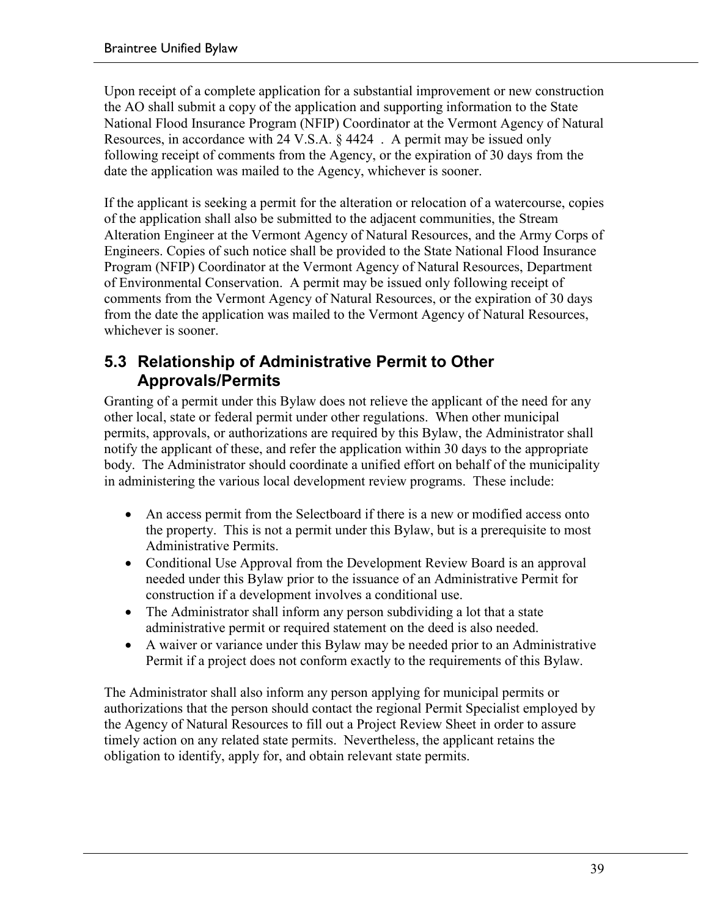Upon receipt of a complete application for a substantial improvement or new construction the AO shall submit a copy of the application and supporting information to the State National Flood Insurance Program (NFIP) Coordinator at the Vermont Agency of Natural Resources, in accordance with 24 V.S.A. § 4424 . A permit may be issued only following receipt of comments from the Agency, or the expiration of 30 days from the date the application was mailed to the Agency, whichever is sooner.

If the applicant is seeking a permit for the alteration or relocation of a watercourse, copies of the application shall also be submitted to the adjacent communities, the Stream Alteration Engineer at the Vermont Agency of Natural Resources, and the Army Corps of Engineers. Copies of such notice shall be provided to the State National Flood Insurance Program (NFIP) Coordinator at the Vermont Agency of Natural Resources, Department of Environmental Conservation. A permit may be issued only following receipt of comments from the Vermont Agency of Natural Resources, or the expiration of 30 days from the date the application was mailed to the Vermont Agency of Natural Resources, whichever is sooner.

## 5.3 Relationship of Administrative Permit to Other Approvals/Permits

Granting of a permit under this Bylaw does not relieve the applicant of the need for any other local, state or federal permit under other regulations. When other municipal permits, approvals, or authorizations are required by this Bylaw, the Administrator shall notify the applicant of these, and refer the application within 30 days to the appropriate body. The Administrator should coordinate a unified effort on behalf of the municipality in administering the various local development review programs. These include:

- An access permit from the Selectboard if there is a new or modified access onto the property. This is not a permit under this Bylaw, but is a prerequisite to most Administrative Permits.
- Conditional Use Approval from the Development Review Board is an approval needed under this Bylaw prior to the issuance of an Administrative Permit for construction if a development involves a conditional use.
- The Administrator shall inform any person subdividing a lot that a state administrative permit or required statement on the deed is also needed.
- A waiver or variance under this Bylaw may be needed prior to an Administrative Permit if a project does not conform exactly to the requirements of this Bylaw.

The Administrator shall also inform any person applying for municipal permits or authorizations that the person should contact the regional Permit Specialist employed by the Agency of Natural Resources to fill out a Project Review Sheet in order to assure timely action on any related state permits. Nevertheless, the applicant retains the obligation to identify, apply for, and obtain relevant state permits.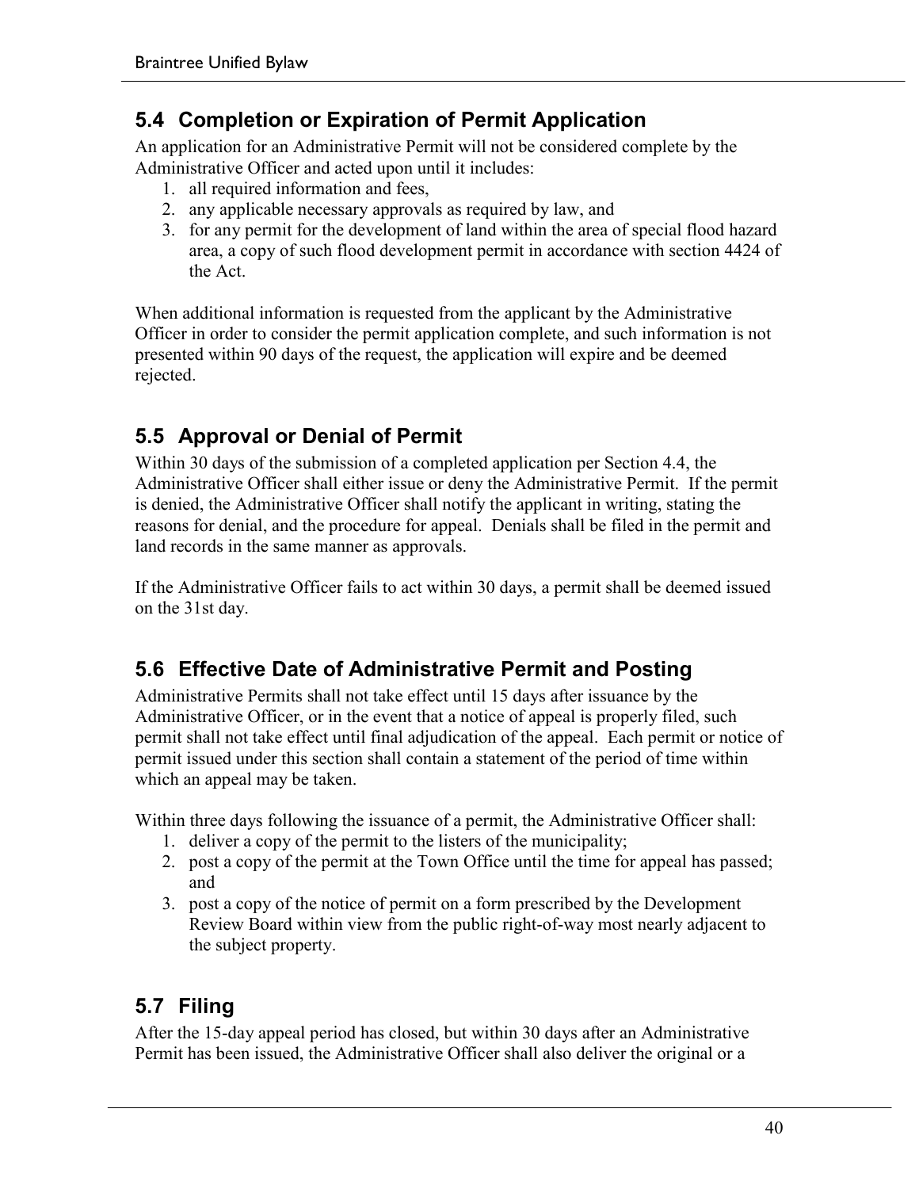## 5.4 Completion or Expiration of Permit Application

An application for an Administrative Permit will not be considered complete by the Administrative Officer and acted upon until it includes:

1. all required information and fees,
2. any applicable necessary approvals as required by law, and
3. for any permit for the development of land within the area of special flood hazard area, a copy of such flood development permit in accordance with section 4424 of the Act.

When additional information is requested from the applicant by the Administrative Officer in order to consider the permit application complete, and such information is not presented within 90 days of the request, the application will expire and be deemed rejected.

## 5.5 Approval or Denial of Permit

Within 30 days of the submission of a completed application per Section 4.4, the Administrative Officer shall either issue or deny the Administrative Permit. If the permit is denied, the Administrative Officer shall notify the applicant in writing, stating the reasons for denial, and the procedure for appeal. Denials shall be filed in the permit and land records in the same manner as approvals.

If the Administrative Officer fails to act within 30 days, a permit shall be deemed issued on the 31st day.

## 5.6 Effective Date of Administrative Permit and Posting

Administrative Permits shall not take effect until 15 days after issuance by the Administrative Officer, or in the event that a notice of appeal is properly filed, such permit shall not take effect until final adjudication of the appeal. Each permit or notice of permit issued under this section shall contain a statement of the period of time within which an appeal may be taken.

Within three days following the issuance of a permit, the Administrative Officer shall:

1. deliver a copy of the permit to the listers of the municipality;
2. post a copy of the permit at the Town Office until the time for appeal has passed; and
3. post a copy of the notice of permit on a form prescribed by the Development Review Board within view from the public right-of-way most nearly adjacent to the subject property.

## 5.7 Filing

After the 15-day appeal period has closed, but within 30 days after an Administrative Permit has been issued, the Administrative Officer shall also deliver the original or a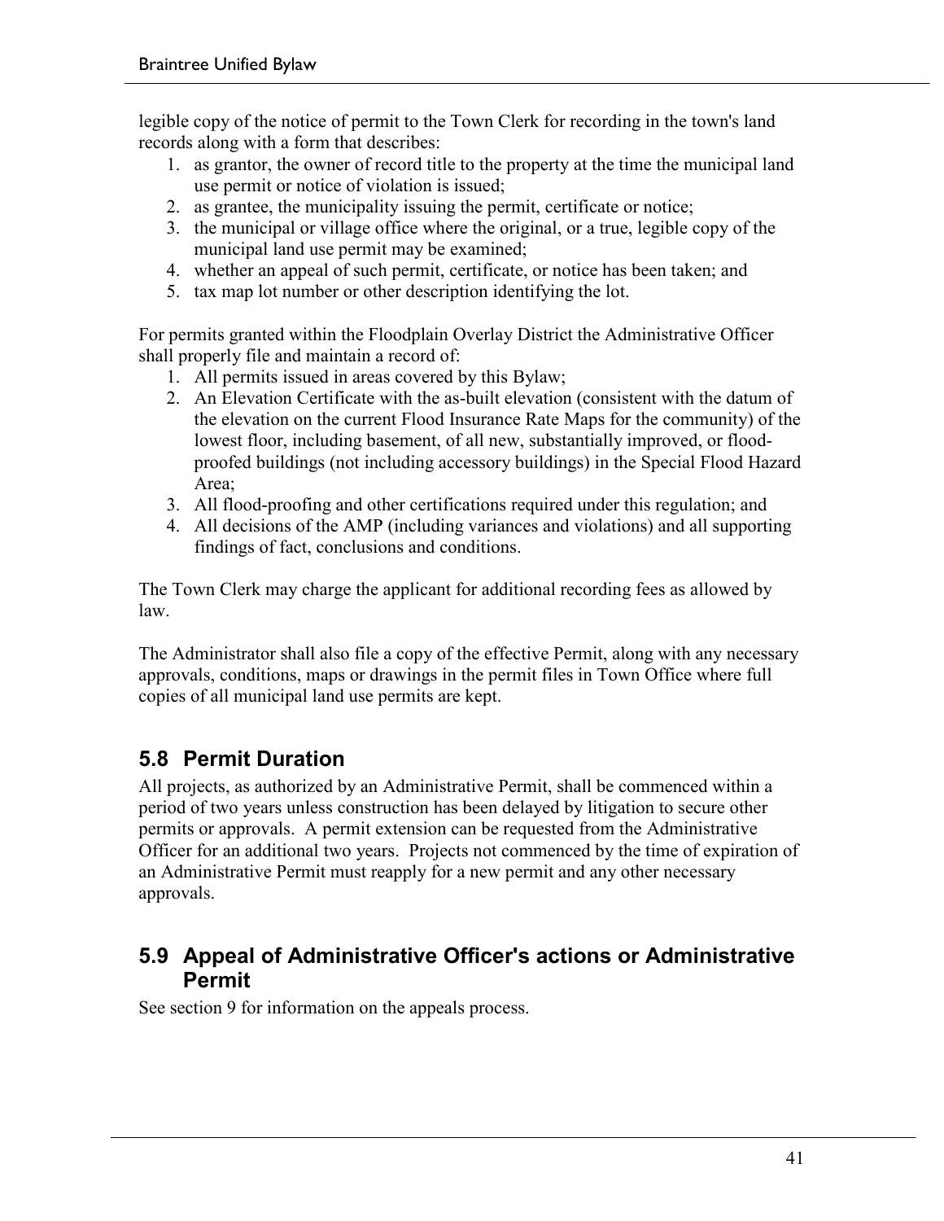legible copy of the notice of permit to the Town Clerk for recording in the town's land records along with a form that describes:

1. as grantor, the owner of record title to the property at the time the municipal land use permit or notice of violation is issued;
2. as grantee, the municipality issuing the permit, certificate or notice;
3. the municipal or village office where the original, or a true, legible copy of the municipal land use permit may be examined;
4. whether an appeal of such permit, certificate, or notice has been taken; and
5. tax map lot number or other description identifying the lot.

For permits granted within the Floodplain Overlay District the Administrative Officer shall properly file and maintain a record of:

1. All permits issued in areas covered by this Bylaw;
2. An Elevation Certificate with the as-built elevation (consistent with the datum of the elevation on the current Flood Insurance Rate Maps for the community) of the lowest floor, including basement, of all new, substantially improved, or flood-proofed buildings (not including accessory buildings) in the Special Flood Hazard Area;
3. All flood-proofing and other certifications required under this regulation; and
4. All decisions of the AMP (including variances and violations) and all supporting findings of fact, conclusions and conditions.

The Town Clerk may charge the applicant for additional recording fees as allowed by law.

The Administrator shall also file a copy of the effective Permit, along with any necessary approvals, conditions, maps or drawings in the permit files in Town Office where full copies of all municipal land use permits are kept.

## 5.8 Permit Duration

All projects, as authorized by an Administrative Permit, shall be commenced within a period of two years unless construction has been delayed by litigation to secure other permits or approvals. A permit extension can be requested from the Administrative Officer for an additional two years. Projects not commenced by the time of expiration of an Administrative Permit must reapply for a new permit and any other necessary approvals.

## 5.9 Appeal of Administrative Officer's actions or Administrative Permit

See section 9 for information on the appeals process.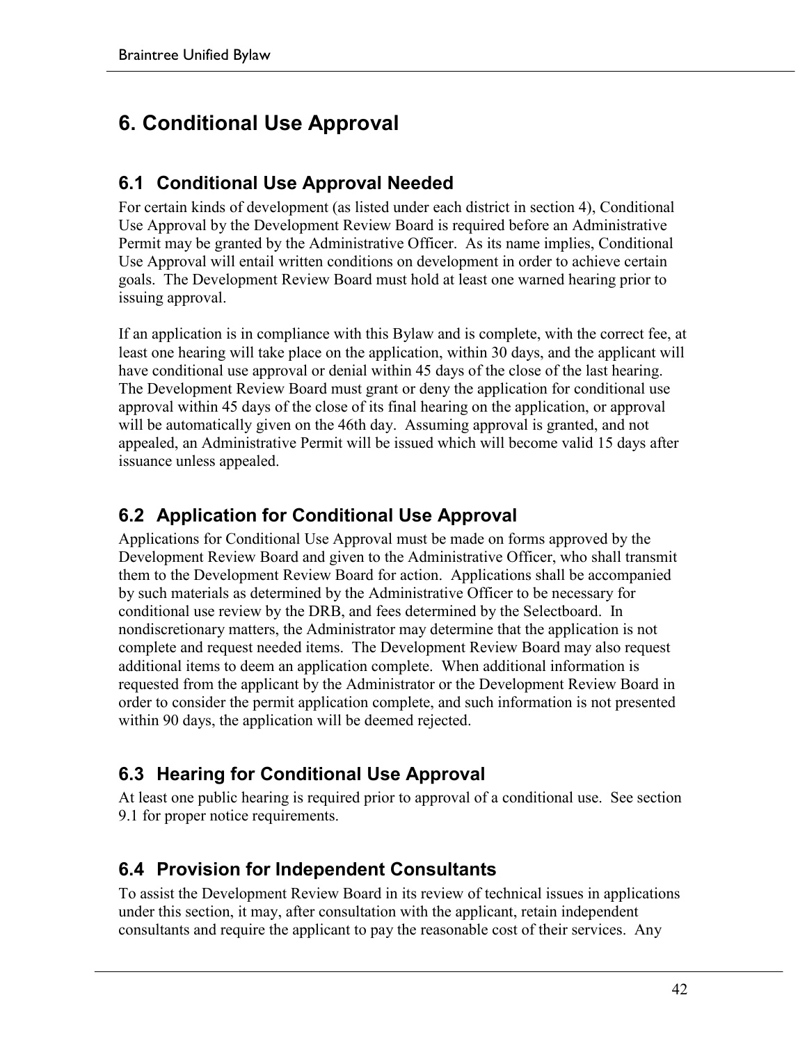# 6. Conditional Use Approval

## 6.1 Conditional Use Approval Needed

For certain kinds of development (as listed under each district in section 4), Conditional Use Approval by the Development Review Board is required before an Administrative Permit may be granted by the Administrative Officer. As its name implies, Conditional Use Approval will entail written conditions on development in order to achieve certain goals. The Development Review Board must hold at least one warned hearing prior to issuing approval.

If an application is in compliance with this Bylaw and is complete, with the correct fee, at least one hearing will take place on the application, within 30 days, and the applicant will have conditional use approval or denial within 45 days of the close of the last hearing. The Development Review Board must grant or deny the application for conditional use approval within 45 days of the close of its final hearing on the application, or approval will be automatically given on the 46th day. Assuming approval is granted, and not appealed, an Administrative Permit will be issued which will become valid 15 days after issuance unless appealed.

## 6.2 Application for Conditional Use Approval

Applications for Conditional Use Approval must be made on forms approved by the Development Review Board and given to the Administrative Officer, who shall transmit them to the Development Review Board for action. Applications shall be accompanied by such materials as determined by the Administrative Officer to be necessary for conditional use review by the DRB, and fees determined by the Selectboard. In nondiscretionary matters, the Administrator may determine that the application is not complete and request needed items. The Development Review Board may also request additional items to deem an application complete. When additional information is requested from the applicant by the Administrator or the Development Review Board in order to consider the permit application complete, and such information is not presented within 90 days, the application will be deemed rejected.

## 6.3 Hearing for Conditional Use Approval

At least one public hearing is required prior to approval of a conditional use. See section 9.1 for proper notice requirements.

## 6.4 Provision for Independent Consultants

To assist the Development Review Board in its review of technical issues in applications under this section, it may, after consultation with the applicant, retain independent consultants and require the applicant to pay the reasonable cost of their services. Any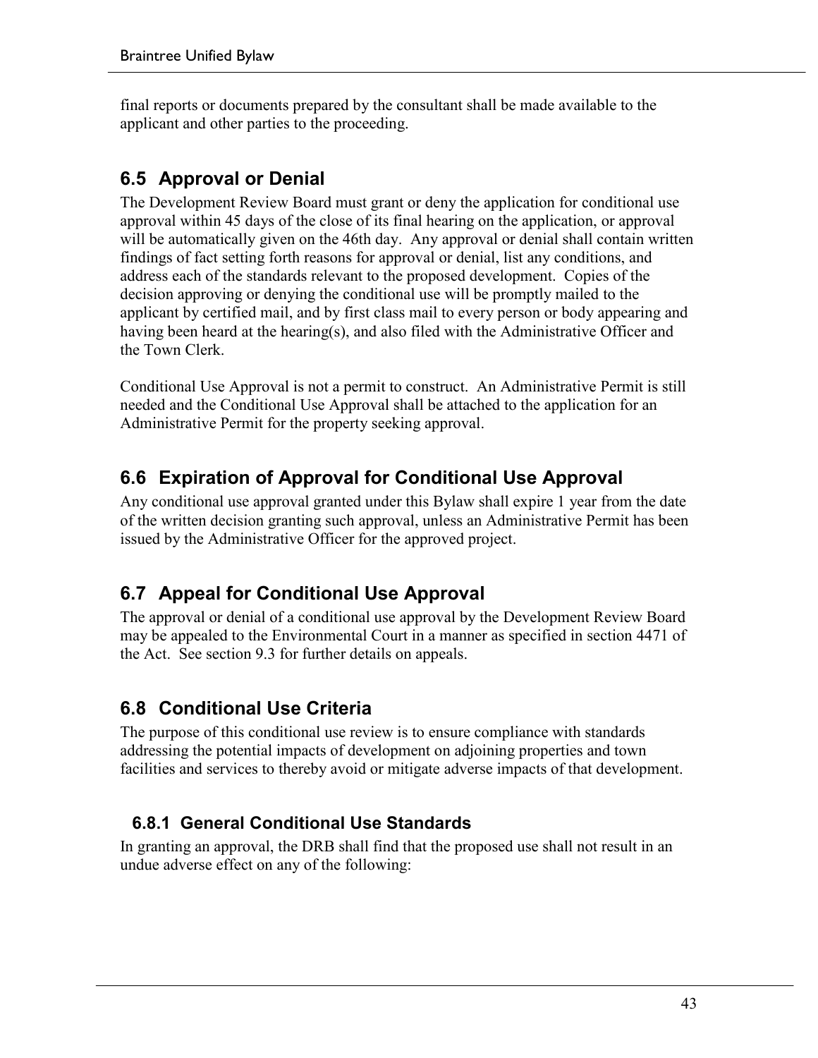final reports or documents prepared by the consultant shall be made available to the applicant and other parties to the proceeding.

## 6.5 Approval or Denial

The Development Review Board must grant or deny the application for conditional use approval within 45 days of the close of its final hearing on the application, or approval will be automatically given on the 46th day. Any approval or denial shall contain written findings of fact setting forth reasons for approval or denial, list any conditions, and address each of the standards relevant to the proposed development. Copies of the decision approving or denying the conditional use will be promptly mailed to the applicant by certified mail, and by first class mail to every person or body appearing and having been heard at the hearing(s), and also filed with the Administrative Officer and the Town Clerk.

Conditional Use Approval is not a permit to construct. An Administrative Permit is still needed and the Conditional Use Approval shall be attached to the application for an Administrative Permit for the property seeking approval.

## 6.6 Expiration of Approval for Conditional Use Approval

Any conditional use approval granted under this Bylaw shall expire 1 year from the date of the written decision granting such approval, unless an Administrative Permit has been issued by the Administrative Officer for the approved project.

## 6.7 Appeal for Conditional Use Approval

The approval or denial of a conditional use approval by the Development Review Board may be appealed to the Environmental Court in a manner as specified in section 4471 of the Act. See section 9.3 for further details on appeals.

## 6.8 Conditional Use Criteria

The purpose of this conditional use review is to ensure compliance with standards addressing the potential impacts of development on adjoining properties and town facilities and services to thereby avoid or mitigate adverse impacts of that development.

### 6.8.1 General Conditional Use Standards

In granting an approval, the DRB shall find that the proposed use shall not result in an undue adverse effect on any of the following: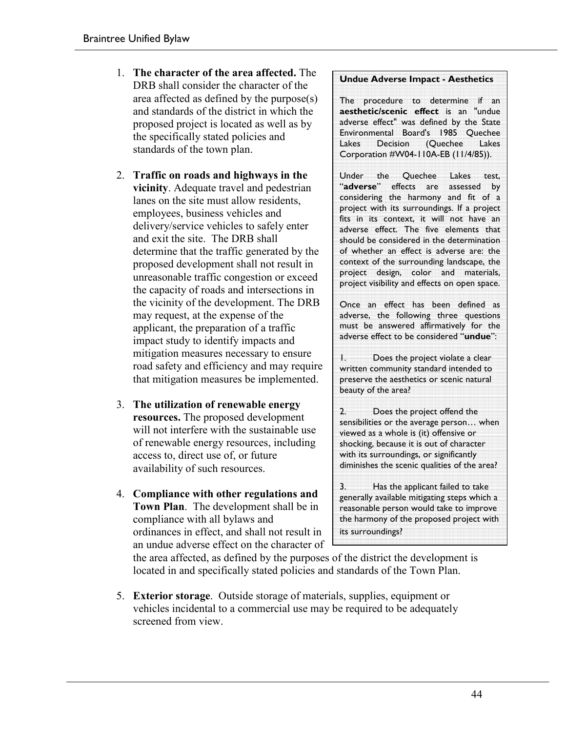1. **The character of the area affected.** The DRB shall consider the character of the area affected as defined by the purpose(s) and standards of the district in which the proposed project is located as well as by the specifically stated policies and standards of the town plan.

2. **Traffic on roads and highways in the vicinity**. Adequate travel and pedestrian lanes on the site must allow residents, employees, business vehicles and delivery/service vehicles to safely enter and exit the site. The DRB shall determine that the traffic generated by the proposed development shall not result in unreasonable traffic congestion or exceed the capacity of roads and intersections in the vicinity of the development. The DRB may request, at the expense of the applicant, the preparation of a traffic impact study to identify impacts and mitigation measures necessary to ensure road safety and efficiency and may require that mitigation measures be implemented.

3. **The utilization of renewable energy resources.** The proposed development will not interfere with the sustainable use of renewable energy resources, including access to, direct use of, or future availability of such resources.

4. **Compliance with other regulations and Town Plan**. The development shall be in compliance with all bylaws and ordinances in effect, and shall not result in an undue adverse effect on the character of the area affected, as defined by the purposes of the district the development is located in and specifically stated policies and standards of the Town Plan.

5. **Exterior storage**. Outside storage of materials, supplies, equipment or vehicles incidental to a commercial use may be required to be adequately screened from view.

**Undue Adverse Impact - Aesthetics**

The procedure to determine if an **aesthetic/scenic effect** is an "undue adverse effect" was defined by the State Environmental Board's 1985 Quechee Lakes Decision (Quechee Lakes Corporation #W04-110A-EB (11/4/85)).

Under the Quechee Lakes test, "**adverse**" effects are assessed by considering the harmony and fit of a project with its surroundings. If a project fits in its context, it will not have an adverse effect. The five elements that should be considered in the determination of whether an effect is adverse are: the context of the surrounding landscape, the project design, color and materials, project visibility and effects on open space.

Once an effect has been defined as adverse, the following three questions must be answered affirmatively for the adverse effect to be considered "**undue**":

1. Does the project violate a clear written community standard intended to preserve the aesthetics or scenic natural beauty of the area?

2. Does the project offend the sensibilities or the average person… when viewed as a whole is (it) offensive or shocking, because it is out of character with its surroundings, or significantly diminishes the scenic qualities of the area?

3. Has the applicant failed to take generally available mitigating steps which a reasonable person would take to improve the harmony of the proposed project with its surroundings?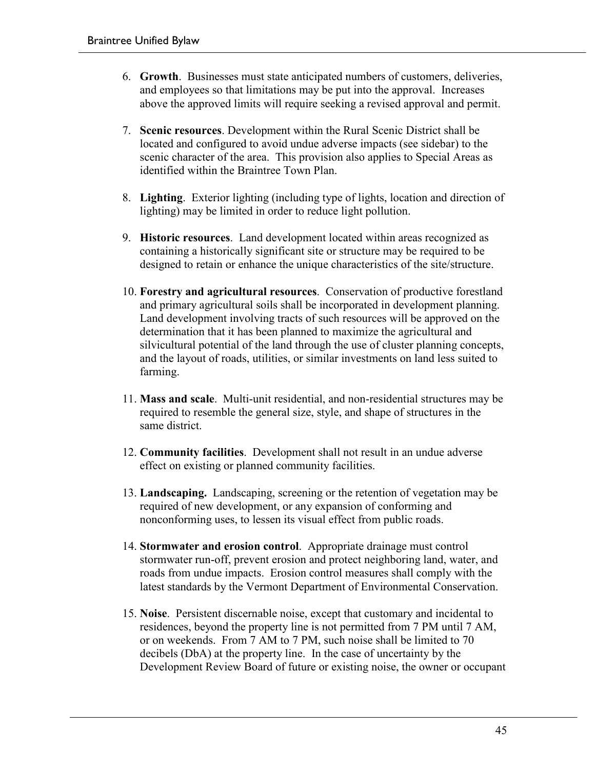6. **Growth**. Businesses must state anticipated numbers of customers, deliveries, and employees so that limitations may be put into the approval. Increases above the approved limits will require seeking a revised approval and permit.

7. **Scenic resources**. Development within the Rural Scenic District shall be located and configured to avoid undue adverse impacts (see sidebar) to the scenic character of the area. This provision also applies to Special Areas as identified within the Braintree Town Plan.

8. **Lighting**. Exterior lighting (including type of lights, location and direction of lighting) may be limited in order to reduce light pollution.

9. **Historic resources**. Land development located within areas recognized as containing a historically significant site or structure may be required to be designed to retain or enhance the unique characteristics of the site/structure.

10. **Forestry and agricultural resources**. Conservation of productive forestland and primary agricultural soils shall be incorporated in development planning. Land development involving tracts of such resources will be approved on the determination that it has been planned to maximize the agricultural and silvicultural potential of the land through the use of cluster planning concepts, and the layout of roads, utilities, or similar investments on land less suited to farming.

11. **Mass and scale**. Multi-unit residential, and non-residential structures may be required to resemble the general size, style, and shape of structures in the same district.

12. **Community facilities**. Development shall not result in an undue adverse effect on existing or planned community facilities.

13. **Landscaping.** Landscaping, screening or the retention of vegetation may be required of new development, or any expansion of conforming and nonconforming uses, to lessen its visual effect from public roads.

14. **Stormwater and erosion control**. Appropriate drainage must control stormwater run-off, prevent erosion and protect neighboring land, water, and roads from undue impacts. Erosion control measures shall comply with the latest standards by the Vermont Department of Environmental Conservation.

15. **Noise**. Persistent discernable noise, except that customary and incidental to residences, beyond the property line is not permitted from 7 PM until 7 AM, or on weekends. From 7 AM to 7 PM, such noise shall be limited to 70 decibels (DbA) at the property line. In the case of uncertainty by the Development Review Board of future or existing noise, the owner or occupant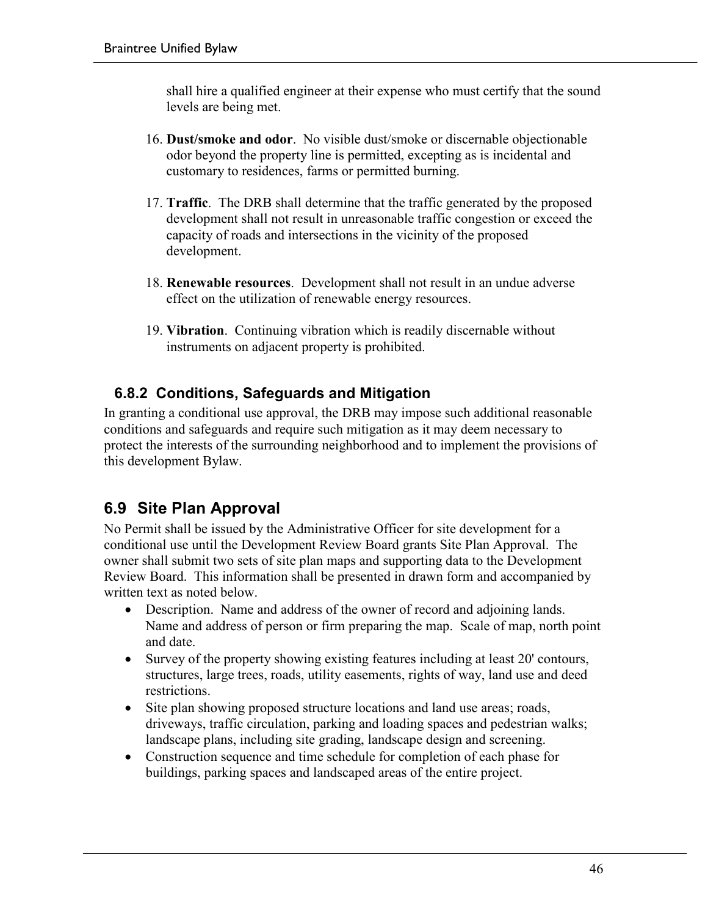shall hire a qualified engineer at their expense who must certify that the sound levels are being met.

16. **Dust/smoke and odor**. No visible dust/smoke or discernable objectionable odor beyond the property line is permitted, excepting as is incidental and customary to residences, farms or permitted burning.

17. **Traffic**. The DRB shall determine that the traffic generated by the proposed development shall not result in unreasonable traffic congestion or exceed the capacity of roads and intersections in the vicinity of the proposed development.

18. **Renewable resources**. Development shall not result in an undue adverse effect on the utilization of renewable energy resources.

19. **Vibration**. Continuing vibration which is readily discernable without instruments on adjacent property is prohibited.

### 6.8.2 Conditions, Safeguards and Mitigation

In granting a conditional use approval, the DRB may impose such additional reasonable conditions and safeguards and require such mitigation as it may deem necessary to protect the interests of the surrounding neighborhood and to implement the provisions of this development Bylaw.

## 6.9 Site Plan Approval

No Permit shall be issued by the Administrative Officer for site development for a conditional use until the Development Review Board grants Site Plan Approval. The owner shall submit two sets of site plan maps and supporting data to the Development Review Board. This information shall be presented in drawn form and accompanied by written text as noted below.

- Description. Name and address of the owner of record and adjoining lands. Name and address of person or firm preparing the map. Scale of map, north point and date.
- Survey of the property showing existing features including at least 20' contours, structures, large trees, roads, utility easements, rights of way, land use and deed restrictions.
- Site plan showing proposed structure locations and land use areas; roads, driveways, traffic circulation, parking and loading spaces and pedestrian walks; landscape plans, including site grading, landscape design and screening.
- Construction sequence and time schedule for completion of each phase for buildings, parking spaces and landscaped areas of the entire project.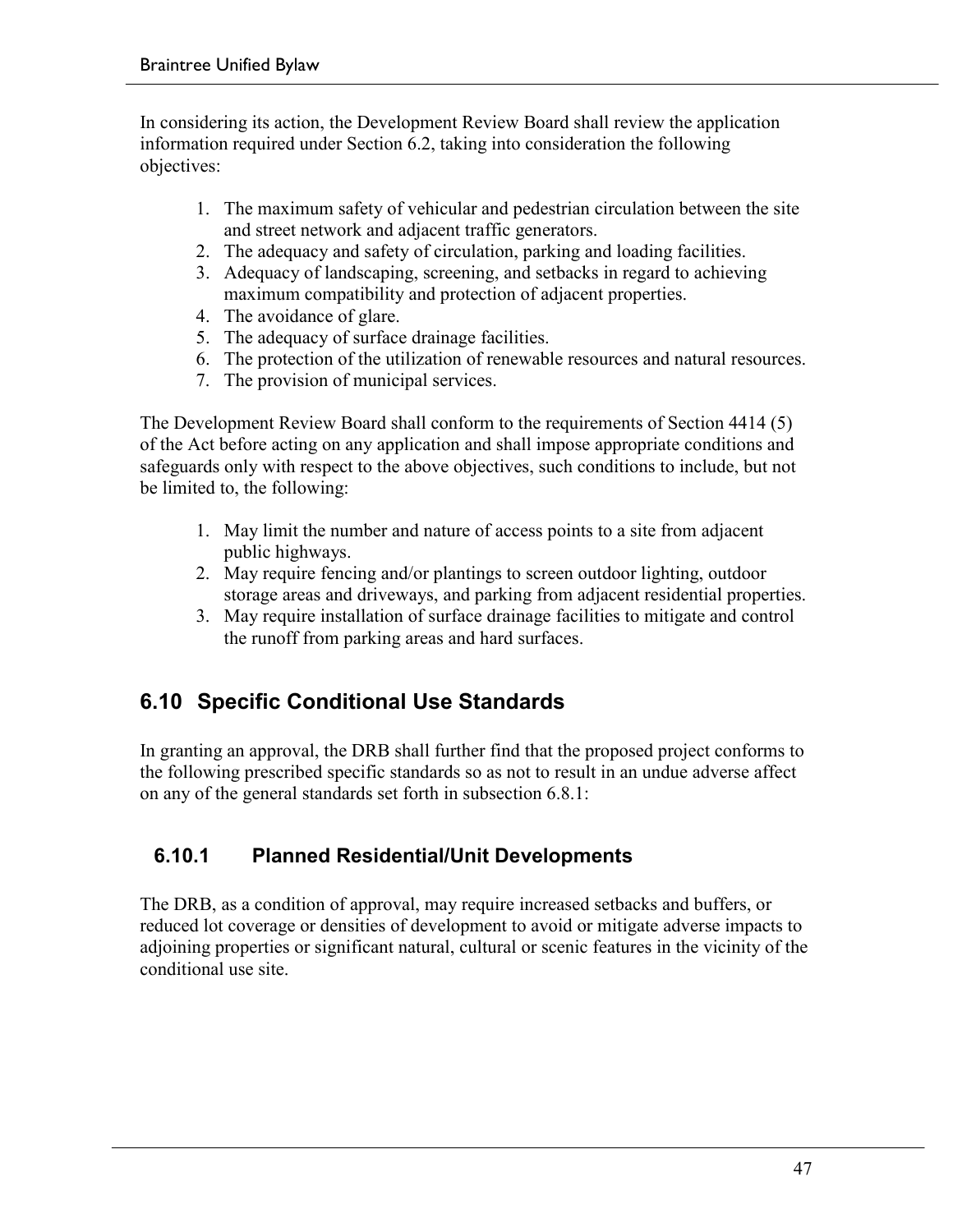In considering its action, the Development Review Board shall review the application information required under Section 6.2, taking into consideration the following objectives:

1. The maximum safety of vehicular and pedestrian circulation between the site and street network and adjacent traffic generators.
2. The adequacy and safety of circulation, parking and loading facilities.
3. Adequacy of landscaping, screening, and setbacks in regard to achieving maximum compatibility and protection of adjacent properties.
4. The avoidance of glare.
5. The adequacy of surface drainage facilities.
6. The protection of the utilization of renewable resources and natural resources.
7. The provision of municipal services.

The Development Review Board shall conform to the requirements of Section 4414 (5) of the Act before acting on any application and shall impose appropriate conditions and safeguards only with respect to the above objectives, such conditions to include, but not be limited to, the following:

1. May limit the number and nature of access points to a site from adjacent public highways.
2. May require fencing and/or plantings to screen outdoor lighting, outdoor storage areas and driveways, and parking from adjacent residential properties.
3. May require installation of surface drainage facilities to mitigate and control the runoff from parking areas and hard surfaces.

## 6.10 Specific Conditional Use Standards

In granting an approval, the DRB shall further find that the proposed project conforms to the following prescribed specific standards so as not to result in an undue adverse affect on any of the general standards set forth in subsection 6.8.1:

### 6.10.1 Planned Residential/Unit Developments

The DRB, as a condition of approval, may require increased setbacks and buffers, or reduced lot coverage or densities of development to avoid or mitigate adverse impacts to adjoining properties or significant natural, cultural or scenic features in the vicinity of the conditional use site.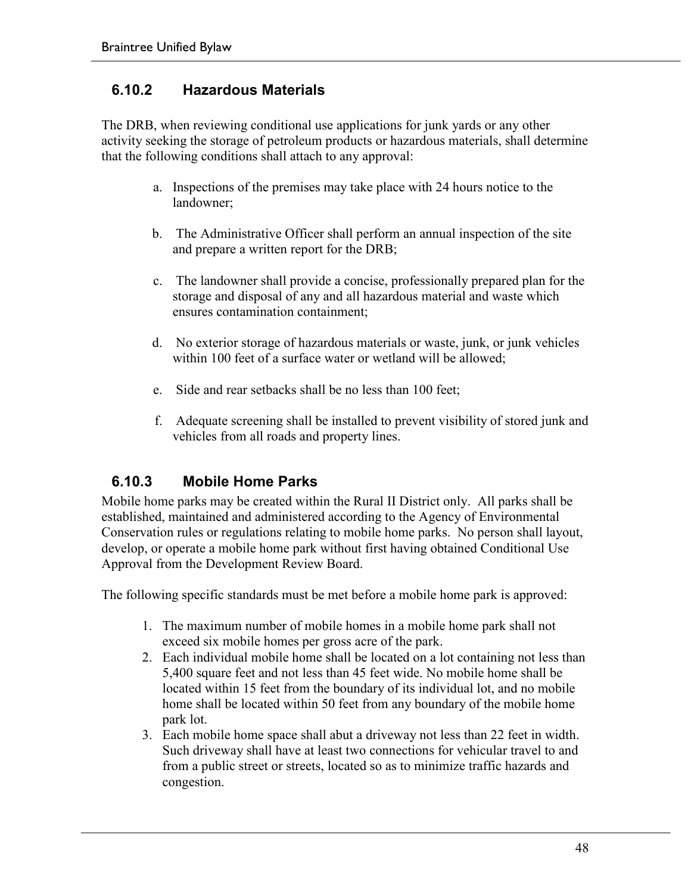### 6.10.2 Hazardous Materials

The DRB, when reviewing conditional use applications for junk yards or any other activity seeking the storage of petroleum products or hazardous materials, shall determine that the following conditions shall attach to any approval:

a. Inspections of the premises may take place with 24 hours notice to the landowner;

b. The Administrative Officer shall perform an annual inspection of the site and prepare a written report for the DRB;

c. The landowner shall provide a concise, professionally prepared plan for the storage and disposal of any and all hazardous material and waste which ensures contamination containment;

d. No exterior storage of hazardous materials or waste, junk, or junk vehicles within 100 feet of a surface water or wetland will be allowed;

e. Side and rear setbacks shall be no less than 100 feet;

f. Adequate screening shall be installed to prevent visibility of stored junk and vehicles from all roads and property lines.

### 6.10.3 Mobile Home Parks

Mobile home parks may be created within the Rural II District only. All parks shall be established, maintained and administered according to the Agency of Environmental Conservation rules or regulations relating to mobile home parks. No person shall layout, develop, or operate a mobile home park without first having obtained Conditional Use Approval from the Development Review Board.

The following specific standards must be met before a mobile home park is approved:

1. The maximum number of mobile homes in a mobile home park shall not exceed six mobile homes per gross acre of the park.
2. Each individual mobile home shall be located on a lot containing not less than 5,400 square feet and not less than 45 feet wide. No mobile home shall be located within 15 feet from the boundary of its individual lot, and no mobile home shall be located within 50 feet from any boundary of the mobile home park lot.
3. Each mobile home space shall abut a driveway not less than 22 feet in width. Such driveway shall have at least two connections for vehicular travel to and from a public street or streets, located so as to minimize traffic hazards and congestion.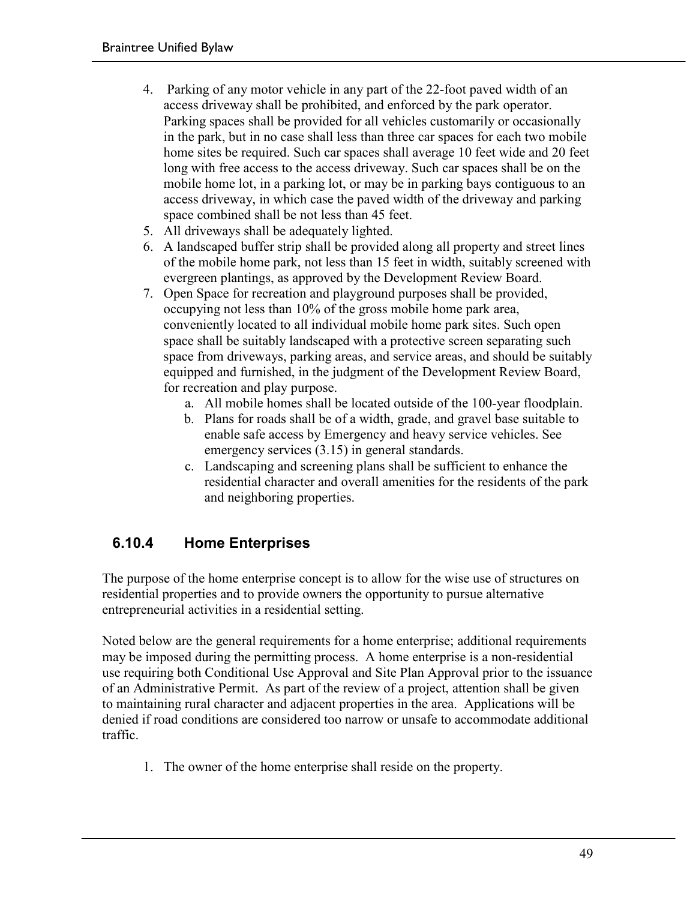4. Parking of any motor vehicle in any part of the 22-foot paved width of an access driveway shall be prohibited, and enforced by the park operator. Parking spaces shall be provided for all vehicles customarily or occasionally in the park, but in no case shall less than three car spaces for each two mobile home sites be required. Such car spaces shall average 10 feet wide and 20 feet long with free access to the access driveway. Such car spaces shall be on the mobile home lot, in a parking lot, or may be in parking bays contiguous to an access driveway, in which case the paved width of the driveway and parking space combined shall be not less than 45 feet.
5. All driveways shall be adequately lighted.
6. A landscaped buffer strip shall be provided along all property and street lines of the mobile home park, not less than 15 feet in width, suitably screened with evergreen plantings, as approved by the Development Review Board.
7. Open Space for recreation and playground purposes shall be provided, occupying not less than 10% of the gross mobile home park area, conveniently located to all individual mobile home park sites. Such open space shall be suitably landscaped with a protective screen separating such space from driveways, parking areas, and service areas, and should be suitably equipped and furnished, in the judgment of the Development Review Board, for recreation and play purpose.
    a. All mobile homes shall be located outside of the 100-year floodplain.
    b. Plans for roads shall be of a width, grade, and gravel base suitable to enable safe access by Emergency and heavy service vehicles. See emergency services (3.15) in general standards.
    c. Landscaping and screening plans shall be sufficient to enhance the residential character and overall amenities for the residents of the park and neighboring properties.

### 6.10.4 Home Enterprises

The purpose of the home enterprise concept is to allow for the wise use of structures on residential properties and to provide owners the opportunity to pursue alternative entrepreneurial activities in a residential setting.

Noted below are the general requirements for a home enterprise; additional requirements may be imposed during the permitting process. A home enterprise is a non-residential use requiring both Conditional Use Approval and Site Plan Approval prior to the issuance of an Administrative Permit. As part of the review of a project, attention shall be given to maintaining rural character and adjacent properties in the area. Applications will be denied if road conditions are considered too narrow or unsafe to accommodate additional traffic.

1. The owner of the home enterprise shall reside on the property.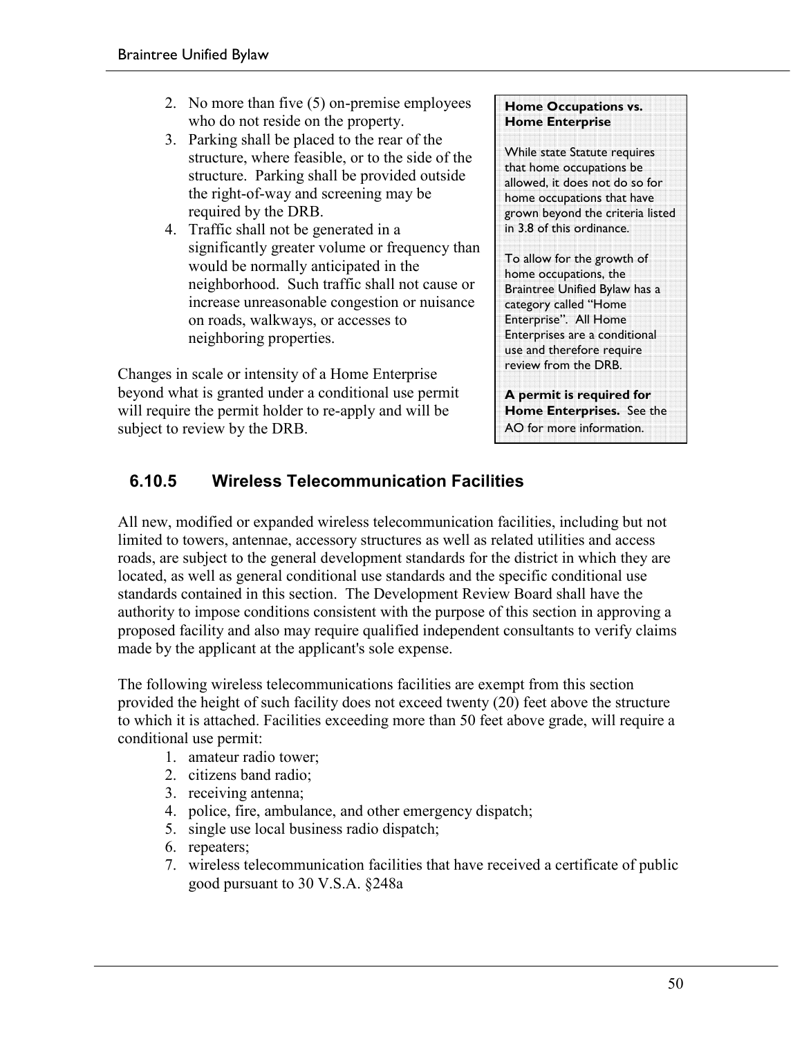2. No more than five (5) on-premise employees who do not reside on the property.
3. Parking shall be placed to the rear of the structure, where feasible, or to the side of the structure. Parking shall be provided outside the right-of-way and screening may be required by the DRB.
4. Traffic shall not be generated in a significantly greater volume or frequency than would be normally anticipated in the neighborhood. Such traffic shall not cause or increase unreasonable congestion or nuisance on roads, walkways, or accesses to neighboring properties.

Changes in scale or intensity of a Home Enterprise beyond what is granted under a conditional use permit will require the permit holder to re-apply and will be subject to review by the DRB.

> **Home Occupations vs. Home Enterprise**
>
> While state Statute requires that home occupations be allowed, it does not do so for home occupations that have grown beyond the criteria listed in 3.8 of this ordinance.
>
> To allow for the growth of home occupations, the Braintree Unified Bylaw has a category called "Home Enterprise". All Home Enterprises are a conditional use and therefore require review from the DRB.
>
> **A permit is required for Home Enterprises.** See the AO for more information.

### 6.10.5 Wireless Telecommunication Facilities

All new, modified or expanded wireless telecommunication facilities, including but not limited to towers, antennae, accessory structures as well as related utilities and access roads, are subject to the general development standards for the district in which they are located, as well as general conditional use standards and the specific conditional use standards contained in this section. The Development Review Board shall have the authority to impose conditions consistent with the purpose of this section in approving a proposed facility and also may require qualified independent consultants to verify claims made by the applicant at the applicant's sole expense.

The following wireless telecommunications facilities are exempt from this section provided the height of such facility does not exceed twenty (20) feet above the structure to which it is attached. Facilities exceeding more than 50 feet above grade, will require a conditional use permit:

1. amateur radio tower;
2. citizens band radio;
3. receiving antenna;
4. police, fire, ambulance, and other emergency dispatch;
5. single use local business radio dispatch;
6. repeaters;
7. wireless telecommunication facilities that have received a certificate of public good pursuant to 30 V.S.A. §248a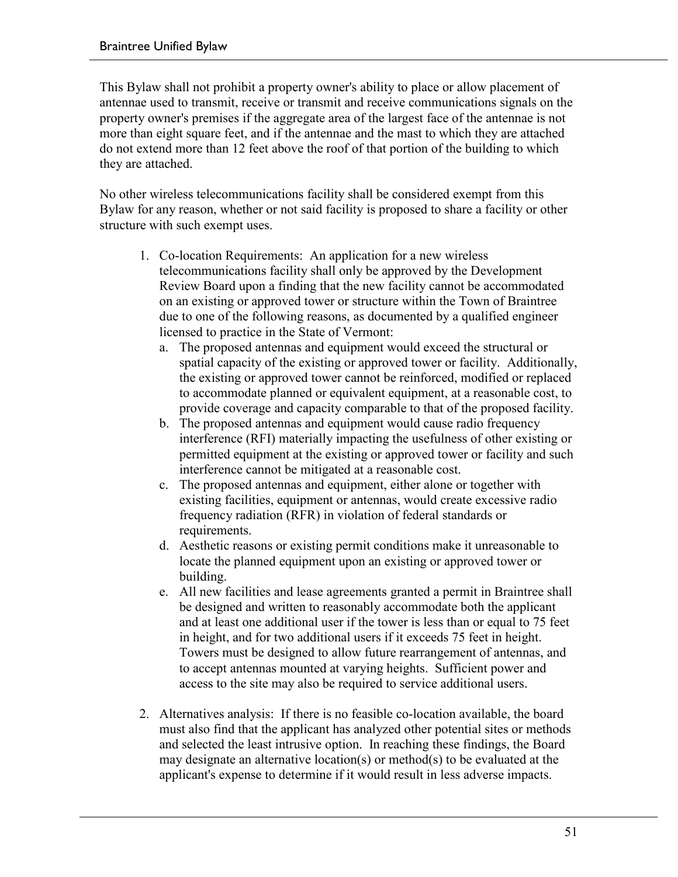This Bylaw shall not prohibit a property owner's ability to place or allow placement of antennae used to transmit, receive or transmit and receive communications signals on the property owner's premises if the aggregate area of the largest face of the antennae is not more than eight square feet, and if the antennae and the mast to which they are attached do not extend more than 12 feet above the roof of that portion of the building to which they are attached.

No other wireless telecommunications facility shall be considered exempt from this Bylaw for any reason, whether or not said facility is proposed to share a facility or other structure with such exempt uses.

1. Co-location Requirements: An application for a new wireless telecommunications facility shall only be approved by the Development Review Board upon a finding that the new facility cannot be accommodated on an existing or approved tower or structure within the Town of Braintree due to one of the following reasons, as documented by a qualified engineer licensed to practice in the State of Vermont:
   a. The proposed antennas and equipment would exceed the structural or spatial capacity of the existing or approved tower or facility. Additionally, the existing or approved tower cannot be reinforced, modified or replaced to accommodate planned or equivalent equipment, at a reasonable cost, to provide coverage and capacity comparable to that of the proposed facility.
   b. The proposed antennas and equipment would cause radio frequency interference (RFI) materially impacting the usefulness of other existing or permitted equipment at the existing or approved tower or facility and such interference cannot be mitigated at a reasonable cost.
   c. The proposed antennas and equipment, either alone or together with existing facilities, equipment or antennas, would create excessive radio frequency radiation (RFR) in violation of federal standards or requirements.
   d. Aesthetic reasons or existing permit conditions make it unreasonable to locate the planned equipment upon an existing or approved tower or building.
   e. All new facilities and lease agreements granted a permit in Braintree shall be designed and written to reasonably accommodate both the applicant and at least one additional user if the tower is less than or equal to 75 feet in height, and for two additional users if it exceeds 75 feet in height. Towers must be designed to allow future rearrangement of antennas, and to accept antennas mounted at varying heights. Sufficient power and access to the site may also be required to service additional users.

2. Alternatives analysis: If there is no feasible co-location available, the board must also find that the applicant has analyzed other potential sites or methods and selected the least intrusive option. In reaching these findings, the Board may designate an alternative location(s) or method(s) to be evaluated at the applicant's expense to determine if it would result in less adverse impacts.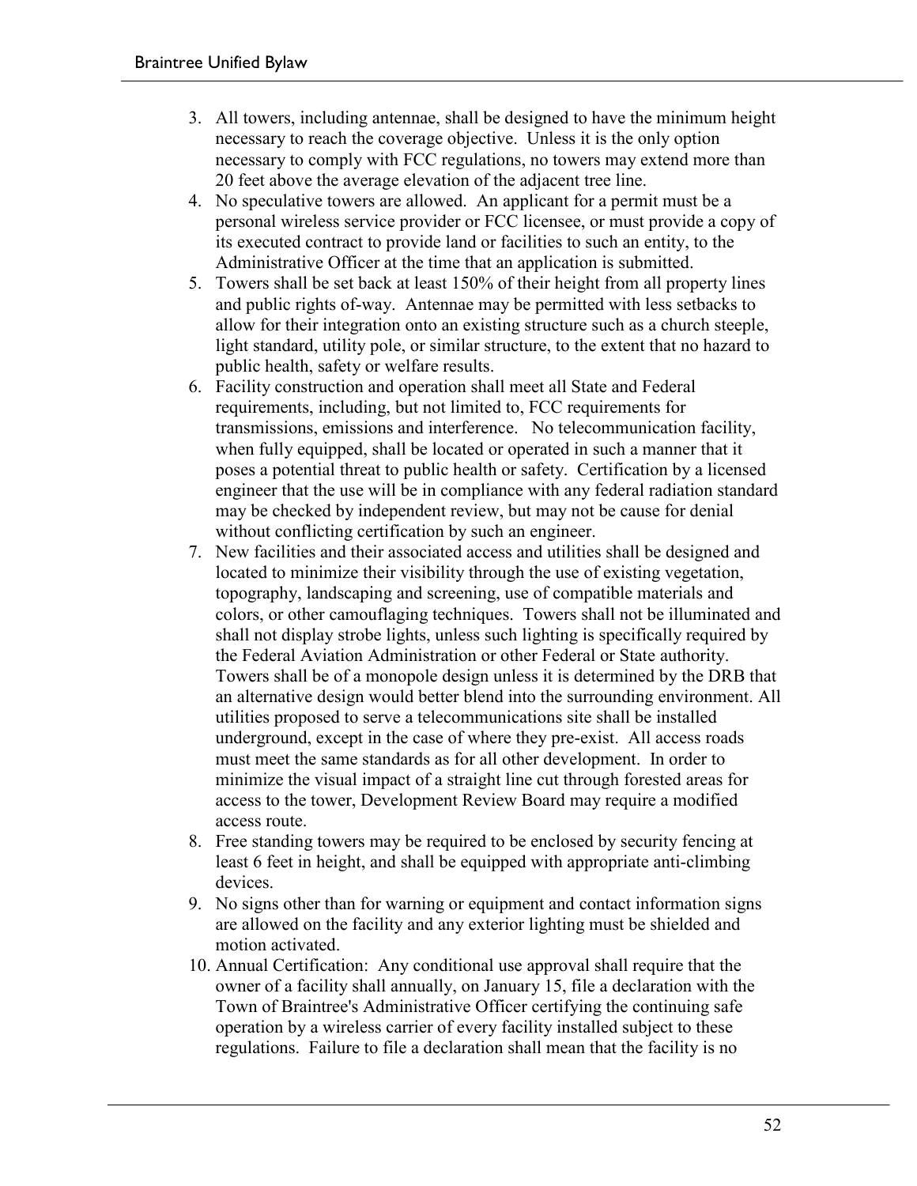3. All towers, including antennae, shall be designed to have the minimum height necessary to reach the coverage objective. Unless it is the only option necessary to comply with FCC regulations, no towers may extend more than 20 feet above the average elevation of the adjacent tree line.
4. No speculative towers are allowed. An applicant for a permit must be a personal wireless service provider or FCC licensee, or must provide a copy of its executed contract to provide land or facilities to such an entity, to the Administrative Officer at the time that an application is submitted.
5. Towers shall be set back at least 150% of their height from all property lines and public rights of-way. Antennae may be permitted with less setbacks to allow for their integration onto an existing structure such as a church steeple, light standard, utility pole, or similar structure, to the extent that no hazard to public health, safety or welfare results.
6. Facility construction and operation shall meet all State and Federal requirements, including, but not limited to, FCC requirements for transmissions, emissions and interference. No telecommunication facility, when fully equipped, shall be located or operated in such a manner that it poses a potential threat to public health or safety. Certification by a licensed engineer that the use will be in compliance with any federal radiation standard may be checked by independent review, but may not be cause for denial without conflicting certification by such an engineer.
7. New facilities and their associated access and utilities shall be designed and located to minimize their visibility through the use of existing vegetation, topography, landscaping and screening, use of compatible materials and colors, or other camouflaging techniques. Towers shall not be illuminated and shall not display strobe lights, unless such lighting is specifically required by the Federal Aviation Administration or other Federal or State authority. Towers shall be of a monopole design unless it is determined by the DRB that an alternative design would better blend into the surrounding environment. All utilities proposed to serve a telecommunications site shall be installed underground, except in the case of where they pre-exist. All access roads must meet the same standards as for all other development. In order to minimize the visual impact of a straight line cut through forested areas for access to the tower, Development Review Board may require a modified access route.
8. Free standing towers may be required to be enclosed by security fencing at least 6 feet in height, and shall be equipped with appropriate anti-climbing devices.
9. No signs other than for warning or equipment and contact information signs are allowed on the facility and any exterior lighting must be shielded and motion activated.
10. Annual Certification: Any conditional use approval shall require that the owner of a facility shall annually, on January 15, file a declaration with the Town of Braintree's Administrative Officer certifying the continuing safe operation by a wireless carrier of every facility installed subject to these regulations. Failure to file a declaration shall mean that the facility is no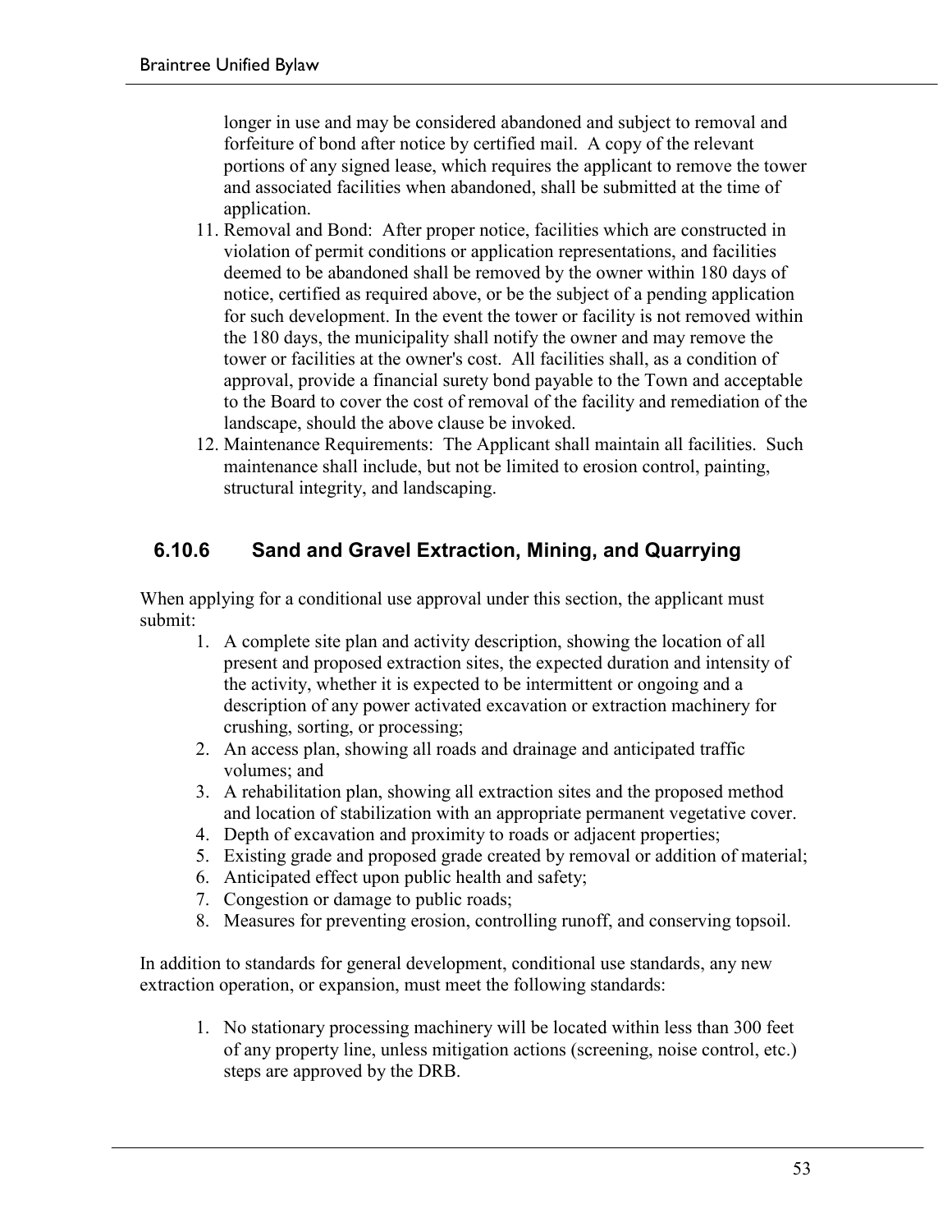longer in use and may be considered abandoned and subject to removal and forfeiture of bond after notice by certified mail. A copy of the relevant portions of any signed lease, which requires the applicant to remove the tower and associated facilities when abandoned, shall be submitted at the time of application.

11. Removal and Bond: After proper notice, facilities which are constructed in violation of permit conditions or application representations, and facilities deemed to be abandoned shall be removed by the owner within 180 days of notice, certified as required above, or be the subject of a pending application for such development. In the event the tower or facility is not removed within the 180 days, the municipality shall notify the owner and may remove the tower or facilities at the owner's cost. All facilities shall, as a condition of approval, provide a financial surety bond payable to the Town and acceptable to the Board to cover the cost of removal of the facility and remediation of the landscape, should the above clause be invoked.
12. Maintenance Requirements: The Applicant shall maintain all facilities. Such maintenance shall include, but not be limited to erosion control, painting, structural integrity, and landscaping.

### 6.10.6 Sand and Gravel Extraction, Mining, and Quarrying

When applying for a conditional use approval under this section, the applicant must submit:

1. A complete site plan and activity description, showing the location of all present and proposed extraction sites, the expected duration and intensity of the activity, whether it is expected to be intermittent or ongoing and a description of any power activated excavation or extraction machinery for crushing, sorting, or processing;
2. An access plan, showing all roads and drainage and anticipated traffic volumes; and
3. A rehabilitation plan, showing all extraction sites and the proposed method and location of stabilization with an appropriate permanent vegetative cover.
4. Depth of excavation and proximity to roads or adjacent properties;
5. Existing grade and proposed grade created by removal or addition of material;
6. Anticipated effect upon public health and safety;
7. Congestion or damage to public roads;
8. Measures for preventing erosion, controlling runoff, and conserving topsoil.

In addition to standards for general development, conditional use standards, any new extraction operation, or expansion, must meet the following standards:

1. No stationary processing machinery will be located within less than 300 feet of any property line, unless mitigation actions (screening, noise control, etc.) steps are approved by the DRB.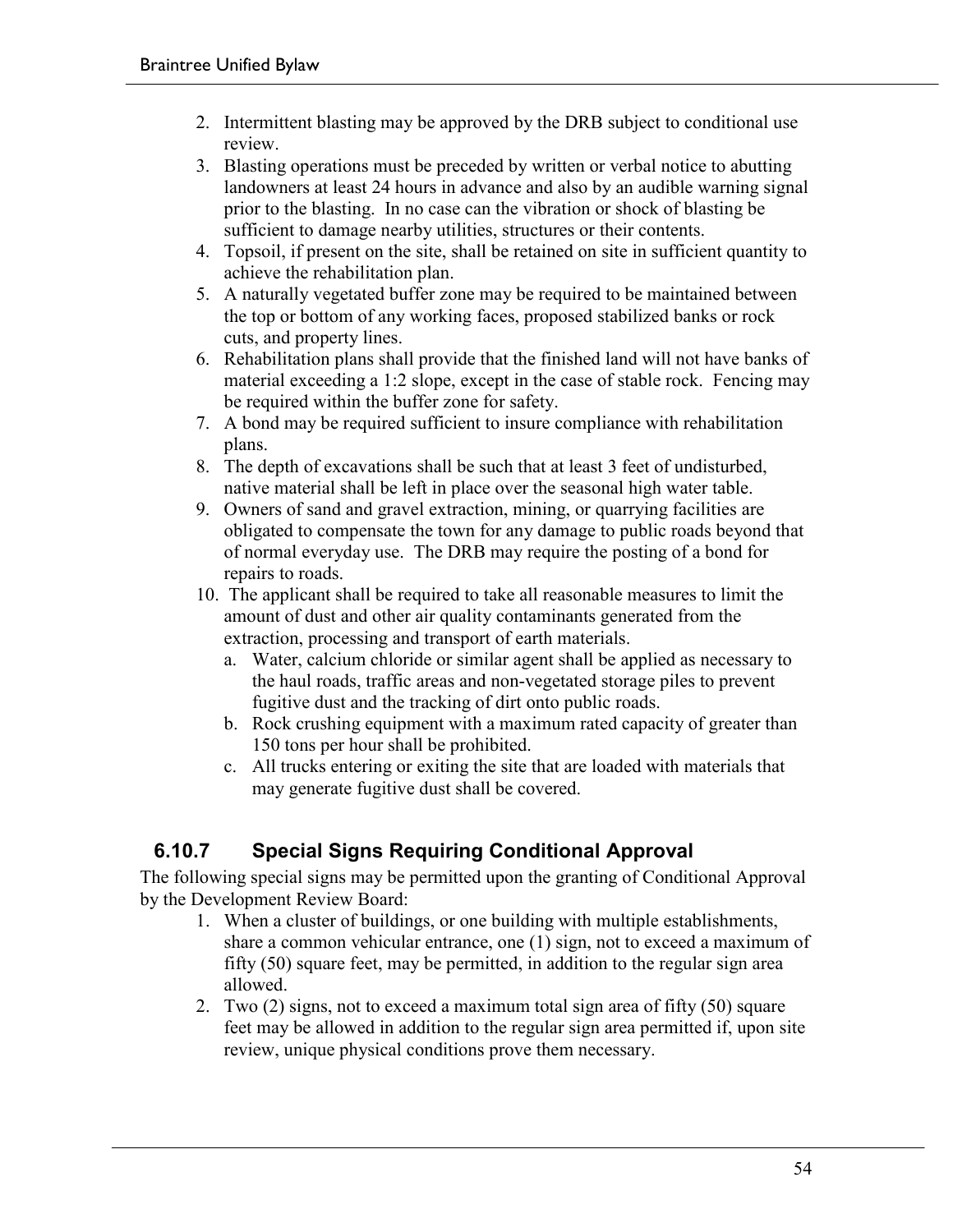2. Intermittent blasting may be approved by the DRB subject to conditional use review.
3. Blasting operations must be preceded by written or verbal notice to abutting landowners at least 24 hours in advance and also by an audible warning signal prior to the blasting. In no case can the vibration or shock of blasting be sufficient to damage nearby utilities, structures or their contents.
4. Topsoil, if present on the site, shall be retained on site in sufficient quantity to achieve the rehabilitation plan.
5. A naturally vegetated buffer zone may be required to be maintained between the top or bottom of any working faces, proposed stabilized banks or rock cuts, and property lines.
6. Rehabilitation plans shall provide that the finished land will not have banks of material exceeding a 1:2 slope, except in the case of stable rock. Fencing may be required within the buffer zone for safety.
7. A bond may be required sufficient to insure compliance with rehabilitation plans.
8. The depth of excavations shall be such that at least 3 feet of undisturbed, native material shall be left in place over the seasonal high water table.
9. Owners of sand and gravel extraction, mining, or quarrying facilities are obligated to compensate the town for any damage to public roads beyond that of normal everyday use. The DRB may require the posting of a bond for repairs to roads.
10. The applicant shall be required to take all reasonable measures to limit the amount of dust and other air quality contaminants generated from the extraction, processing and transport of earth materials.
    a. Water, calcium chloride or similar agent shall be applied as necessary to the haul roads, traffic areas and non-vegetated storage piles to prevent fugitive dust and the tracking of dirt onto public roads.
    b. Rock crushing equipment with a maximum rated capacity of greater than 150 tons per hour shall be prohibited.
    c. All trucks entering or exiting the site that are loaded with materials that may generate fugitive dust shall be covered.

### 6.10.7 Special Signs Requiring Conditional Approval

The following special signs may be permitted upon the granting of Conditional Approval by the Development Review Board:

1. When a cluster of buildings, or one building with multiple establishments, share a common vehicular entrance, one (1) sign, not to exceed a maximum of fifty (50) square feet, may be permitted, in addition to the regular sign area allowed.
2. Two (2) signs, not to exceed a maximum total sign area of fifty (50) square feet may be allowed in addition to the regular sign area permitted if, upon site review, unique physical conditions prove them necessary.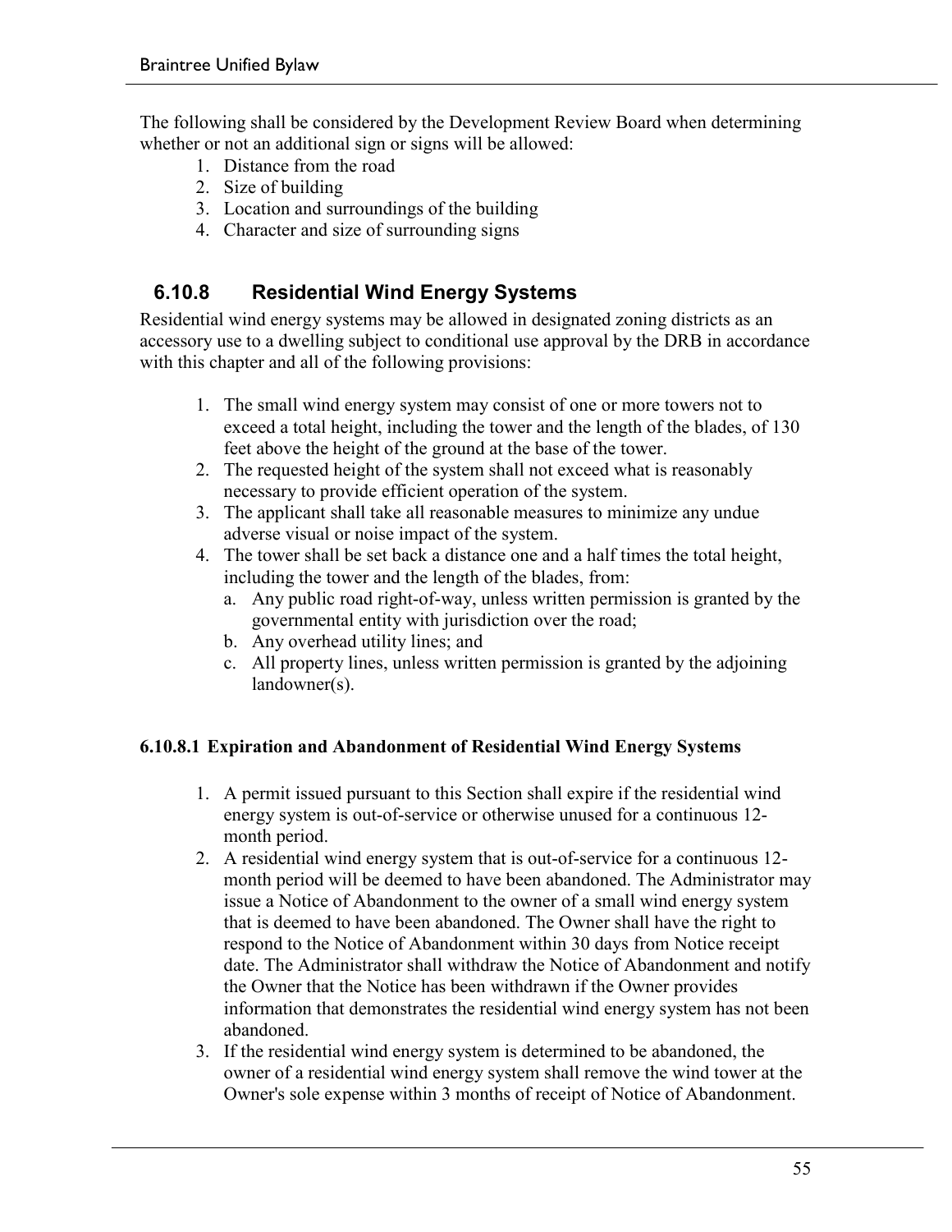The following shall be considered by the Development Review Board when determining whether or not an additional sign or signs will be allowed:

1. Distance from the road
2. Size of building
3. Location and surroundings of the building
4. Character and size of surrounding signs

## 6.10.8 Residential Wind Energy Systems

Residential wind energy systems may be allowed in designated zoning districts as an accessory use to a dwelling subject to conditional use approval by the DRB in accordance with this chapter and all of the following provisions:

1. The small wind energy system may consist of one or more towers not to exceed a total height, including the tower and the length of the blades, of 130 feet above the height of the ground at the base of the tower.
2. The requested height of the system shall not exceed what is reasonably necessary to provide efficient operation of the system.
3. The applicant shall take all reasonable measures to minimize any undue adverse visual or noise impact of the system.
4. The tower shall be set back a distance one and a half times the total height, including the tower and the length of the blades, from:
   a. Any public road right-of-way, unless written permission is granted by the governmental entity with jurisdiction over the road;
   b. Any overhead utility lines; and
   c. All property lines, unless written permission is granted by the adjoining landowner(s).

### 6.10.8.1 Expiration and Abandonment of Residential Wind Energy Systems

1. A permit issued pursuant to this Section shall expire if the residential wind energy system is out-of-service or otherwise unused for a continuous 12-month period.
2. A residential wind energy system that is out-of-service for a continuous 12-month period will be deemed to have been abandoned. The Administrator may issue a Notice of Abandonment to the owner of a small wind energy system that is deemed to have been abandoned. The Owner shall have the right to respond to the Notice of Abandonment within 30 days from Notice receipt date. The Administrator shall withdraw the Notice of Abandonment and notify the Owner that the Notice has been withdrawn if the Owner provides information that demonstrates the residential wind energy system has not been abandoned.
3. If the residential wind energy system is determined to be abandoned, the owner of a residential wind energy system shall remove the wind tower at the Owner's sole expense within 3 months of receipt of Notice of Abandonment.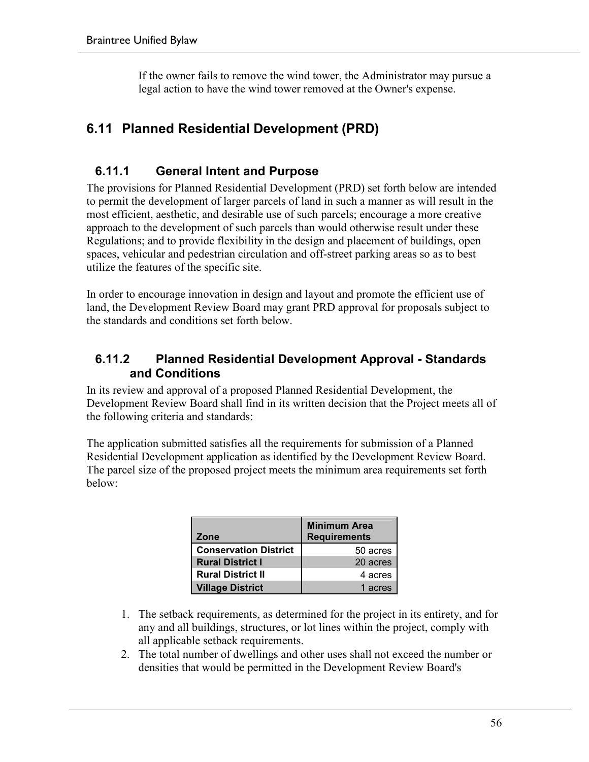If the owner fails to remove the wind tower, the Administrator may pursue a legal action to have the wind tower removed at the Owner's expense.

## 6.11 Planned Residential Development (PRD)

### 6.11.1 General Intent and Purpose

The provisions for Planned Residential Development (PRD) set forth below are intended to permit the development of larger parcels of land in such a manner as will result in the most efficient, aesthetic, and desirable use of such parcels; encourage a more creative approach to the development of such parcels than would otherwise result under these Regulations; and to provide flexibility in the design and placement of buildings, open spaces, vehicular and pedestrian circulation and off-street parking areas so as to best utilize the features of the specific site.

In order to encourage innovation in design and layout and promote the efficient use of land, the Development Review Board may grant PRD approval for proposals subject to the standards and conditions set forth below.

### 6.11.2 Planned Residential Development Approval - Standards and Conditions

In its review and approval of a proposed Planned Residential Development, the Development Review Board shall find in its written decision that the Project meets all of the following criteria and standards:

The application submitted satisfies all the requirements for submission of a Planned Residential Development application as identified by the Development Review Board. The parcel size of the proposed project meets the minimum area requirements set forth below:

| Zone | Minimum Area Requirements |
|---|---|
| **Conservation District** | 50 acres |
| **Rural District I** | 20 acres |
| **Rural District II** | 4 acres |
| **Village District** | 1 acres |

1. The setback requirements, as determined for the project in its entirety, and for any and all buildings, structures, or lot lines within the project, comply with all applicable setback requirements.
2. The total number of dwellings and other uses shall not exceed the number or densities that would be permitted in the Development Review Board's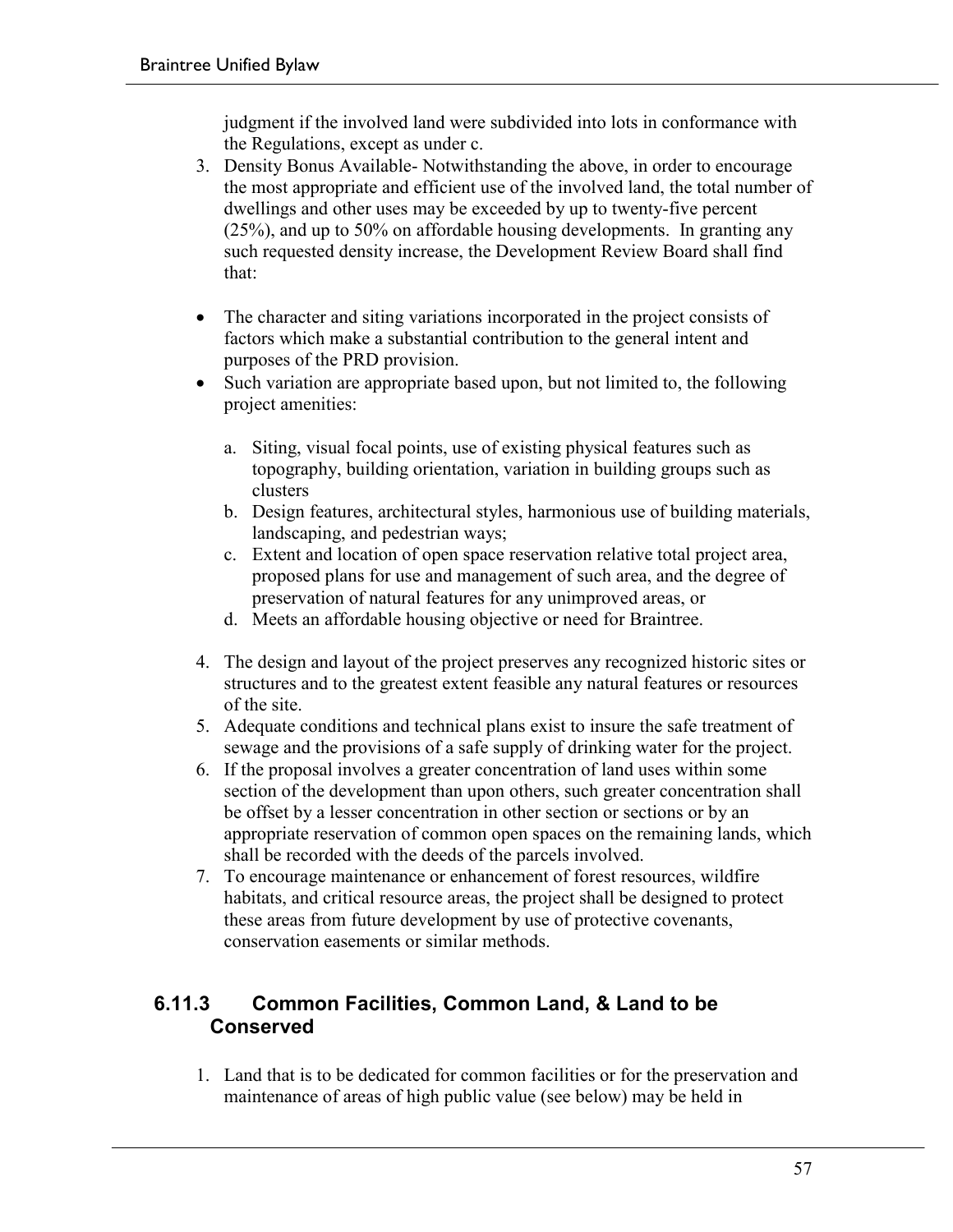judgment if the involved land were subdivided into lots in conformance with the Regulations, except as under c.

3. Density Bonus Available- Notwithstanding the above, in order to encourage the most appropriate and efficient use of the involved land, the total number of dwellings and other uses may be exceeded by up to twenty-five percent (25%), and up to 50% on affordable housing developments. In granting any such requested density increase, the Development Review Board shall find that:

- The character and siting variations incorporated in the project consists of factors which make a substantial contribution to the general intent and purposes of the PRD provision.
- Such variation are appropriate based upon, but not limited to, the following project amenities:

   a. Siting, visual focal points, use of existing physical features such as topography, building orientation, variation in building groups such as clusters
   b. Design features, architectural styles, harmonious use of building materials, landscaping, and pedestrian ways;
   c. Extent and location of open space reservation relative total project area, proposed plans for use and management of such area, and the degree of preservation of natural features for any unimproved areas, or
   d. Meets an affordable housing objective or need for Braintree.

4. The design and layout of the project preserves any recognized historic sites or structures and to the greatest extent feasible any natural features or resources of the site.
5. Adequate conditions and technical plans exist to insure the safe treatment of sewage and the provisions of a safe supply of drinking water for the project.
6. If the proposal involves a greater concentration of land uses within some section of the development than upon others, such greater concentration shall be offset by a lesser concentration in other section or sections or by an appropriate reservation of common open spaces on the remaining lands, which shall be recorded with the deeds of the parcels involved.
7. To encourage maintenance or enhancement of forest resources, wildfire habitats, and critical resource areas, the project shall be designed to protect these areas from future development by use of protective covenants, conservation easements or similar methods.

### 6.11.3 Common Facilities, Common Land, & Land to be Conserved

1. Land that is to be dedicated for common facilities or for the preservation and maintenance of areas of high public value (see below) may be held in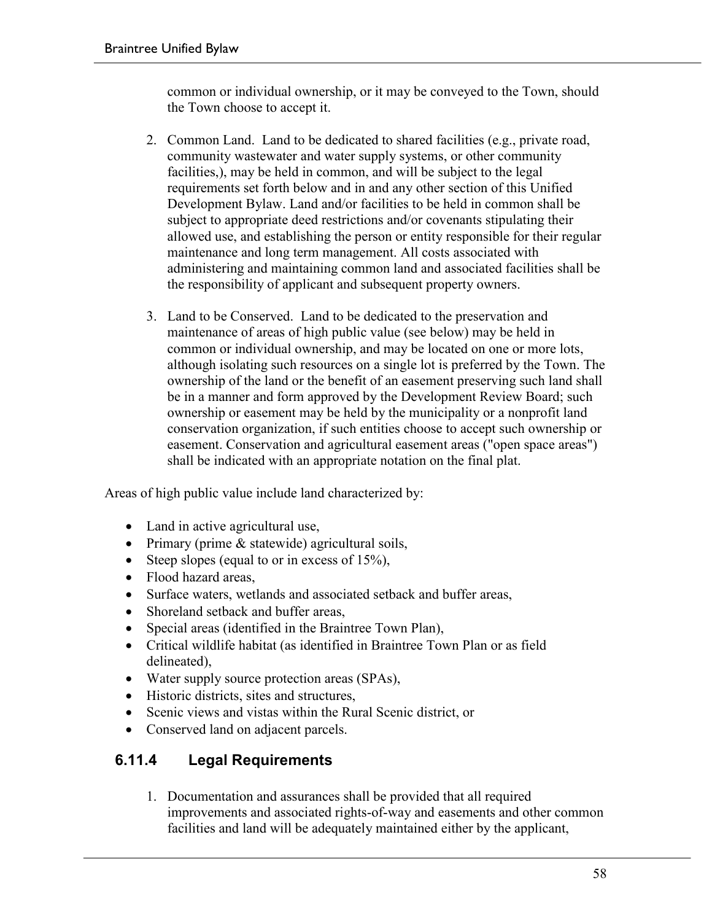common or individual ownership, or it may be conveyed to the Town, should the Town choose to accept it.

2. Common Land. Land to be dedicated to shared facilities (e.g., private road, community wastewater and water supply systems, or other community facilities,), may be held in common, and will be subject to the legal requirements set forth below and in and any other section of this Unified Development Bylaw. Land and/or facilities to be held in common shall be subject to appropriate deed restrictions and/or covenants stipulating their allowed use, and establishing the person or entity responsible for their regular maintenance and long term management. All costs associated with administering and maintaining common land and associated facilities shall be the responsibility of applicant and subsequent property owners.

3. Land to be Conserved. Land to be dedicated to the preservation and maintenance of areas of high public value (see below) may be held in common or individual ownership, and may be located on one or more lots, although isolating such resources on a single lot is preferred by the Town. The ownership of the land or the benefit of an easement preserving such land shall be in a manner and form approved by the Development Review Board; such ownership or easement may be held by the municipality or a nonprofit land conservation organization, if such entities choose to accept such ownership or easement. Conservation and agricultural easement areas ("open space areas") shall be indicated with an appropriate notation on the final plat.

Areas of high public value include land characterized by:

- Land in active agricultural use,
- Primary (prime & statewide) agricultural soils,
- Steep slopes (equal to or in excess of 15%),
- Flood hazard areas,
- Surface waters, wetlands and associated setback and buffer areas,
- Shoreland setback and buffer areas,
- Special areas (identified in the Braintree Town Plan),
- Critical wildlife habitat (as identified in Braintree Town Plan or as field delineated),
- Water supply source protection areas (SPAs),
- Historic districts, sites and structures,
- Scenic views and vistas within the Rural Scenic district, or
- Conserved land on adjacent parcels.

### 6.11.4 Legal Requirements

1. Documentation and assurances shall be provided that all required improvements and associated rights-of-way and easements and other common facilities and land will be adequately maintained either by the applicant,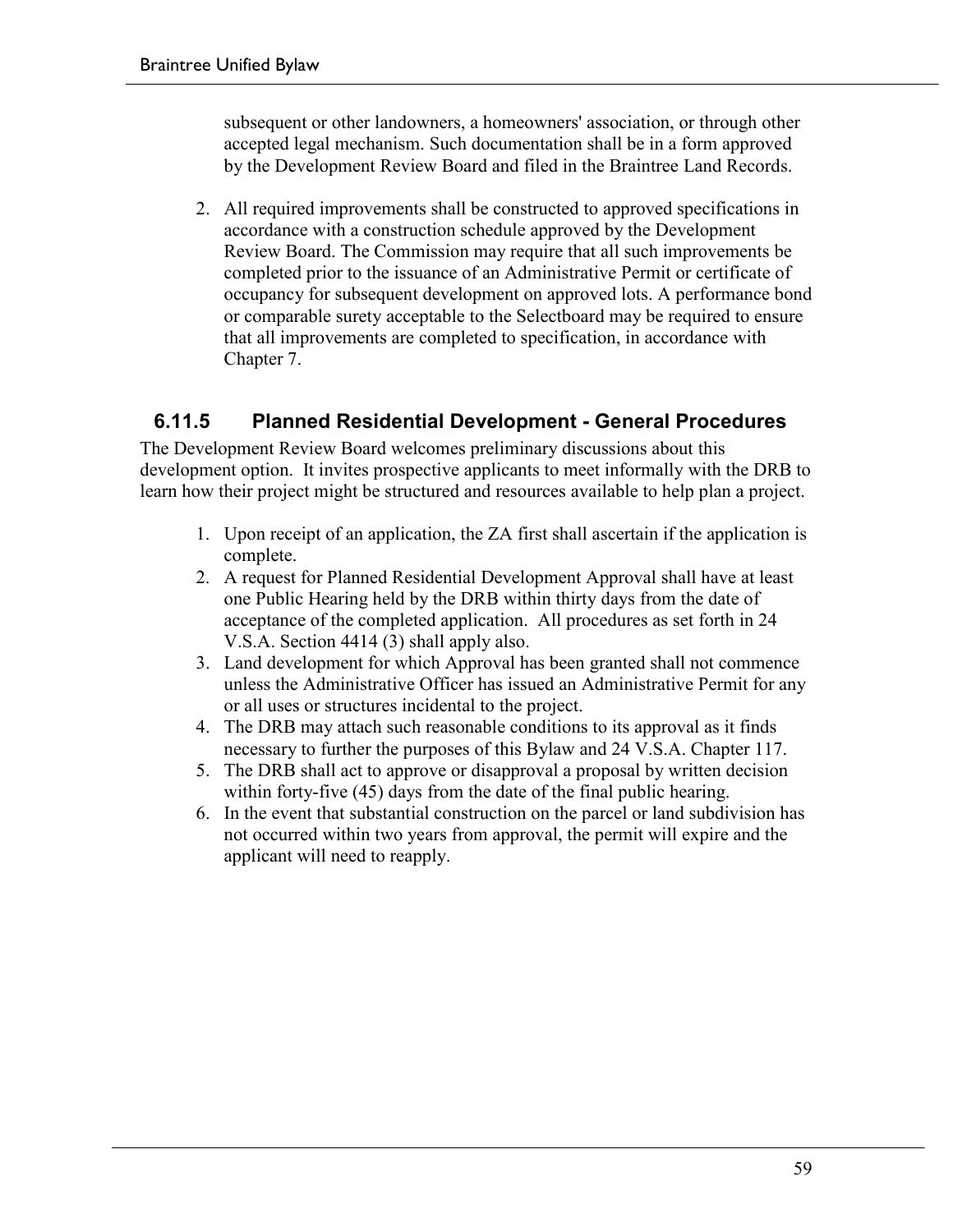subsequent or other landowners, a homeowners' association, or through other accepted legal mechanism. Such documentation shall be in a form approved by the Development Review Board and filed in the Braintree Land Records.

2. All required improvements shall be constructed to approved specifications in accordance with a construction schedule approved by the Development Review Board. The Commission may require that all such improvements be completed prior to the issuance of an Administrative Permit or certificate of occupancy for subsequent development on approved lots. A performance bond or comparable surety acceptable to the Selectboard may be required to ensure that all improvements are completed to specification, in accordance with Chapter 7.

### 6.11.5 Planned Residential Development - General Procedures

The Development Review Board welcomes preliminary discussions about this development option. It invites prospective applicants to meet informally with the DRB to learn how their project might be structured and resources available to help plan a project.

1. Upon receipt of an application, the ZA first shall ascertain if the application is complete.
2. A request for Planned Residential Development Approval shall have at least one Public Hearing held by the DRB within thirty days from the date of acceptance of the completed application. All procedures as set forth in 24 V.S.A. Section 4414 (3) shall apply also.
3. Land development for which Approval has been granted shall not commence unless the Administrative Officer has issued an Administrative Permit for any or all uses or structures incidental to the project.
4. The DRB may attach such reasonable conditions to its approval as it finds necessary to further the purposes of this Bylaw and 24 V.S.A. Chapter 117.
5. The DRB shall act to approve or disapproval a proposal by written decision within forty-five (45) days from the date of the final public hearing.
6. In the event that substantial construction on the parcel or land subdivision has not occurred within two years from approval, the permit will expire and the applicant will need to reapply.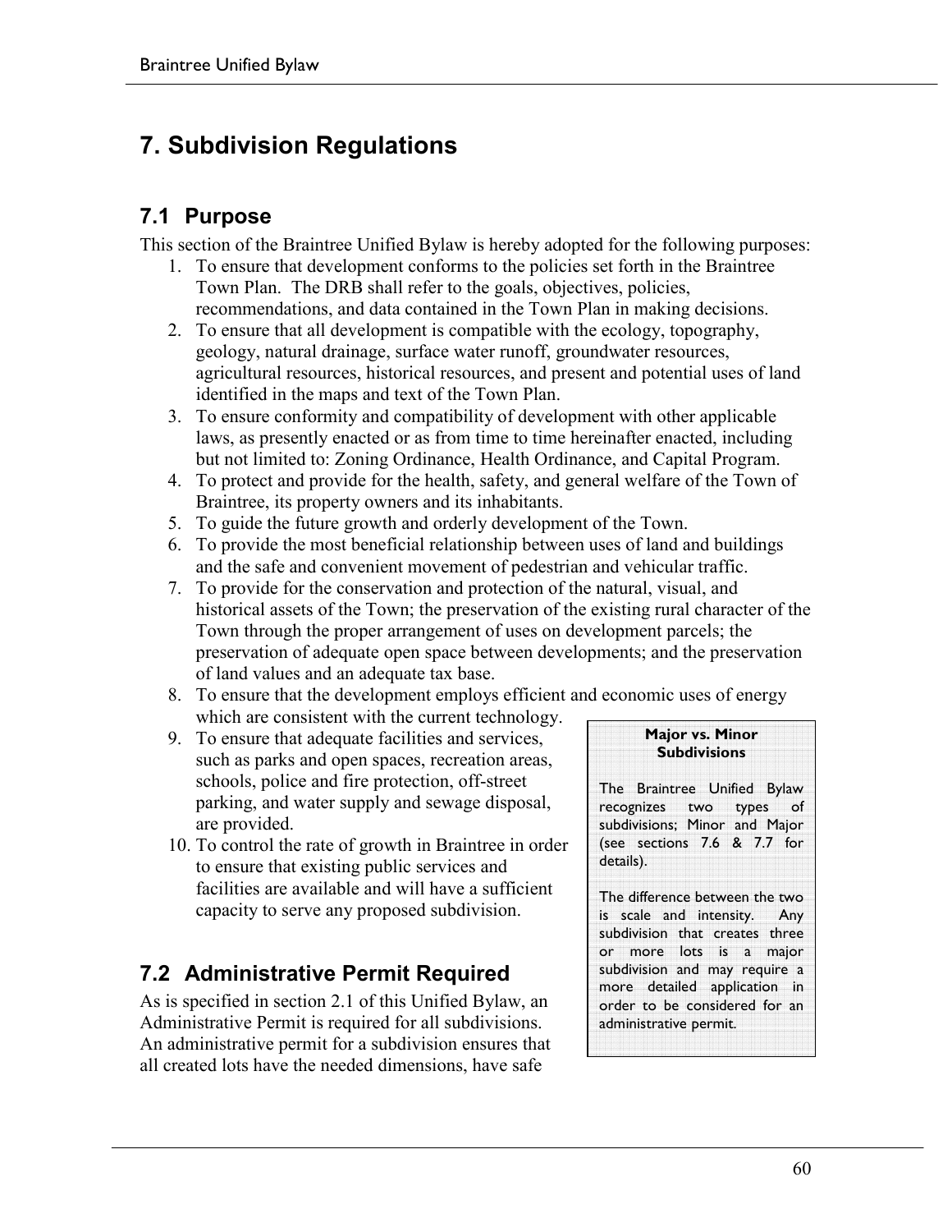# 7. Subdivision Regulations

## 7.1 Purpose

This section of the Braintree Unified Bylaw is hereby adopted for the following purposes:

1. To ensure that development conforms to the policies set forth in the Braintree Town Plan. The DRB shall refer to the goals, objectives, policies, recommendations, and data contained in the Town Plan in making decisions.
2. To ensure that all development is compatible with the ecology, topography, geology, natural drainage, surface water runoff, groundwater resources, agricultural resources, historical resources, and present and potential uses of land identified in the maps and text of the Town Plan.
3. To ensure conformity and compatibility of development with other applicable laws, as presently enacted or as from time to time hereinafter enacted, including but not limited to: Zoning Ordinance, Health Ordinance, and Capital Program.
4. To protect and provide for the health, safety, and general welfare of the Town of Braintree, its property owners and its inhabitants.
5. To guide the future growth and orderly development of the Town.
6. To provide the most beneficial relationship between uses of land and buildings and the safe and convenient movement of pedestrian and vehicular traffic.
7. To provide for the conservation and protection of the natural, visual, and historical assets of the Town; the preservation of the existing rural character of the Town through the proper arrangement of uses on development parcels; the preservation of adequate open space between developments; and the preservation of land values and an adequate tax base.
8. To ensure that the development employs efficient and economic uses of energy which are consistent with the current technology.
9. To ensure that adequate facilities and services, such as parks and open spaces, recreation areas, schools, police and fire protection, off-street parking, and water supply and sewage disposal, are provided.
10. To control the rate of growth in Braintree in order to ensure that existing public services and facilities are available and will have a sufficient capacity to serve any proposed subdivision.

> **Major vs. Minor Subdivisions**
>
> The Braintree Unified Bylaw recognizes two types of subdivisions; Minor and Major (see sections 7.6 & 7.7 for details).
>
> The difference between the two is scale and intensity. Any subdivision that creates three or more lots is a major subdivision and may require a more detailed application in order to be considered for an administrative permit.

## 7.2 Administrative Permit Required

As is specified in section 2.1 of this Unified Bylaw, an Administrative Permit is required for all subdivisions. An administrative permit for a subdivision ensures that all created lots have the needed dimensions, have safe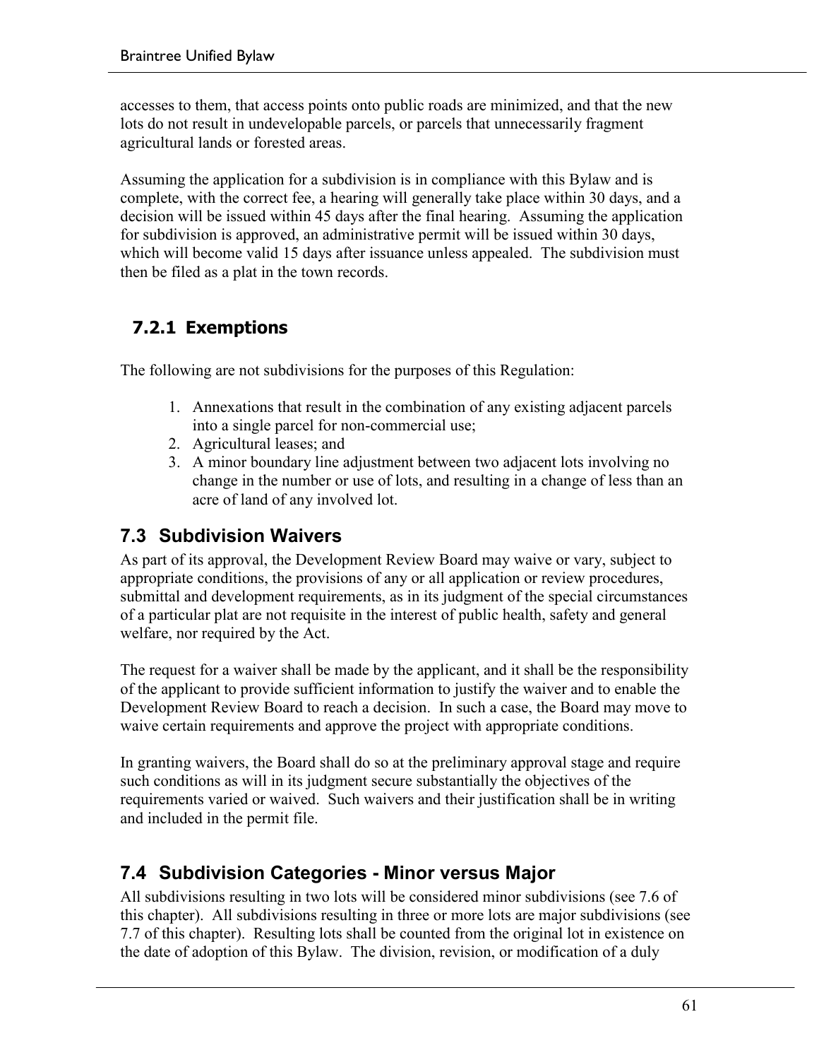accesses to them, that access points onto public roads are minimized, and that the new lots do not result in undevelopable parcels, or parcels that unnecessarily fragment agricultural lands or forested areas.

Assuming the application for a subdivision is in compliance with this Bylaw and is complete, with the correct fee, a hearing will generally take place within 30 days, and a decision will be issued within 45 days after the final hearing. Assuming the application for subdivision is approved, an administrative permit will be issued within 30 days, which will become valid 15 days after issuance unless appealed. The subdivision must then be filed as a plat in the town records.

### 7.2.1 Exemptions

The following are not subdivisions for the purposes of this Regulation:

1. Annexations that result in the combination of any existing adjacent parcels into a single parcel for non-commercial use;
2. Agricultural leases; and
3. A minor boundary line adjustment between two adjacent lots involving no change in the number or use of lots, and resulting in a change of less than an acre of land of any involved lot.

## 7.3 Subdivision Waivers

As part of its approval, the Development Review Board may waive or vary, subject to appropriate conditions, the provisions of any or all application or review procedures, submittal and development requirements, as in its judgment of the special circumstances of a particular plat are not requisite in the interest of public health, safety and general welfare, nor required by the Act.

The request for a waiver shall be made by the applicant, and it shall be the responsibility of the applicant to provide sufficient information to justify the waiver and to enable the Development Review Board to reach a decision. In such a case, the Board may move to waive certain requirements and approve the project with appropriate conditions.

In granting waivers, the Board shall do so at the preliminary approval stage and require such conditions as will in its judgment secure substantially the objectives of the requirements varied or waived. Such waivers and their justification shall be in writing and included in the permit file.

## 7.4 Subdivision Categories - Minor versus Major

All subdivisions resulting in two lots will be considered minor subdivisions (see 7.6 of this chapter). All subdivisions resulting in three or more lots are major subdivisions (see 7.7 of this chapter). Resulting lots shall be counted from the original lot in existence on the date of adoption of this Bylaw. The division, revision, or modification of a duly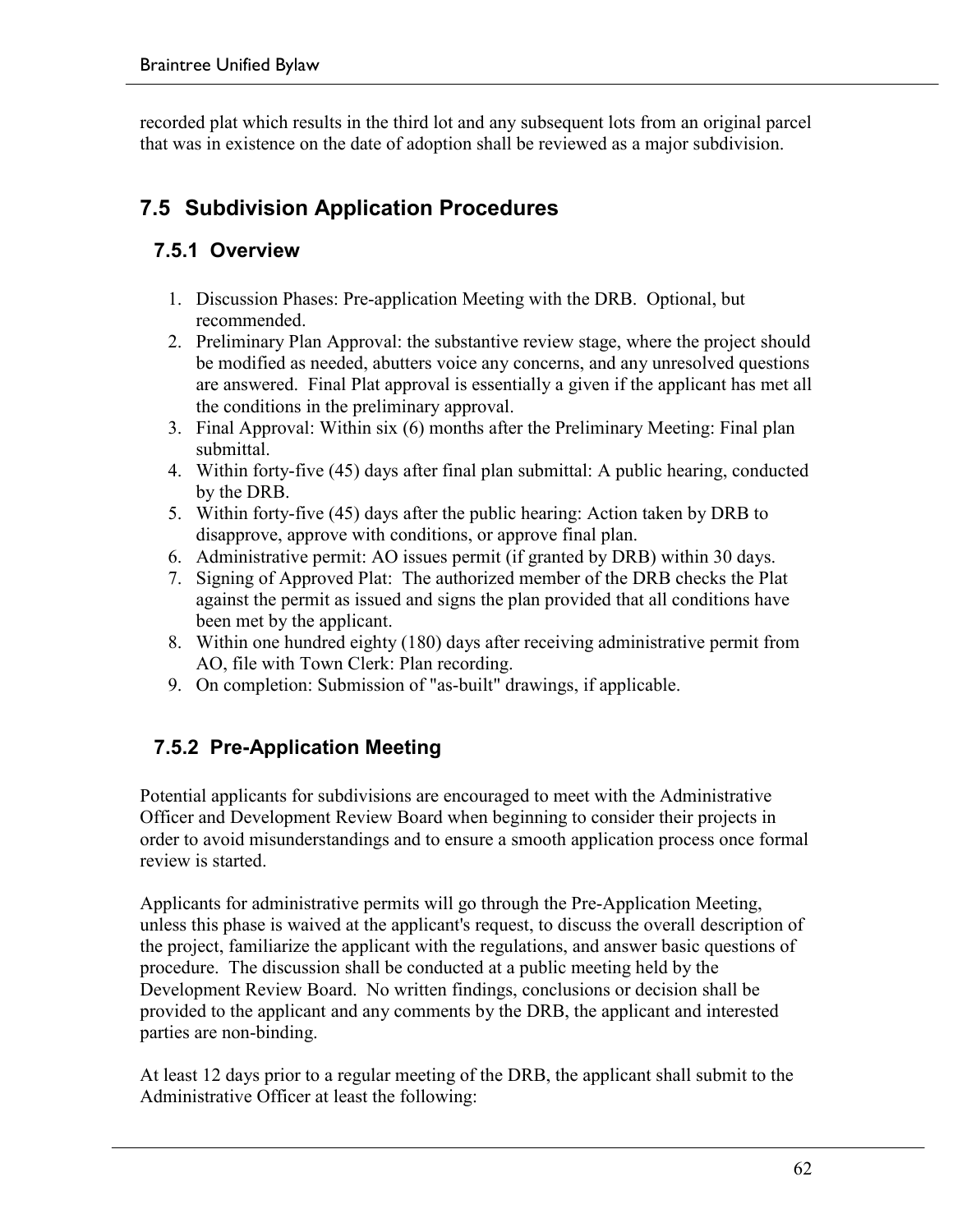recorded plat which results in the third lot and any subsequent lots from an original parcel that was in existence on the date of adoption shall be reviewed as a major subdivision.

## 7.5 Subdivision Application Procedures

### 7.5.1 Overview

1. Discussion Phases: Pre-application Meeting with the DRB. Optional, but recommended.
2. Preliminary Plan Approval: the substantive review stage, where the project should be modified as needed, abutters voice any concerns, and any unresolved questions are answered. Final Plat approval is essentially a given if the applicant has met all the conditions in the preliminary approval.
3. Final Approval: Within six (6) months after the Preliminary Meeting: Final plan submittal.
4. Within forty-five (45) days after final plan submittal: A public hearing, conducted by the DRB.
5. Within forty-five (45) days after the public hearing: Action taken by DRB to disapprove, approve with conditions, or approve final plan.
6. Administrative permit: AO issues permit (if granted by DRB) within 30 days.
7. Signing of Approved Plat: The authorized member of the DRB checks the Plat against the permit as issued and signs the plan provided that all conditions have been met by the applicant.
8. Within one hundred eighty (180) days after receiving administrative permit from AO, file with Town Clerk: Plan recording.
9. On completion: Submission of "as-built" drawings, if applicable.

### 7.5.2 Pre-Application Meeting

Potential applicants for subdivisions are encouraged to meet with the Administrative Officer and Development Review Board when beginning to consider their projects in order to avoid misunderstandings and to ensure a smooth application process once formal review is started.

Applicants for administrative permits will go through the Pre-Application Meeting, unless this phase is waived at the applicant's request, to discuss the overall description of the project, familiarize the applicant with the regulations, and answer basic questions of procedure. The discussion shall be conducted at a public meeting held by the Development Review Board. No written findings, conclusions or decision shall be provided to the applicant and any comments by the DRB, the applicant and interested parties are non-binding.

At least 12 days prior to a regular meeting of the DRB, the applicant shall submit to the Administrative Officer at least the following: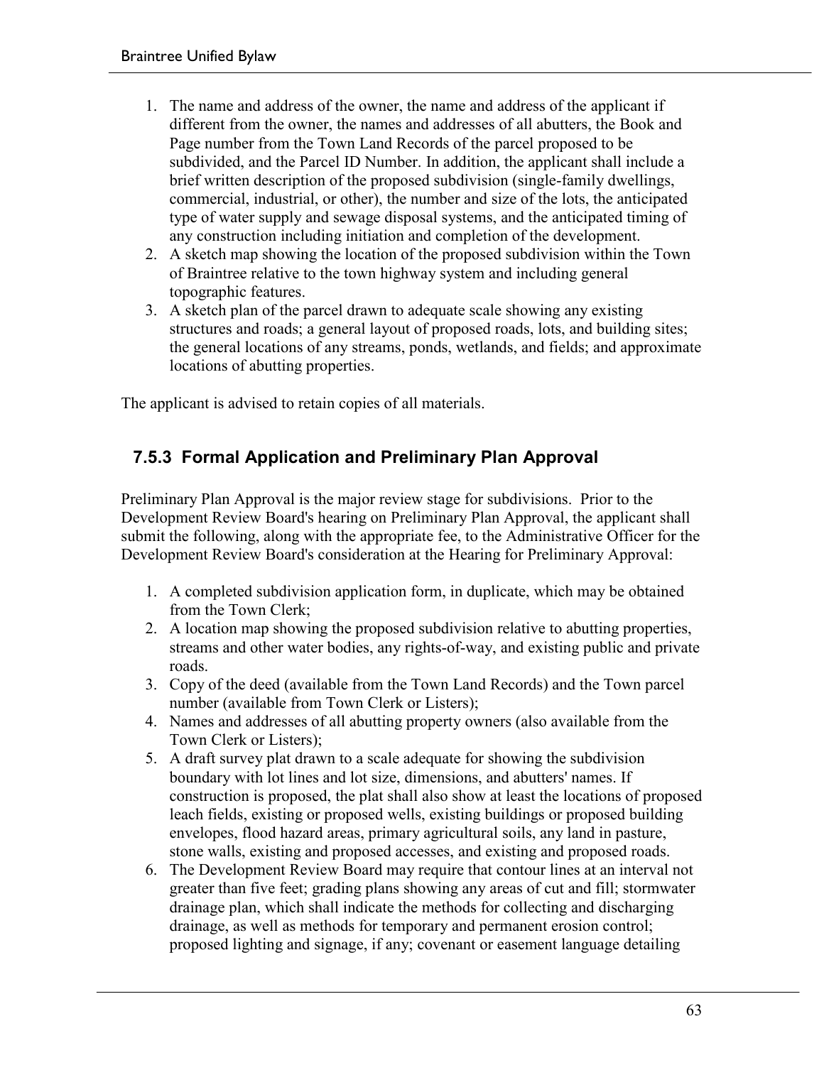1. The name and address of the owner, the name and address of the applicant if different from the owner, the names and addresses of all abutters, the Book and Page number from the Town Land Records of the parcel proposed to be subdivided, and the Parcel ID Number. In addition, the applicant shall include a brief written description of the proposed subdivision (single-family dwellings, commercial, industrial, or other), the number and size of the lots, the anticipated type of water supply and sewage disposal systems, and the anticipated timing of any construction including initiation and completion of the development.
2. A sketch map showing the location of the proposed subdivision within the Town of Braintree relative to the town highway system and including general topographic features.
3. A sketch plan of the parcel drawn to adequate scale showing any existing structures and roads; a general layout of proposed roads, lots, and building sites; the general locations of any streams, ponds, wetlands, and fields; and approximate locations of abutting properties.

The applicant is advised to retain copies of all materials.

## 7.5.3 Formal Application and Preliminary Plan Approval

Preliminary Plan Approval is the major review stage for subdivisions. Prior to the Development Review Board's hearing on Preliminary Plan Approval, the applicant shall submit the following, along with the appropriate fee, to the Administrative Officer for the Development Review Board's consideration at the Hearing for Preliminary Approval:

1. A completed subdivision application form, in duplicate, which may be obtained from the Town Clerk;
2. A location map showing the proposed subdivision relative to abutting properties, streams and other water bodies, any rights-of-way, and existing public and private roads.
3. Copy of the deed (available from the Town Land Records) and the Town parcel number (available from Town Clerk or Listers);
4. Names and addresses of all abutting property owners (also available from the Town Clerk or Listers);
5. A draft survey plat drawn to a scale adequate for showing the subdivision boundary with lot lines and lot size, dimensions, and abutters' names. If construction is proposed, the plat shall also show at least the locations of proposed leach fields, existing or proposed wells, existing buildings or proposed building envelopes, flood hazard areas, primary agricultural soils, any land in pasture, stone walls, existing and proposed accesses, and existing and proposed roads.
6. The Development Review Board may require that contour lines at an interval not greater than five feet; grading plans showing any areas of cut and fill; stormwater drainage plan, which shall indicate the methods for collecting and discharging drainage, as well as methods for temporary and permanent erosion control; proposed lighting and signage, if any; covenant or easement language detailing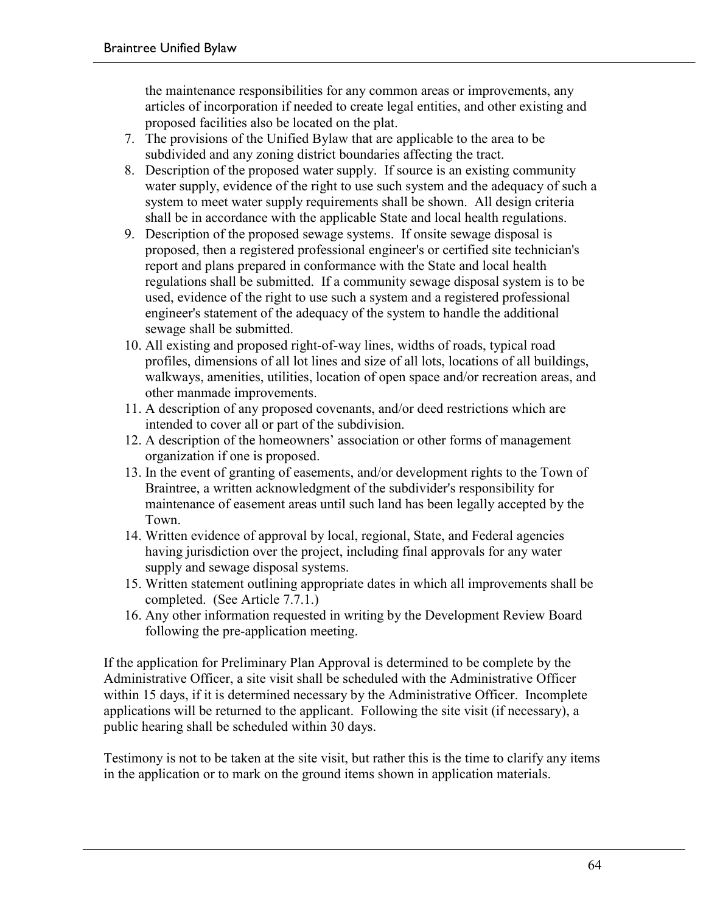the maintenance responsibilities for any common areas or improvements, any articles of incorporation if needed to create legal entities, and other existing and proposed facilities also be located on the plat.

7. The provisions of the Unified Bylaw that are applicable to the area to be subdivided and any zoning district boundaries affecting the tract.
8. Description of the proposed water supply. If source is an existing community water supply, evidence of the right to use such system and the adequacy of such a system to meet water supply requirements shall be shown. All design criteria shall be in accordance with the applicable State and local health regulations.
9. Description of the proposed sewage systems. If onsite sewage disposal is proposed, then a registered professional engineer's or certified site technician's report and plans prepared in conformance with the State and local health regulations shall be submitted. If a community sewage disposal system is to be used, evidence of the right to use such a system and a registered professional engineer's statement of the adequacy of the system to handle the additional sewage shall be submitted.
10. All existing and proposed right-of-way lines, widths of roads, typical road profiles, dimensions of all lot lines and size of all lots, locations of all buildings, walkways, amenities, utilities, location of open space and/or recreation areas, and other manmade improvements.
11. A description of any proposed covenants, and/or deed restrictions which are intended to cover all or part of the subdivision.
12. A description of the homeowners' association or other forms of management organization if one is proposed.
13. In the event of granting of easements, and/or development rights to the Town of Braintree, a written acknowledgment of the subdivider's responsibility for maintenance of easement areas until such land has been legally accepted by the Town.
14. Written evidence of approval by local, regional, State, and Federal agencies having jurisdiction over the project, including final approvals for any water supply and sewage disposal systems.
15. Written statement outlining appropriate dates in which all improvements shall be completed. (See Article 7.7.1.)
16. Any other information requested in writing by the Development Review Board following the pre-application meeting.

If the application for Preliminary Plan Approval is determined to be complete by the Administrative Officer, a site visit shall be scheduled with the Administrative Officer within 15 days, if it is determined necessary by the Administrative Officer. Incomplete applications will be returned to the applicant. Following the site visit (if necessary), a public hearing shall be scheduled within 30 days.

Testimony is not to be taken at the site visit, but rather this is the time to clarify any items in the application or to mark on the ground items shown in application materials.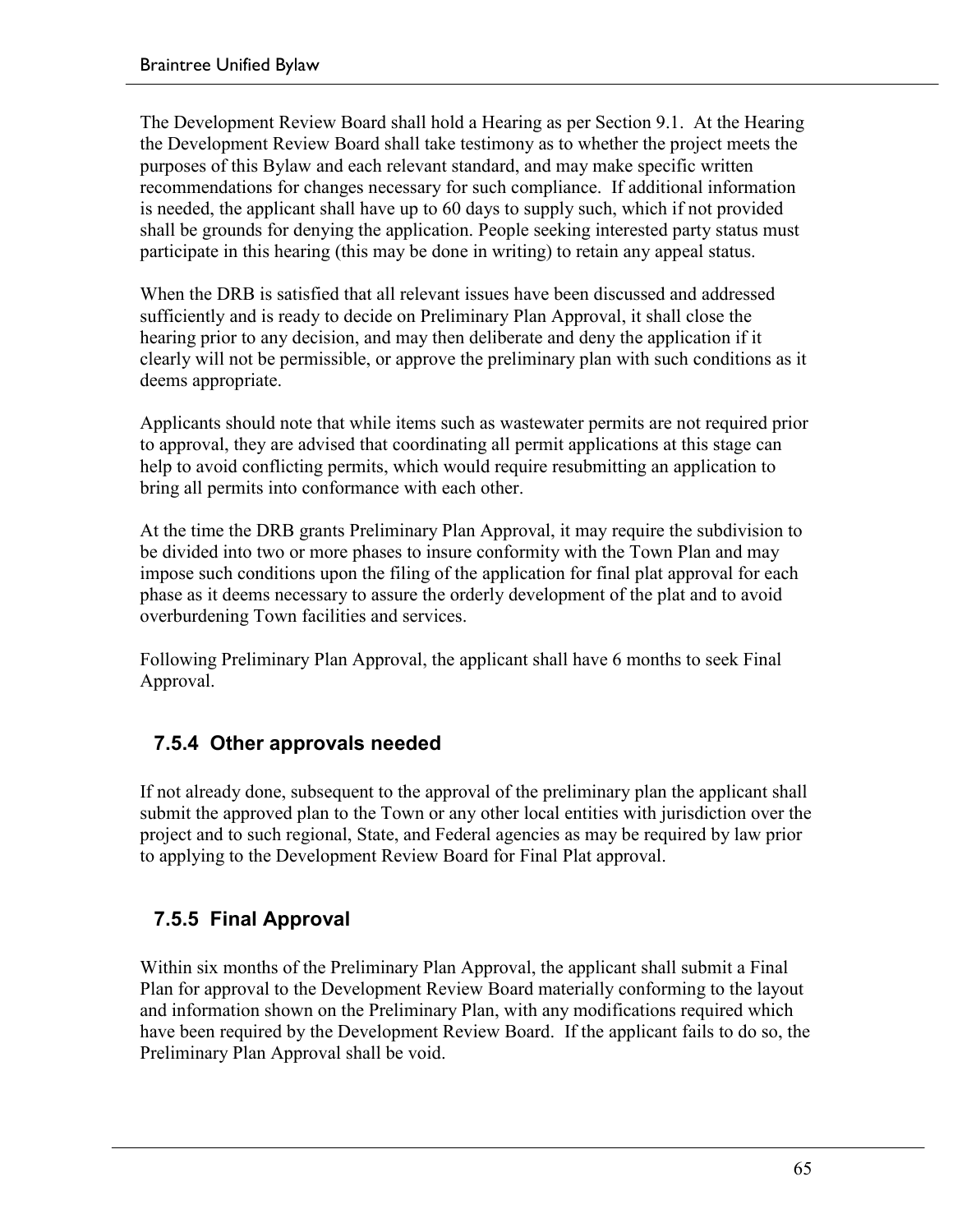The Development Review Board shall hold a Hearing as per Section 9.1. At the Hearing the Development Review Board shall take testimony as to whether the project meets the purposes of this Bylaw and each relevant standard, and may make specific written recommendations for changes necessary for such compliance. If additional information is needed, the applicant shall have up to 60 days to supply such, which if not provided shall be grounds for denying the application. People seeking interested party status must participate in this hearing (this may be done in writing) to retain any appeal status.

When the DRB is satisfied that all relevant issues have been discussed and addressed sufficiently and is ready to decide on Preliminary Plan Approval, it shall close the hearing prior to any decision, and may then deliberate and deny the application if it clearly will not be permissible, or approve the preliminary plan with such conditions as it deems appropriate.

Applicants should note that while items such as wastewater permits are not required prior to approval, they are advised that coordinating all permit applications at this stage can help to avoid conflicting permits, which would require resubmitting an application to bring all permits into conformance with each other.

At the time the DRB grants Preliminary Plan Approval, it may require the subdivision to be divided into two or more phases to insure conformity with the Town Plan and may impose such conditions upon the filing of the application for final plat approval for each phase as it deems necessary to assure the orderly development of the plat and to avoid overburdening Town facilities and services.

Following Preliminary Plan Approval, the applicant shall have 6 months to seek Final Approval.

### 7.5.4 Other approvals needed

If not already done, subsequent to the approval of the preliminary plan the applicant shall submit the approved plan to the Town or any other local entities with jurisdiction over the project and to such regional, State, and Federal agencies as may be required by law prior to applying to the Development Review Board for Final Plat approval.

### 7.5.5 Final Approval

Within six months of the Preliminary Plan Approval, the applicant shall submit a Final Plan for approval to the Development Review Board materially conforming to the layout and information shown on the Preliminary Plan, with any modifications required which have been required by the Development Review Board. If the applicant fails to do so, the Preliminary Plan Approval shall be void.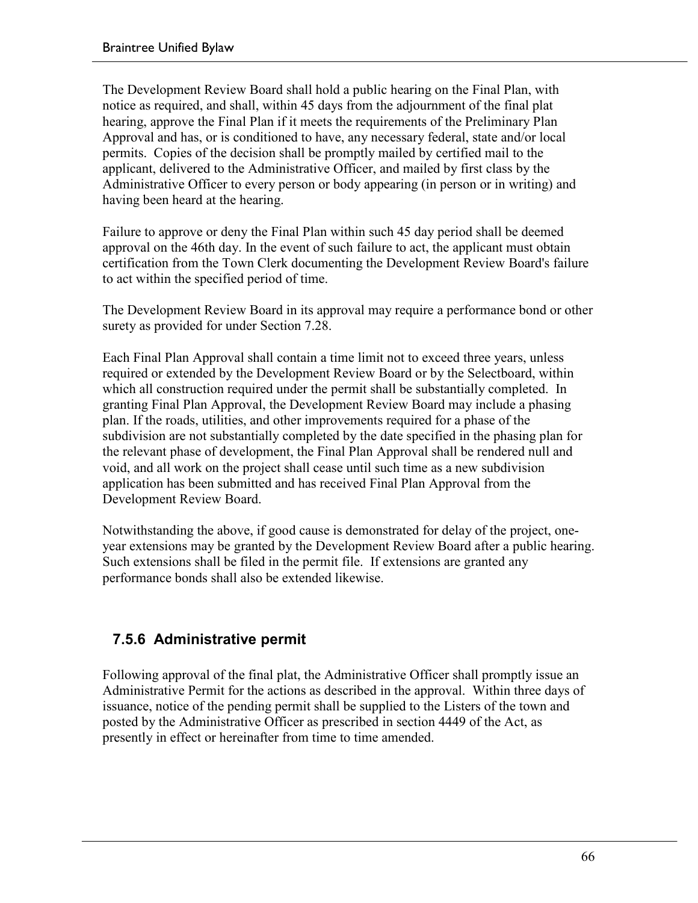The Development Review Board shall hold a public hearing on the Final Plan, with notice as required, and shall, within 45 days from the adjournment of the final plat hearing, approve the Final Plan if it meets the requirements of the Preliminary Plan Approval and has, or is conditioned to have, any necessary federal, state and/or local permits. Copies of the decision shall be promptly mailed by certified mail to the applicant, delivered to the Administrative Officer, and mailed by first class by the Administrative Officer to every person or body appearing (in person or in writing) and having been heard at the hearing.

Failure to approve or deny the Final Plan within such 45 day period shall be deemed approval on the 46th day. In the event of such failure to act, the applicant must obtain certification from the Town Clerk documenting the Development Review Board's failure to act within the specified period of time.

The Development Review Board in its approval may require a performance bond or other surety as provided for under Section 7.28.

Each Final Plan Approval shall contain a time limit not to exceed three years, unless required or extended by the Development Review Board or by the Selectboard, within which all construction required under the permit shall be substantially completed. In granting Final Plan Approval, the Development Review Board may include a phasing plan. If the roads, utilities, and other improvements required for a phase of the subdivision are not substantially completed by the date specified in the phasing plan for the relevant phase of development, the Final Plan Approval shall be rendered null and void, and all work on the project shall cease until such time as a new subdivision application has been submitted and has received Final Plan Approval from the Development Review Board.

Notwithstanding the above, if good cause is demonstrated for delay of the project, one-year extensions may be granted by the Development Review Board after a public hearing. Such extensions shall be filed in the permit file. If extensions are granted any performance bonds shall also be extended likewise.

### 7.5.6 Administrative permit

Following approval of the final plat, the Administrative Officer shall promptly issue an Administrative Permit for the actions as described in the approval. Within three days of issuance, notice of the pending permit shall be supplied to the Listers of the town and posted by the Administrative Officer as prescribed in section 4449 of the Act, as presently in effect or hereinafter from time to time amended.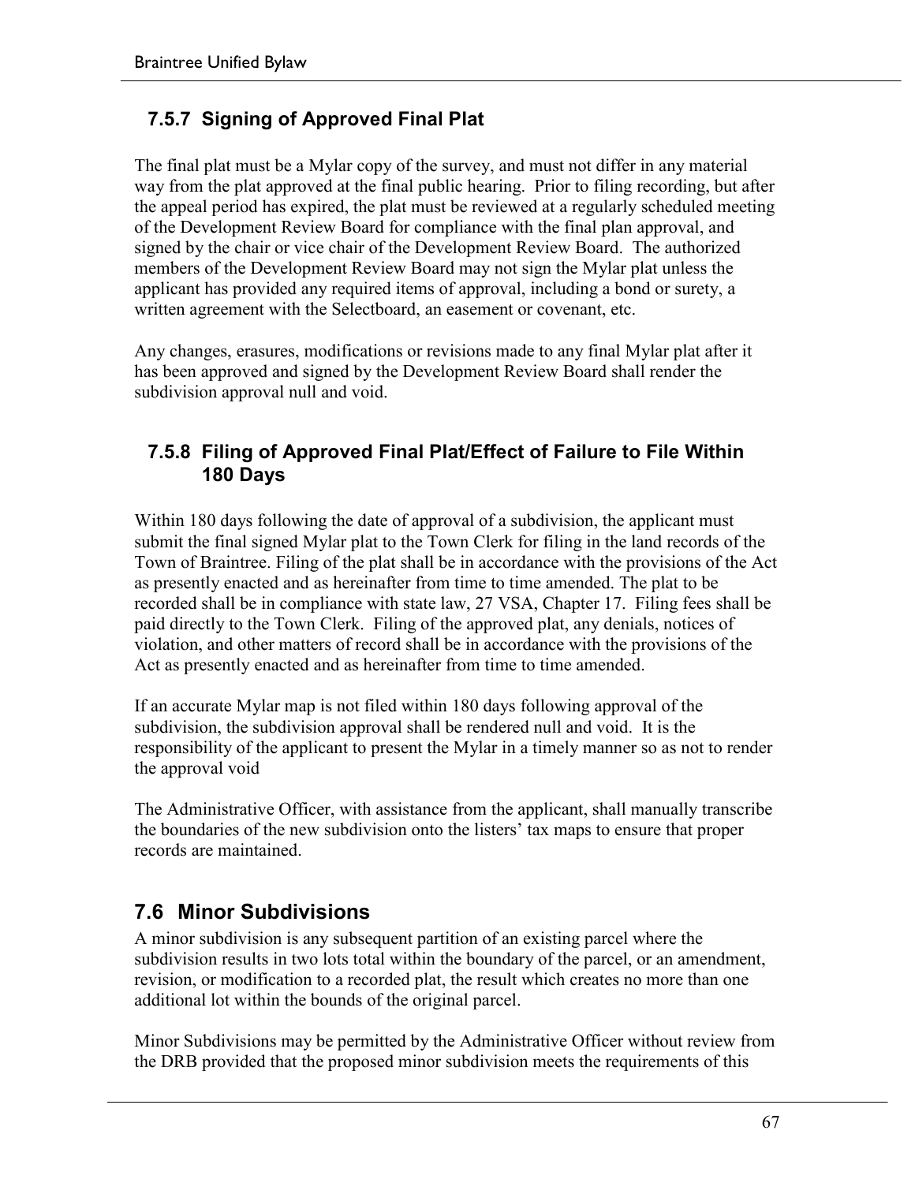### 7.5.7 Signing of Approved Final Plat

The final plat must be a Mylar copy of the survey, and must not differ in any material way from the plat approved at the final public hearing. Prior to filing recording, but after the appeal period has expired, the plat must be reviewed at a regularly scheduled meeting of the Development Review Board for compliance with the final plan approval, and signed by the chair or vice chair of the Development Review Board. The authorized members of the Development Review Board may not sign the Mylar plat unless the applicant has provided any required items of approval, including a bond or surety, a written agreement with the Selectboard, an easement or covenant, etc.

Any changes, erasures, modifications or revisions made to any final Mylar plat after it has been approved and signed by the Development Review Board shall render the subdivision approval null and void.

### 7.5.8 Filing of Approved Final Plat/Effect of Failure to File Within 180 Days

Within 180 days following the date of approval of a subdivision, the applicant must submit the final signed Mylar plat to the Town Clerk for filing in the land records of the Town of Braintree. Filing of the plat shall be in accordance with the provisions of the Act as presently enacted and as hereinafter from time to time amended. The plat to be recorded shall be in compliance with state law, 27 VSA, Chapter 17. Filing fees shall be paid directly to the Town Clerk. Filing of the approved plat, any denials, notices of violation, and other matters of record shall be in accordance with the provisions of the Act as presently enacted and as hereinafter from time to time amended.

If an accurate Mylar map is not filed within 180 days following approval of the subdivision, the subdivision approval shall be rendered null and void. It is the responsibility of the applicant to present the Mylar in a timely manner so as not to render the approval void

The Administrative Officer, with assistance from the applicant, shall manually transcribe the boundaries of the new subdivision onto the listers' tax maps to ensure that proper records are maintained.

## 7.6 Minor Subdivisions

A minor subdivision is any subsequent partition of an existing parcel where the subdivision results in two lots total within the boundary of the parcel, or an amendment, revision, or modification to a recorded plat, the result which creates no more than one additional lot within the bounds of the original parcel.

Minor Subdivisions may be permitted by the Administrative Officer without review from the DRB provided that the proposed minor subdivision meets the requirements of this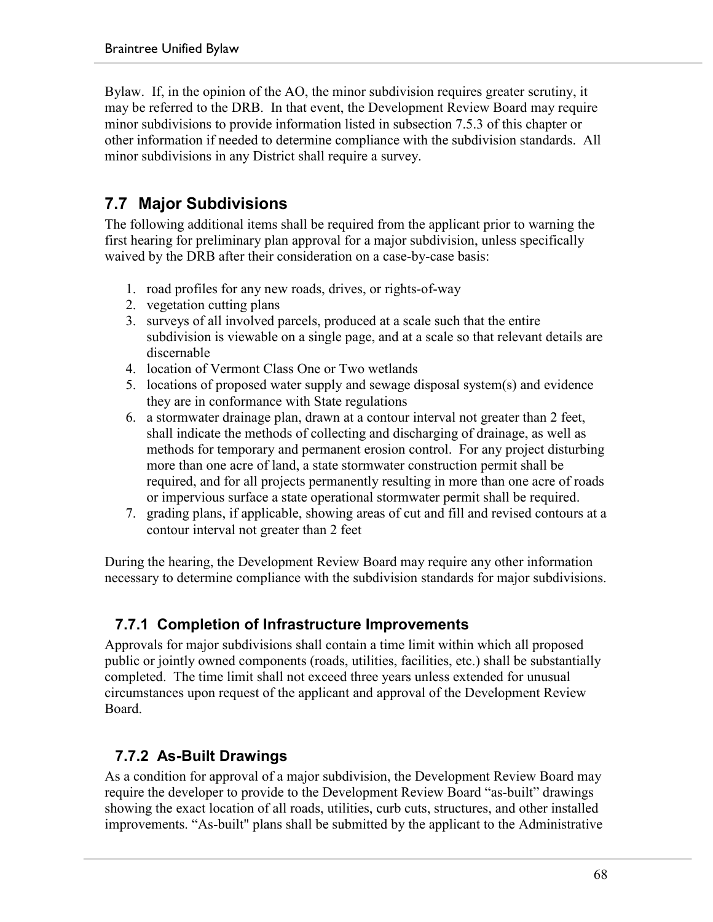Bylaw. If, in the opinion of the AO, the minor subdivision requires greater scrutiny, it may be referred to the DRB. In that event, the Development Review Board may require minor subdivisions to provide information listed in subsection 7.5.3 of this chapter or other information if needed to determine compliance with the subdivision standards. All minor subdivisions in any District shall require a survey.

## 7.7 Major Subdivisions

The following additional items shall be required from the applicant prior to warning the first hearing for preliminary plan approval for a major subdivision, unless specifically waived by the DRB after their consideration on a case-by-case basis:

1. road profiles for any new roads, drives, or rights-of-way
2. vegetation cutting plans
3. surveys of all involved parcels, produced at a scale such that the entire subdivision is viewable on a single page, and at a scale so that relevant details are discernable
4. location of Vermont Class One or Two wetlands
5. locations of proposed water supply and sewage disposal system(s) and evidence they are in conformance with State regulations
6. a stormwater drainage plan, drawn at a contour interval not greater than 2 feet, shall indicate the methods of collecting and discharging of drainage, as well as methods for temporary and permanent erosion control. For any project disturbing more than one acre of land, a state stormwater construction permit shall be required, and for all projects permanently resulting in more than one acre of roads or impervious surface a state operational stormwater permit shall be required.
7. grading plans, if applicable, showing areas of cut and fill and revised contours at a contour interval not greater than 2 feet

During the hearing, the Development Review Board may require any other information necessary to determine compliance with the subdivision standards for major subdivisions.

### 7.7.1 Completion of Infrastructure Improvements

Approvals for major subdivisions shall contain a time limit within which all proposed public or jointly owned components (roads, utilities, facilities, etc.) shall be substantially completed. The time limit shall not exceed three years unless extended for unusual circumstances upon request of the applicant and approval of the Development Review Board.

### 7.7.2 As-Built Drawings

As a condition for approval of a major subdivision, the Development Review Board may require the developer to provide to the Development Review Board "as-built" drawings showing the exact location of all roads, utilities, curb cuts, structures, and other installed improvements. "As-built" plans shall be submitted by the applicant to the Administrative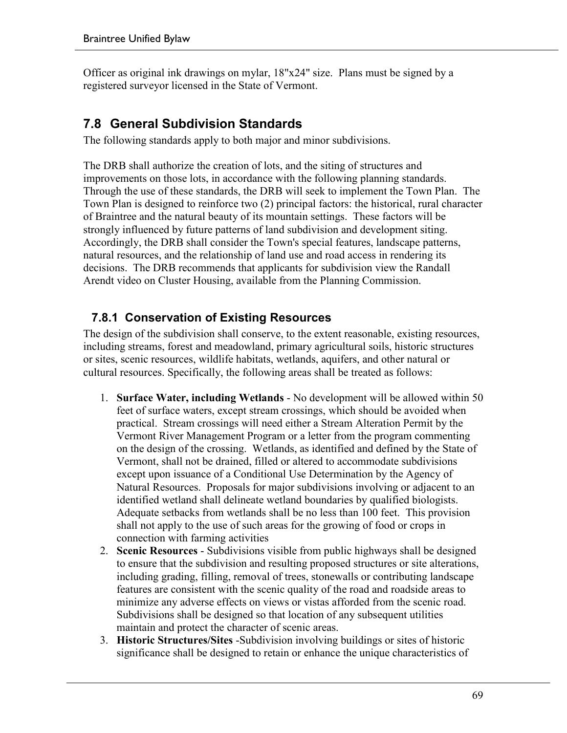Officer as original ink drawings on mylar, 18"x24" size. Plans must be signed by a registered surveyor licensed in the State of Vermont.

## 7.8 General Subdivision Standards

The following standards apply to both major and minor subdivisions.

The DRB shall authorize the creation of lots, and the siting of structures and improvements on those lots, in accordance with the following planning standards. Through the use of these standards, the DRB will seek to implement the Town Plan. The Town Plan is designed to reinforce two (2) principal factors: the historical, rural character of Braintree and the natural beauty of its mountain settings. These factors will be strongly influenced by future patterns of land subdivision and development siting. Accordingly, the DRB shall consider the Town's special features, landscape patterns, natural resources, and the relationship of land use and road access in rendering its decisions. The DRB recommends that applicants for subdivision view the Randall Arendt video on Cluster Housing, available from the Planning Commission.

### 7.8.1 Conservation of Existing Resources

The design of the subdivision shall conserve, to the extent reasonable, existing resources, including streams, forest and meadowland, primary agricultural soils, historic structures or sites, scenic resources, wildlife habitats, wetlands, aquifers, and other natural or cultural resources. Specifically, the following areas shall be treated as follows:

1. **Surface Water, including Wetlands** - No development will be allowed within 50 feet of surface waters, except stream crossings, which should be avoided when practical. Stream crossings will need either a Stream Alteration Permit by the Vermont River Management Program or a letter from the program commenting on the design of the crossing. Wetlands, as identified and defined by the State of Vermont, shall not be drained, filled or altered to accommodate subdivisions except upon issuance of a Conditional Use Determination by the Agency of Natural Resources. Proposals for major subdivisions involving or adjacent to an identified wetland shall delineate wetland boundaries by qualified biologists. Adequate setbacks from wetlands shall be no less than 100 feet. This provision shall not apply to the use of such areas for the growing of food or crops in connection with farming activities
2. **Scenic Resources** - Subdivisions visible from public highways shall be designed to ensure that the subdivision and resulting proposed structures or site alterations, including grading, filling, removal of trees, stonewalls or contributing landscape features are consistent with the scenic quality of the road and roadside areas to minimize any adverse effects on views or vistas afforded from the scenic road. Subdivisions shall be designed so that location of any subsequent utilities maintain and protect the character of scenic areas.
3. **Historic Structures/Sites** -Subdivision involving buildings or sites of historic significance shall be designed to retain or enhance the unique characteristics of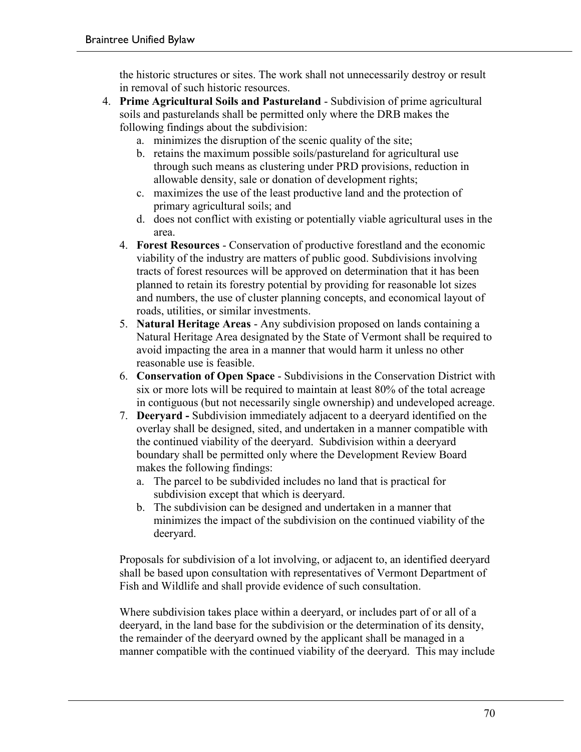the historic structures or sites. The work shall not unnecessarily destroy or result in removal of such historic resources.

4. **Prime Agricultural Soils and Pastureland** - Subdivision of prime agricultural soils and pasturelands shall be permitted only where the DRB makes the following findings about the subdivision:
   a. minimizes the disruption of the scenic quality of the site;
   b. retains the maximum possible soils/pastureland for agricultural use through such means as clustering under PRD provisions, reduction in allowable density, sale or donation of development rights;
   c. maximizes the use of the least productive land and the protection of primary agricultural soils; and
   d. does not conflict with existing or potentially viable agricultural uses in the area.
4. **Forest Resources** - Conservation of productive forestland and the economic viability of the industry are matters of public good. Subdivisions involving tracts of forest resources will be approved on determination that it has been planned to retain its forestry potential by providing for reasonable lot sizes and numbers, the use of cluster planning concepts, and economical layout of roads, utilities, or similar investments.
5. **Natural Heritage Areas** - Any subdivision proposed on lands containing a Natural Heritage Area designated by the State of Vermont shall be required to avoid impacting the area in a manner that would harm it unless no other reasonable use is feasible.
6. **Conservation of Open Space** - Subdivisions in the Conservation District with six or more lots will be required to maintain at least 80% of the total acreage in contiguous (but not necessarily single ownership) and undeveloped acreage.
7. **Deeryard -** Subdivision immediately adjacent to a deeryard identified on the overlay shall be designed, sited, and undertaken in a manner compatible with the continued viability of the deeryard. Subdivision within a deeryard boundary shall be permitted only where the Development Review Board makes the following findings:
   a. The parcel to be subdivided includes no land that is practical for subdivision except that which is deeryard.
   b. The subdivision can be designed and undertaken in a manner that minimizes the impact of the subdivision on the continued viability of the deeryard.

   Proposals for subdivision of a lot involving, or adjacent to, an identified deeryard shall be based upon consultation with representatives of Vermont Department of Fish and Wildlife and shall provide evidence of such consultation.

   Where subdivision takes place within a deeryard, or includes part of or all of a deeryard, in the land base for the subdivision or the determination of its density, the remainder of the deeryard owned by the applicant shall be managed in a manner compatible with the continued viability of the deeryard. This may include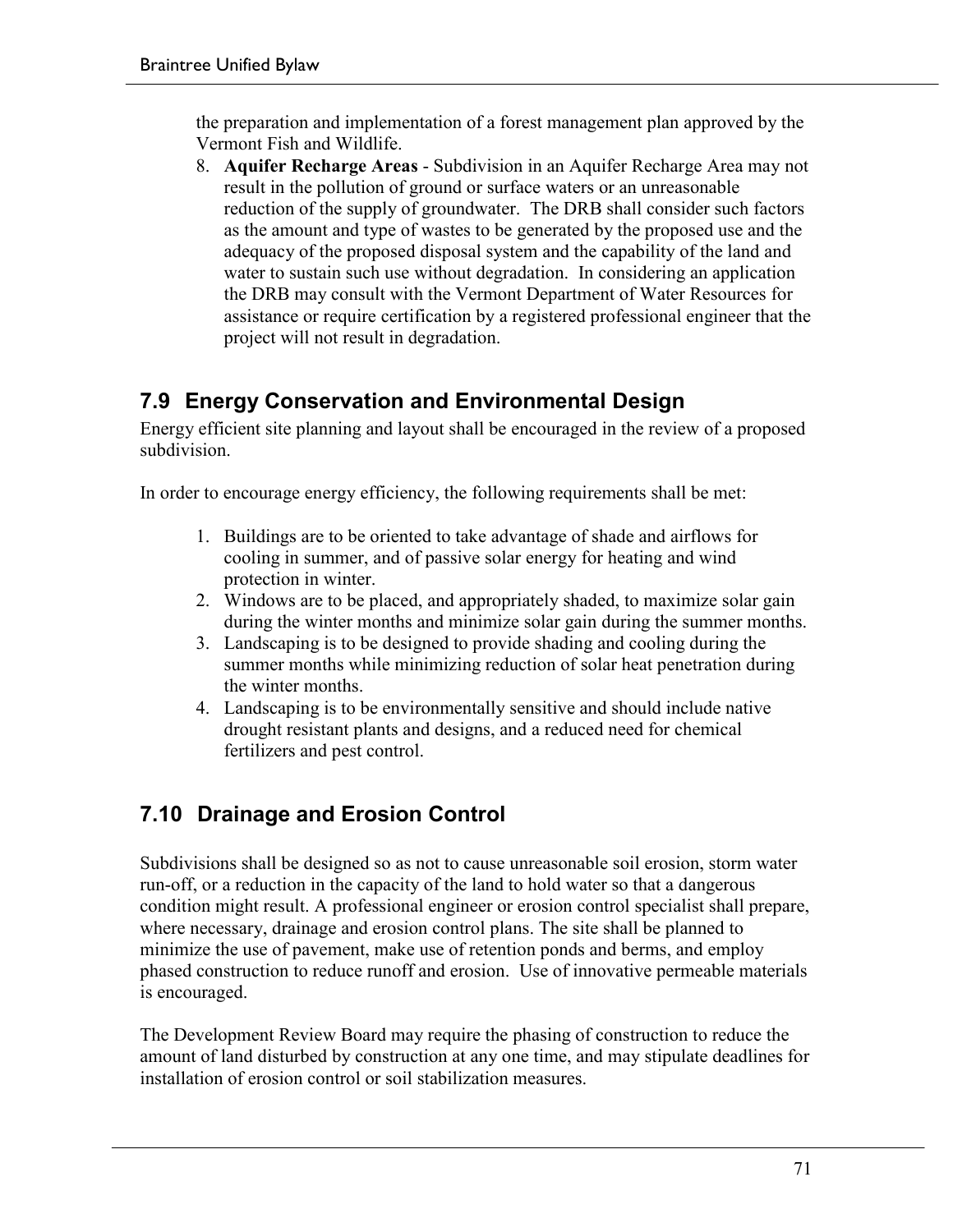the preparation and implementation of a forest management plan approved by the Vermont Fish and Wildlife.

8. **Aquifer Recharge Areas** - Subdivision in an Aquifer Recharge Area may not result in the pollution of ground or surface waters or an unreasonable reduction of the supply of groundwater. The DRB shall consider such factors as the amount and type of wastes to be generated by the proposed use and the adequacy of the proposed disposal system and the capability of the land and water to sustain such use without degradation. In considering an application the DRB may consult with the Vermont Department of Water Resources for assistance or require certification by a registered professional engineer that the project will not result in degradation.

## 7.9 Energy Conservation and Environmental Design

Energy efficient site planning and layout shall be encouraged in the review of a proposed subdivision.

In order to encourage energy efficiency, the following requirements shall be met:

1. Buildings are to be oriented to take advantage of shade and airflows for cooling in summer, and of passive solar energy for heating and wind protection in winter.
2. Windows are to be placed, and appropriately shaded, to maximize solar gain during the winter months and minimize solar gain during the summer months.
3. Landscaping is to be designed to provide shading and cooling during the summer months while minimizing reduction of solar heat penetration during the winter months.
4. Landscaping is to be environmentally sensitive and should include native drought resistant plants and designs, and a reduced need for chemical fertilizers and pest control.

## 7.10 Drainage and Erosion Control

Subdivisions shall be designed so as not to cause unreasonable soil erosion, storm water run-off, or a reduction in the capacity of the land to hold water so that a dangerous condition might result. A professional engineer or erosion control specialist shall prepare, where necessary, drainage and erosion control plans. The site shall be planned to minimize the use of pavement, make use of retention ponds and berms, and employ phased construction to reduce runoff and erosion. Use of innovative permeable materials is encouraged.

The Development Review Board may require the phasing of construction to reduce the amount of land disturbed by construction at any one time, and may stipulate deadlines for installation of erosion control or soil stabilization measures.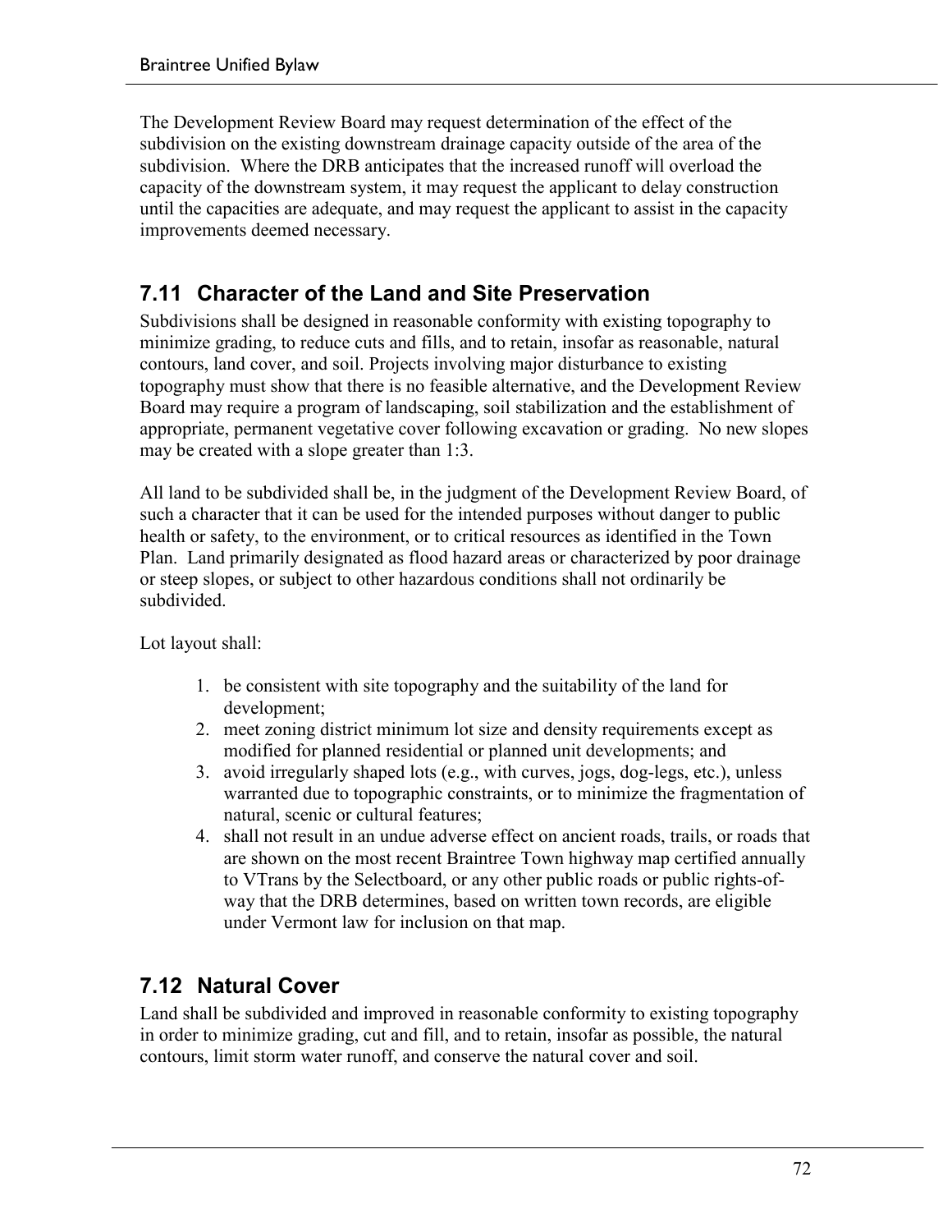The Development Review Board may request determination of the effect of the subdivision on the existing downstream drainage capacity outside of the area of the subdivision. Where the DRB anticipates that the increased runoff will overload the capacity of the downstream system, it may request the applicant to delay construction until the capacities are adequate, and may request the applicant to assist in the capacity improvements deemed necessary.

## 7.11 Character of the Land and Site Preservation

Subdivisions shall be designed in reasonable conformity with existing topography to minimize grading, to reduce cuts and fills, and to retain, insofar as reasonable, natural contours, land cover, and soil. Projects involving major disturbance to existing topography must show that there is no feasible alternative, and the Development Review Board may require a program of landscaping, soil stabilization and the establishment of appropriate, permanent vegetative cover following excavation or grading. No new slopes may be created with a slope greater than 1:3.

All land to be subdivided shall be, in the judgment of the Development Review Board, of such a character that it can be used for the intended purposes without danger to public health or safety, to the environment, or to critical resources as identified in the Town Plan. Land primarily designated as flood hazard areas or characterized by poor drainage or steep slopes, or subject to other hazardous conditions shall not ordinarily be subdivided.

Lot layout shall:

1. be consistent with site topography and the suitability of the land for development;
2. meet zoning district minimum lot size and density requirements except as modified for planned residential or planned unit developments; and
3. avoid irregularly shaped lots (e.g., with curves, jogs, dog-legs, etc.), unless warranted due to topographic constraints, or to minimize the fragmentation of natural, scenic or cultural features;
4. shall not result in an undue adverse effect on ancient roads, trails, or roads that are shown on the most recent Braintree Town highway map certified annually to VTrans by the Selectboard, or any other public roads or public rights-of-way that the DRB determines, based on written town records, are eligible under Vermont law for inclusion on that map.

## 7.12 Natural Cover

Land shall be subdivided and improved in reasonable conformity to existing topography in order to minimize grading, cut and fill, and to retain, insofar as possible, the natural contours, limit storm water runoff, and conserve the natural cover and soil.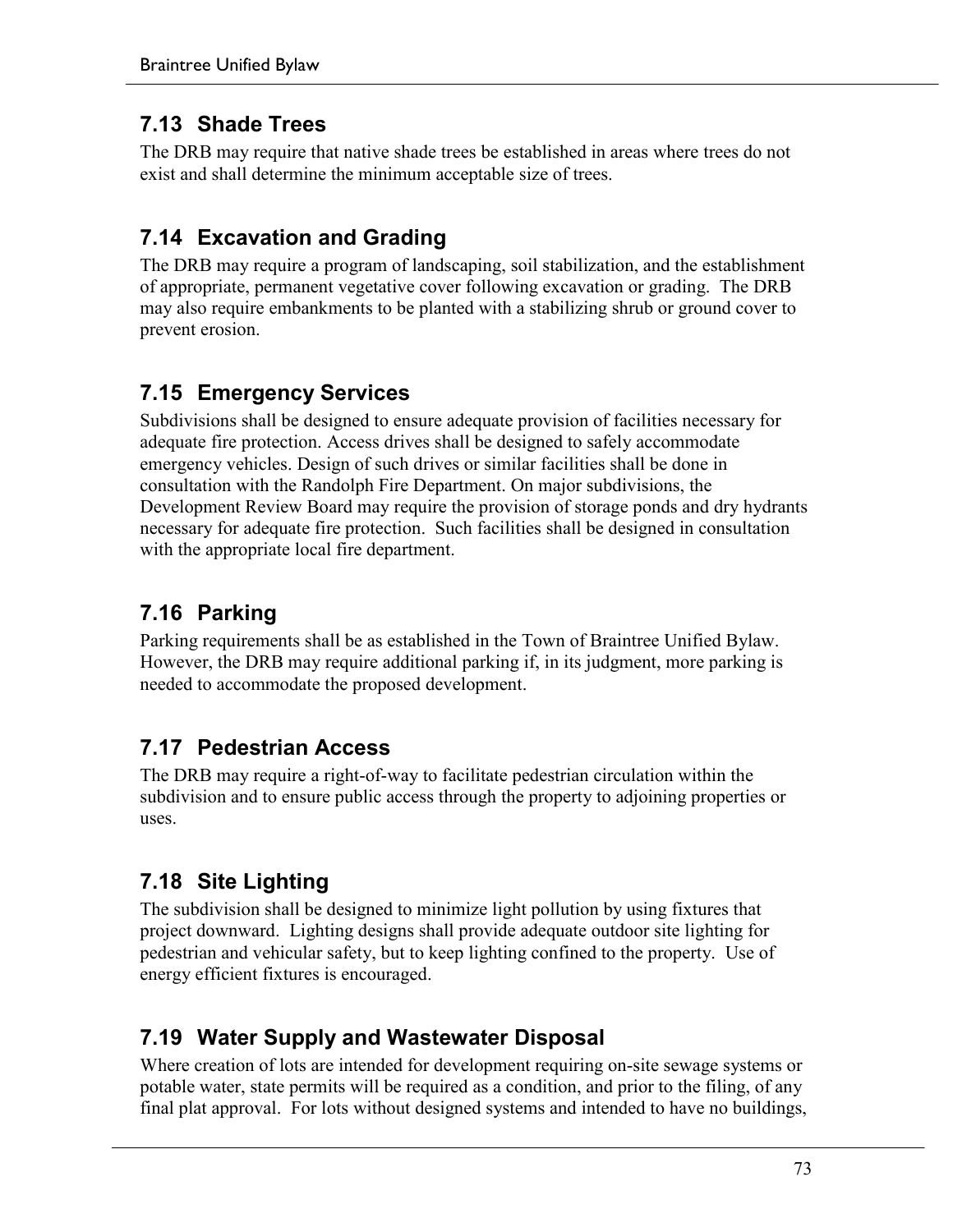## 7.13 Shade Trees

The DRB may require that native shade trees be established in areas where trees do not exist and shall determine the minimum acceptable size of trees.

## 7.14 Excavation and Grading

The DRB may require a program of landscaping, soil stabilization, and the establishment of appropriate, permanent vegetative cover following excavation or grading. The DRB may also require embankments to be planted with a stabilizing shrub or ground cover to prevent erosion.

## 7.15 Emergency Services

Subdivisions shall be designed to ensure adequate provision of facilities necessary for adequate fire protection. Access drives shall be designed to safely accommodate emergency vehicles. Design of such drives or similar facilities shall be done in consultation with the Randolph Fire Department. On major subdivisions, the Development Review Board may require the provision of storage ponds and dry hydrants necessary for adequate fire protection. Such facilities shall be designed in consultation with the appropriate local fire department.

## 7.16 Parking

Parking requirements shall be as established in the Town of Braintree Unified Bylaw. However, the DRB may require additional parking if, in its judgment, more parking is needed to accommodate the proposed development.

## 7.17 Pedestrian Access

The DRB may require a right-of-way to facilitate pedestrian circulation within the subdivision and to ensure public access through the property to adjoining properties or uses.

## 7.18 Site Lighting

The subdivision shall be designed to minimize light pollution by using fixtures that project downward. Lighting designs shall provide adequate outdoor site lighting for pedestrian and vehicular safety, but to keep lighting confined to the property. Use of energy efficient fixtures is encouraged.

## 7.19 Water Supply and Wastewater Disposal

Where creation of lots are intended for development requiring on-site sewage systems or potable water, state permits will be required as a condition, and prior to the filing, of any final plat approval. For lots without designed systems and intended to have no buildings,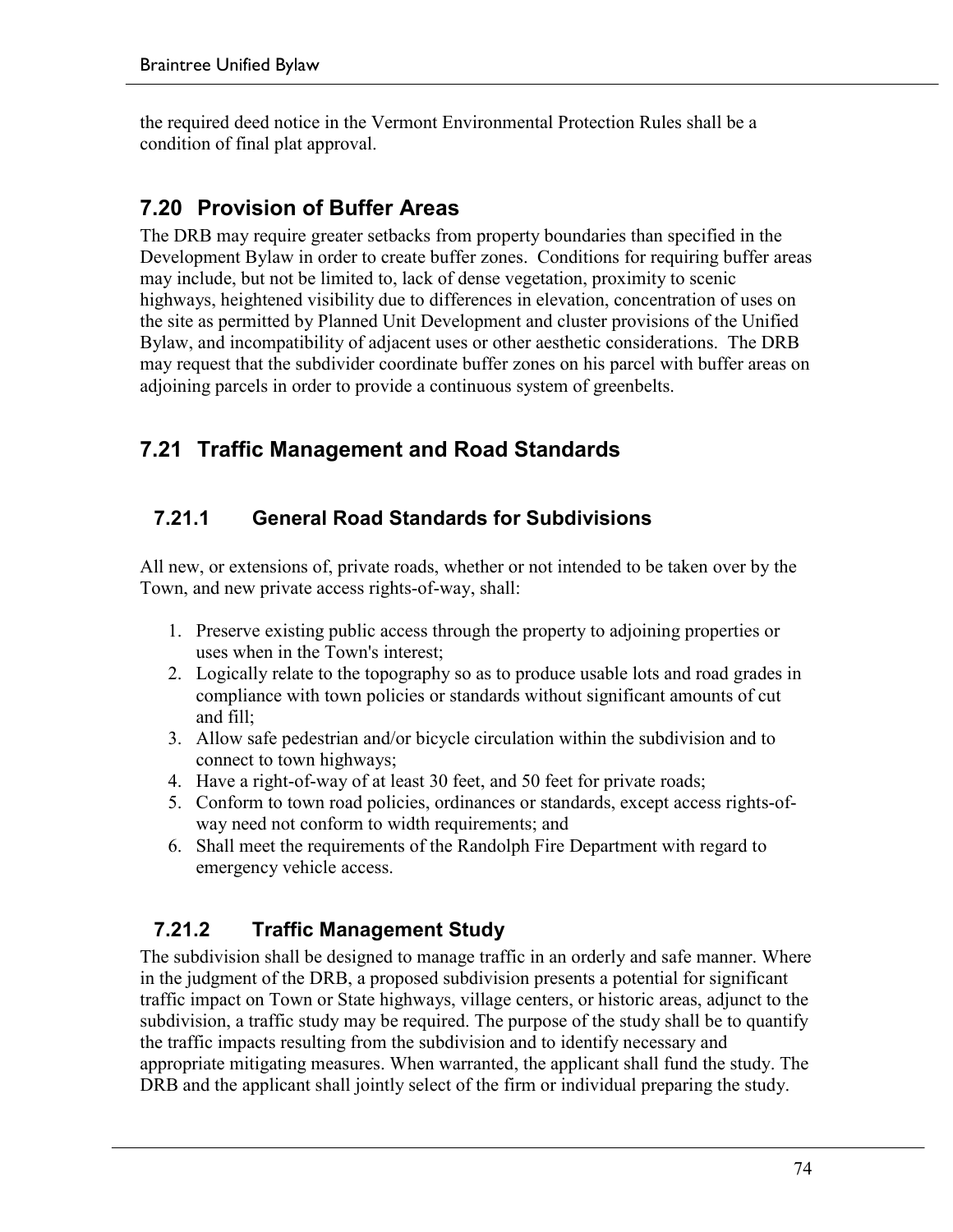the required deed notice in the Vermont Environmental Protection Rules shall be a condition of final plat approval.

## 7.20 Provision of Buffer Areas

The DRB may require greater setbacks from property boundaries than specified in the Development Bylaw in order to create buffer zones. Conditions for requiring buffer areas may include, but not be limited to, lack of dense vegetation, proximity to scenic highways, heightened visibility due to differences in elevation, concentration of uses on the site as permitted by Planned Unit Development and cluster provisions of the Unified Bylaw, and incompatibility of adjacent uses or other aesthetic considerations. The DRB may request that the subdivider coordinate buffer zones on his parcel with buffer areas on adjoining parcels in order to provide a continuous system of greenbelts.

## 7.21 Traffic Management and Road Standards

### 7.21.1 General Road Standards for Subdivisions

All new, or extensions of, private roads, whether or not intended to be taken over by the Town, and new private access rights-of-way, shall:

1. Preserve existing public access through the property to adjoining properties or uses when in the Town's interest;
2. Logically relate to the topography so as to produce usable lots and road grades in compliance with town policies or standards without significant amounts of cut and fill;
3. Allow safe pedestrian and/or bicycle circulation within the subdivision and to connect to town highways;
4. Have a right-of-way of at least 30 feet, and 50 feet for private roads;
5. Conform to town road policies, ordinances or standards, except access rights-of-way need not conform to width requirements; and
6. Shall meet the requirements of the Randolph Fire Department with regard to emergency vehicle access.

### 7.21.2 Traffic Management Study

The subdivision shall be designed to manage traffic in an orderly and safe manner. Where in the judgment of the DRB, a proposed subdivision presents a potential for significant traffic impact on Town or State highways, village centers, or historic areas, adjunct to the subdivision, a traffic study may be required. The purpose of the study shall be to quantify the traffic impacts resulting from the subdivision and to identify necessary and appropriate mitigating measures. When warranted, the applicant shall fund the study. The DRB and the applicant shall jointly select of the firm or individual preparing the study.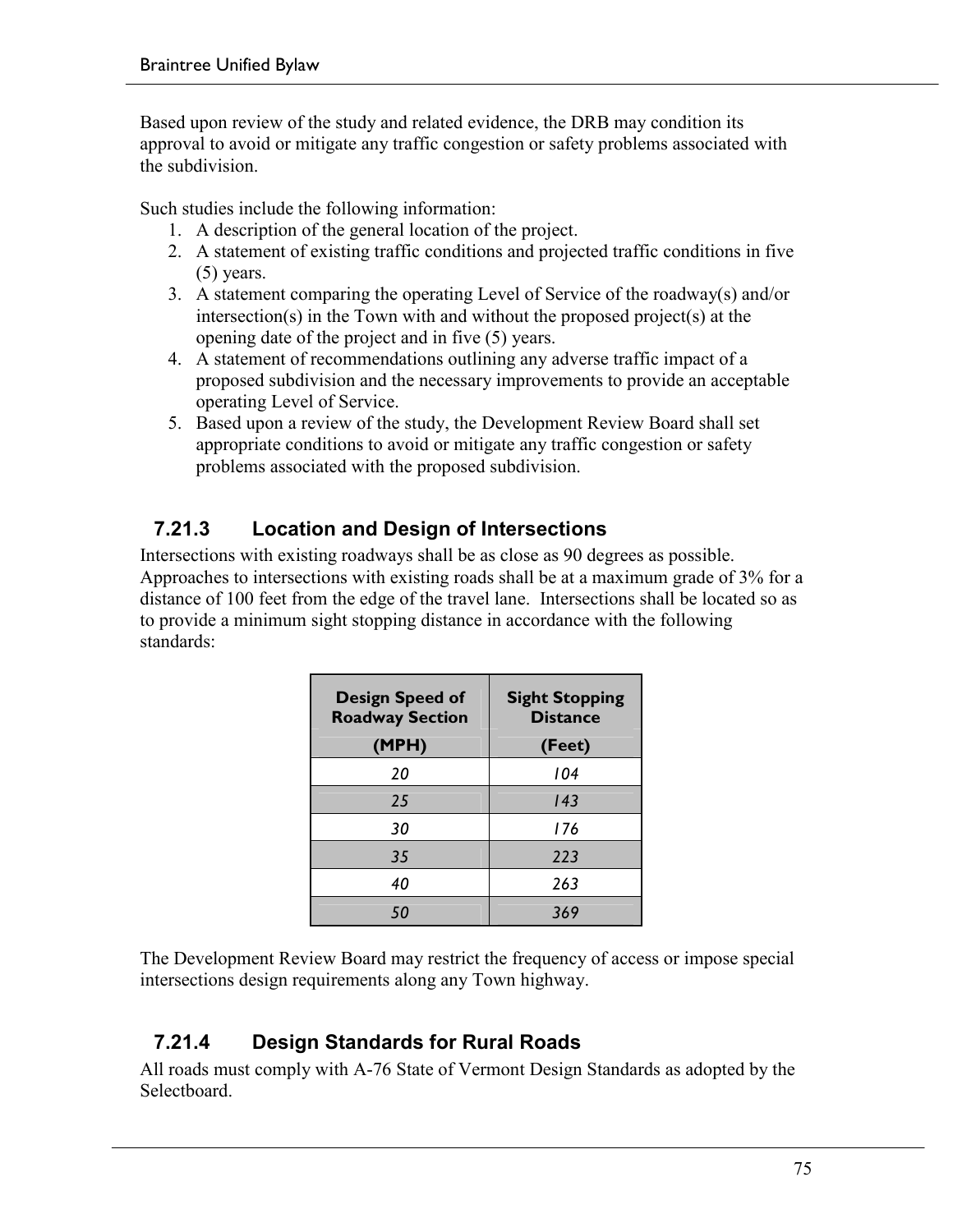Based upon review of the study and related evidence, the DRB may condition its approval to avoid or mitigate any traffic congestion or safety problems associated with the subdivision.

Such studies include the following information:

1. A description of the general location of the project.
2. A statement of existing traffic conditions and projected traffic conditions in five (5) years.
3. A statement comparing the operating Level of Service of the roadway(s) and/or intersection(s) in the Town with and without the proposed project(s) at the opening date of the project and in five (5) years.
4. A statement of recommendations outlining any adverse traffic impact of a proposed subdivision and the necessary improvements to provide an acceptable operating Level of Service.
5. Based upon a review of the study, the Development Review Board shall set appropriate conditions to avoid or mitigate any traffic congestion or safety problems associated with the proposed subdivision.

### 7.21.3 Location and Design of Intersections

Intersections with existing roadways shall be as close as 90 degrees as possible. Approaches to intersections with existing roads shall be at a maximum grade of 3% for a distance of 100 feet from the edge of the travel lane. Intersections shall be located so as to provide a minimum sight stopping distance in accordance with the following standards:

| Design Speed of Roadway Section (MPH) | Sight Stopping Distance (Feet) |
|---|---|
| *20* | *104* |
| *25* | *143* |
| *30* | *176* |
| *35* | *223* |
| *40* | *263* |
| *50* | *369* |

The Development Review Board may restrict the frequency of access or impose special intersections design requirements along any Town highway.

### 7.21.4 Design Standards for Rural Roads

All roads must comply with A-76 State of Vermont Design Standards as adopted by the Selectboard.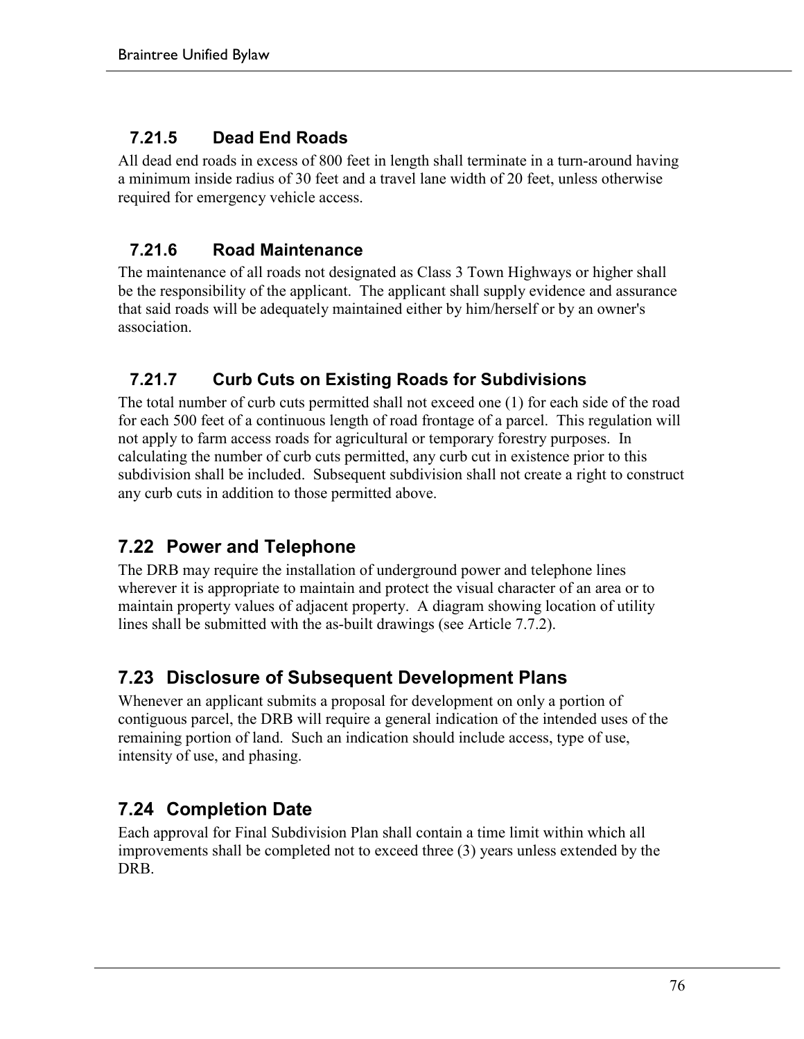### 7.21.5 Dead End Roads

All dead end roads in excess of 800 feet in length shall terminate in a turn-around having a minimum inside radius of 30 feet and a travel lane width of 20 feet, unless otherwise required for emergency vehicle access.

### 7.21.6 Road Maintenance

The maintenance of all roads not designated as Class 3 Town Highways or higher shall be the responsibility of the applicant. The applicant shall supply evidence and assurance that said roads will be adequately maintained either by him/herself or by an owner's association.

### 7.21.7 Curb Cuts on Existing Roads for Subdivisions

The total number of curb cuts permitted shall not exceed one (1) for each side of the road for each 500 feet of a continuous length of road frontage of a parcel. This regulation will not apply to farm access roads for agricultural or temporary forestry purposes. In calculating the number of curb cuts permitted, any curb cut in existence prior to this subdivision shall be included. Subsequent subdivision shall not create a right to construct any curb cuts in addition to those permitted above.

## 7.22 Power and Telephone

The DRB may require the installation of underground power and telephone lines wherever it is appropriate to maintain and protect the visual character of an area or to maintain property values of adjacent property. A diagram showing location of utility lines shall be submitted with the as-built drawings (see Article 7.7.2).

## 7.23 Disclosure of Subsequent Development Plans

Whenever an applicant submits a proposal for development on only a portion of contiguous parcel, the DRB will require a general indication of the intended uses of the remaining portion of land. Such an indication should include access, type of use, intensity of use, and phasing.

## 7.24 Completion Date

Each approval for Final Subdivision Plan shall contain a time limit within which all improvements shall be completed not to exceed three (3) years unless extended by the DRB.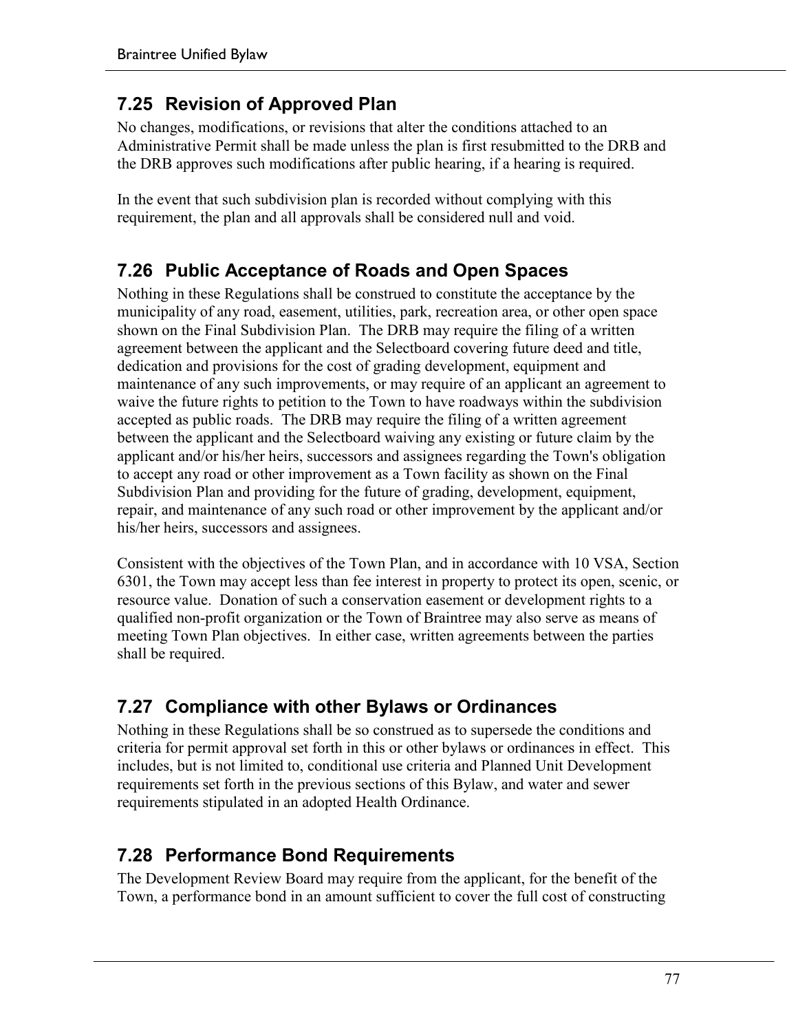## 7.25 Revision of Approved Plan

No changes, modifications, or revisions that alter the conditions attached to an Administrative Permit shall be made unless the plan is first resubmitted to the DRB and the DRB approves such modifications after public hearing, if a hearing is required.

In the event that such subdivision plan is recorded without complying with this requirement, the plan and all approvals shall be considered null and void.

## 7.26 Public Acceptance of Roads and Open Spaces

Nothing in these Regulations shall be construed to constitute the acceptance by the municipality of any road, easement, utilities, park, recreation area, or other open space shown on the Final Subdivision Plan. The DRB may require the filing of a written agreement between the applicant and the Selectboard covering future deed and title, dedication and provisions for the cost of grading development, equipment and maintenance of any such improvements, or may require of an applicant an agreement to waive the future rights to petition to the Town to have roadways within the subdivision accepted as public roads. The DRB may require the filing of a written agreement between the applicant and the Selectboard waiving any existing or future claim by the applicant and/or his/her heirs, successors and assignees regarding the Town's obligation to accept any road or other improvement as a Town facility as shown on the Final Subdivision Plan and providing for the future of grading, development, equipment, repair, and maintenance of any such road or other improvement by the applicant and/or his/her heirs, successors and assignees.

Consistent with the objectives of the Town Plan, and in accordance with 10 VSA, Section 6301, the Town may accept less than fee interest in property to protect its open, scenic, or resource value. Donation of such a conservation easement or development rights to a qualified non-profit organization or the Town of Braintree may also serve as means of meeting Town Plan objectives. In either case, written agreements between the parties shall be required.

## 7.27 Compliance with other Bylaws or Ordinances

Nothing in these Regulations shall be so construed as to supersede the conditions and criteria for permit approval set forth in this or other bylaws or ordinances in effect. This includes, but is not limited to, conditional use criteria and Planned Unit Development requirements set forth in the previous sections of this Bylaw, and water and sewer requirements stipulated in an adopted Health Ordinance.

## 7.28 Performance Bond Requirements

The Development Review Board may require from the applicant, for the benefit of the Town, a performance bond in an amount sufficient to cover the full cost of constructing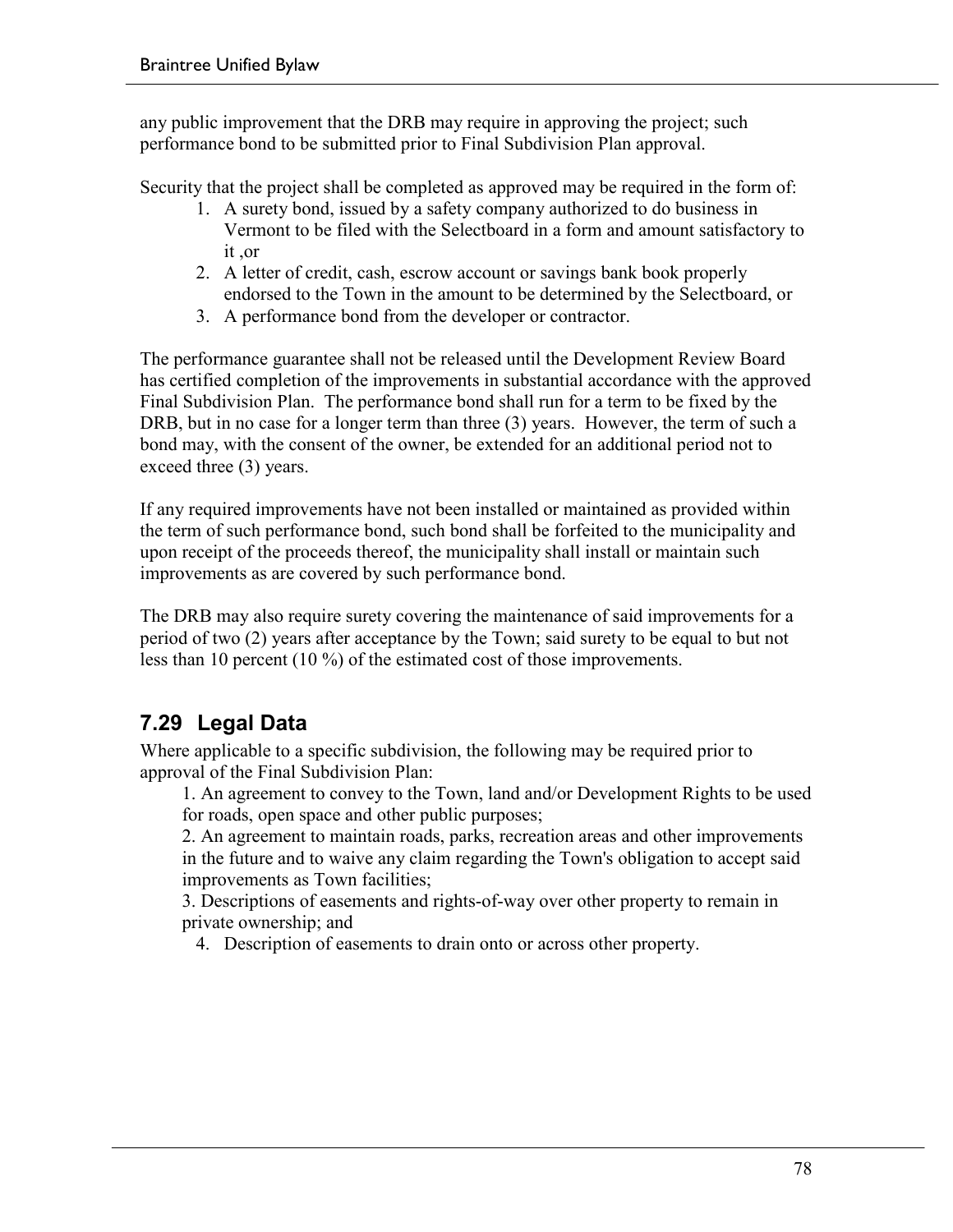any public improvement that the DRB may require in approving the project; such performance bond to be submitted prior to Final Subdivision Plan approval.

Security that the project shall be completed as approved may be required in the form of:

1. A surety bond, issued by a safety company authorized to do business in Vermont to be filed with the Selectboard in a form and amount satisfactory to it ,or
2. A letter of credit, cash, escrow account or savings bank book properly endorsed to the Town in the amount to be determined by the Selectboard, or
3. A performance bond from the developer or contractor.

The performance guarantee shall not be released until the Development Review Board has certified completion of the improvements in substantial accordance with the approved Final Subdivision Plan. The performance bond shall run for a term to be fixed by the DRB, but in no case for a longer term than three (3) years. However, the term of such a bond may, with the consent of the owner, be extended for an additional period not to exceed three (3) years.

If any required improvements have not been installed or maintained as provided within the term of such performance bond, such bond shall be forfeited to the municipality and upon receipt of the proceeds thereof, the municipality shall install or maintain such improvements as are covered by such performance bond.

The DRB may also require surety covering the maintenance of said improvements for a period of two (2) years after acceptance by the Town; said surety to be equal to but not less than 10 percent (10 %) of the estimated cost of those improvements.

## 7.29 Legal Data

Where applicable to a specific subdivision, the following may be required prior to approval of the Final Subdivision Plan:

1. An agreement to convey to the Town, land and/or Development Rights to be used for roads, open space and other public purposes;
2. An agreement to maintain roads, parks, recreation areas and other improvements in the future and to waive any claim regarding the Town's obligation to accept said improvements as Town facilities;
3. Descriptions of easements and rights-of-way over other property to remain in private ownership; and
4. Description of easements to drain onto or across other property.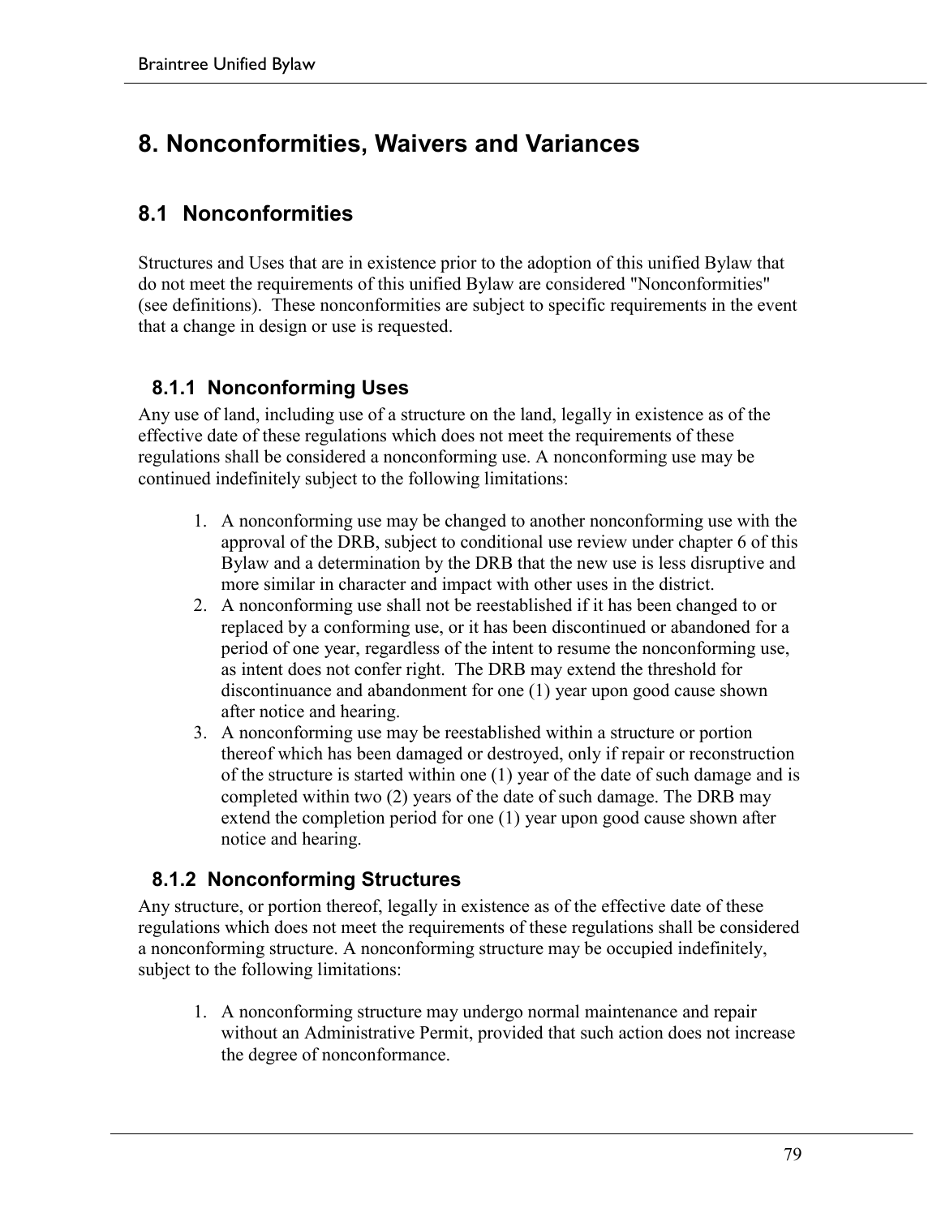# 8. Nonconformities, Waivers and Variances

## 8.1 Nonconformities

Structures and Uses that are in existence prior to the adoption of this unified Bylaw that do not meet the requirements of this unified Bylaw are considered "Nonconformities" (see definitions). These nonconformities are subject to specific requirements in the event that a change in design or use is requested.

### 8.1.1 Nonconforming Uses

Any use of land, including use of a structure on the land, legally in existence as of the effective date of these regulations which does not meet the requirements of these regulations shall be considered a nonconforming use. A nonconforming use may be continued indefinitely subject to the following limitations:

1. A nonconforming use may be changed to another nonconforming use with the approval of the DRB, subject to conditional use review under chapter 6 of this Bylaw and a determination by the DRB that the new use is less disruptive and more similar in character and impact with other uses in the district.
2. A nonconforming use shall not be reestablished if it has been changed to or replaced by a conforming use, or it has been discontinued or abandoned for a period of one year, regardless of the intent to resume the nonconforming use, as intent does not confer right. The DRB may extend the threshold for discontinuance and abandonment for one (1) year upon good cause shown after notice and hearing.
3. A nonconforming use may be reestablished within a structure or portion thereof which has been damaged or destroyed, only if repair or reconstruction of the structure is started within one (1) year of the date of such damage and is completed within two (2) years of the date of such damage. The DRB may extend the completion period for one (1) year upon good cause shown after notice and hearing.

### 8.1.2 Nonconforming Structures

Any structure, or portion thereof, legally in existence as of the effective date of these regulations which does not meet the requirements of these regulations shall be considered a nonconforming structure. A nonconforming structure may be occupied indefinitely, subject to the following limitations:

1. A nonconforming structure may undergo normal maintenance and repair without an Administrative Permit, provided that such action does not increase the degree of nonconformance.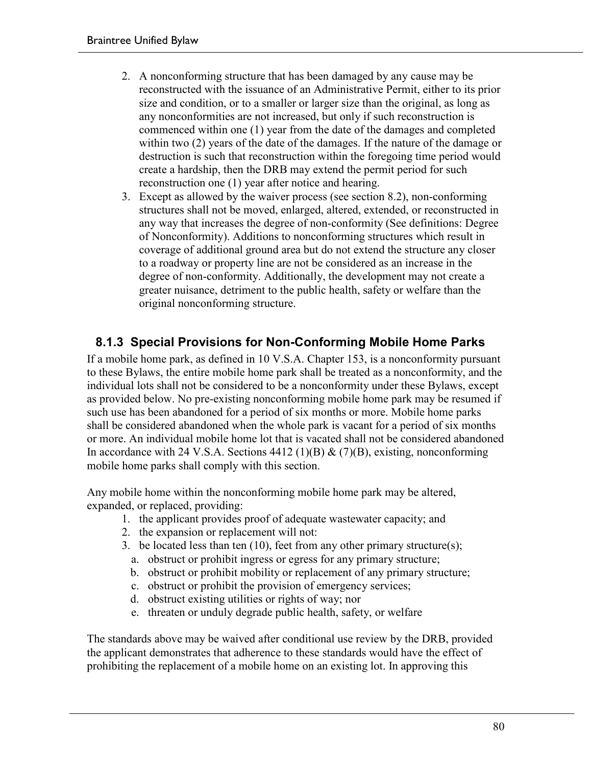2. A nonconforming structure that has been damaged by any cause may be reconstructed with the issuance of an Administrative Permit, either to its prior size and condition, or to a smaller or larger size than the original, as long as any nonconformities are not increased, but only if such reconstruction is commenced within one (1) year from the date of the damages and completed within two (2) years of the date of the damages. If the nature of the damage or destruction is such that reconstruction within the foregoing time period would create a hardship, then the DRB may extend the permit period for such reconstruction one (1) year after notice and hearing.
3. Except as allowed by the waiver process (see section 8.2), non-conforming structures shall not be moved, enlarged, altered, extended, or reconstructed in any way that increases the degree of non-conformity (See definitions: Degree of Nonconformity). Additions to nonconforming structures which result in coverage of additional ground area but do not extend the structure any closer to a roadway or property line are not be considered as an increase in the degree of non-conformity. Additionally, the development may not create a greater nuisance, detriment to the public health, safety or welfare than the original nonconforming structure.

### 8.1.3 Special Provisions for Non-Conforming Mobile Home Parks

If a mobile home park, as defined in 10 V.S.A. Chapter 153, is a nonconformity pursuant to these Bylaws, the entire mobile home park shall be treated as a nonconformity, and the individual lots shall not be considered to be a nonconformity under these Bylaws, except as provided below. No pre-existing nonconforming mobile home park may be resumed if such use has been abandoned for a period of six months or more. Mobile home parks shall be considered abandoned when the whole park is vacant for a period of six months or more. An individual mobile home lot that is vacated shall not be considered abandoned In accordance with 24 V.S.A. Sections 4412 (1)(B) & (7)(B), existing, nonconforming mobile home parks shall comply with this section.

Any mobile home within the nonconforming mobile home park may be altered, expanded, or replaced, providing:

1. the applicant provides proof of adequate wastewater capacity; and
2. the expansion or replacement will not:
3. be located less than ten (10), feet from any other primary structure(s);
   a. obstruct or prohibit ingress or egress for any primary structure;
   b. obstruct or prohibit mobility or replacement of any primary structure;
   c. obstruct or prohibit the provision of emergency services;
   d. obstruct existing utilities or rights of way; nor
   e. threaten or unduly degrade public health, safety, or welfare

The standards above may be waived after conditional use review by the DRB, provided the applicant demonstrates that adherence to these standards would have the effect of prohibiting the replacement of a mobile home on an existing lot. In approving this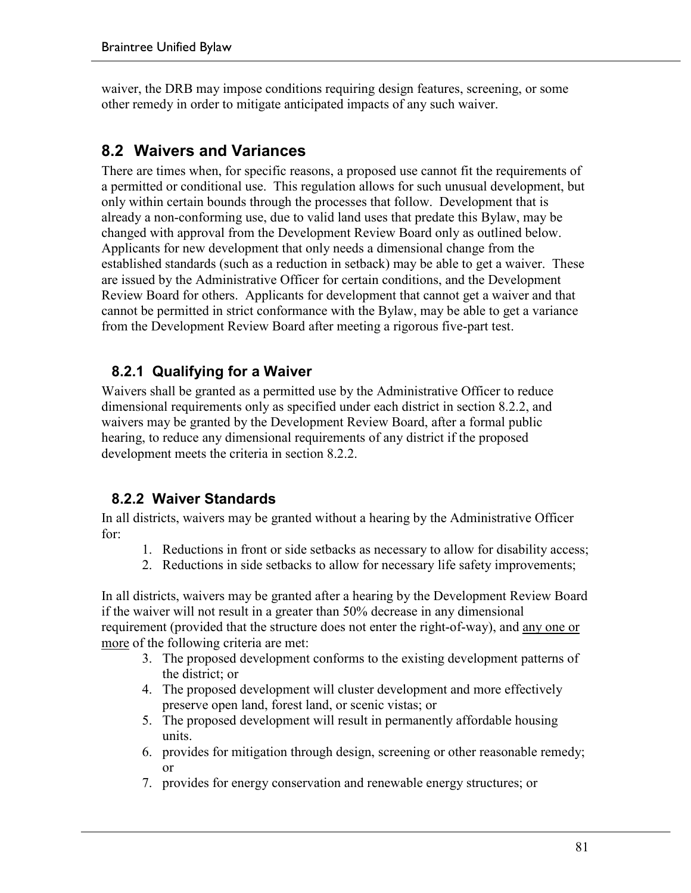waiver, the DRB may impose conditions requiring design features, screening, or some other remedy in order to mitigate anticipated impacts of any such waiver.

## 8.2 Waivers and Variances

There are times when, for specific reasons, a proposed use cannot fit the requirements of a permitted or conditional use. This regulation allows for such unusual development, but only within certain bounds through the processes that follow. Development that is already a non-conforming use, due to valid land uses that predate this Bylaw, may be changed with approval from the Development Review Board only as outlined below. Applicants for new development that only needs a dimensional change from the established standards (such as a reduction in setback) may be able to get a waiver. These are issued by the Administrative Officer for certain conditions, and the Development Review Board for others. Applicants for development that cannot get a waiver and that cannot be permitted in strict conformance with the Bylaw, may be able to get a variance from the Development Review Board after meeting a rigorous five-part test.

### 8.2.1 Qualifying for a Waiver

Waivers shall be granted as a permitted use by the Administrative Officer to reduce dimensional requirements only as specified under each district in section 8.2.2, and waivers may be granted by the Development Review Board, after a formal public hearing, to reduce any dimensional requirements of any district if the proposed development meets the criteria in section 8.2.2.

### 8.2.2 Waiver Standards

In all districts, waivers may be granted without a hearing by the Administrative Officer for:

1. Reductions in front or side setbacks as necessary to allow for disability access;
2. Reductions in side setbacks to allow for necessary life safety improvements;

In all districts, waivers may be granted after a hearing by the Development Review Board if the waiver will not result in a greater than 50% decrease in any dimensional requirement (provided that the structure does not enter the right-of-way), and <u>any one or more</u> of the following criteria are met:

3. The proposed development conforms to the existing development patterns of the district; or
4. The proposed development will cluster development and more effectively preserve open land, forest land, or scenic vistas; or
5. The proposed development will result in permanently affordable housing units.
6. provides for mitigation through design, screening or other reasonable remedy; or
7. provides for energy conservation and renewable energy structures; or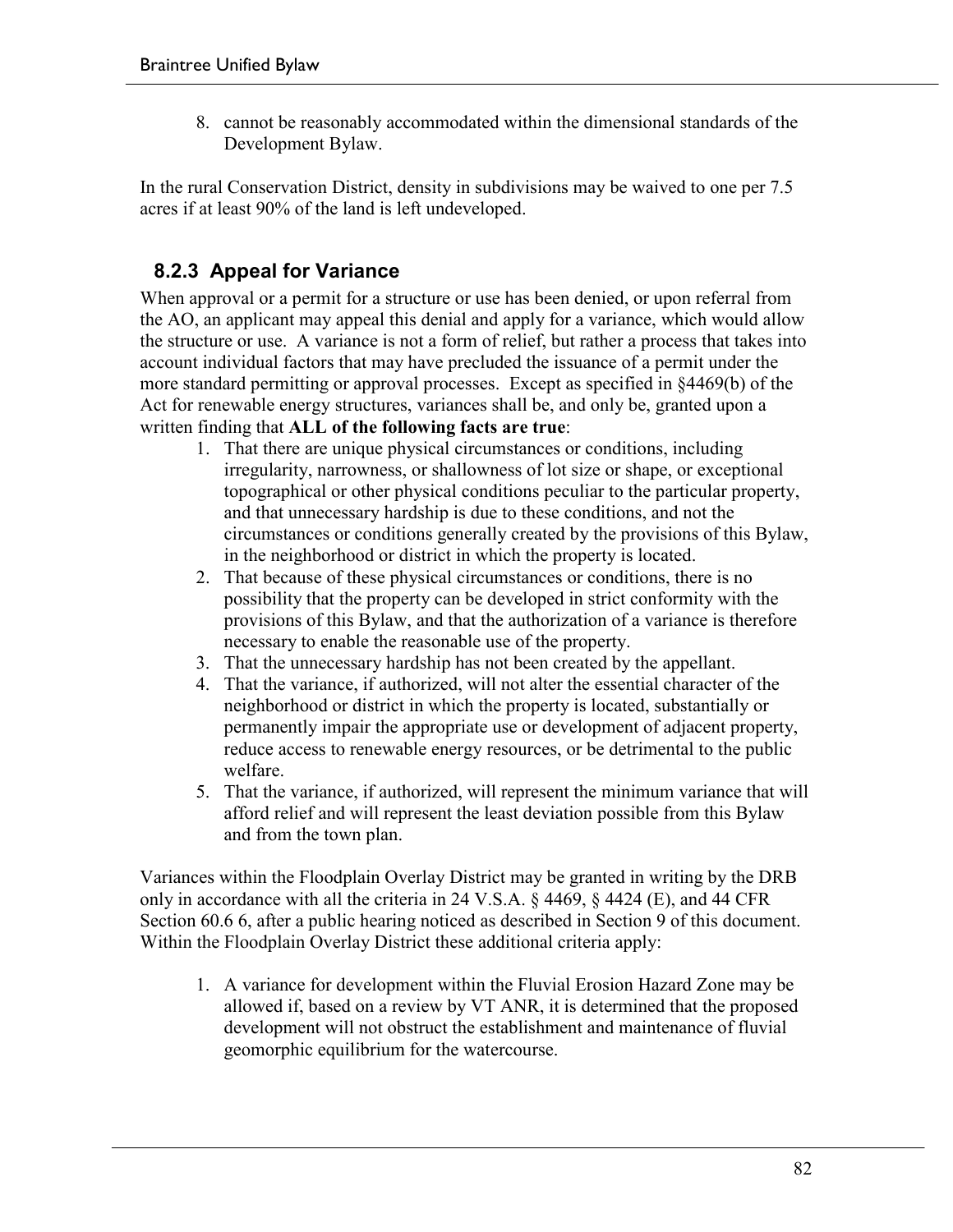8. cannot be reasonably accommodated within the dimensional standards of the Development Bylaw.

In the rural Conservation District, density in subdivisions may be waived to one per 7.5 acres if at least 90% of the land is left undeveloped.

### 8.2.3 Appeal for Variance

When approval or a permit for a structure or use has been denied, or upon referral from the AO, an applicant may appeal this denial and apply for a variance, which would allow the structure or use. A variance is not a form of relief, but rather a process that takes into account individual factors that may have precluded the issuance of a permit under the more standard permitting or approval processes. Except as specified in §4469(b) of the Act for renewable energy structures, variances shall be, and only be, granted upon a written finding that **ALL of the following facts are true**:

1. That there are unique physical circumstances or conditions, including irregularity, narrowness, or shallowness of lot size or shape, or exceptional topographical or other physical conditions peculiar to the particular property, and that unnecessary hardship is due to these conditions, and not the circumstances or conditions generally created by the provisions of this Bylaw, in the neighborhood or district in which the property is located.
2. That because of these physical circumstances or conditions, there is no possibility that the property can be developed in strict conformity with the provisions of this Bylaw, and that the authorization of a variance is therefore necessary to enable the reasonable use of the property.
3. That the unnecessary hardship has not been created by the appellant.
4. That the variance, if authorized, will not alter the essential character of the neighborhood or district in which the property is located, substantially or permanently impair the appropriate use or development of adjacent property, reduce access to renewable energy resources, or be detrimental to the public welfare.
5. That the variance, if authorized, will represent the minimum variance that will afford relief and will represent the least deviation possible from this Bylaw and from the town plan.

Variances within the Floodplain Overlay District may be granted in writing by the DRB only in accordance with all the criteria in 24 V.S.A. § 4469, § 4424 (E), and 44 CFR Section 60.6 6, after a public hearing noticed as described in Section 9 of this document. Within the Floodplain Overlay District these additional criteria apply:

1. A variance for development within the Fluvial Erosion Hazard Zone may be allowed if, based on a review by VT ANR, it is determined that the proposed development will not obstruct the establishment and maintenance of fluvial geomorphic equilibrium for the watercourse.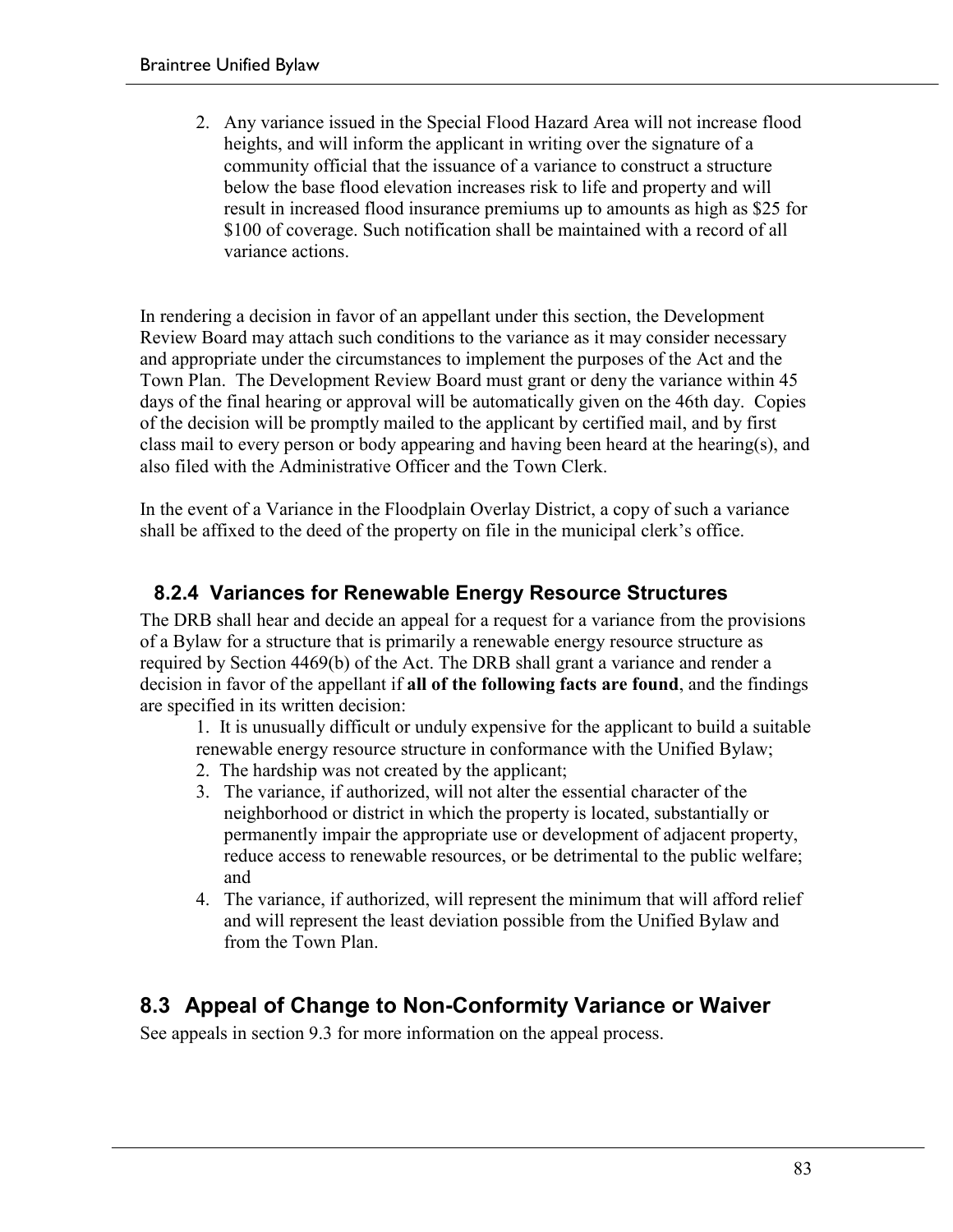2. Any variance issued in the Special Flood Hazard Area will not increase flood heights, and will inform the applicant in writing over the signature of a community official that the issuance of a variance to construct a structure below the base flood elevation increases risk to life and property and will result in increased flood insurance premiums up to amounts as high as $25 for $100 of coverage. Such notification shall be maintained with a record of all variance actions.

In rendering a decision in favor of an appellant under this section, the Development Review Board may attach such conditions to the variance as it may consider necessary and appropriate under the circumstances to implement the purposes of the Act and the Town Plan. The Development Review Board must grant or deny the variance within 45 days of the final hearing or approval will be automatically given on the 46th day. Copies of the decision will be promptly mailed to the applicant by certified mail, and by first class mail to every person or body appearing and having been heard at the hearing(s), and also filed with the Administrative Officer and the Town Clerk.

In the event of a Variance in the Floodplain Overlay District, a copy of such a variance shall be affixed to the deed of the property on file in the municipal clerk's office.

### 8.2.4 Variances for Renewable Energy Resource Structures

The DRB shall hear and decide an appeal for a request for a variance from the provisions of a Bylaw for a structure that is primarily a renewable energy resource structure as required by Section 4469(b) of the Act. The DRB shall grant a variance and render a decision in favor of the appellant if **all of the following facts are found**, and the findings are specified in its written decision:

1. It is unusually difficult or unduly expensive for the applicant to build a suitable renewable energy resource structure in conformance with the Unified Bylaw;
2. The hardship was not created by the applicant;
3. The variance, if authorized, will not alter the essential character of the neighborhood or district in which the property is located, substantially or permanently impair the appropriate use or development of adjacent property, reduce access to renewable resources, or be detrimental to the public welfare; and
4. The variance, if authorized, will represent the minimum that will afford relief and will represent the least deviation possible from the Unified Bylaw and from the Town Plan.

## 8.3 Appeal of Change to Non-Conformity Variance or Waiver

See appeals in section 9.3 for more information on the appeal process.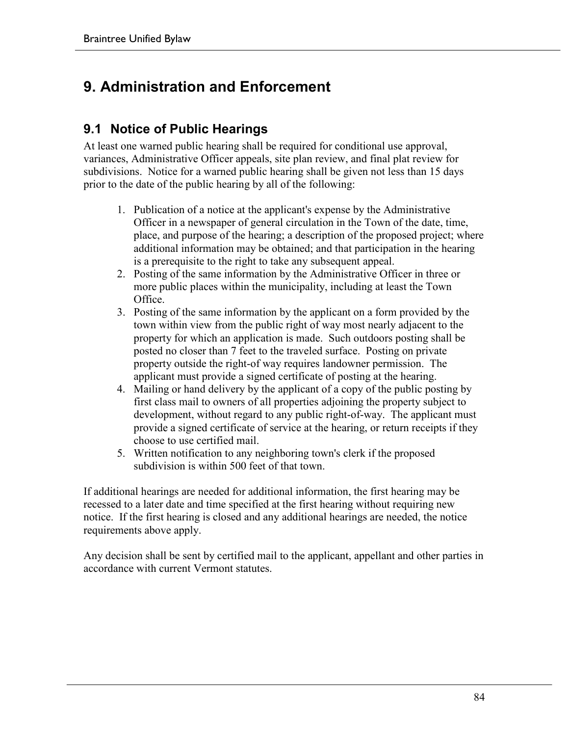# 9. Administration and Enforcement

## 9.1 Notice of Public Hearings

At least one warned public hearing shall be required for conditional use approval, variances, Administrative Officer appeals, site plan review, and final plat review for subdivisions. Notice for a warned public hearing shall be given not less than 15 days prior to the date of the public hearing by all of the following:

1. Publication of a notice at the applicant's expense by the Administrative Officer in a newspaper of general circulation in the Town of the date, time, place, and purpose of the hearing; a description of the proposed project; where additional information may be obtained; and that participation in the hearing is a prerequisite to the right to take any subsequent appeal.
2. Posting of the same information by the Administrative Officer in three or more public places within the municipality, including at least the Town Office.
3. Posting of the same information by the applicant on a form provided by the town within view from the public right of way most nearly adjacent to the property for which an application is made. Such outdoors posting shall be posted no closer than 7 feet to the traveled surface. Posting on private property outside the right-of way requires landowner permission. The applicant must provide a signed certificate of posting at the hearing.
4. Mailing or hand delivery by the applicant of a copy of the public posting by first class mail to owners of all properties adjoining the property subject to development, without regard to any public right-of-way. The applicant must provide a signed certificate of service at the hearing, or return receipts if they choose to use certified mail.
5. Written notification to any neighboring town's clerk if the proposed subdivision is within 500 feet of that town.

If additional hearings are needed for additional information, the first hearing may be recessed to a later date and time specified at the first hearing without requiring new notice. If the first hearing is closed and any additional hearings are needed, the notice requirements above apply.

Any decision shall be sent by certified mail to the applicant, appellant and other parties in accordance with current Vermont statutes.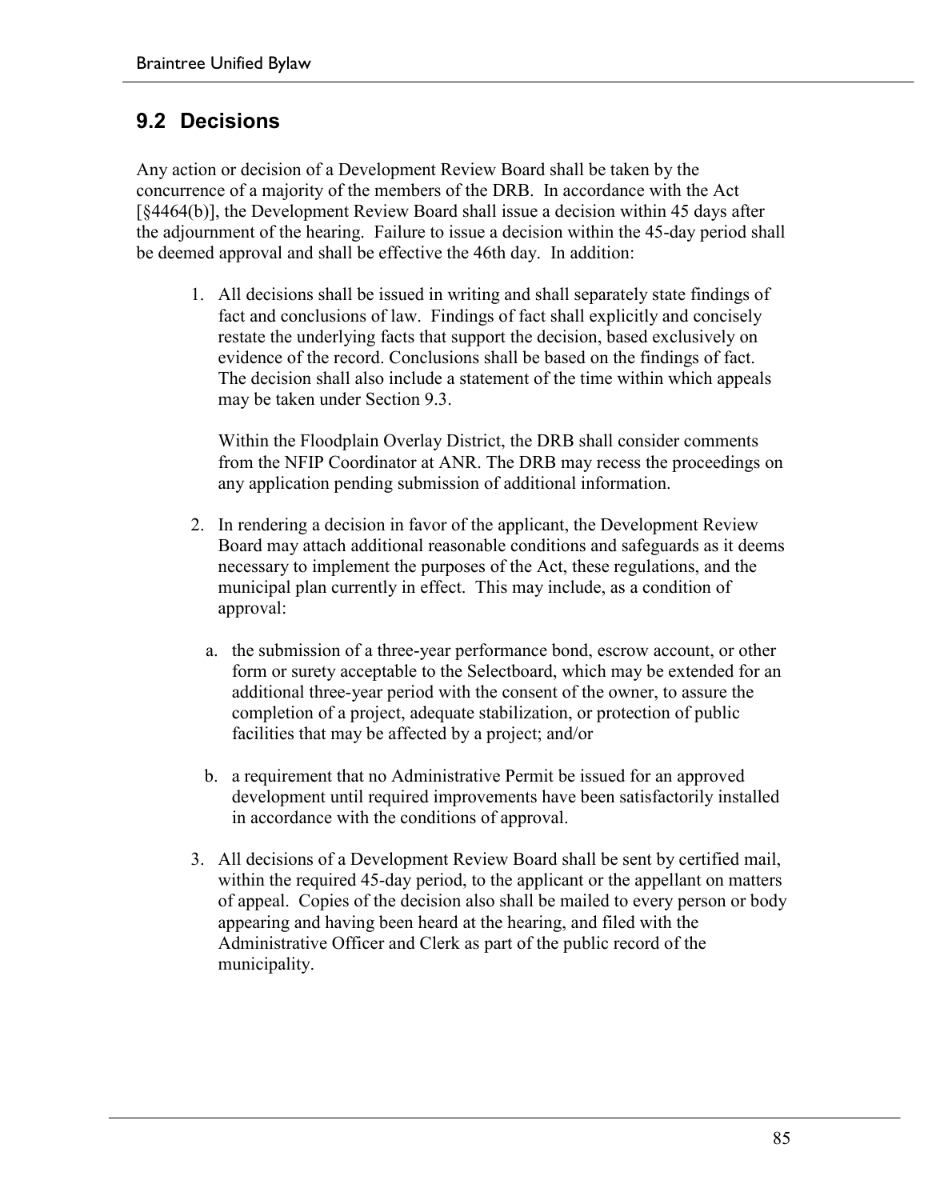## 9.2 Decisions

Any action or decision of a Development Review Board shall be taken by the concurrence of a majority of the members of the DRB. In accordance with the Act [§4464(b)], the Development Review Board shall issue a decision within 45 days after the adjournment of the hearing. Failure to issue a decision within the 45-day period shall be deemed approval and shall be effective the 46th day. In addition:

1. All decisions shall be issued in writing and shall separately state findings of fact and conclusions of law. Findings of fact shall explicitly and concisely restate the underlying facts that support the decision, based exclusively on evidence of the record. Conclusions shall be based on the findings of fact. The decision shall also include a statement of the time within which appeals may be taken under Section 9.3.

   Within the Floodplain Overlay District, the DRB shall consider comments from the NFIP Coordinator at ANR. The DRB may recess the proceedings on any application pending submission of additional information.

2. In rendering a decision in favor of the applicant, the Development Review Board may attach additional reasonable conditions and safeguards as it deems necessary to implement the purposes of the Act, these regulations, and the municipal plan currently in effect. This may include, as a condition of approval:

   a. the submission of a three-year performance bond, escrow account, or other form or surety acceptable to the Selectboard, which may be extended for an additional three-year period with the consent of the owner, to assure the completion of a project, adequate stabilization, or protection of public facilities that may be affected by a project; and/or

   b. a requirement that no Administrative Permit be issued for an approved development until required improvements have been satisfactorily installed in accordance with the conditions of approval.

3. All decisions of a Development Review Board shall be sent by certified mail, within the required 45-day period, to the applicant or the appellant on matters of appeal. Copies of the decision also shall be mailed to every person or body appearing and having been heard at the hearing, and filed with the Administrative Officer and Clerk as part of the public record of the municipality.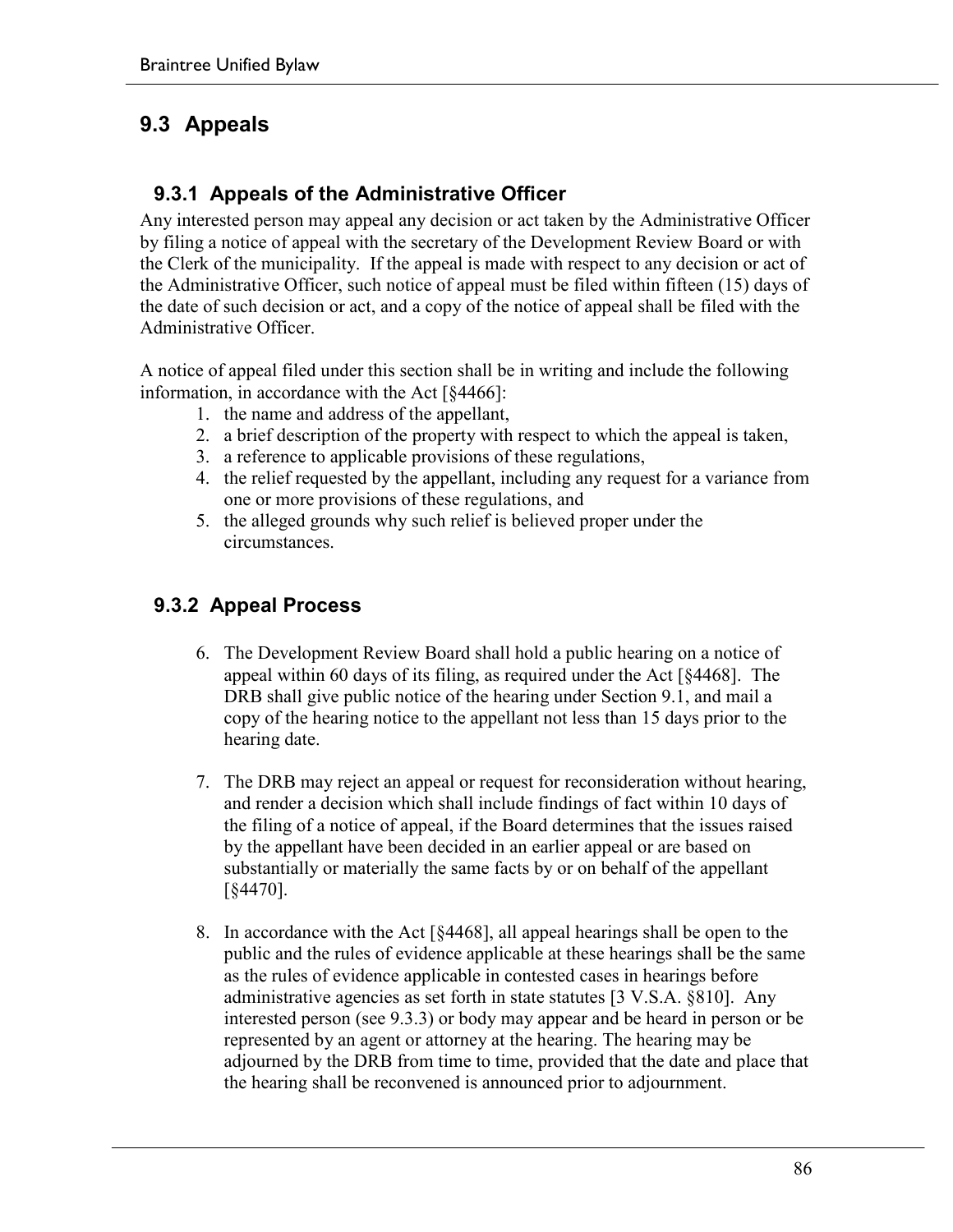## 9.3 Appeals

### 9.3.1 Appeals of the Administrative Officer

Any interested person may appeal any decision or act taken by the Administrative Officer by filing a notice of appeal with the secretary of the Development Review Board or with the Clerk of the municipality. If the appeal is made with respect to any decision or act of the Administrative Officer, such notice of appeal must be filed within fifteen (15) days of the date of such decision or act, and a copy of the notice of appeal shall be filed with the Administrative Officer.

A notice of appeal filed under this section shall be in writing and include the following information, in accordance with the Act [§4466]:

1. the name and address of the appellant,
2. a brief description of the property with respect to which the appeal is taken,
3. a reference to applicable provisions of these regulations,
4. the relief requested by the appellant, including any request for a variance from one or more provisions of these regulations, and
5. the alleged grounds why such relief is believed proper under the circumstances.

### 9.3.2 Appeal Process

6. The Development Review Board shall hold a public hearing on a notice of appeal within 60 days of its filing, as required under the Act [§4468]. The DRB shall give public notice of the hearing under Section 9.1, and mail a copy of the hearing notice to the appellant not less than 15 days prior to the hearing date.

7. The DRB may reject an appeal or request for reconsideration without hearing, and render a decision which shall include findings of fact within 10 days of the filing of a notice of appeal, if the Board determines that the issues raised by the appellant have been decided in an earlier appeal or are based on substantially or materially the same facts by or on behalf of the appellant [§4470].

8. In accordance with the Act [§4468], all appeal hearings shall be open to the public and the rules of evidence applicable at these hearings shall be the same as the rules of evidence applicable in contested cases in hearings before administrative agencies as set forth in state statutes [3 V.S.A. §810]. Any interested person (see 9.3.3) or body may appear and be heard in person or be represented by an agent or attorney at the hearing. The hearing may be adjourned by the DRB from time to time, provided that the date and place that the hearing shall be reconvened is announced prior to adjournment.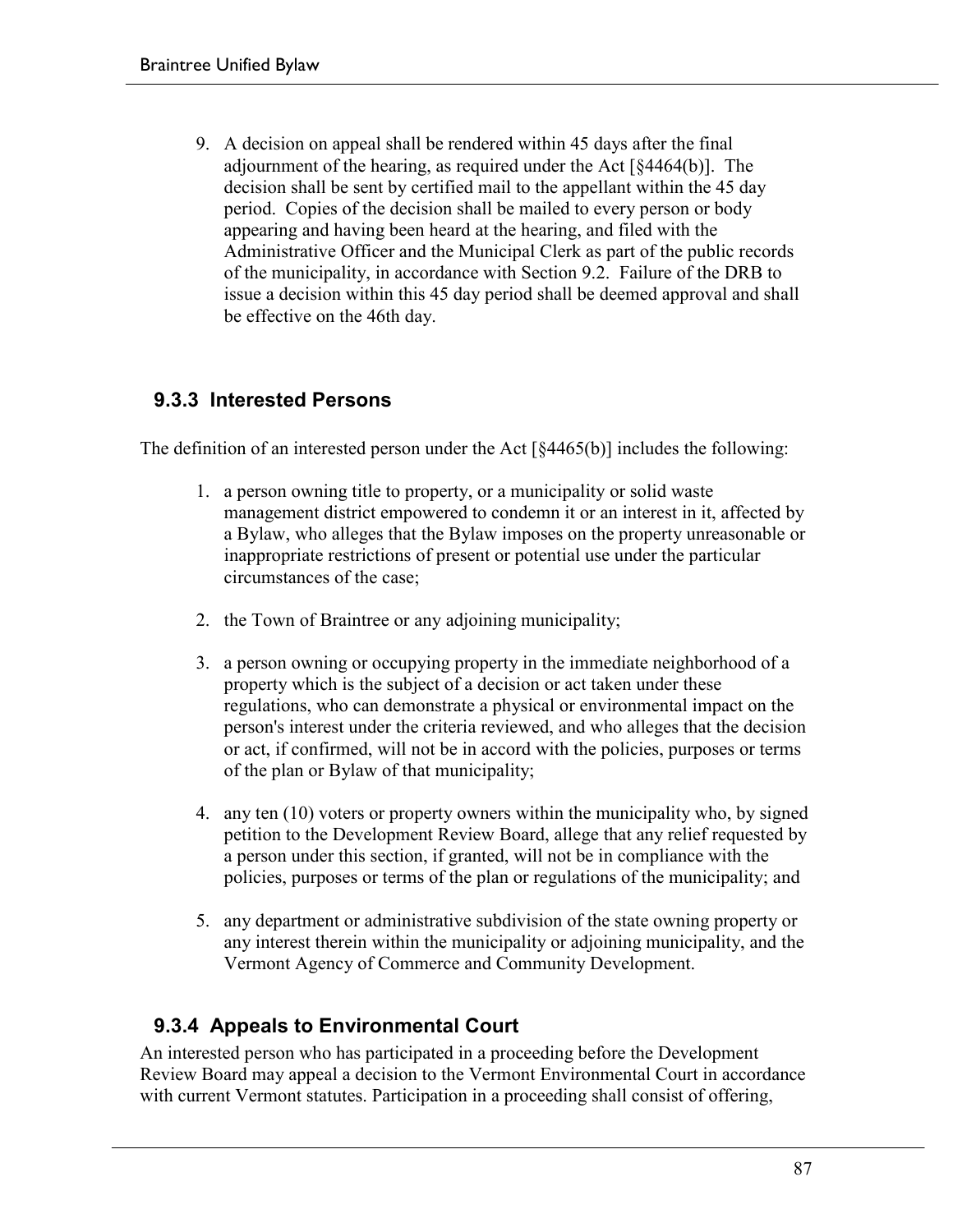9. A decision on appeal shall be rendered within 45 days after the final adjournment of the hearing, as required under the Act [§4464(b)]. The decision shall be sent by certified mail to the appellant within the 45 day period. Copies of the decision shall be mailed to every person or body appearing and having been heard at the hearing, and filed with the Administrative Officer and the Municipal Clerk as part of the public records of the municipality, in accordance with Section 9.2. Failure of the DRB to issue a decision within this 45 day period shall be deemed approval and shall be effective on the 46th day.

### 9.3.3 Interested Persons

The definition of an interested person under the Act [§4465(b)] includes the following:

1. a person owning title to property, or a municipality or solid waste management district empowered to condemn it or an interest in it, affected by a Bylaw, who alleges that the Bylaw imposes on the property unreasonable or inappropriate restrictions of present or potential use under the particular circumstances of the case;
2. the Town of Braintree or any adjoining municipality;
3. a person owning or occupying property in the immediate neighborhood of a property which is the subject of a decision or act taken under these regulations, who can demonstrate a physical or environmental impact on the person's interest under the criteria reviewed, and who alleges that the decision or act, if confirmed, will not be in accord with the policies, purposes or terms of the plan or Bylaw of that municipality;
4. any ten (10) voters or property owners within the municipality who, by signed petition to the Development Review Board, allege that any relief requested by a person under this section, if granted, will not be in compliance with the policies, purposes or terms of the plan or regulations of the municipality; and
5. any department or administrative subdivision of the state owning property or any interest therein within the municipality or adjoining municipality, and the Vermont Agency of Commerce and Community Development.

### 9.3.4 Appeals to Environmental Court

An interested person who has participated in a proceeding before the Development Review Board may appeal a decision to the Vermont Environmental Court in accordance with current Vermont statutes. Participation in a proceeding shall consist of offering,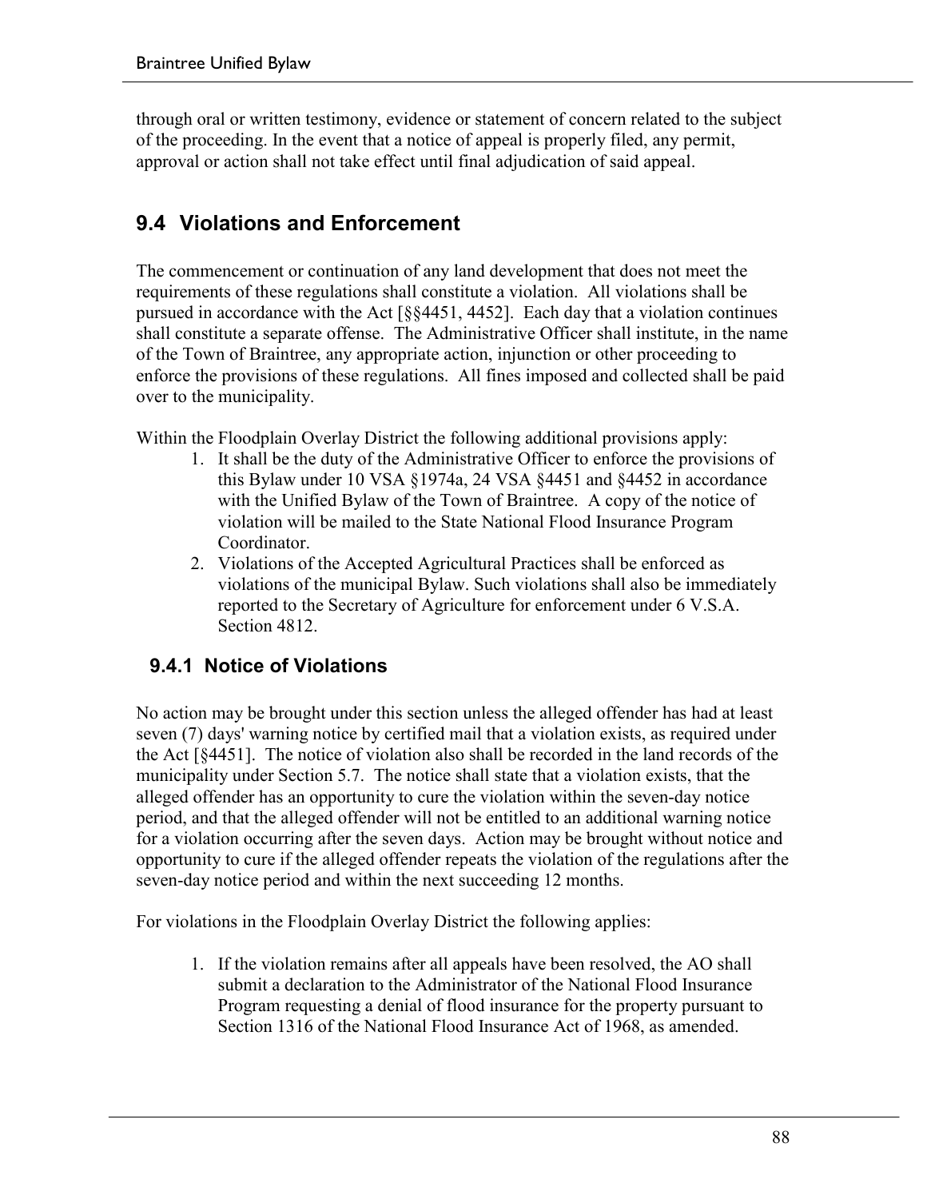through oral or written testimony, evidence or statement of concern related to the subject of the proceeding. In the event that a notice of appeal is properly filed, any permit, approval or action shall not take effect until final adjudication of said appeal.

## 9.4 Violations and Enforcement

The commencement or continuation of any land development that does not meet the requirements of these regulations shall constitute a violation. All violations shall be pursued in accordance with the Act [§§4451, 4452]. Each day that a violation continues shall constitute a separate offense. The Administrative Officer shall institute, in the name of the Town of Braintree, any appropriate action, injunction or other proceeding to enforce the provisions of these regulations. All fines imposed and collected shall be paid over to the municipality.

Within the Floodplain Overlay District the following additional provisions apply:

1. It shall be the duty of the Administrative Officer to enforce the provisions of this Bylaw under 10 VSA §1974a, 24 VSA §4451 and §4452 in accordance with the Unified Bylaw of the Town of Braintree. A copy of the notice of violation will be mailed to the State National Flood Insurance Program Coordinator.
2. Violations of the Accepted Agricultural Practices shall be enforced as violations of the municipal Bylaw. Such violations shall also be immediately reported to the Secretary of Agriculture for enforcement under 6 V.S.A. Section 4812.

### 9.4.1 Notice of Violations

No action may be brought under this section unless the alleged offender has had at least seven (7) days' warning notice by certified mail that a violation exists, as required under the Act [§4451]. The notice of violation also shall be recorded in the land records of the municipality under Section 5.7. The notice shall state that a violation exists, that the alleged offender has an opportunity to cure the violation within the seven-day notice period, and that the alleged offender will not be entitled to an additional warning notice for a violation occurring after the seven days. Action may be brought without notice and opportunity to cure if the alleged offender repeats the violation of the regulations after the seven-day notice period and within the next succeeding 12 months.

For violations in the Floodplain Overlay District the following applies:

1. If the violation remains after all appeals have been resolved, the AO shall submit a declaration to the Administrator of the National Flood Insurance Program requesting a denial of flood insurance for the property pursuant to Section 1316 of the National Flood Insurance Act of 1968, as amended.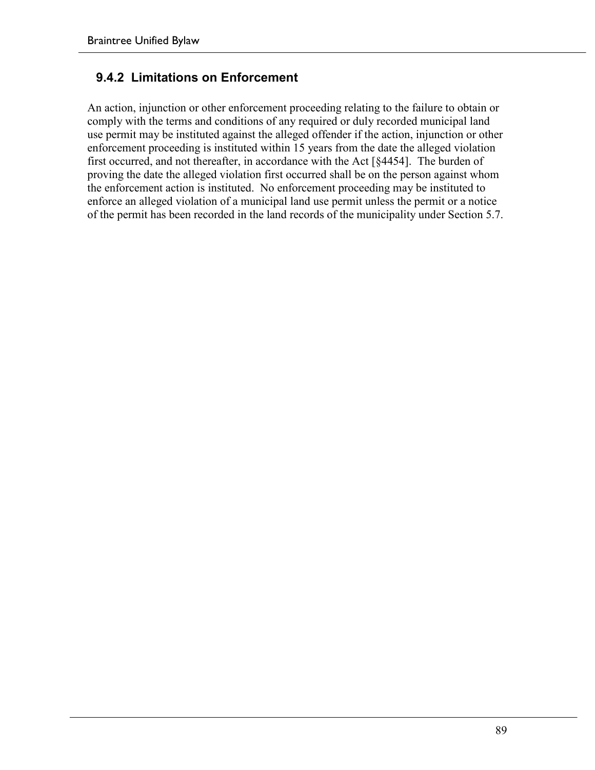### 9.4.2 Limitations on Enforcement

An action, injunction or other enforcement proceeding relating to the failure to obtain or comply with the terms and conditions of any required or duly recorded municipal land use permit may be instituted against the alleged offender if the action, injunction or other enforcement proceeding is instituted within 15 years from the date the alleged violation first occurred, and not thereafter, in accordance with the Act [§4454]. The burden of proving the date the alleged violation first occurred shall be on the person against whom the enforcement action is instituted. No enforcement proceeding may be instituted to enforce an alleged violation of a municipal land use permit unless the permit or a notice of the permit has been recorded in the land records of the municipality under Section 5.7.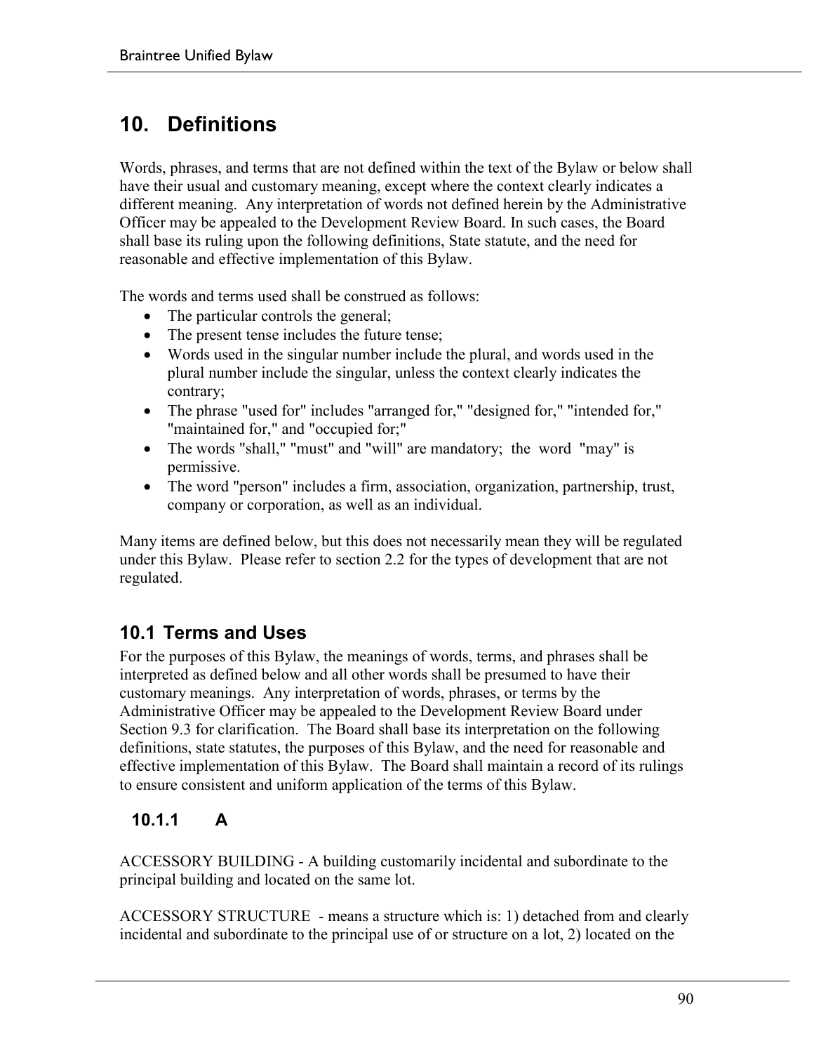# 10. Definitions

Words, phrases, and terms that are not defined within the text of the Bylaw or below shall have their usual and customary meaning, except where the context clearly indicates a different meaning. Any interpretation of words not defined herein by the Administrative Officer may be appealed to the Development Review Board. In such cases, the Board shall base its ruling upon the following definitions, State statute, and the need for reasonable and effective implementation of this Bylaw.

The words and terms used shall be construed as follows:

- The particular controls the general;
- The present tense includes the future tense;
- Words used in the singular number include the plural, and words used in the plural number include the singular, unless the context clearly indicates the contrary;
- The phrase "used for" includes "arranged for," "designed for," "intended for," "maintained for," and "occupied for;"
- The words "shall," "must" and "will" are mandatory; the word "may" is permissive.
- The word "person" includes a firm, association, organization, partnership, trust, company or corporation, as well as an individual.

Many items are defined below, but this does not necessarily mean they will be regulated under this Bylaw. Please refer to section 2.2 for the types of development that are not regulated.

## 10.1 Terms and Uses

For the purposes of this Bylaw, the meanings of words, terms, and phrases shall be interpreted as defined below and all other words shall be presumed to have their customary meanings. Any interpretation of words, phrases, or terms by the Administrative Officer may be appealed to the Development Review Board under Section 9.3 for clarification. The Board shall base its interpretation on the following definitions, state statutes, the purposes of this Bylaw, and the need for reasonable and effective implementation of this Bylaw. The Board shall maintain a record of its rulings to ensure consistent and uniform application of the terms of this Bylaw.

### 10.1.1 A

ACCESSORY BUILDING - A building customarily incidental and subordinate to the principal building and located on the same lot.

ACCESSORY STRUCTURE - means a structure which is: 1) detached from and clearly incidental and subordinate to the principal use of or structure on a lot, 2) located on the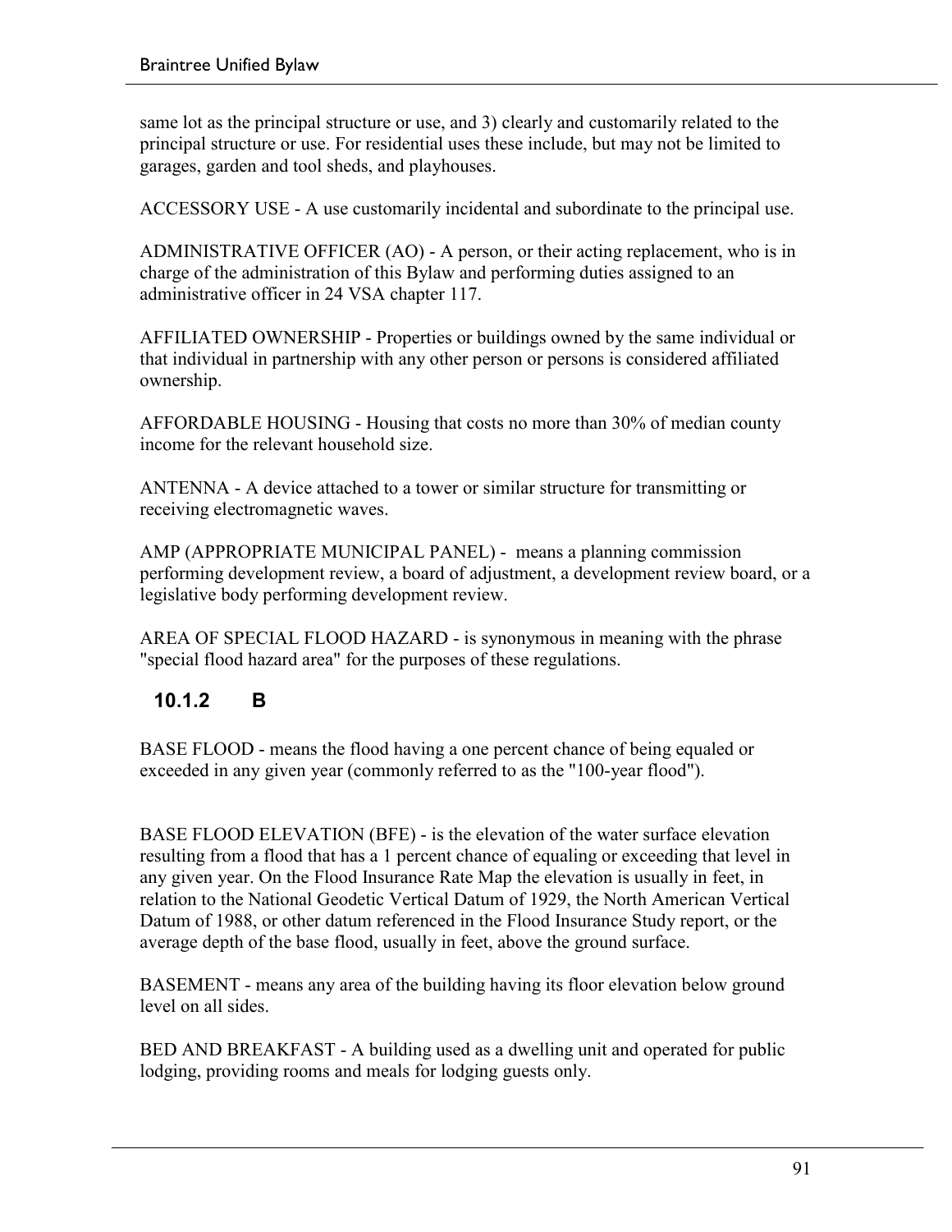same lot as the principal structure or use, and 3) clearly and customarily related to the principal structure or use. For residential uses these include, but may not be limited to garages, garden and tool sheds, and playhouses.

ACCESSORY USE - A use customarily incidental and subordinate to the principal use.

ADMINISTRATIVE OFFICER (AO) - A person, or their acting replacement, who is in charge of the administration of this Bylaw and performing duties assigned to an administrative officer in 24 VSA chapter 117.

AFFILIATED OWNERSHIP - Properties or buildings owned by the same individual or that individual in partnership with any other person or persons is considered affiliated ownership.

AFFORDABLE HOUSING - Housing that costs no more than 30% of median county income for the relevant household size.

ANTENNA - A device attached to a tower or similar structure for transmitting or receiving electromagnetic waves.

AMP (APPROPRIATE MUNICIPAL PANEL) - means a planning commission performing development review, a board of adjustment, a development review board, or a legislative body performing development review.

AREA OF SPECIAL FLOOD HAZARD - is synonymous in meaning with the phrase "special flood hazard area" for the purposes of these regulations.

### 10.1.2 B

BASE FLOOD - means the flood having a one percent chance of being equaled or exceeded in any given year (commonly referred to as the "100-year flood").

BASE FLOOD ELEVATION (BFE) - is the elevation of the water surface elevation resulting from a flood that has a 1 percent chance of equaling or exceeding that level in any given year. On the Flood Insurance Rate Map the elevation is usually in feet, in relation to the National Geodetic Vertical Datum of 1929, the North American Vertical Datum of 1988, or other datum referenced in the Flood Insurance Study report, or the average depth of the base flood, usually in feet, above the ground surface.

BASEMENT - means any area of the building having its floor elevation below ground level on all sides.

BED AND BREAKFAST - A building used as a dwelling unit and operated for public lodging, providing rooms and meals for lodging guests only.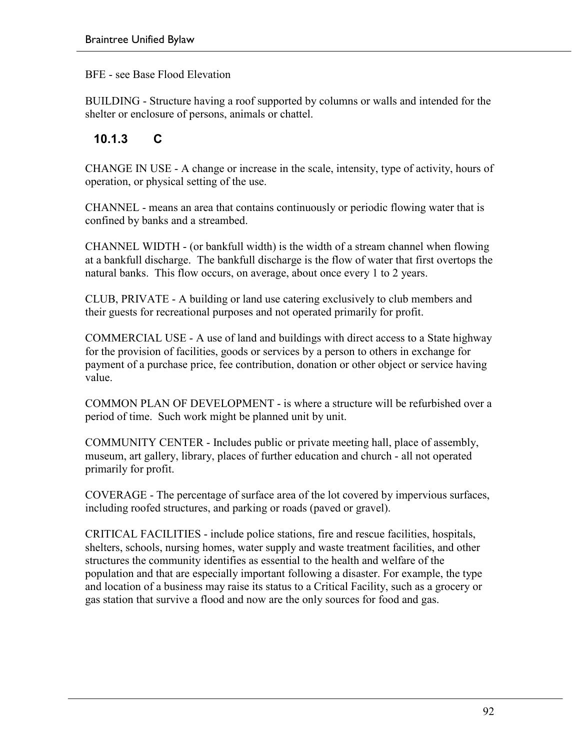BFE - see Base Flood Elevation

BUILDING - Structure having a roof supported by columns or walls and intended for the shelter or enclosure of persons, animals or chattel.

### 10.1.3 C

CHANGE IN USE - A change or increase in the scale, intensity, type of activity, hours of operation, or physical setting of the use.

CHANNEL - means an area that contains continuously or periodic flowing water that is confined by banks and a streambed.

CHANNEL WIDTH - (or bankfull width) is the width of a stream channel when flowing at a bankfull discharge. The bankfull discharge is the flow of water that first overtops the natural banks. This flow occurs, on average, about once every 1 to 2 years.

CLUB, PRIVATE - A building or land use catering exclusively to club members and their guests for recreational purposes and not operated primarily for profit.

COMMERCIAL USE - A use of land and buildings with direct access to a State highway for the provision of facilities, goods or services by a person to others in exchange for payment of a purchase price, fee contribution, donation or other object or service having value.

COMMON PLAN OF DEVELOPMENT - is where a structure will be refurbished over a period of time. Such work might be planned unit by unit.

COMMUNITY CENTER - Includes public or private meeting hall, place of assembly, museum, art gallery, library, places of further education and church - all not operated primarily for profit.

COVERAGE - The percentage of surface area of the lot covered by impervious surfaces, including roofed structures, and parking or roads (paved or gravel).

CRITICAL FACILITIES - include police stations, fire and rescue facilities, hospitals, shelters, schools, nursing homes, water supply and waste treatment facilities, and other structures the community identifies as essential to the health and welfare of the population and that are especially important following a disaster. For example, the type and location of a business may raise its status to a Critical Facility, such as a grocery or gas station that survive a flood and now are the only sources for food and gas.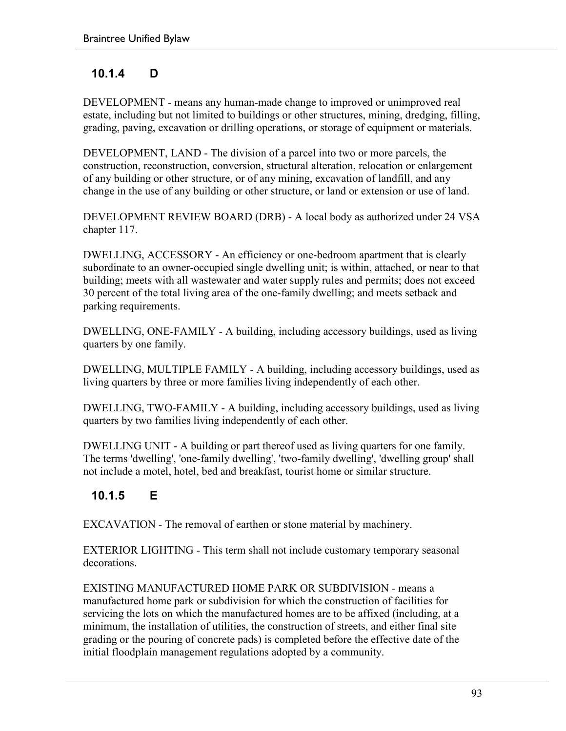### 10.1.4 D

DEVELOPMENT - means any human-made change to improved or unimproved real estate, including but not limited to buildings or other structures, mining, dredging, filling, grading, paving, excavation or drilling operations, or storage of equipment or materials.

DEVELOPMENT, LAND - The division of a parcel into two or more parcels, the construction, reconstruction, conversion, structural alteration, relocation or enlargement of any building or other structure, or of any mining, excavation of landfill, and any change in the use of any building or other structure, or land or extension or use of land.

DEVELOPMENT REVIEW BOARD (DRB) - A local body as authorized under 24 VSA chapter 117.

DWELLING, ACCESSORY - An efficiency or one-bedroom apartment that is clearly subordinate to an owner-occupied single dwelling unit; is within, attached, or near to that building; meets with all wastewater and water supply rules and permits; does not exceed 30 percent of the total living area of the one-family dwelling; and meets setback and parking requirements.

DWELLING, ONE-FAMILY - A building, including accessory buildings, used as living quarters by one family.

DWELLING, MULTIPLE FAMILY - A building, including accessory buildings, used as living quarters by three or more families living independently of each other.

DWELLING, TWO-FAMILY - A building, including accessory buildings, used as living quarters by two families living independently of each other.

DWELLING UNIT - A building or part thereof used as living quarters for one family. The terms 'dwelling', 'one-family dwelling', 'two-family dwelling', 'dwelling group' shall not include a motel, hotel, bed and breakfast, tourist home or similar structure.

### 10.1.5 E

EXCAVATION - The removal of earthen or stone material by machinery.

EXTERIOR LIGHTING - This term shall not include customary temporary seasonal decorations.

EXISTING MANUFACTURED HOME PARK OR SUBDIVISION - means a manufactured home park or subdivision for which the construction of facilities for servicing the lots on which the manufactured homes are to be affixed (including, at a minimum, the installation of utilities, the construction of streets, and either final site grading or the pouring of concrete pads) is completed before the effective date of the initial floodplain management regulations adopted by a community.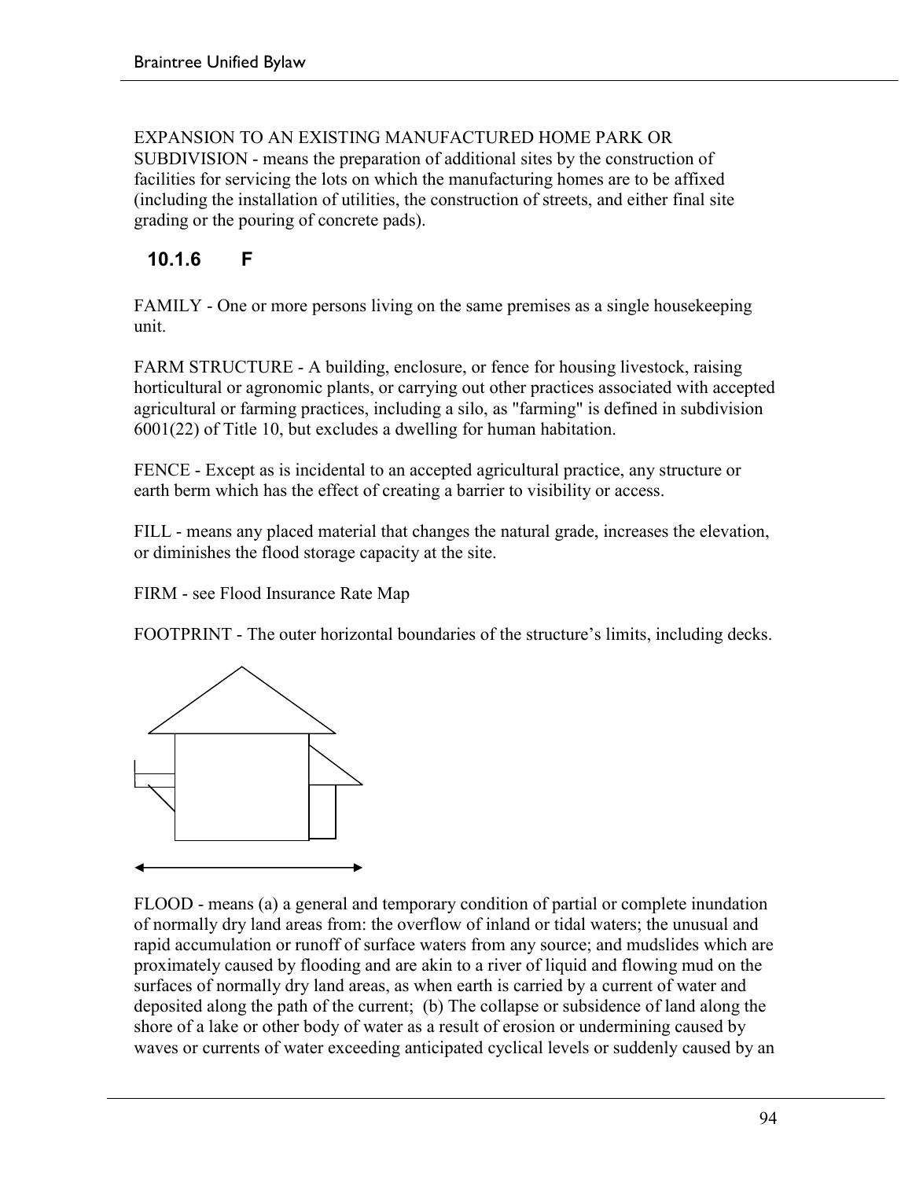EXPANSION TO AN EXISTING MANUFACTURED HOME PARK OR SUBDIVISION - means the preparation of additional sites by the construction of facilities for servicing the lots on which the manufacturing homes are to be affixed (including the installation of utilities, the construction of streets, and either final site grading or the pouring of concrete pads).

### 10.1.6 F

FAMILY - One or more persons living on the same premises as a single housekeeping unit.

FARM STRUCTURE - A building, enclosure, or fence for housing livestock, raising horticultural or agronomic plants, or carrying out other practices associated with accepted agricultural or farming practices, including a silo, as "farming" is defined in subdivision 6001(22) of Title 10, but excludes a dwelling for human habitation.

FENCE - Except as is incidental to an accepted agricultural practice, any structure or earth berm which has the effect of creating a barrier to visibility or access.

FILL - means any placed material that changes the natural grade, increases the elevation, or diminishes the flood storage capacity at the site.

FIRM - see Flood Insurance Rate Map

FOOTPRINT - The outer horizontal boundaries of the structure's limits, including decks.

FLOOD - means (a) a general and temporary condition of partial or complete inundation of normally dry land areas from: the overflow of inland or tidal waters; the unusual and rapid accumulation or runoff of surface waters from any source; and mudslides which are proximately caused by flooding and are akin to a river of liquid and flowing mud on the surfaces of normally dry land areas, as when earth is carried by a current of water and deposited along the path of the current; (b) The collapse or subsidence of land along the shore of a lake or other body of water as a result of erosion or undermining caused by waves or currents of water exceeding anticipated cyclical levels or suddenly caused by an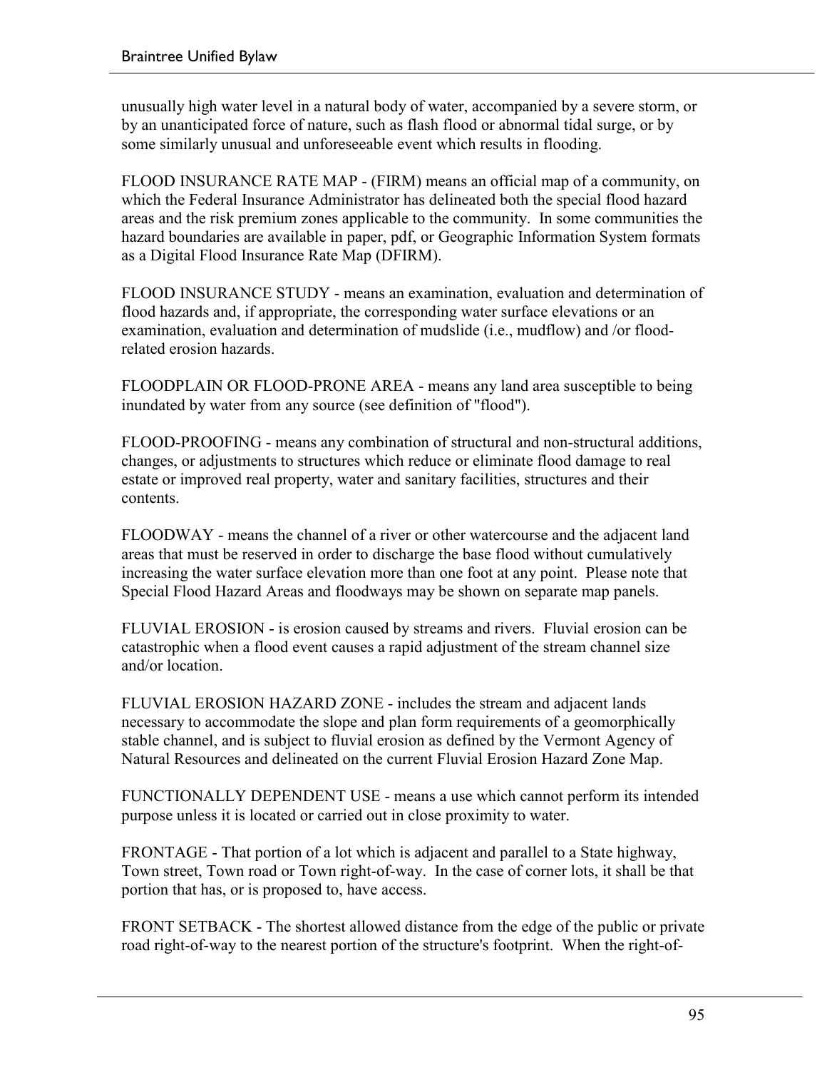unusually high water level in a natural body of water, accompanied by a severe storm, or by an unanticipated force of nature, such as flash flood or abnormal tidal surge, or by some similarly unusual and unforeseeable event which results in flooding.

FLOOD INSURANCE RATE MAP - (FIRM) means an official map of a community, on which the Federal Insurance Administrator has delineated both the special flood hazard areas and the risk premium zones applicable to the community. In some communities the hazard boundaries are available in paper, pdf, or Geographic Information System formats as a Digital Flood Insurance Rate Map (DFIRM).

FLOOD INSURANCE STUDY - means an examination, evaluation and determination of flood hazards and, if appropriate, the corresponding water surface elevations or an examination, evaluation and determination of mudslide (i.e., mudflow) and /or flood-related erosion hazards.

FLOODPLAIN OR FLOOD-PRONE AREA - means any land area susceptible to being inundated by water from any source (see definition of "flood").

FLOOD-PROOFING - means any combination of structural and non-structural additions, changes, or adjustments to structures which reduce or eliminate flood damage to real estate or improved real property, water and sanitary facilities, structures and their contents.

FLOODWAY - means the channel of a river or other watercourse and the adjacent land areas that must be reserved in order to discharge the base flood without cumulatively increasing the water surface elevation more than one foot at any point. Please note that Special Flood Hazard Areas and floodways may be shown on separate map panels.

FLUVIAL EROSION - is erosion caused by streams and rivers. Fluvial erosion can be catastrophic when a flood event causes a rapid adjustment of the stream channel size and/or location.

FLUVIAL EROSION HAZARD ZONE - includes the stream and adjacent lands necessary to accommodate the slope and plan form requirements of a geomorphically stable channel, and is subject to fluvial erosion as defined by the Vermont Agency of Natural Resources and delineated on the current Fluvial Erosion Hazard Zone Map.

FUNCTIONALLY DEPENDENT USE - means a use which cannot perform its intended purpose unless it is located or carried out in close proximity to water.

FRONTAGE - That portion of a lot which is adjacent and parallel to a State highway, Town street, Town road or Town right-of-way. In the case of corner lots, it shall be that portion that has, or is proposed to, have access.

FRONT SETBACK - The shortest allowed distance from the edge of the public or private road right-of-way to the nearest portion of the structure's footprint. When the right-of-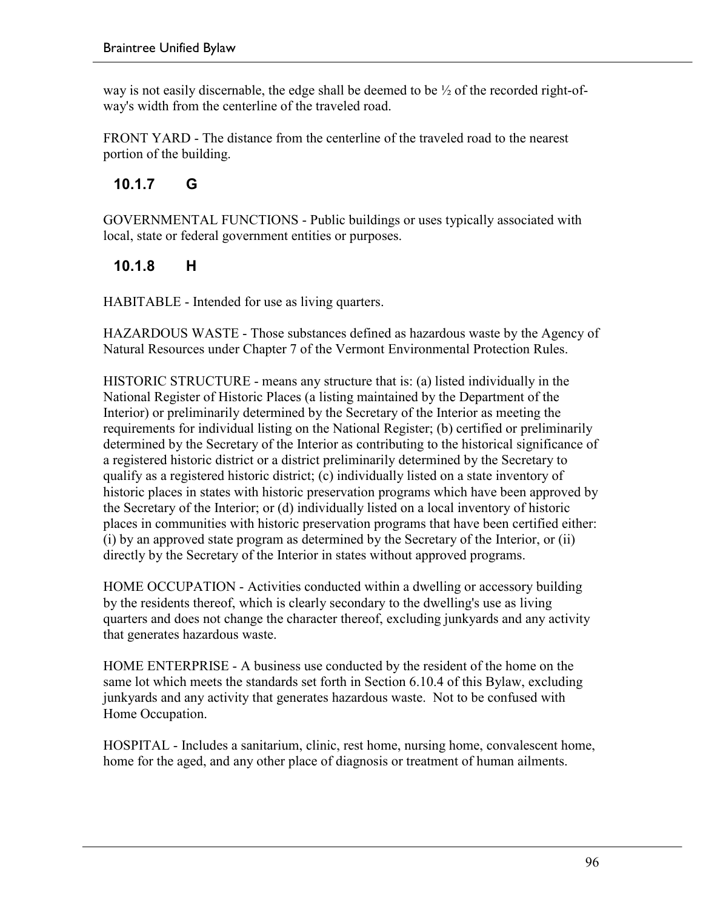way is not easily discernable, the edge shall be deemed to be ½ of the recorded right-of-way's width from the centerline of the traveled road.

FRONT YARD - The distance from the centerline of the traveled road to the nearest portion of the building.

### 10.1.7 G

GOVERNMENTAL FUNCTIONS - Public buildings or uses typically associated with local, state or federal government entities or purposes.

### 10.1.8 H

HABITABLE - Intended for use as living quarters.

HAZARDOUS WASTE - Those substances defined as hazardous waste by the Agency of Natural Resources under Chapter 7 of the Vermont Environmental Protection Rules.

HISTORIC STRUCTURE - means any structure that is: (a) listed individually in the National Register of Historic Places (a listing maintained by the Department of the Interior) or preliminarily determined by the Secretary of the Interior as meeting the requirements for individual listing on the National Register; (b) certified or preliminarily determined by the Secretary of the Interior as contributing to the historical significance of a registered historic district or a district preliminarily determined by the Secretary to qualify as a registered historic district; (c) individually listed on a state inventory of historic places in states with historic preservation programs which have been approved by the Secretary of the Interior; or (d) individually listed on a local inventory of historic places in communities with historic preservation programs that have been certified either: (i) by an approved state program as determined by the Secretary of the Interior, or (ii) directly by the Secretary of the Interior in states without approved programs.

HOME OCCUPATION - Activities conducted within a dwelling or accessory building by the residents thereof, which is clearly secondary to the dwelling's use as living quarters and does not change the character thereof, excluding junkyards and any activity that generates hazardous waste.

HOME ENTERPRISE - A business use conducted by the resident of the home on the same lot which meets the standards set forth in Section 6.10.4 of this Bylaw, excluding junkyards and any activity that generates hazardous waste. Not to be confused with Home Occupation.

HOSPITAL - Includes a sanitarium, clinic, rest home, nursing home, convalescent home, home for the aged, and any other place of diagnosis or treatment of human ailments.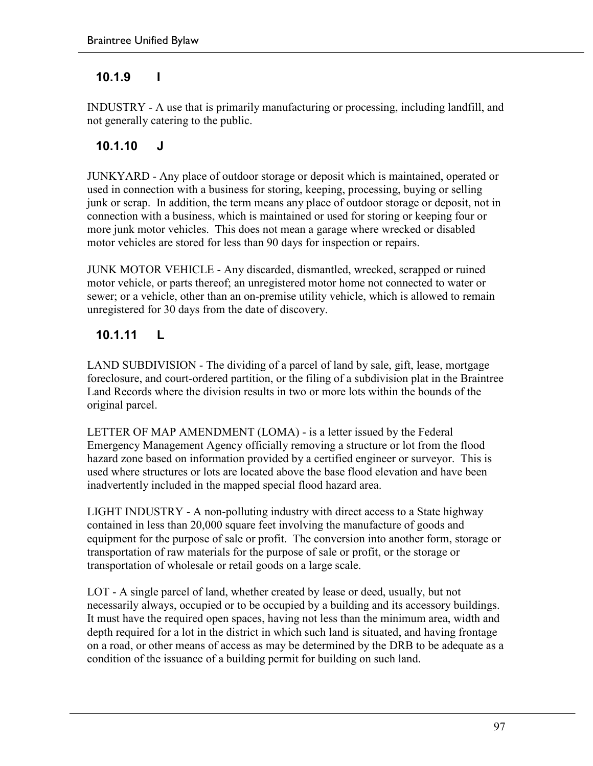### 10.1.9 I

INDUSTRY - A use that is primarily manufacturing or processing, including landfill, and not generally catering to the public.

### 10.1.10 J

JUNKYARD - Any place of outdoor storage or deposit which is maintained, operated or used in connection with a business for storing, keeping, processing, buying or selling junk or scrap. In addition, the term means any place of outdoor storage or deposit, not in connection with a business, which is maintained or used for storing or keeping four or more junk motor vehicles. This does not mean a garage where wrecked or disabled motor vehicles are stored for less than 90 days for inspection or repairs.

JUNK MOTOR VEHICLE - Any discarded, dismantled, wrecked, scrapped or ruined motor vehicle, or parts thereof; an unregistered motor home not connected to water or sewer; or a vehicle, other than an on-premise utility vehicle, which is allowed to remain unregistered for 30 days from the date of discovery.

### 10.1.11 L

LAND SUBDIVISION - The dividing of a parcel of land by sale, gift, lease, mortgage foreclosure, and court-ordered partition, or the filing of a subdivision plat in the Braintree Land Records where the division results in two or more lots within the bounds of the original parcel.

LETTER OF MAP AMENDMENT (LOMA) - is a letter issued by the Federal Emergency Management Agency officially removing a structure or lot from the flood hazard zone based on information provided by a certified engineer or surveyor. This is used where structures or lots are located above the base flood elevation and have been inadvertently included in the mapped special flood hazard area.

LIGHT INDUSTRY - A non-polluting industry with direct access to a State highway contained in less than 20,000 square feet involving the manufacture of goods and equipment for the purpose of sale or profit. The conversion into another form, storage or transportation of raw materials for the purpose of sale or profit, or the storage or transportation of wholesale or retail goods on a large scale.

LOT - A single parcel of land, whether created by lease or deed, usually, but not necessarily always, occupied or to be occupied by a building and its accessory buildings. It must have the required open spaces, having not less than the minimum area, width and depth required for a lot in the district in which such land is situated, and having frontage on a road, or other means of access as may be determined by the DRB to be adequate as a condition of the issuance of a building permit for building on such land.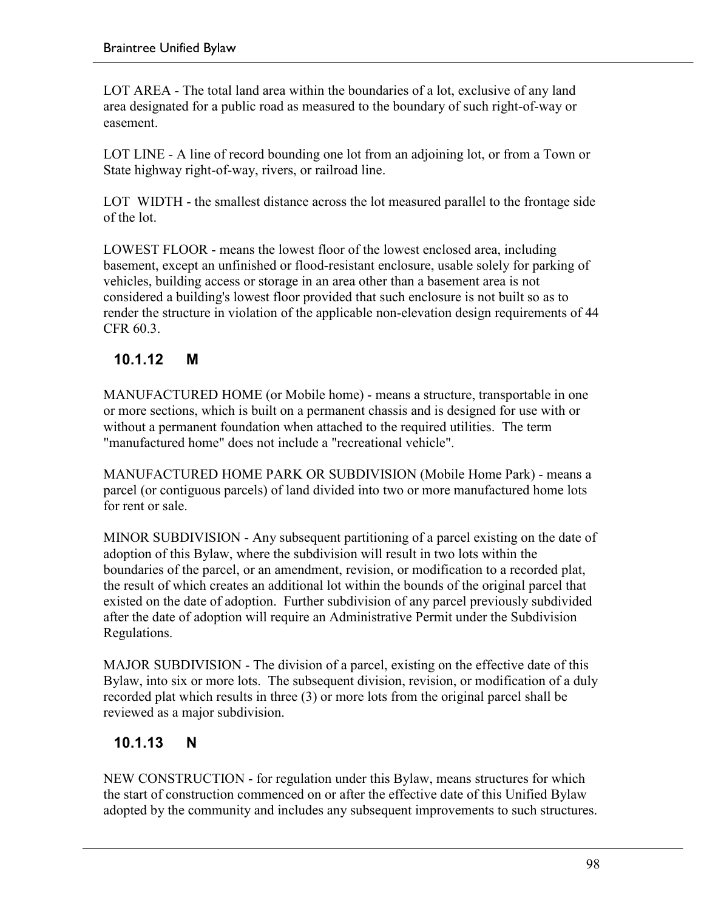LOT AREA - The total land area within the boundaries of a lot, exclusive of any land area designated for a public road as measured to the boundary of such right-of-way or easement.

LOT LINE - A line of record bounding one lot from an adjoining lot, or from a Town or State highway right-of-way, rivers, or railroad line.

LOT WIDTH - the smallest distance across the lot measured parallel to the frontage side of the lot.

LOWEST FLOOR - means the lowest floor of the lowest enclosed area, including basement, except an unfinished or flood-resistant enclosure, usable solely for parking of vehicles, building access or storage in an area other than a basement area is not considered a building's lowest floor provided that such enclosure is not built so as to render the structure in violation of the applicable non-elevation design requirements of 44 CFR 60.3.

### 10.1.12 M

MANUFACTURED HOME (or Mobile home) - means a structure, transportable in one or more sections, which is built on a permanent chassis and is designed for use with or without a permanent foundation when attached to the required utilities. The term "manufactured home" does not include a "recreational vehicle".

MANUFACTURED HOME PARK OR SUBDIVISION (Mobile Home Park) - means a parcel (or contiguous parcels) of land divided into two or more manufactured home lots for rent or sale.

MINOR SUBDIVISION - Any subsequent partitioning of a parcel existing on the date of adoption of this Bylaw, where the subdivision will result in two lots within the boundaries of the parcel, or an amendment, revision, or modification to a recorded plat, the result of which creates an additional lot within the bounds of the original parcel that existed on the date of adoption. Further subdivision of any parcel previously subdivided after the date of adoption will require an Administrative Permit under the Subdivision Regulations.

MAJOR SUBDIVISION - The division of a parcel, existing on the effective date of this Bylaw, into six or more lots. The subsequent division, revision, or modification of a duly recorded plat which results in three (3) or more lots from the original parcel shall be reviewed as a major subdivision.

### 10.1.13 N

NEW CONSTRUCTION - for regulation under this Bylaw, means structures for which the start of construction commenced on or after the effective date of this Unified Bylaw adopted by the community and includes any subsequent improvements to such structures.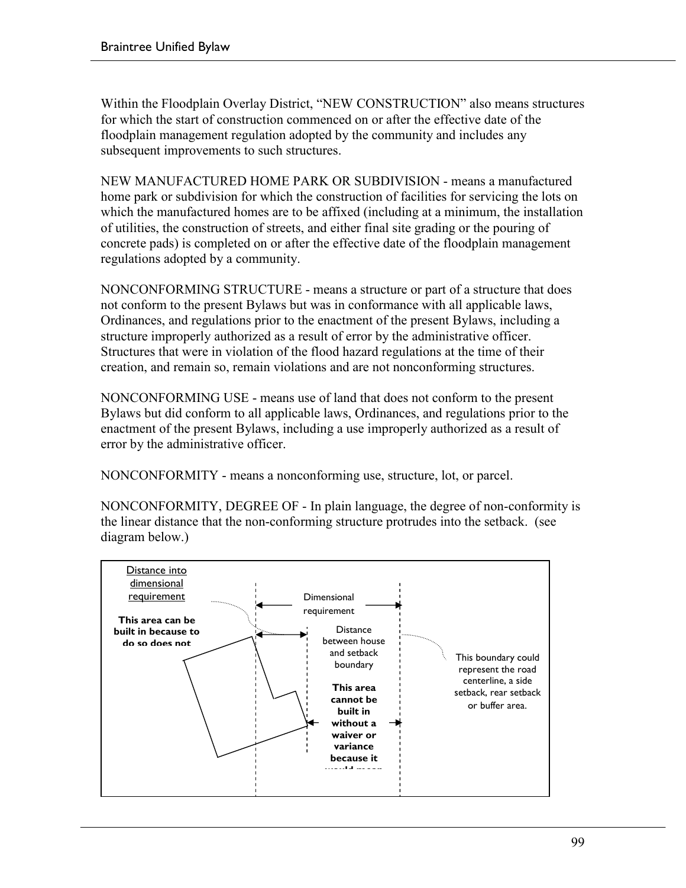Within the Floodplain Overlay District, "NEW CONSTRUCTION" also means structures for which the start of construction commenced on or after the effective date of the floodplain management regulation adopted by the community and includes any subsequent improvements to such structures.

NEW MANUFACTURED HOME PARK OR SUBDIVISION - means a manufactured home park or subdivision for which the construction of facilities for servicing the lots on which the manufactured homes are to be affixed (including at a minimum, the installation of utilities, the construction of streets, and either final site grading or the pouring of concrete pads) is completed on or after the effective date of the floodplain management regulations adopted by a community.

NONCONFORMING STRUCTURE - means a structure or part of a structure that does not conform to the present Bylaws but was in conformance with all applicable laws, Ordinances, and regulations prior to the enactment of the present Bylaws, including a structure improperly authorized as a result of error by the administrative officer. Structures that were in violation of the flood hazard regulations at the time of their creation, and remain so, remain violations and are not nonconforming structures.

NONCONFORMING USE - means use of land that does not conform to the present Bylaws but did conform to all applicable laws, Ordinances, and regulations prior to the enactment of the present Bylaws, including a use improperly authorized as a result of error by the administrative officer.

NONCONFORMITY - means a nonconforming use, structure, lot, or parcel.

NONCONFORMITY, DEGREE OF - In plain language, the degree of non-conformity is the linear distance that the non-conforming structure protrudes into the setback. (see diagram below.)

Distance into dimensional requirement

**This area can be built in because to do so does not**

Dimensional requirement

Distance between house and setback boundary

**This area cannot be built in without a waiver or variance because it**

This boundary could represent the road centerline, a side setback, rear setback or buffer area.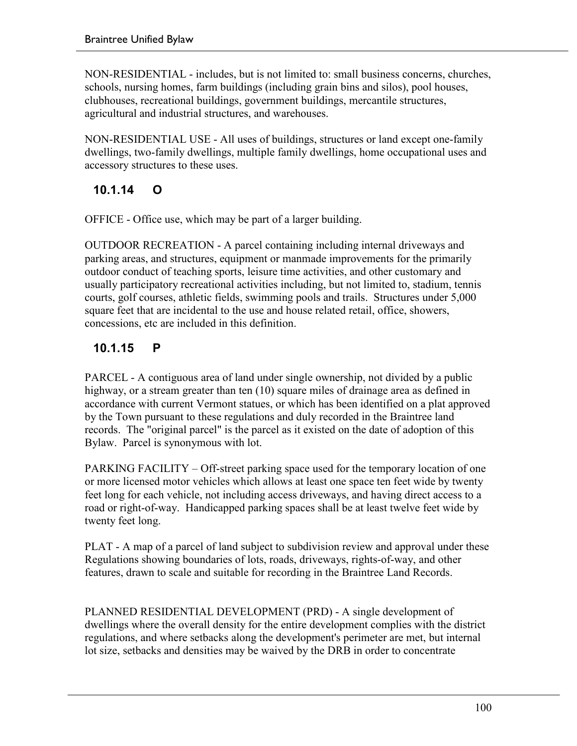NON-RESIDENTIAL - includes, but is not limited to: small business concerns, churches, schools, nursing homes, farm buildings (including grain bins and silos), pool houses, clubhouses, recreational buildings, government buildings, mercantile structures, agricultural and industrial structures, and warehouses.

NON-RESIDENTIAL USE - All uses of buildings, structures or land except one-family dwellings, two-family dwellings, multiple family dwellings, home occupational uses and accessory structures to these uses.

### 10.1.14 O

OFFICE - Office use, which may be part of a larger building.

OUTDOOR RECREATION - A parcel containing including internal driveways and parking areas, and structures, equipment or manmade improvements for the primarily outdoor conduct of teaching sports, leisure time activities, and other customary and usually participatory recreational activities including, but not limited to, stadium, tennis courts, golf courses, athletic fields, swimming pools and trails. Structures under 5,000 square feet that are incidental to the use and house related retail, office, showers, concessions, etc are included in this definition.

### 10.1.15 P

PARCEL - A contiguous area of land under single ownership, not divided by a public highway, or a stream greater than ten (10) square miles of drainage area as defined in accordance with current Vermont statues, or which has been identified on a plat approved by the Town pursuant to these regulations and duly recorded in the Braintree land records. The "original parcel" is the parcel as it existed on the date of adoption of this Bylaw. Parcel is synonymous with lot.

PARKING FACILITY – Off-street parking space used for the temporary location of one or more licensed motor vehicles which allows at least one space ten feet wide by twenty feet long for each vehicle, not including access driveways, and having direct access to a road or right-of-way. Handicapped parking spaces shall be at least twelve feet wide by twenty feet long.

PLAT - A map of a parcel of land subject to subdivision review and approval under these Regulations showing boundaries of lots, roads, driveways, rights-of-way, and other features, drawn to scale and suitable for recording in the Braintree Land Records.

PLANNED RESIDENTIAL DEVELOPMENT (PRD) - A single development of dwellings where the overall density for the entire development complies with the district regulations, and where setbacks along the development's perimeter are met, but internal lot size, setbacks and densities may be waived by the DRB in order to concentrate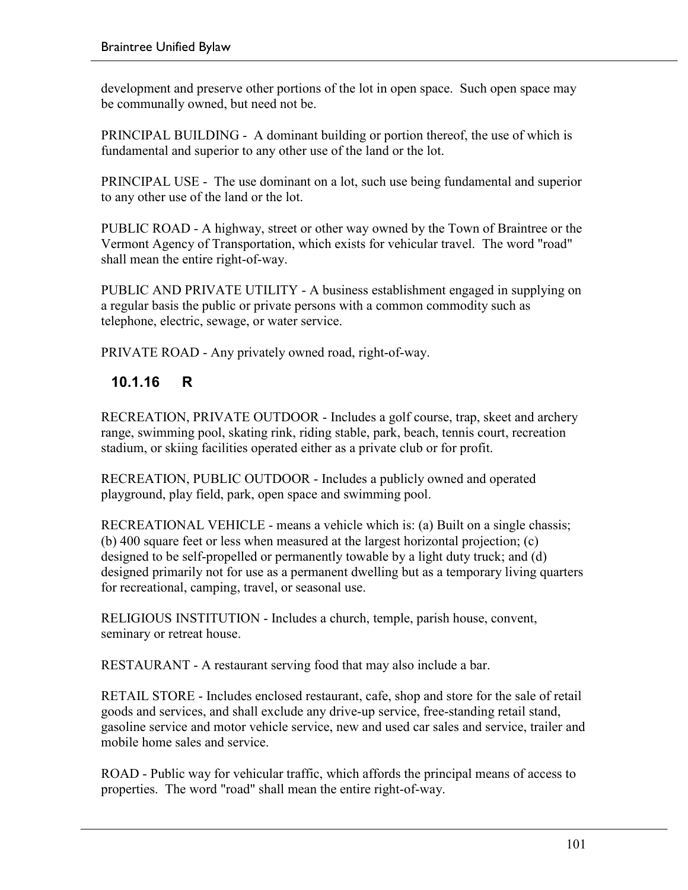development and preserve other portions of the lot in open space. Such open space may be communally owned, but need not be.

PRINCIPAL BUILDING - A dominant building or portion thereof, the use of which is fundamental and superior to any other use of the land or the lot.

PRINCIPAL USE - The use dominant on a lot, such use being fundamental and superior to any other use of the land or the lot.

PUBLIC ROAD - A highway, street or other way owned by the Town of Braintree or the Vermont Agency of Transportation, which exists for vehicular travel. The word "road" shall mean the entire right-of-way.

PUBLIC AND PRIVATE UTILITY - A business establishment engaged in supplying on a regular basis the public or private persons with a common commodity such as telephone, electric, sewage, or water service.

PRIVATE ROAD - Any privately owned road, right-of-way.

### 10.1.16 R

RECREATION, PRIVATE OUTDOOR - Includes a golf course, trap, skeet and archery range, swimming pool, skating rink, riding stable, park, beach, tennis court, recreation stadium, or skiing facilities operated either as a private club or for profit.

RECREATION, PUBLIC OUTDOOR - Includes a publicly owned and operated playground, play field, park, open space and swimming pool.

RECREATIONAL VEHICLE - means a vehicle which is: (a) Built on a single chassis; (b) 400 square feet or less when measured at the largest horizontal projection; (c) designed to be self-propelled or permanently towable by a light duty truck; and (d) designed primarily not for use as a permanent dwelling but as a temporary living quarters for recreational, camping, travel, or seasonal use.

RELIGIOUS INSTITUTION - Includes a church, temple, parish house, convent, seminary or retreat house.

RESTAURANT - A restaurant serving food that may also include a bar.

RETAIL STORE - Includes enclosed restaurant, cafe, shop and store for the sale of retail goods and services, and shall exclude any drive-up service, free-standing retail stand, gasoline service and motor vehicle service, new and used car sales and service, trailer and mobile home sales and service.

ROAD - Public way for vehicular traffic, which affords the principal means of access to properties. The word "road" shall mean the entire right-of-way.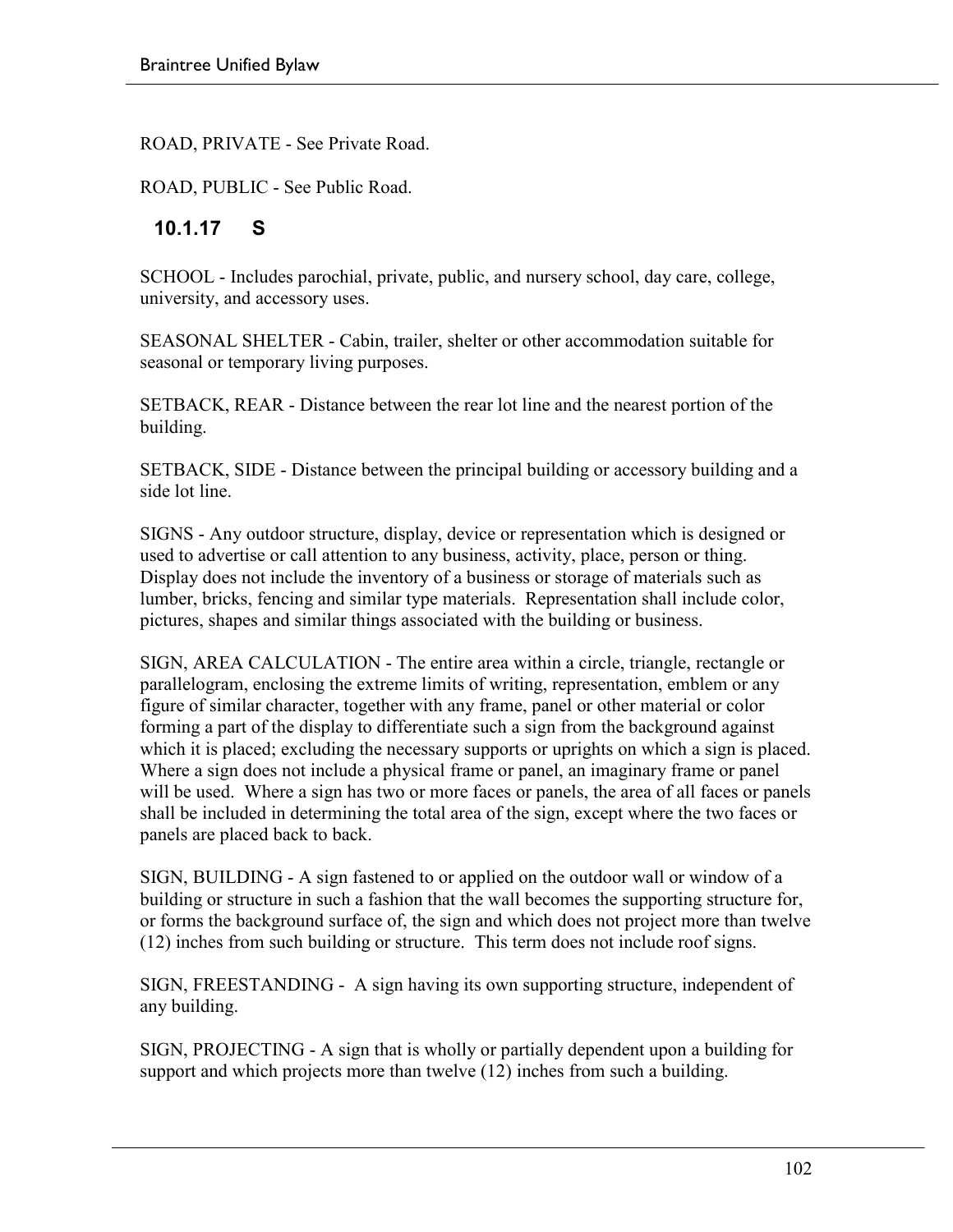ROAD, PRIVATE - See Private Road.

ROAD, PUBLIC - See Public Road.

### 10.1.17 S

SCHOOL - Includes parochial, private, public, and nursery school, day care, college, university, and accessory uses.

SEASONAL SHELTER - Cabin, trailer, shelter or other accommodation suitable for seasonal or temporary living purposes.

SETBACK, REAR - Distance between the rear lot line and the nearest portion of the building.

SETBACK, SIDE - Distance between the principal building or accessory building and a side lot line.

SIGNS - Any outdoor structure, display, device or representation which is designed or used to advertise or call attention to any business, activity, place, person or thing. Display does not include the inventory of a business or storage of materials such as lumber, bricks, fencing and similar type materials. Representation shall include color, pictures, shapes and similar things associated with the building or business.

SIGN, AREA CALCULATION - The entire area within a circle, triangle, rectangle or parallelogram, enclosing the extreme limits of writing, representation, emblem or any figure of similar character, together with any frame, panel or other material or color forming a part of the display to differentiate such a sign from the background against which it is placed; excluding the necessary supports or uprights on which a sign is placed. Where a sign does not include a physical frame or panel, an imaginary frame or panel will be used. Where a sign has two or more faces or panels, the area of all faces or panels shall be included in determining the total area of the sign, except where the two faces or panels are placed back to back.

SIGN, BUILDING - A sign fastened to or applied on the outdoor wall or window of a building or structure in such a fashion that the wall becomes the supporting structure for, or forms the background surface of, the sign and which does not project more than twelve (12) inches from such building or structure. This term does not include roof signs.

SIGN, FREESTANDING - A sign having its own supporting structure, independent of any building.

SIGN, PROJECTING - A sign that is wholly or partially dependent upon a building for support and which projects more than twelve (12) inches from such a building.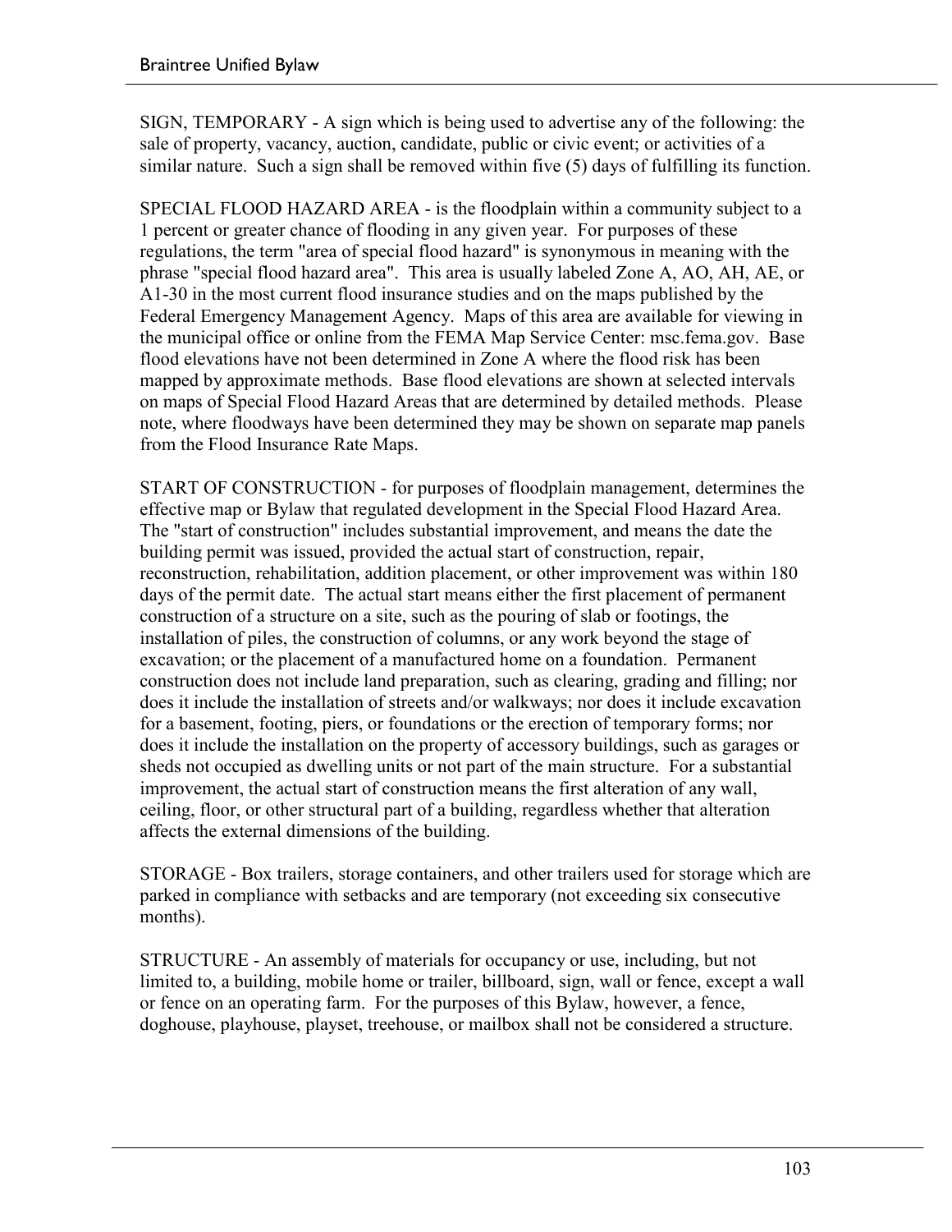SIGN, TEMPORARY - A sign which is being used to advertise any of the following: the sale of property, vacancy, auction, candidate, public or civic event; or activities of a similar nature. Such a sign shall be removed within five (5) days of fulfilling its function.

SPECIAL FLOOD HAZARD AREA - is the floodplain within a community subject to a 1 percent or greater chance of flooding in any given year. For purposes of these regulations, the term "area of special flood hazard" is synonymous in meaning with the phrase "special flood hazard area". This area is usually labeled Zone A, AO, AH, AE, or A1-30 in the most current flood insurance studies and on the maps published by the Federal Emergency Management Agency. Maps of this area are available for viewing in the municipal office or online from the FEMA Map Service Center: msc.fema.gov. Base flood elevations have not been determined in Zone A where the flood risk has been mapped by approximate methods. Base flood elevations are shown at selected intervals on maps of Special Flood Hazard Areas that are determined by detailed methods. Please note, where floodways have been determined they may be shown on separate map panels from the Flood Insurance Rate Maps.

START OF CONSTRUCTION - for purposes of floodplain management, determines the effective map or Bylaw that regulated development in the Special Flood Hazard Area. The "start of construction" includes substantial improvement, and means the date the building permit was issued, provided the actual start of construction, repair, reconstruction, rehabilitation, addition placement, or other improvement was within 180 days of the permit date. The actual start means either the first placement of permanent construction of a structure on a site, such as the pouring of slab or footings, the installation of piles, the construction of columns, or any work beyond the stage of excavation; or the placement of a manufactured home on a foundation. Permanent construction does not include land preparation, such as clearing, grading and filling; nor does it include the installation of streets and/or walkways; nor does it include excavation for a basement, footing, piers, or foundations or the erection of temporary forms; nor does it include the installation on the property of accessory buildings, such as garages or sheds not occupied as dwelling units or not part of the main structure. For a substantial improvement, the actual start of construction means the first alteration of any wall, ceiling, floor, or other structural part of a building, regardless whether that alteration affects the external dimensions of the building.

STORAGE - Box trailers, storage containers, and other trailers used for storage which are parked in compliance with setbacks and are temporary (not exceeding six consecutive months).

STRUCTURE - An assembly of materials for occupancy or use, including, but not limited to, a building, mobile home or trailer, billboard, sign, wall or fence, except a wall or fence on an operating farm. For the purposes of this Bylaw, however, a fence, doghouse, playhouse, playset, treehouse, or mailbox shall not be considered a structure.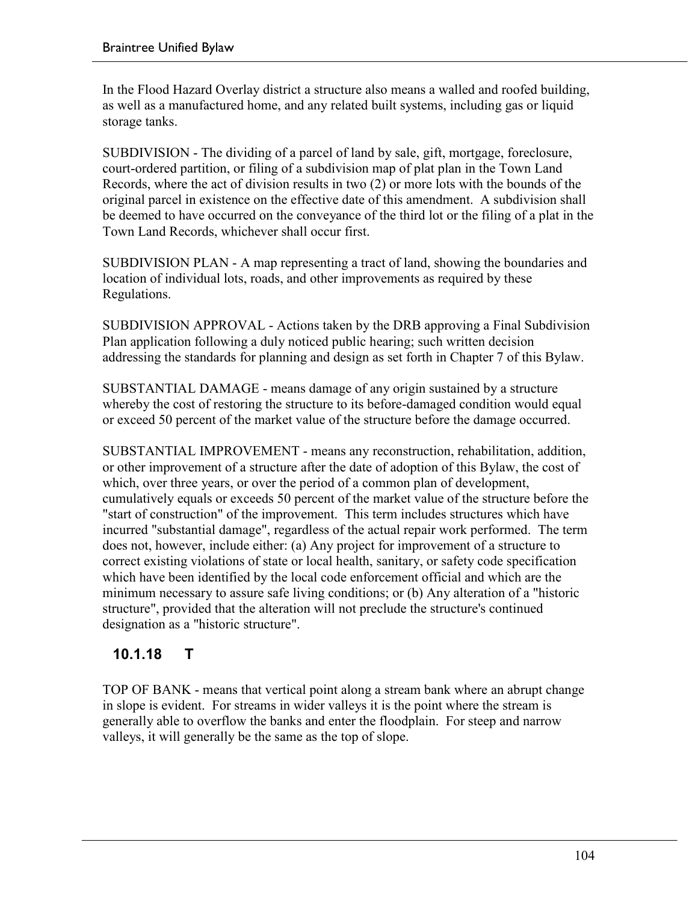In the Flood Hazard Overlay district a structure also means a walled and roofed building, as well as a manufactured home, and any related built systems, including gas or liquid storage tanks.

SUBDIVISION - The dividing of a parcel of land by sale, gift, mortgage, foreclosure, court-ordered partition, or filing of a subdivision map of plat plan in the Town Land Records, where the act of division results in two (2) or more lots with the bounds of the original parcel in existence on the effective date of this amendment. A subdivision shall be deemed to have occurred on the conveyance of the third lot or the filing of a plat in the Town Land Records, whichever shall occur first.

SUBDIVISION PLAN - A map representing a tract of land, showing the boundaries and location of individual lots, roads, and other improvements as required by these Regulations.

SUBDIVISION APPROVAL - Actions taken by the DRB approving a Final Subdivision Plan application following a duly noticed public hearing; such written decision addressing the standards for planning and design as set forth in Chapter 7 of this Bylaw.

SUBSTANTIAL DAMAGE - means damage of any origin sustained by a structure whereby the cost of restoring the structure to its before-damaged condition would equal or exceed 50 percent of the market value of the structure before the damage occurred.

SUBSTANTIAL IMPROVEMENT - means any reconstruction, rehabilitation, addition, or other improvement of a structure after the date of adoption of this Bylaw, the cost of which, over three years, or over the period of a common plan of development, cumulatively equals or exceeds 50 percent of the market value of the structure before the "start of construction" of the improvement. This term includes structures which have incurred "substantial damage", regardless of the actual repair work performed. The term does not, however, include either: (a) Any project for improvement of a structure to correct existing violations of state or local health, sanitary, or safety code specification which have been identified by the local code enforcement official and which are the minimum necessary to assure safe living conditions; or (b) Any alteration of a "historic structure", provided that the alteration will not preclude the structure's continued designation as a "historic structure".

### 10.1.18 T

TOP OF BANK - means that vertical point along a stream bank where an abrupt change in slope is evident. For streams in wider valleys it is the point where the stream is generally able to overflow the banks and enter the floodplain. For steep and narrow valleys, it will generally be the same as the top of slope.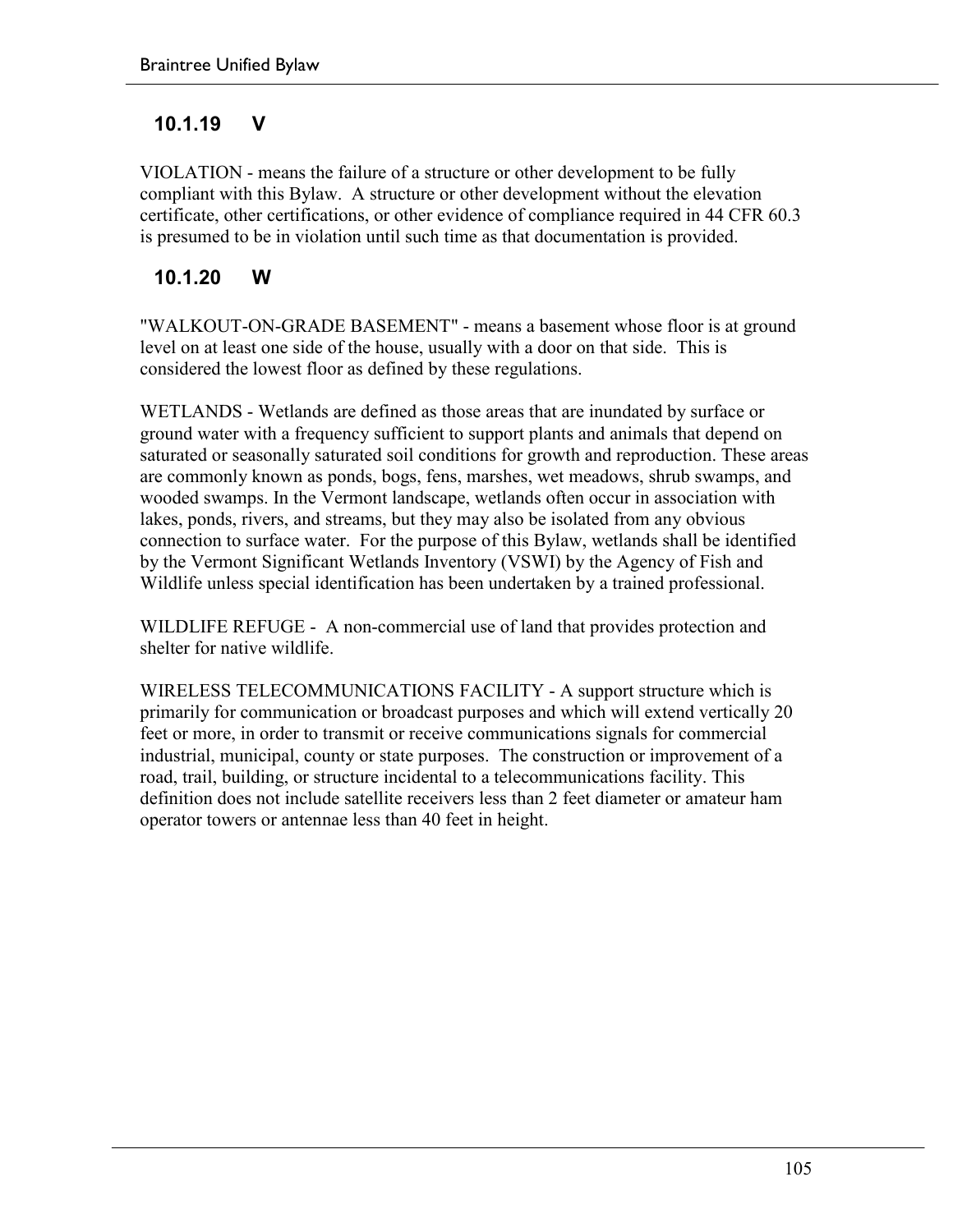### 10.1.19 V

VIOLATION - means the failure of a structure or other development to be fully compliant with this Bylaw. A structure or other development without the elevation certificate, other certifications, or other evidence of compliance required in 44 CFR 60.3 is presumed to be in violation until such time as that documentation is provided.

### 10.1.20 W

"WALKOUT-ON-GRADE BASEMENT" - means a basement whose floor is at ground level on at least one side of the house, usually with a door on that side. This is considered the lowest floor as defined by these regulations.

WETLANDS - Wetlands are defined as those areas that are inundated by surface or ground water with a frequency sufficient to support plants and animals that depend on saturated or seasonally saturated soil conditions for growth and reproduction. These areas are commonly known as ponds, bogs, fens, marshes, wet meadows, shrub swamps, and wooded swamps. In the Vermont landscape, wetlands often occur in association with lakes, ponds, rivers, and streams, but they may also be isolated from any obvious connection to surface water. For the purpose of this Bylaw, wetlands shall be identified by the Vermont Significant Wetlands Inventory (VSWI) by the Agency of Fish and Wildlife unless special identification has been undertaken by a trained professional.

WILDLIFE REFUGE - A non-commercial use of land that provides protection and shelter for native wildlife.

WIRELESS TELECOMMUNICATIONS FACILITY - A support structure which is primarily for communication or broadcast purposes and which will extend vertically 20 feet or more, in order to transmit or receive communications signals for commercial industrial, municipal, county or state purposes. The construction or improvement of a road, trail, building, or structure incidental to a telecommunications facility. This definition does not include satellite receivers less than 2 feet diameter or amateur ham operator towers or antennae less than 40 feet in height.